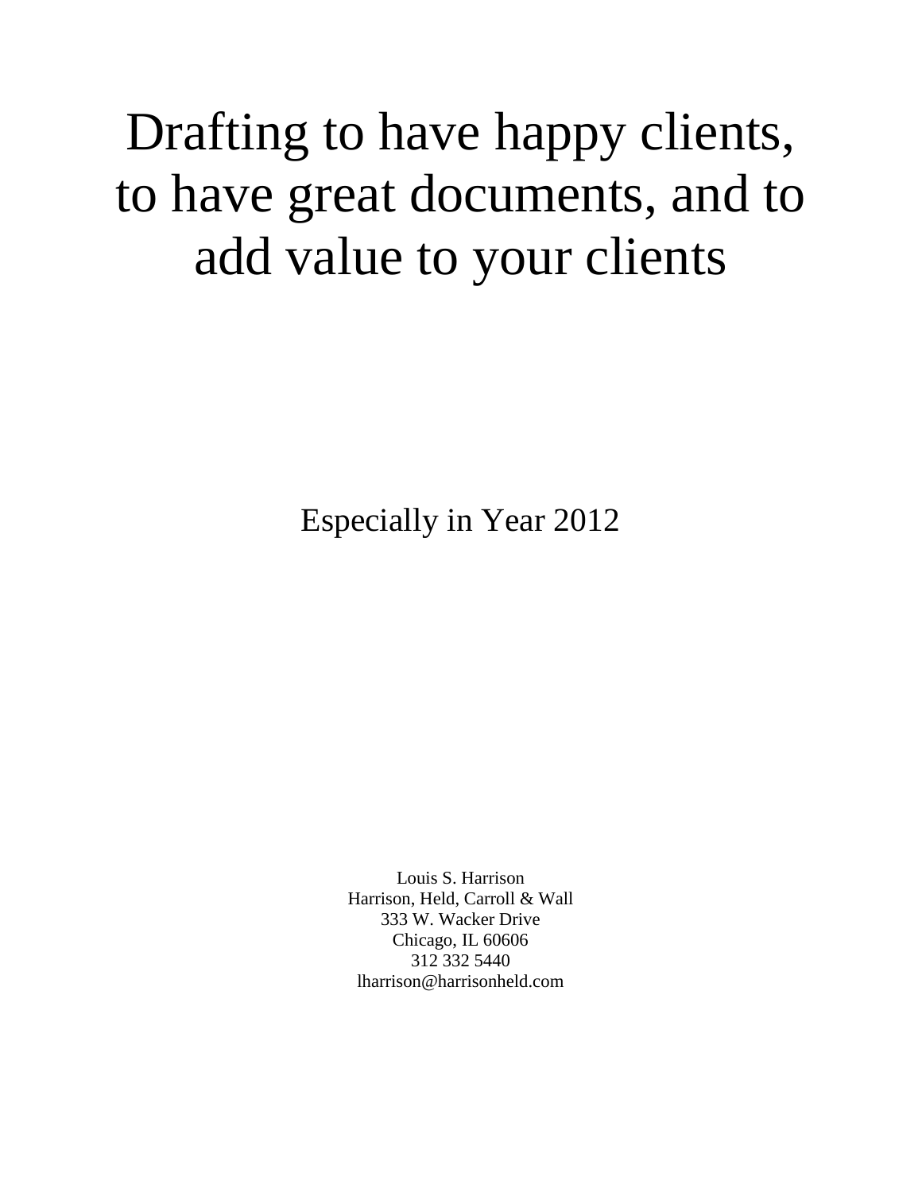# Drafting to have happy clients, to have great documents, and to add value to your clients

Especially in Year 2012

Louis S. Harrison
Harrison, Held, Carroll & Wall
333 W. Wacker Drive
Chicago, IL 60606
312 332 5440
lharrison@harrisonheld.com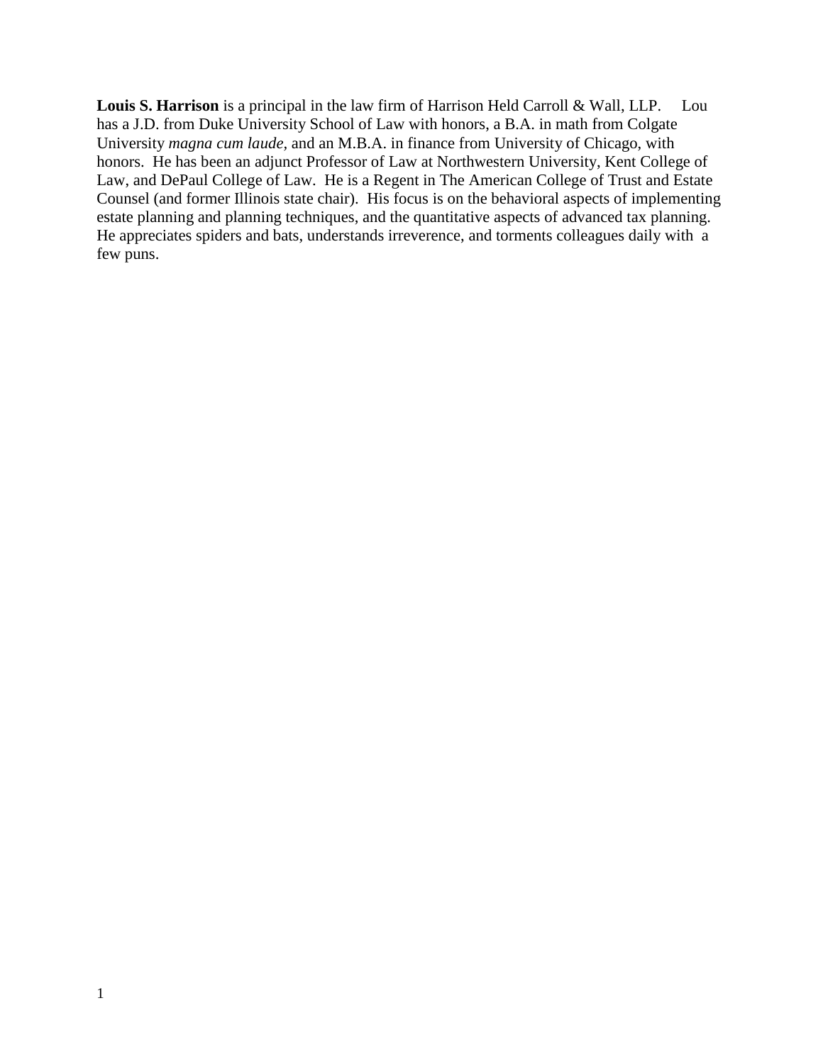**Louis S. Harrison** is a principal in the law firm of Harrison Held Carroll & Wall, LLP. Lou has a J.D. from Duke University School of Law with honors, a B.A. in math from Colgate University *magna cum laude*, and an M.B.A. in finance from University of Chicago, with honors. He has been an adjunct Professor of Law at Northwestern University, Kent College of Law, and DePaul College of Law. He is a Regent in The American College of Trust and Estate Counsel (and former Illinois state chair). His focus is on the behavioral aspects of implementing estate planning and planning techniques, and the quantitative aspects of advanced tax planning. He appreciates spiders and bats, understands irreverence, and torments colleagues daily with a few puns.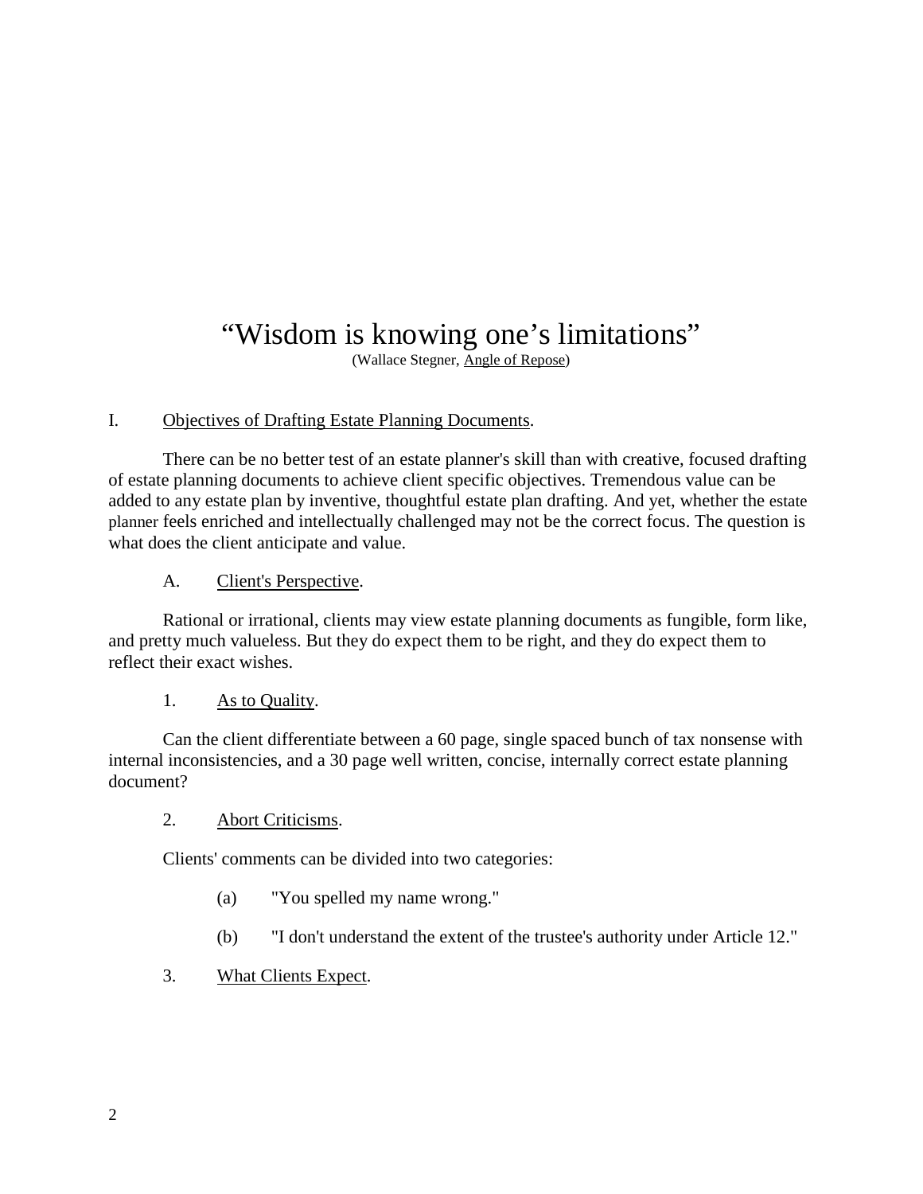# "Wisdom is knowing one's limitations"

(Wallace Stegner, Angle of Repose)

## I. Objectives of Drafting Estate Planning Documents.

There can be no better test of an estate planner's skill than with creative, focused drafting of estate planning documents to achieve client specific objectives. Tremendous value can be added to any estate plan by inventive, thoughtful estate plan drafting. And yet, whether the estate planner feels enriched and intellectually challenged may not be the correct focus. The question is what does the client anticipate and value.

### A. Client's Perspective.

Rational or irrational, clients may view estate planning documents as fungible, form like, and pretty much valueless. But they do expect them to be right, and they do expect them to reflect their exact wishes.

#### 1. As to Quality.

Can the client differentiate between a 60 page, single spaced bunch of tax nonsense with internal inconsistencies, and a 30 page well written, concise, internally correct estate planning document?

#### 2. Abort Criticisms.

Clients' comments can be divided into two categories:

(a) "You spelled my name wrong."

(b) "I don't understand the extent of the trustee's authority under Article 12."

#### 3. What Clients Expect.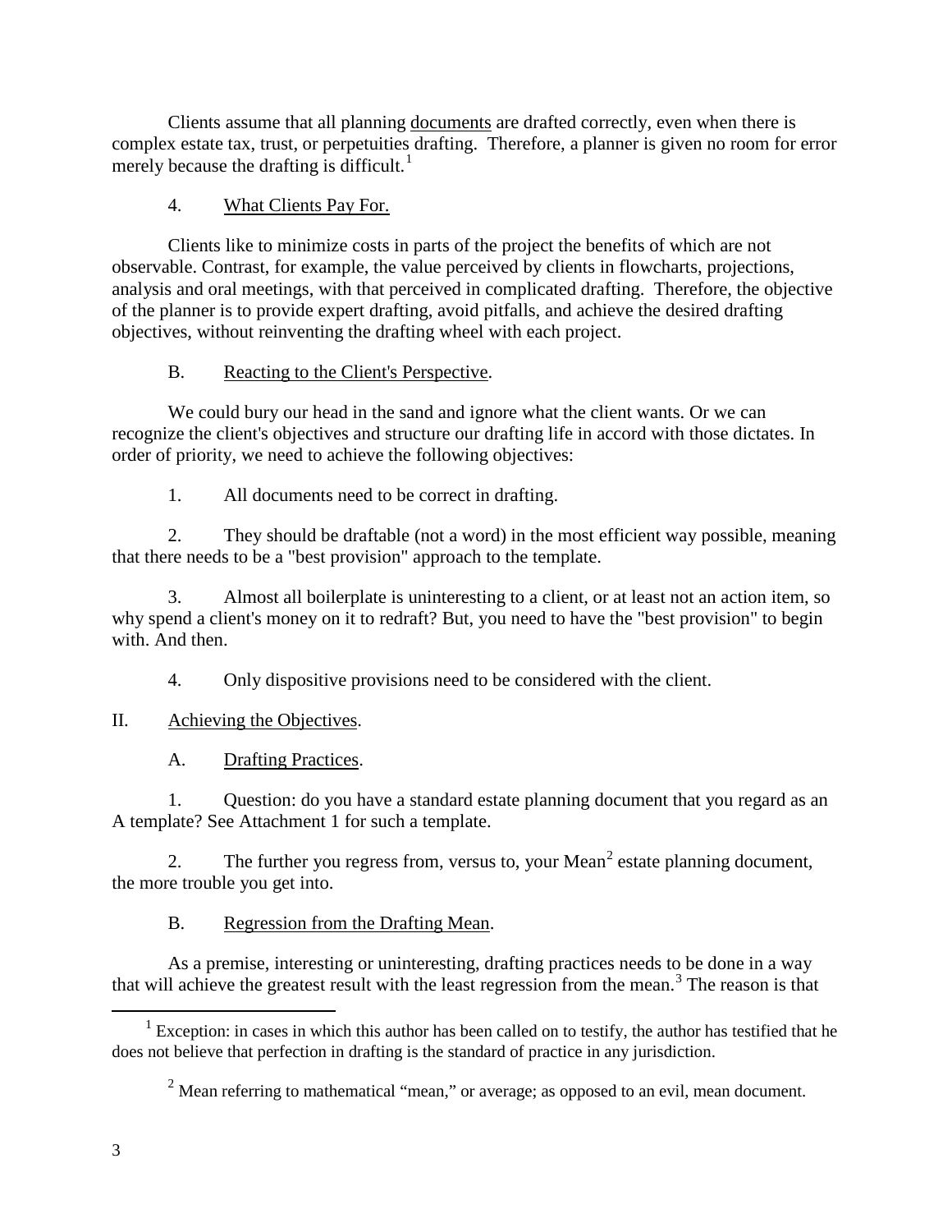Clients assume that all planning documents are drafted correctly, even when there is complex estate tax, trust, or perpetuities drafting. Therefore, a planner is given no room for error merely because the drafting is difficult.[1]

4. What Clients Pay For.

Clients like to minimize costs in parts of the project the benefits of which are not observable. Contrast, for example, the value perceived by clients in flowcharts, projections, analysis and oral meetings, with that perceived in complicated drafting. Therefore, the objective of the planner is to provide expert drafting, avoid pitfalls, and achieve the desired drafting objectives, without reinventing the drafting wheel with each project.

B. Reacting to the Client's Perspective.

We could bury our head in the sand and ignore what the client wants. Or we can recognize the client's objectives and structure our drafting life in accord with those dictates. In order of priority, we need to achieve the following objectives:

1. All documents need to be correct in drafting.

2. They should be draftable (not a word) in the most efficient way possible, meaning that there needs to be a "best provision" approach to the template.

3. Almost all boilerplate is uninteresting to a client, or at least not an action item, so why spend a client's money on it to redraft? But, you need to have the "best provision" to begin with. And then.

4. Only dispositive provisions need to be considered with the client.

## II. Achieving the Objectives.

A. Drafting Practices.

1. Question: do you have a standard estate planning document that you regard as an A template? See Attachment 1 for such a template.

2. The further you regress from, versus to, your Mean[2] estate planning document, the more trouble you get into.

B. Regression from the Drafting Mean.

As a premise, interesting or uninteresting, drafting practices needs to be done in a way that will achieve the greatest result with the least regression from the mean.[3] The reason is that

---

[1] Exception: in cases in which this author has been called on to testify, the author has testified that he does not believe that perfection in drafting is the standard of practice in any jurisdiction.

[2] Mean referring to mathematical "mean," or average; as opposed to an evil, mean document.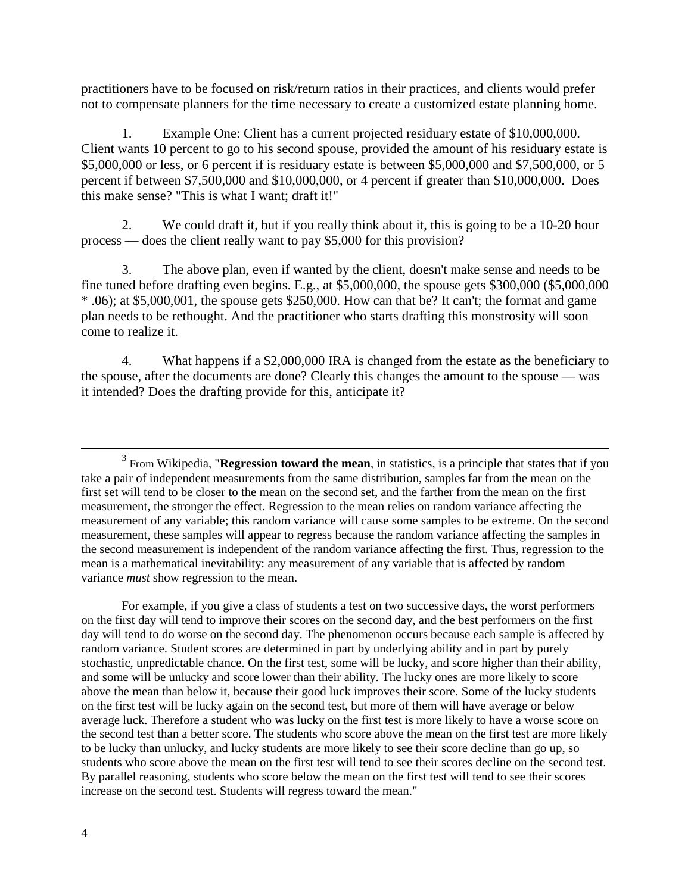practitioners have to be focused on risk/return ratios in their practices, and clients would prefer not to compensate planners for the time necessary to create a customized estate planning home.

1. Example One: Client has a current projected residuary estate of $10,000,000. Client wants 10 percent to go to his second spouse, provided the amount of his residuary estate is $5,000,000 or less, or 6 percent if is residuary estate is between $5,000,000 and $7,500,000, or 5 percent if between $7,500,000 and $10,000,000, or 4 percent if greater than $10,000,000. Does this make sense? "This is what I want; draft it!"

2. We could draft it, but if you really think about it, this is going to be a 10-20 hour process — does the client really want to pay $5,000 for this provision?

3. The above plan, even if wanted by the client, doesn't make sense and needs to be fine tuned before drafting even begins. E.g., at $5,000,000, the spouse gets $300,000 ($5,000,000 * .06); at $5,000,001, the spouse gets $250,000. How can that be? It can't; the format and game plan needs to be rethought. And the practitioner who starts drafting this monstrosity will soon come to realize it.

4. What happens if a $2,000,000 IRA is changed from the estate as the beneficiary to the spouse, after the documents are done? Clearly this changes the amount to the spouse — was it intended? Does the drafting provide for this, anticipate it?

---

[3] From Wikipedia, "**Regression toward the mean**, in statistics, is a principle that states that if you take a pair of independent measurements from the same distribution, samples far from the mean on the first set will tend to be closer to the mean on the second set, and the farther from the mean on the first measurement, the stronger the effect. Regression to the mean relies on random variance affecting the measurement of any variable; this random variance will cause some samples to be extreme. On the second measurement, these samples will appear to regress because the random variance affecting the samples in the second measurement is independent of the random variance affecting the first. Thus, regression to the mean is a mathematical inevitability: any measurement of any variable that is affected by random variance *must* show regression to the mean.

For example, if you give a class of students a test on two successive days, the worst performers on the first day will tend to improve their scores on the second day, and the best performers on the first day will tend to do worse on the second day. The phenomenon occurs because each sample is affected by random variance. Student scores are determined in part by underlying ability and in part by purely stochastic, unpredictable chance. On the first test, some will be lucky, and score higher than their ability, and some will be unlucky and score lower than their ability. The lucky ones are more likely to score above the mean than below it, because their good luck improves their score. Some of the lucky students on the first test will be lucky again on the second test, but more of them will have average or below average luck. Therefore a student who was lucky on the first test is more likely to have a worse score on the second test than a better score. The students who score above the mean on the first test are more likely to be lucky than unlucky, and lucky students are more likely to see their score decline than go up, so students who score above the mean on the first test will tend to see their scores decline on the second test. By parallel reasoning, students who score below the mean on the first test will tend to see their scores increase on the second test. Students will regress toward the mean."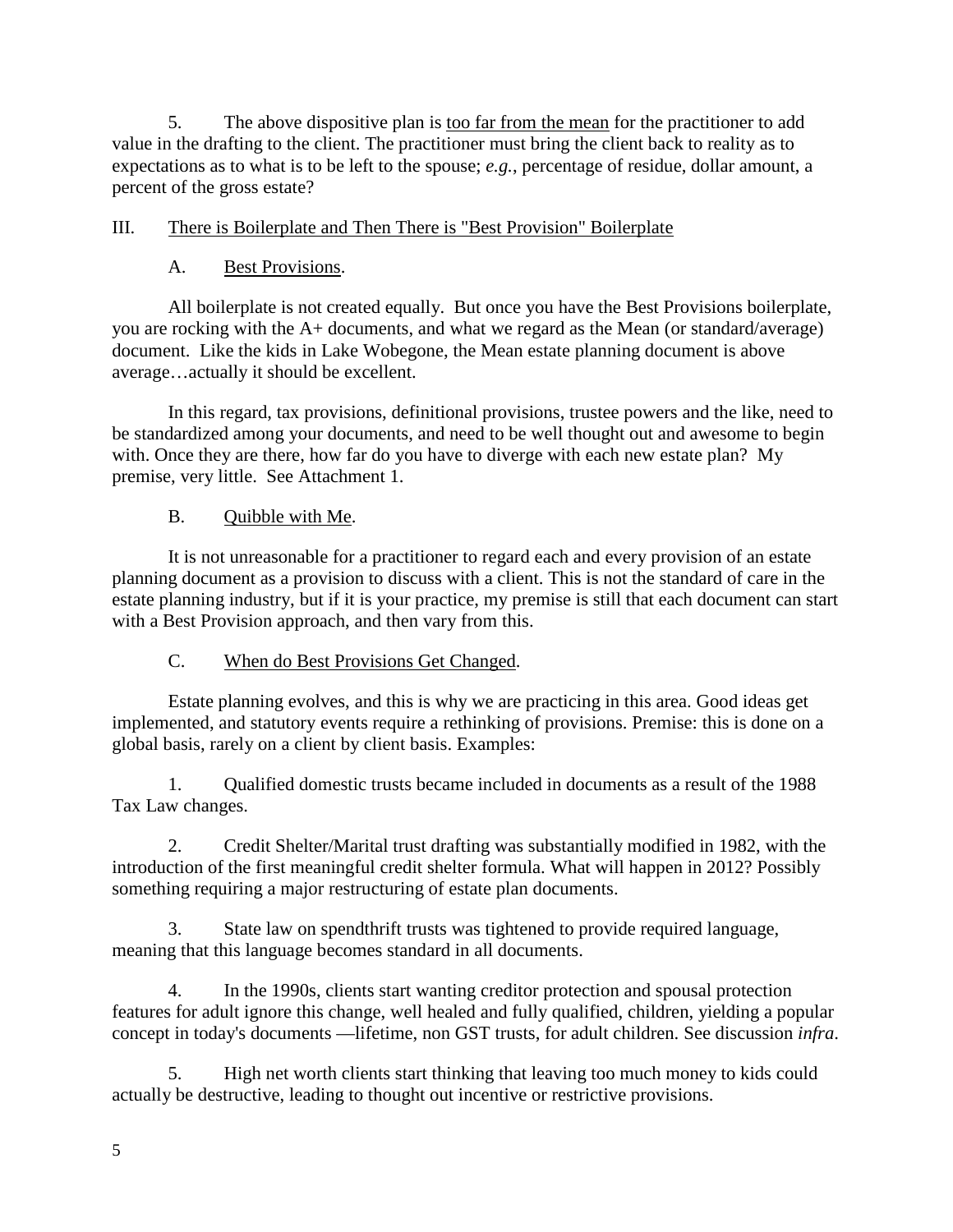5. The above dispositive plan is too far from the mean for the practitioner to add value in the drafting to the client. The practitioner must bring the client back to reality as to expectations as to what is to be left to the spouse; *e.g.*, percentage of residue, dollar amount, a percent of the gross estate?

## III. There is Boilerplate and Then There is "Best Provision" Boilerplate

### A. Best Provisions.

All boilerplate is not created equally. But once you have the Best Provisions boilerplate, you are rocking with the A+ documents, and what we regard as the Mean (or standard/average) document. Like the kids in Lake Wobegone, the Mean estate planning document is above average…actually it should be excellent.

In this regard, tax provisions, definitional provisions, trustee powers and the like, need to be standardized among your documents, and need to be well thought out and awesome to begin with. Once they are there, how far do you have to diverge with each new estate plan? My premise, very little. See Attachment 1.

### B. Quibble with Me.

It is not unreasonable for a practitioner to regard each and every provision of an estate planning document as a provision to discuss with a client. This is not the standard of care in the estate planning industry, but if it is your practice, my premise is still that each document can start with a Best Provision approach, and then vary from this.

### C. When do Best Provisions Get Changed.

Estate planning evolves, and this is why we are practicing in this area. Good ideas get implemented, and statutory events require a rethinking of provisions. Premise: this is done on a global basis, rarely on a client by client basis. Examples:

1. Qualified domestic trusts became included in documents as a result of the 1988 Tax Law changes.

2. Credit Shelter/Marital trust drafting was substantially modified in 1982, with the introduction of the first meaningful credit shelter formula. What will happen in 2012? Possibly something requiring a major restructuring of estate plan documents.

3. State law on spendthrift trusts was tightened to provide required language, meaning that this language becomes standard in all documents.

4. In the 1990s, clients start wanting creditor protection and spousal protection features for adult ignore this change, well healed and fully qualified, children, yielding a popular concept in today's documents —lifetime, non GST trusts, for adult children. See discussion *infra*.

5. High net worth clients start thinking that leaving too much money to kids could actually be destructive, leading to thought out incentive or restrictive provisions.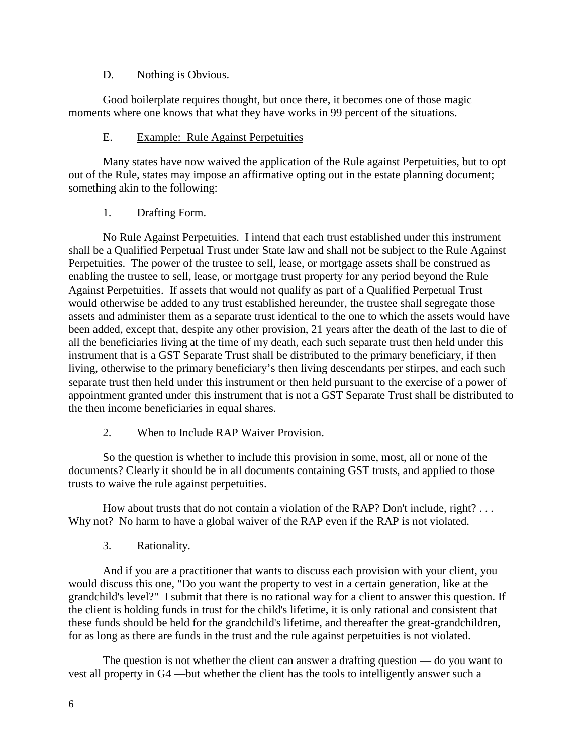### D. Nothing is Obvious.

Good boilerplate requires thought, but once there, it becomes one of those magic moments where one knows that what they have works in 99 percent of the situations.

### E. Example: Rule Against Perpetuities

Many states have now waived the application of the Rule against Perpetuities, but to opt out of the Rule, states may impose an affirmative opting out in the estate planning document; something akin to the following:

#### 1. Drafting Form.

No Rule Against Perpetuities. I intend that each trust established under this instrument shall be a Qualified Perpetual Trust under State law and shall not be subject to the Rule Against Perpetuities. The power of the trustee to sell, lease, or mortgage assets shall be construed as enabling the trustee to sell, lease, or mortgage trust property for any period beyond the Rule Against Perpetuities. If assets that would not qualify as part of a Qualified Perpetual Trust would otherwise be added to any trust established hereunder, the trustee shall segregate those assets and administer them as a separate trust identical to the one to which the assets would have been added, except that, despite any other provision, 21 years after the death of the last to die of all the beneficiaries living at the time of my death, each such separate trust then held under this instrument that is a GST Separate Trust shall be distributed to the primary beneficiary, if then living, otherwise to the primary beneficiary's then living descendants per stirpes, and each such separate trust then held under this instrument or then held pursuant to the exercise of a power of appointment granted under this instrument that is not a GST Separate Trust shall be distributed to the then income beneficiaries in equal shares.

#### 2. When to Include RAP Waiver Provision.

So the question is whether to include this provision in some, most, all or none of the documents? Clearly it should be in all documents containing GST trusts, and applied to those trusts to waive the rule against perpetuities.

How about trusts that do not contain a violation of the RAP? Don't include, right? . . . Why not? No harm to have a global waiver of the RAP even if the RAP is not violated.

#### 3. Rationality.

And if you are a practitioner that wants to discuss each provision with your client, you would discuss this one, "Do you want the property to vest in a certain generation, like at the grandchild's level?" I submit that there is no rational way for a client to answer this question. If the client is holding funds in trust for the child's lifetime, it is only rational and consistent that these funds should be held for the grandchild's lifetime, and thereafter the great-grandchildren, for as long as there are funds in the trust and the rule against perpetuities is not violated.

The question is not whether the client can answer a drafting question — do you want to vest all property in G4 —but whether the client has the tools to intelligently answer such a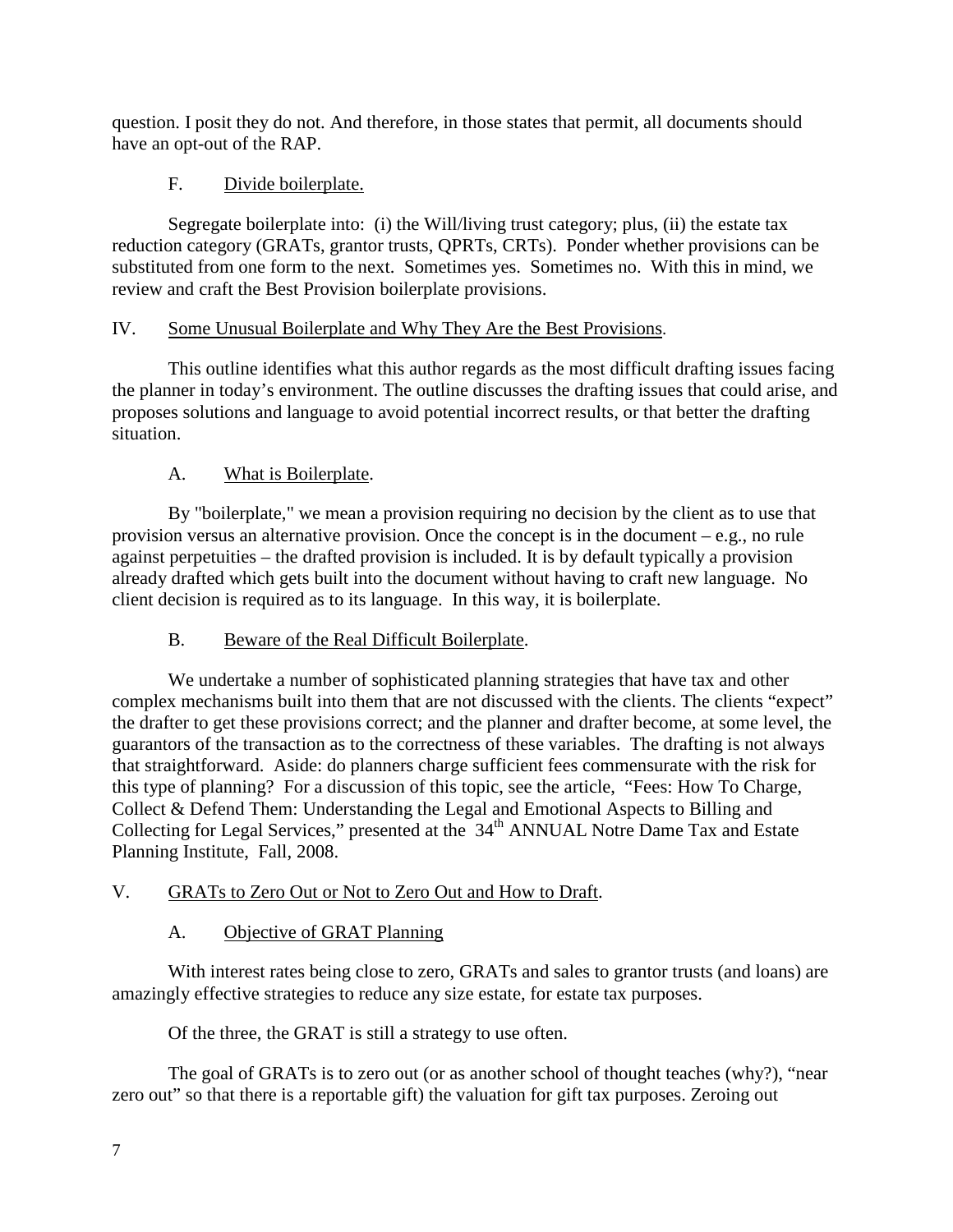question. I posit they do not. And therefore, in those states that permit, all documents should have an opt-out of the RAP.

### F. Divide boilerplate.

Segregate boilerplate into: (i) the Will/living trust category; plus, (ii) the estate tax reduction category (GRATs, grantor trusts, QPRTs, CRTs). Ponder whether provisions can be substituted from one form to the next. Sometimes yes. Sometimes no. With this in mind, we review and craft the Best Provision boilerplate provisions.

## IV. Some Unusual Boilerplate and Why They Are the Best Provisions.

This outline identifies what this author regards as the most difficult drafting issues facing the planner in today's environment. The outline discusses the drafting issues that could arise, and proposes solutions and language to avoid potential incorrect results, or that better the drafting situation.

### A. What is Boilerplate.

By "boilerplate," we mean a provision requiring no decision by the client as to use that provision versus an alternative provision. Once the concept is in the document – e.g., no rule against perpetuities – the drafted provision is included. It is by default typically a provision already drafted which gets built into the document without having to craft new language. No client decision is required as to its language. In this way, it is boilerplate.

### B. Beware of the Real Difficult Boilerplate.

We undertake a number of sophisticated planning strategies that have tax and other complex mechanisms built into them that are not discussed with the clients. The clients "expect" the drafter to get these provisions correct; and the planner and drafter become, at some level, the guarantors of the transaction as to the correctness of these variables. The drafting is not always that straightforward. Aside: do planners charge sufficient fees commensurate with the risk for this type of planning? For a discussion of this topic, see the article, "Fees: How To Charge, Collect & Defend Them: Understanding the Legal and Emotional Aspects to Billing and Collecting for Legal Services," presented at the 34th ANNUAL Notre Dame Tax and Estate Planning Institute, Fall, 2008.

## V. GRATs to Zero Out or Not to Zero Out and How to Draft.

### A. Objective of GRAT Planning

With interest rates being close to zero, GRATs and sales to grantor trusts (and loans) are amazingly effective strategies to reduce any size estate, for estate tax purposes.

Of the three, the GRAT is still a strategy to use often.

The goal of GRATs is to zero out (or as another school of thought teaches (why?), "near zero out" so that there is a reportable gift) the valuation for gift tax purposes. Zeroing out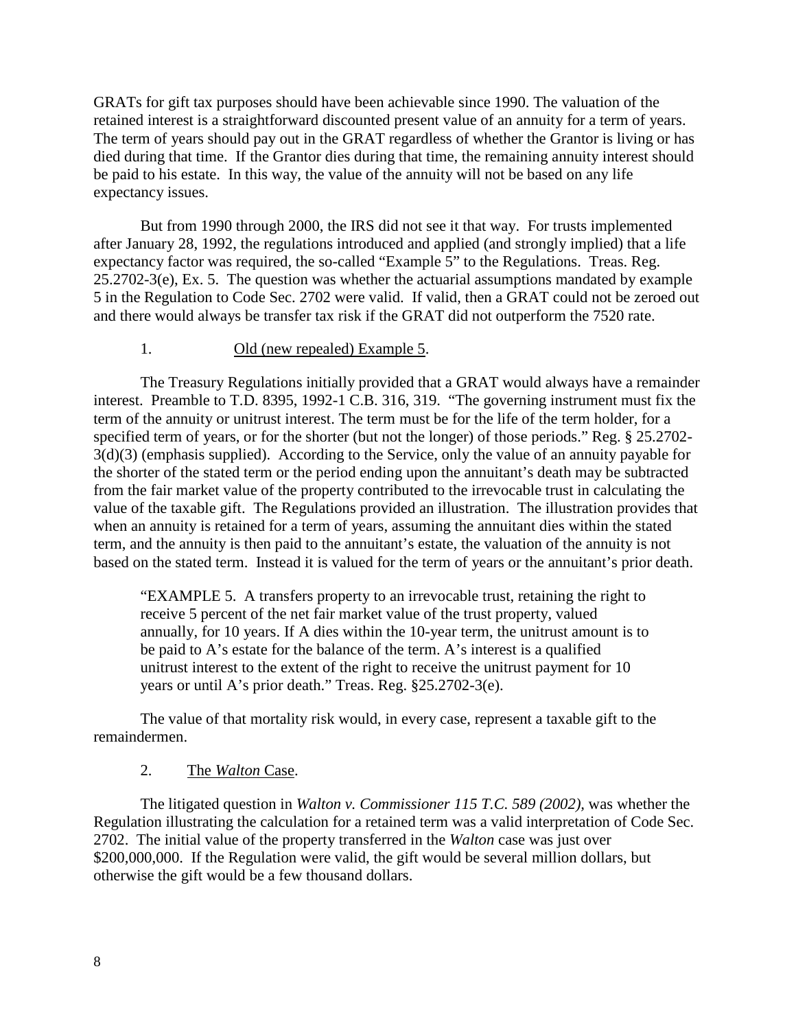GRATs for gift tax purposes should have been achievable since 1990. The valuation of the retained interest is a straightforward discounted present value of an annuity for a term of years. The term of years should pay out in the GRAT regardless of whether the Grantor is living or has died during that time. If the Grantor dies during that time, the remaining annuity interest should be paid to his estate. In this way, the value of the annuity will not be based on any life expectancy issues.

But from 1990 through 2000, the IRS did not see it that way. For trusts implemented after January 28, 1992, the regulations introduced and applied (and strongly implied) that a life expectancy factor was required, the so-called "Example 5" to the Regulations. Treas. Reg. 25.2702-3(e), Ex. 5. The question was whether the actuarial assumptions mandated by example 5 in the Regulation to Code Sec. 2702 were valid. If valid, then a GRAT could not be zeroed out and there would always be transfer tax risk if the GRAT did not outperform the 7520 rate.

1. <u>Old (new repealed) Example 5</u>.

The Treasury Regulations initially provided that a GRAT would always have a remainder interest. Preamble to T.D. 8395, 1992-1 C.B. 316, 319. "The governing instrument must fix the term of the annuity or unitrust interest. The term must be for the life of the term holder, for a specified term of years, or for the shorter (but not the longer) of those periods." Reg. § 25.2702-3(d)(3) (emphasis supplied). According to the Service, only the value of an annuity payable for the shorter of the stated term or the period ending upon the annuitant's death may be subtracted from the fair market value of the property contributed to the irrevocable trust in calculating the value of the taxable gift. The Regulations provided an illustration. The illustration provides that when an annuity is retained for a term of years, assuming the annuitant dies within the stated term, and the annuity is then paid to the annuitant's estate, the valuation of the annuity is not based on the stated term. Instead it is valued for the term of years or the annuitant's prior death.

> "EXAMPLE 5. A transfers property to an irrevocable trust, retaining the right to receive 5 percent of the net fair market value of the trust property, valued annually, for 10 years. If A dies within the 10-year term, the unitrust amount is to be paid to A's estate for the balance of the term. A's interest is a qualified unitrust interest to the extent of the right to receive the unitrust payment for 10 years or until A's prior death." Treas. Reg. §25.2702-3(e).

The value of that mortality risk would, in every case, represent a taxable gift to the remaindermen.

2. <u>The *Walton* Case</u>.

The litigated question in *Walton v. Commissioner 115 T.C. 589 (2002),* was whether the Regulation illustrating the calculation for a retained term was a valid interpretation of Code Sec. 2702. The initial value of the property transferred in the *Walton* case was just over $200,000,000. If the Regulation were valid, the gift would be several million dollars, but otherwise the gift would be a few thousand dollars.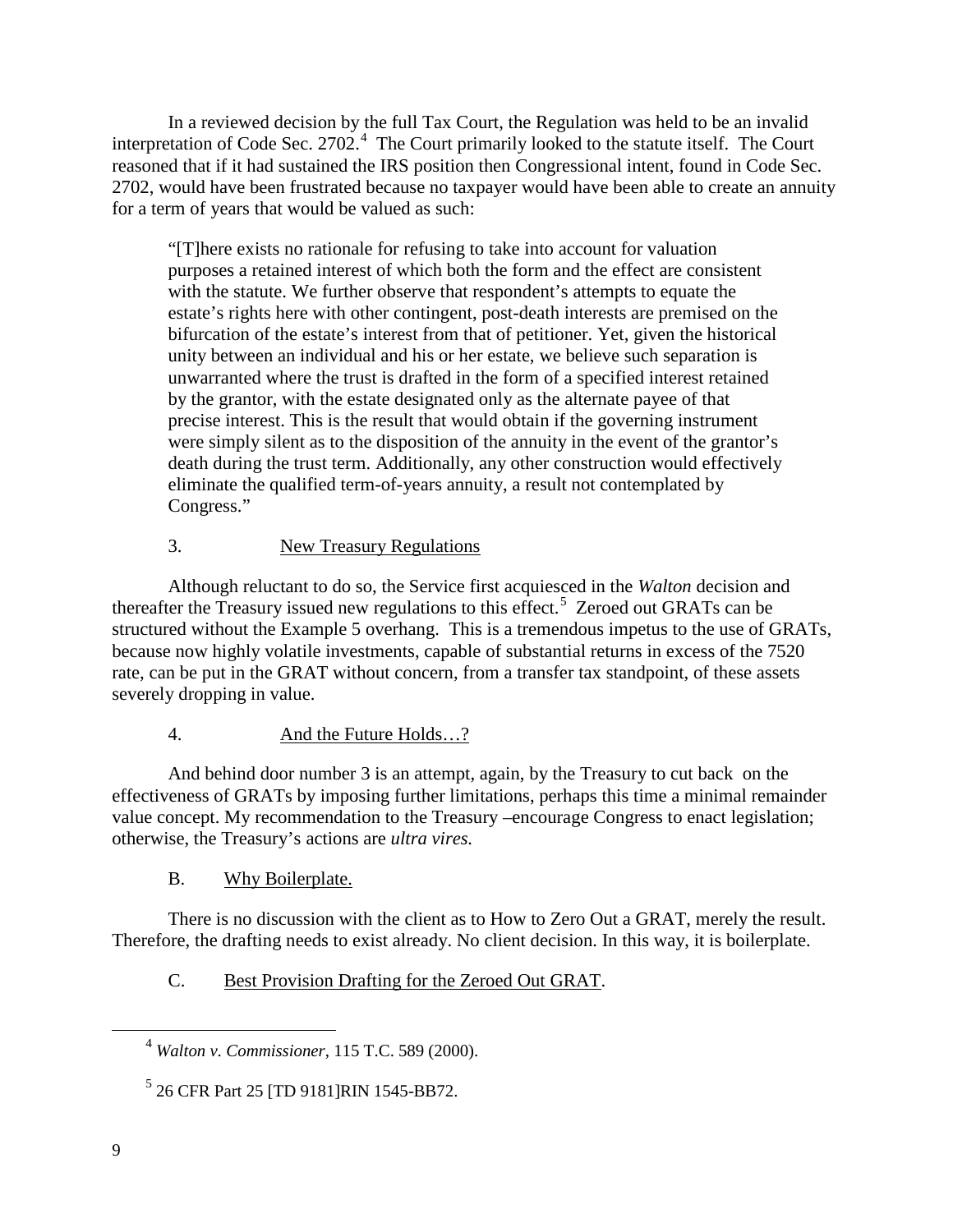In a reviewed decision by the full Tax Court, the Regulation was held to be an invalid interpretation of Code Sec. 2702.[4] The Court primarily looked to the statute itself. The Court reasoned that if it had sustained the IRS position then Congressional intent, found in Code Sec. 2702, would have been frustrated because no taxpayer would have been able to create an annuity for a term of years that would be valued as such:

> "[T]here exists no rationale for refusing to take into account for valuation purposes a retained interest of which both the form and the effect are consistent with the statute. We further observe that respondent's attempts to equate the estate's rights here with other contingent, post-death interests are premised on the bifurcation of the estate's interest from that of petitioner. Yet, given the historical unity between an individual and his or her estate, we believe such separation is unwarranted where the trust is drafted in the form of a specified interest retained by the grantor, with the estate designated only as the alternate payee of that precise interest. This is the result that would obtain if the governing instrument were simply silent as to the disposition of the annuity in the event of the grantor's death during the trust term. Additionally, any other construction would effectively eliminate the qualified term-of-years annuity, a result not contemplated by Congress."

3. New Treasury Regulations

Although reluctant to do so, the Service first acquiesced in the *Walton* decision and thereafter the Treasury issued new regulations to this effect.[5] Zeroed out GRATs can be structured without the Example 5 overhang. This is a tremendous impetus to the use of GRATs, because now highly volatile investments, capable of substantial returns in excess of the 7520 rate, can be put in the GRAT without concern, from a transfer tax standpoint, of these assets severely dropping in value.

4. And the Future Holds…?

And behind door number 3 is an attempt, again, by the Treasury to cut back on the effectiveness of GRATs by imposing further limitations, perhaps this time a minimal remainder value concept. My recommendation to the Treasury –encourage Congress to enact legislation; otherwise, the Treasury's actions are *ultra vires.*

B. Why Boilerplate.

There is no discussion with the client as to How to Zero Out a GRAT, merely the result. Therefore, the drafting needs to exist already. No client decision. In this way, it is boilerplate.

C. Best Provision Drafting for the Zeroed Out GRAT.

---

[4] *Walton v. Commissioner*, 115 T.C. 589 (2000).

[5] 26 CFR Part 25 [TD 9181]RIN 1545-BB72.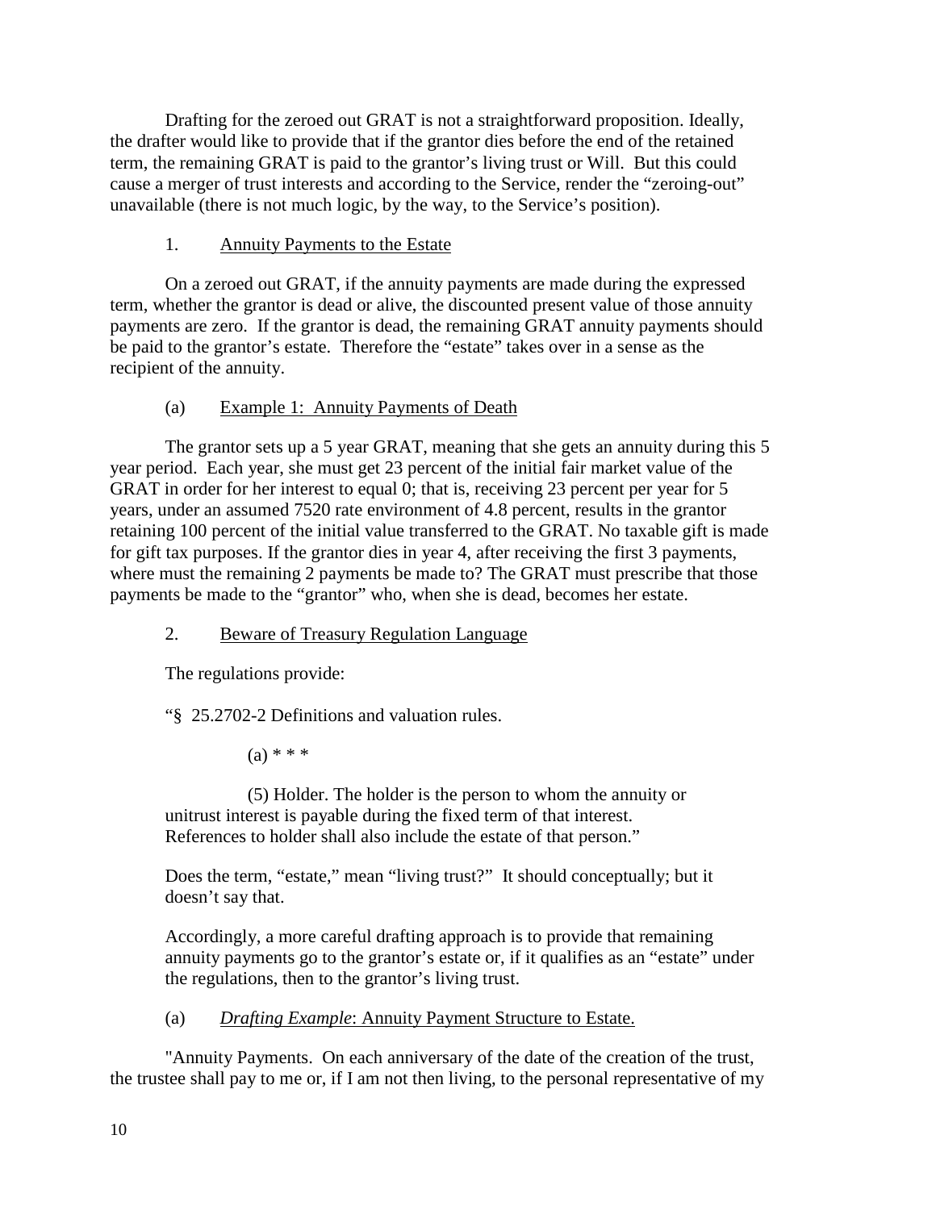Drafting for the zeroed out GRAT is not a straightforward proposition. Ideally, the drafter would like to provide that if the grantor dies before the end of the retained term, the remaining GRAT is paid to the grantor's living trust or Will. But this could cause a merger of trust interests and according to the Service, render the "zeroing-out" unavailable (there is not much logic, by the way, to the Service's position).

1. Annuity Payments to the Estate

On a zeroed out GRAT, if the annuity payments are made during the expressed term, whether the grantor is dead or alive, the discounted present value of those annuity payments are zero. If the grantor is dead, the remaining GRAT annuity payments should be paid to the grantor's estate. Therefore the "estate" takes over in a sense as the recipient of the annuity.

(a) Example 1: Annuity Payments of Death

The grantor sets up a 5 year GRAT, meaning that she gets an annuity during this 5 year period. Each year, she must get 23 percent of the initial fair market value of the GRAT in order for her interest to equal 0; that is, receiving 23 percent per year for 5 years, under an assumed 7520 rate environment of 4.8 percent, results in the grantor retaining 100 percent of the initial value transferred to the GRAT. No taxable gift is made for gift tax purposes. If the grantor dies in year 4, after receiving the first 3 payments, where must the remaining 2 payments be made to? The GRAT must prescribe that those payments be made to the "grantor" who, when she is dead, becomes her estate.

2. Beware of Treasury Regulation Language

The regulations provide:

"§ 25.2702-2 Definitions and valuation rules.

(a) * * *

(5) Holder. The holder is the person to whom the annuity or unitrust interest is payable during the fixed term of that interest. References to holder shall also include the estate of that person."

Does the term, "estate," mean "living trust?" It should conceptually; but it doesn't say that.

Accordingly, a more careful drafting approach is to provide that remaining annuity payments go to the grantor's estate or, if it qualifies as an "estate" under the regulations, then to the grantor's living trust.

(a) *Drafting Example*: Annuity Payment Structure to Estate.

"Annuity Payments. On each anniversary of the date of the creation of the trust, the trustee shall pay to me or, if I am not then living, to the personal representative of my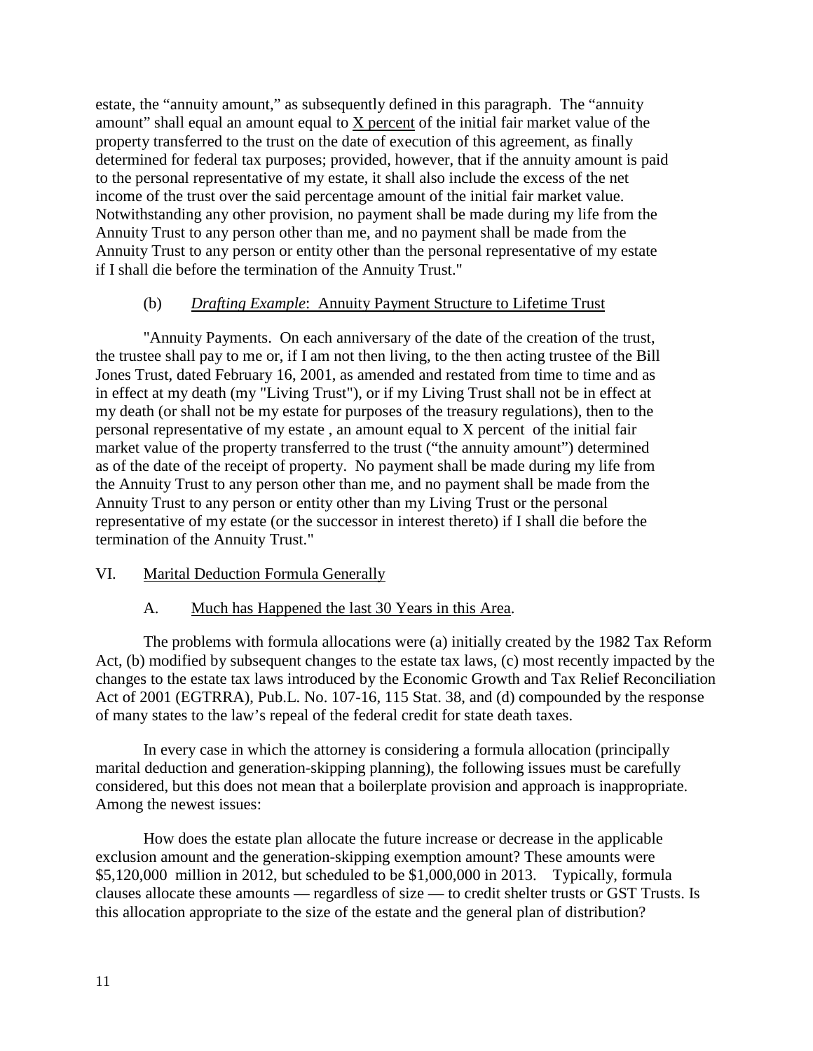estate, the "annuity amount," as subsequently defined in this paragraph. The "annuity amount" shall equal an amount equal to X percent of the initial fair market value of the property transferred to the trust on the date of execution of this agreement, as finally determined for federal tax purposes; provided, however, that if the annuity amount is paid to the personal representative of my estate, it shall also include the excess of the net income of the trust over the said percentage amount of the initial fair market value. Notwithstanding any other provision, no payment shall be made during my life from the Annuity Trust to any person other than me, and no payment shall be made from the Annuity Trust to any person or entity other than the personal representative of my estate if I shall die before the termination of the Annuity Trust."

(b) *Drafting Example*: Annuity Payment Structure to Lifetime Trust

"Annuity Payments. On each anniversary of the date of the creation of the trust, the trustee shall pay to me or, if I am not then living, to the then acting trustee of the Bill Jones Trust, dated February 16, 2001, as amended and restated from time to time and as in effect at my death (my "Living Trust"), or if my Living Trust shall not be in effect at my death (or shall not be my estate for purposes of the treasury regulations), then to the personal representative of my estate , an amount equal to X percent of the initial fair market value of the property transferred to the trust ("the annuity amount") determined as of the date of the receipt of property. No payment shall be made during my life from the Annuity Trust to any person other than me, and no payment shall be made from the Annuity Trust to any person or entity other than my Living Trust or the personal representative of my estate (or the successor in interest thereto) if I shall die before the termination of the Annuity Trust."

## VI. Marital Deduction Formula Generally

### A. Much has Happened the last 30 Years in this Area.

The problems with formula allocations were (a) initially created by the 1982 Tax Reform Act, (b) modified by subsequent changes to the estate tax laws, (c) most recently impacted by the changes to the estate tax laws introduced by the Economic Growth and Tax Relief Reconciliation Act of 2001 (EGTRRA), Pub.L. No. 107-16, 115 Stat. 38, and (d) compounded by the response of many states to the law's repeal of the federal credit for state death taxes.

In every case in which the attorney is considering a formula allocation (principally marital deduction and generation-skipping planning), the following issues must be carefully considered, but this does not mean that a boilerplate provision and approach is inappropriate. Among the newest issues:

How does the estate plan allocate the future increase or decrease in the applicable exclusion amount and the generation-skipping exemption amount? These amounts were $5,120,000 million in 2012, but scheduled to be $1,000,000 in 2013. Typically, formula clauses allocate these amounts — regardless of size — to credit shelter trusts or GST Trusts. Is this allocation appropriate to the size of the estate and the general plan of distribution?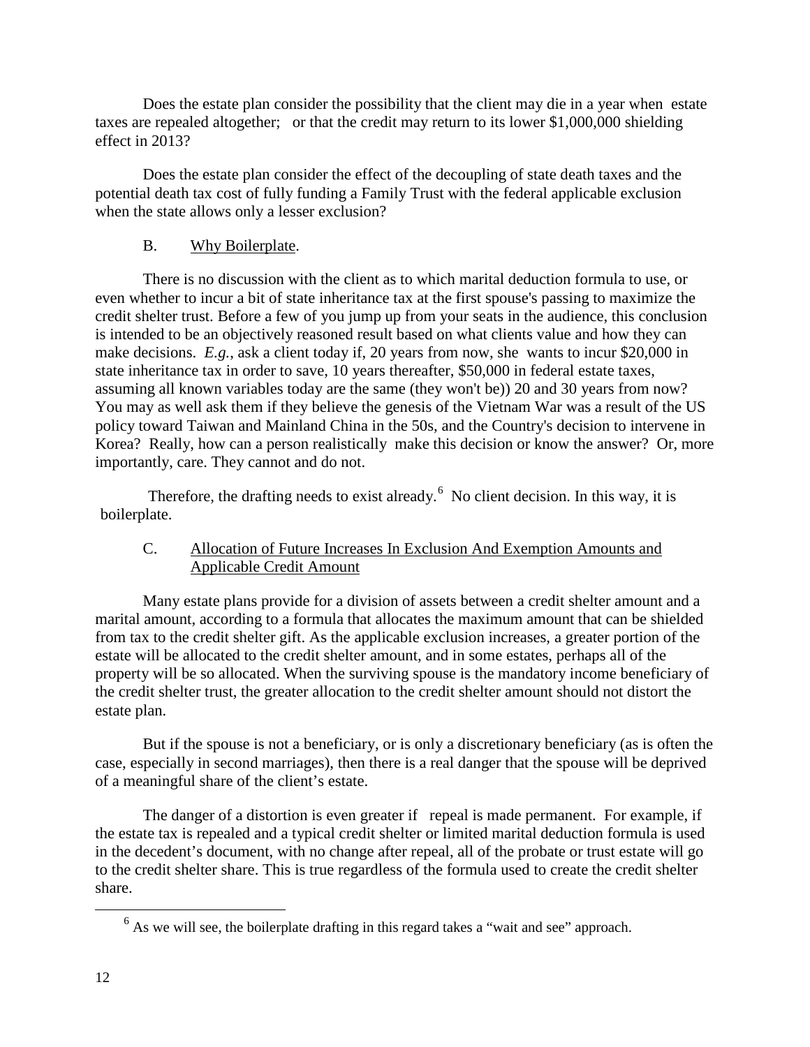Does the estate plan consider the possibility that the client may die in a year when estate taxes are repealed altogether; or that the credit may return to its lower $1,000,000 shielding effect in 2013?

Does the estate plan consider the effect of the decoupling of state death taxes and the potential death tax cost of fully funding a Family Trust with the federal applicable exclusion when the state allows only a lesser exclusion?

### B. Why Boilerplate.

There is no discussion with the client as to which marital deduction formula to use, or even whether to incur a bit of state inheritance tax at the first spouse's passing to maximize the credit shelter trust. Before a few of you jump up from your seats in the audience, this conclusion is intended to be an objectively reasoned result based on what clients value and how they can make decisions. *E.g.*, ask a client today if, 20 years from now, she wants to incur $20,000 in state inheritance tax in order to save, 10 years thereafter, $50,000 in federal estate taxes, assuming all known variables today are the same (they won't be)) 20 and 30 years from now? You may as well ask them if they believe the genesis of the Vietnam War was a result of the US policy toward Taiwan and Mainland China in the 50s, and the Country's decision to intervene in Korea? Really, how can a person realistically make this decision or know the answer? Or, more importantly, care. They cannot and do not.

Therefore, the drafting needs to exist already.[6] No client decision. In this way, it is boilerplate.

### C. Allocation of Future Increases In Exclusion And Exemption Amounts and Applicable Credit Amount

Many estate plans provide for a division of assets between a credit shelter amount and a marital amount, according to a formula that allocates the maximum amount that can be shielded from tax to the credit shelter gift. As the applicable exclusion increases, a greater portion of the estate will be allocated to the credit shelter amount, and in some estates, perhaps all of the property will be so allocated. When the surviving spouse is the mandatory income beneficiary of the credit shelter trust, the greater allocation to the credit shelter amount should not distort the estate plan.

But if the spouse is not a beneficiary, or is only a discretionary beneficiary (as is often the case, especially in second marriages), then there is a real danger that the spouse will be deprived of a meaningful share of the client's estate.

The danger of a distortion is even greater if repeal is made permanent. For example, if the estate tax is repealed and a typical credit shelter or limited marital deduction formula is used in the decedent's document, with no change after repeal, all of the probate or trust estate will go to the credit shelter share. This is true regardless of the formula used to create the credit shelter share.

---

[6] As we will see, the boilerplate drafting in this regard takes a "wait and see" approach.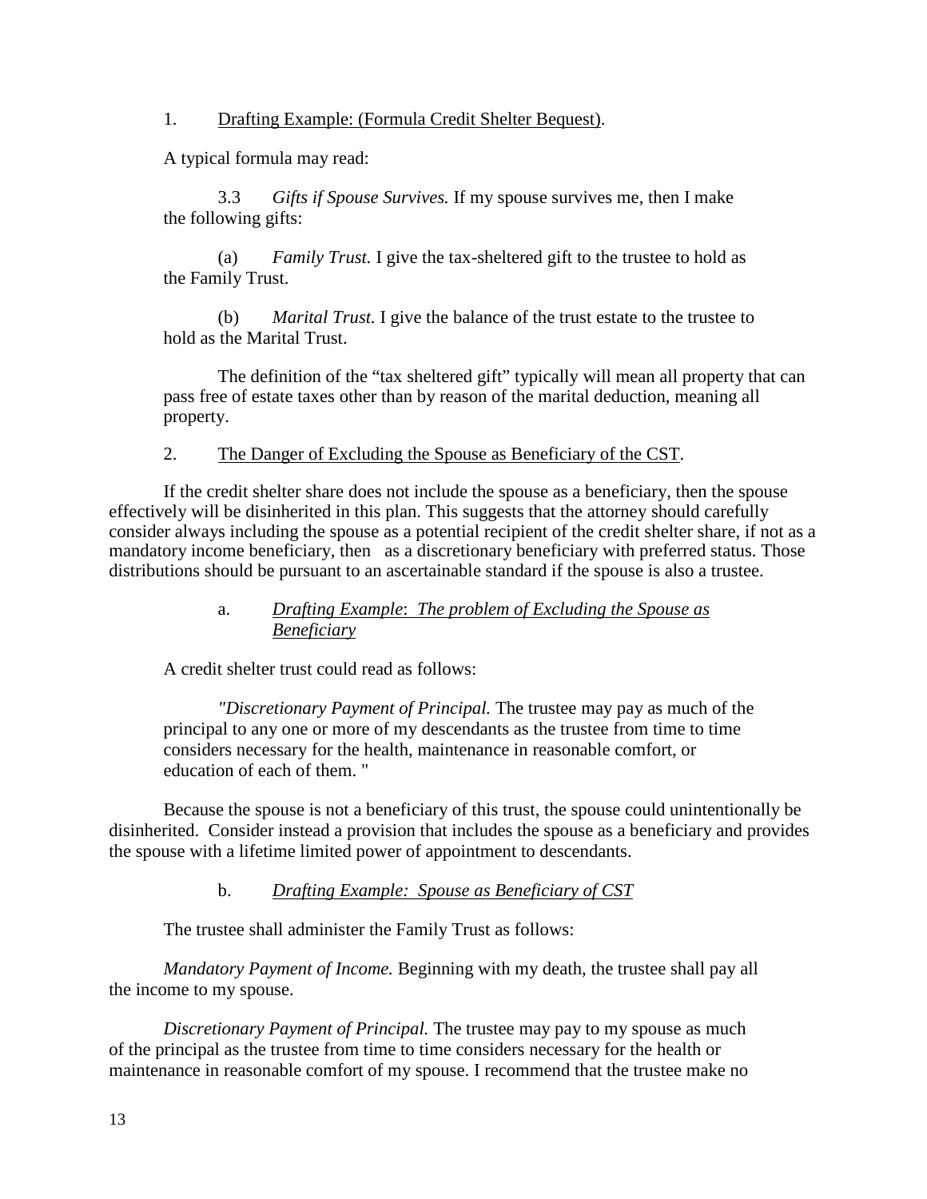1. <u>Drafting Example: (Formula Credit Shelter Bequest)</u>.

A typical formula may read:

> 3.3 *Gifts if Spouse Survives.* If my spouse survives me, then I make the following gifts:
>
> (a) *Family Trust.* I give the tax-sheltered gift to the trustee to hold as the Family Trust.
>
> (b) *Marital Trust.* I give the balance of the trust estate to the trustee to hold as the Marital Trust.

The definition of the "tax sheltered gift" typically will mean all property that can pass free of estate taxes other than by reason of the marital deduction, meaning all property.

2. <u>The Danger of Excluding the Spouse as Beneficiary of the CST</u>.

If the credit shelter share does not include the spouse as a beneficiary, then the spouse effectively will be disinherited in this plan. This suggests that the attorney should carefully consider always including the spouse as a potential recipient of the credit shelter share, if not as a mandatory income beneficiary, then as a discretionary beneficiary with preferred status. Those distributions should be pursuant to an ascertainable standard if the spouse is also a trustee.

a. <u>*Drafting Example*: *The problem of Excluding the Spouse as Beneficiary*</u>

A credit shelter trust could read as follows:

> *"Discretionary Payment of Principal.* The trustee may pay as much of the principal to any one or more of my descendants as the trustee from time to time considers necessary for the health, maintenance in reasonable comfort, or education of each of them. "

Because the spouse is not a beneficiary of this trust, the spouse could unintentionally be disinherited. Consider instead a provision that includes the spouse as a beneficiary and provides the spouse with a lifetime limited power of appointment to descendants.

b. <u>*Drafting Example: Spouse as Beneficiary of CST*</u>

The trustee shall administer the Family Trust as follows:

*Mandatory Payment of Income.* Beginning with my death, the trustee shall pay all the income to my spouse.

*Discretionary Payment of Principal.* The trustee may pay to my spouse as much of the principal as the trustee from time to time considers necessary for the health or maintenance in reasonable comfort of my spouse. I recommend that the trustee make no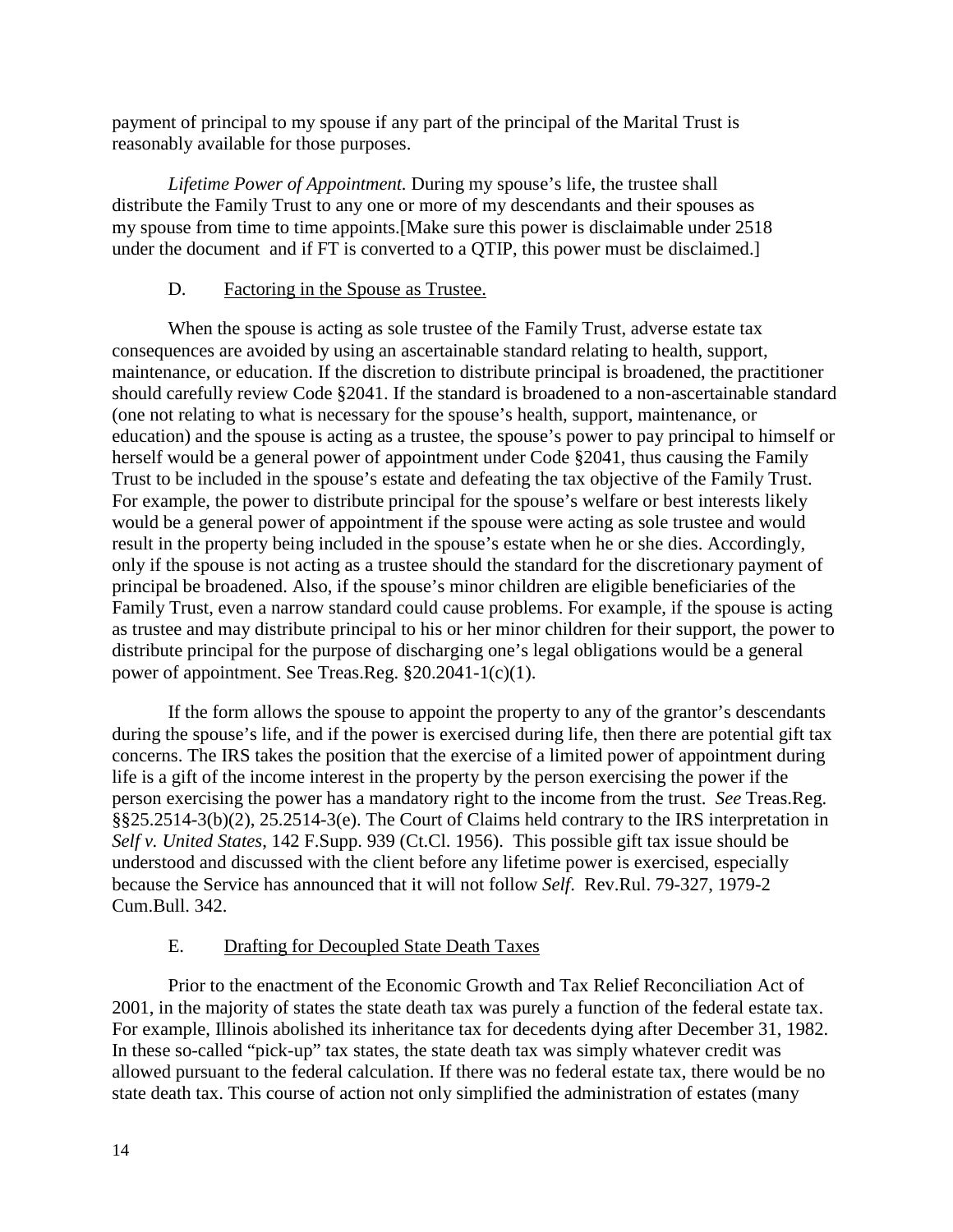payment of principal to my spouse if any part of the principal of the Marital Trust is reasonably available for those purposes.

*Lifetime Power of Appointment.* During my spouse's life, the trustee shall distribute the Family Trust to any one or more of my descendants and their spouses as my spouse from time to time appoints.[Make sure this power is disclaimable under 2518 under the document and if FT is converted to a QTIP, this power must be disclaimed.]

### D. Factoring in the Spouse as Trustee.

When the spouse is acting as sole trustee of the Family Trust, adverse estate tax consequences are avoided by using an ascertainable standard relating to health, support, maintenance, or education. If the discretion to distribute principal is broadened, the practitioner should carefully review Code §2041. If the standard is broadened to a non-ascertainable standard (one not relating to what is necessary for the spouse's health, support, maintenance, or education) and the spouse is acting as a trustee, the spouse's power to pay principal to himself or herself would be a general power of appointment under Code §2041, thus causing the Family Trust to be included in the spouse's estate and defeating the tax objective of the Family Trust. For example, the power to distribute principal for the spouse's welfare or best interests likely would be a general power of appointment if the spouse were acting as sole trustee and would result in the property being included in the spouse's estate when he or she dies. Accordingly, only if the spouse is not acting as a trustee should the standard for the discretionary payment of principal be broadened. Also, if the spouse's minor children are eligible beneficiaries of the Family Trust, even a narrow standard could cause problems. For example, if the spouse is acting as trustee and may distribute principal to his or her minor children for their support, the power to distribute principal for the purpose of discharging one's legal obligations would be a general power of appointment. See Treas.Reg. §20.2041-1(c)(1).

If the form allows the spouse to appoint the property to any of the grantor's descendants during the spouse's life, and if the power is exercised during life, then there are potential gift tax concerns. The IRS takes the position that the exercise of a limited power of appointment during life is a gift of the income interest in the property by the person exercising the power if the person exercising the power has a mandatory right to the income from the trust. *See* Treas.Reg. §§25.2514-3(b)(2), 25.2514-3(e). The Court of Claims held contrary to the IRS interpretation in *Self v. United States*, 142 F.Supp. 939 (Ct.Cl. 1956). This possible gift tax issue should be understood and discussed with the client before any lifetime power is exercised, especially because the Service has announced that it will not follow *Self*. Rev.Rul. 79-327, 1979-2 Cum.Bull. 342.

### E. Drafting for Decoupled State Death Taxes

Prior to the enactment of the Economic Growth and Tax Relief Reconciliation Act of 2001, in the majority of states the state death tax was purely a function of the federal estate tax. For example, Illinois abolished its inheritance tax for decedents dying after December 31, 1982. In these so-called "pick-up" tax states, the state death tax was simply whatever credit was allowed pursuant to the federal calculation. If there was no federal estate tax, there would be no state death tax. This course of action not only simplified the administration of estates (many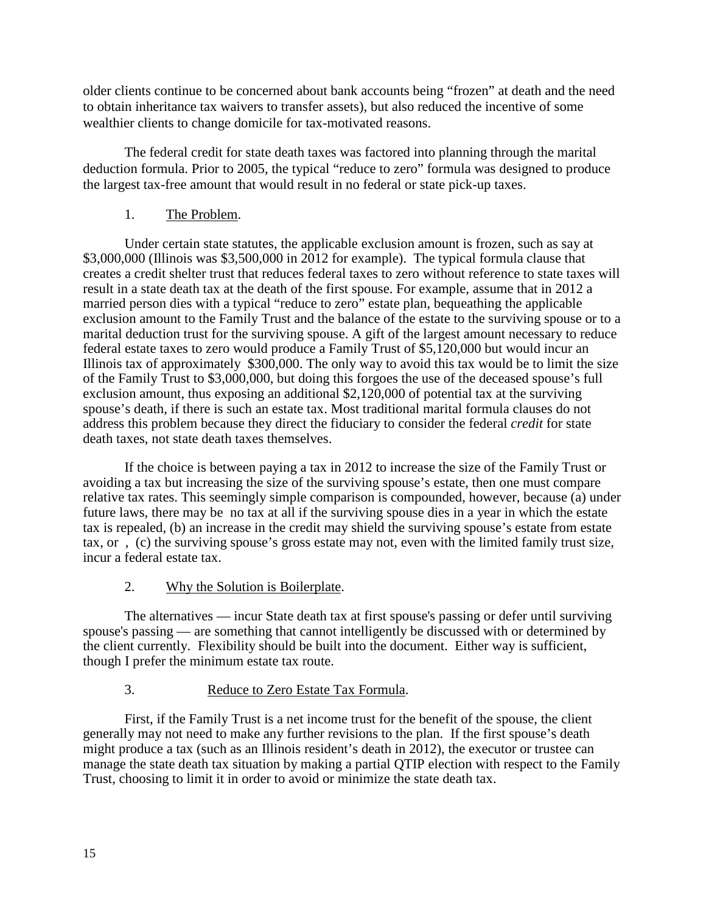older clients continue to be concerned about bank accounts being "frozen" at death and the need to obtain inheritance tax waivers to transfer assets), but also reduced the incentive of some wealthier clients to change domicile for tax-motivated reasons.

The federal credit for state death taxes was factored into planning through the marital deduction formula. Prior to 2005, the typical "reduce to zero" formula was designed to produce the largest tax-free amount that would result in no federal or state pick-up taxes.

1. The Problem.

Under certain state statutes, the applicable exclusion amount is frozen, such as say at $3,000,000 (Illinois was $3,500,000 in 2012 for example). The typical formula clause that creates a credit shelter trust that reduces federal taxes to zero without reference to state taxes will result in a state death tax at the death of the first spouse. For example, assume that in 2012 a married person dies with a typical "reduce to zero" estate plan, bequeathing the applicable exclusion amount to the Family Trust and the balance of the estate to the surviving spouse or to a marital deduction trust for the surviving spouse. A gift of the largest amount necessary to reduce federal estate taxes to zero would produce a Family Trust of $5,120,000 but would incur an Illinois tax of approximately $300,000. The only way to avoid this tax would be to limit the size of the Family Trust to $3,000,000, but doing this forgoes the use of the deceased spouse's full exclusion amount, thus exposing an additional $2,120,000 of potential tax at the surviving spouse's death, if there is such an estate tax. Most traditional marital formula clauses do not address this problem because they direct the fiduciary to consider the federal *credit* for state death taxes, not state death taxes themselves.

If the choice is between paying a tax in 2012 to increase the size of the Family Trust or avoiding a tax but increasing the size of the surviving spouse's estate, then one must compare relative tax rates. This seemingly simple comparison is compounded, however, because (a) under future laws, there may be no tax at all if the surviving spouse dies in a year in which the estate tax is repealed, (b) an increase in the credit may shield the surviving spouse's estate from estate tax, or , (c) the surviving spouse's gross estate may not, even with the limited family trust size, incur a federal estate tax.

2. Why the Solution is Boilerplate.

The alternatives — incur State death tax at first spouse's passing or defer until surviving spouse's passing — are something that cannot intelligently be discussed with or determined by the client currently. Flexibility should be built into the document. Either way is sufficient, though I prefer the minimum estate tax route.

3. Reduce to Zero Estate Tax Formula.

First, if the Family Trust is a net income trust for the benefit of the spouse, the client generally may not need to make any further revisions to the plan. If the first spouse's death might produce a tax (such as an Illinois resident's death in 2012), the executor or trustee can manage the state death tax situation by making a partial QTIP election with respect to the Family Trust, choosing to limit it in order to avoid or minimize the state death tax.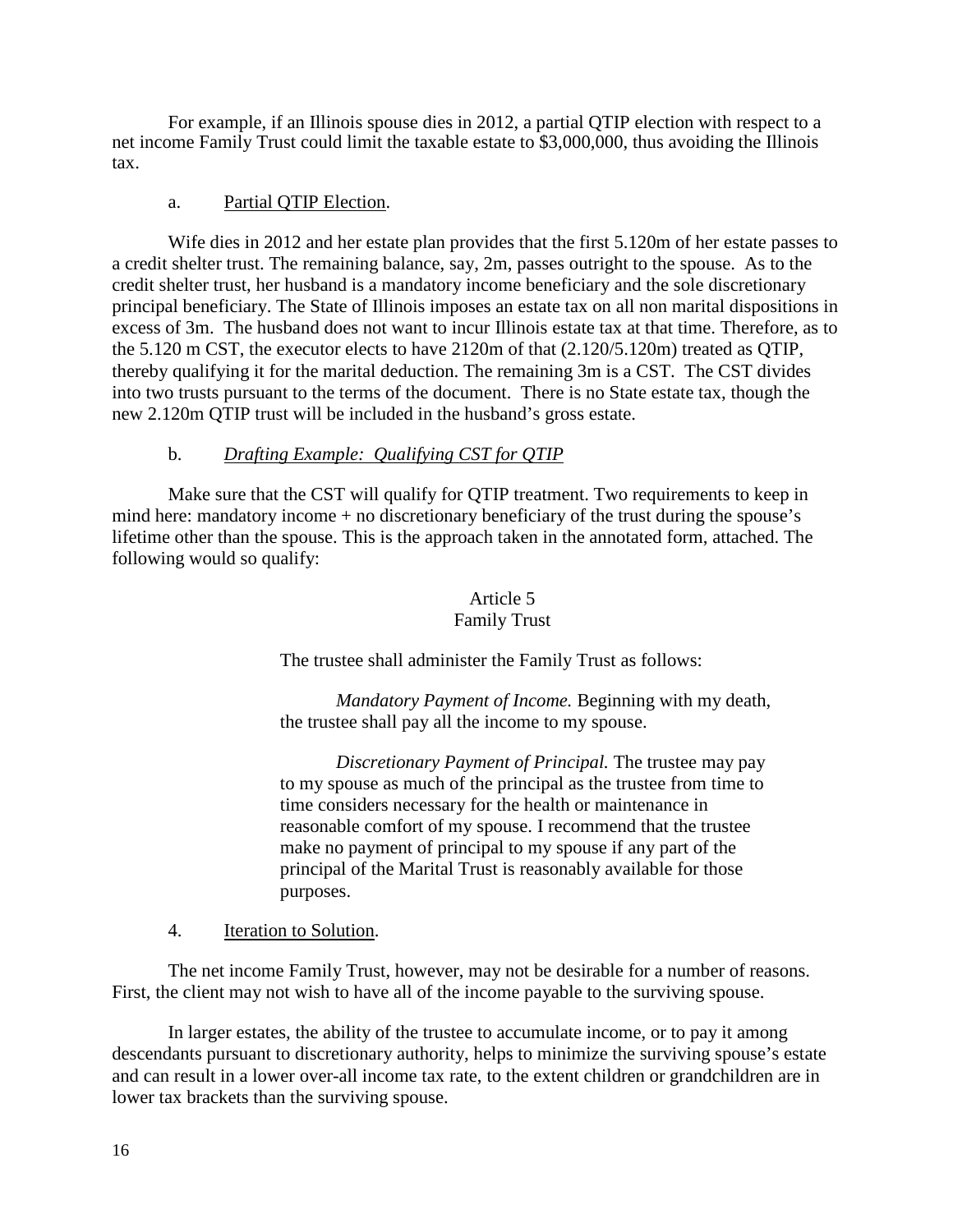For example, if an Illinois spouse dies in 2012, a partial QTIP election with respect to a net income Family Trust could limit the taxable estate to $3,000,000, thus avoiding the Illinois tax.

a. Partial QTIP Election.

Wife dies in 2012 and her estate plan provides that the first 5.120m of her estate passes to a credit shelter trust. The remaining balance, say, 2m, passes outright to the spouse. As to the credit shelter trust, her husband is a mandatory income beneficiary and the sole discretionary principal beneficiary. The State of Illinois imposes an estate tax on all non marital dispositions in excess of 3m. The husband does not want to incur Illinois estate tax at that time. Therefore, as to the 5.120 m CST, the executor elects to have 2120m of that (2.120/5.120m) treated as QTIP, thereby qualifying it for the marital deduction. The remaining 3m is a CST. The CST divides into two trusts pursuant to the terms of the document. There is no State estate tax, though the new 2.120m QTIP trust will be included in the husband's gross estate.

b. *Drafting Example: Qualifying CST for QTIP*

Make sure that the CST will qualify for QTIP treatment. Two requirements to keep in mind here: mandatory income + no discretionary beneficiary of the trust during the spouse's lifetime other than the spouse. This is the approach taken in the annotated form, attached. The following would so qualify:

> Article 5
> Family Trust
>
> The trustee shall administer the Family Trust as follows:
>
> *Mandatory Payment of Income.* Beginning with my death, the trustee shall pay all the income to my spouse.
>
> *Discretionary Payment of Principal.* The trustee may pay to my spouse as much of the principal as the trustee from time to time considers necessary for the health or maintenance in reasonable comfort of my spouse. I recommend that the trustee make no payment of principal to my spouse if any part of the principal of the Marital Trust is reasonably available for those purposes.

4. Iteration to Solution.

The net income Family Trust, however, may not be desirable for a number of reasons. First, the client may not wish to have all of the income payable to the surviving spouse.

In larger estates, the ability of the trustee to accumulate income, or to pay it among descendants pursuant to discretionary authority, helps to minimize the surviving spouse's estate and can result in a lower over-all income tax rate, to the extent children or grandchildren are in lower tax brackets than the surviving spouse.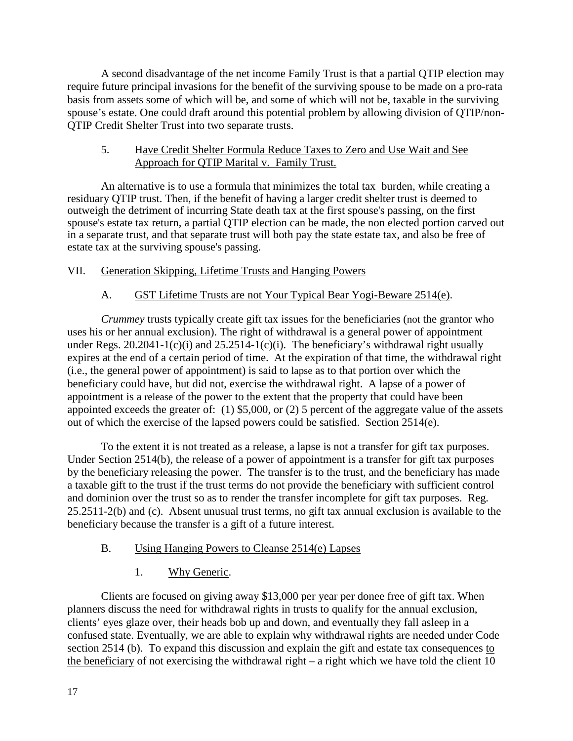A second disadvantage of the net income Family Trust is that a partial QTIP election may require future principal invasions for the benefit of the surviving spouse to be made on a pro-rata basis from assets some of which will be, and some of which will not be, taxable in the surviving spouse's estate. One could draft around this potential problem by allowing division of QTIP/non-QTIP Credit Shelter Trust into two separate trusts.

5. Have Credit Shelter Formula Reduce Taxes to Zero and Use Wait and See Approach for QTIP Marital v. Family Trust.

An alternative is to use a formula that minimizes the total tax burden, while creating a residuary QTIP trust. Then, if the benefit of having a larger credit shelter trust is deemed to outweigh the detriment of incurring State death tax at the first spouse's passing, on the first spouse's estate tax return, a partial QTIP election can be made, the non elected portion carved out in a separate trust, and that separate trust will both pay the state estate tax, and also be free of estate tax at the surviving spouse's passing.

## VII. Generation Skipping, Lifetime Trusts and Hanging Powers

### A. GST Lifetime Trusts are not Your Typical Bear Yogi-Beware 2514(e).

*Crummey* trusts typically create gift tax issues for the beneficiaries (not the grantor who uses his or her annual exclusion). The right of withdrawal is a general power of appointment under Regs. 20.2041-1(c)(i) and 25.2514-1(c)(i). The beneficiary's withdrawal right usually expires at the end of a certain period of time. At the expiration of that time, the withdrawal right (i.e., the general power of appointment) is said to lapse as to that portion over which the beneficiary could have, but did not, exercise the withdrawal right. A lapse of a power of appointment is a release of the power to the extent that the property that could have been appointed exceeds the greater of: (1) $5,000, or (2) 5 percent of the aggregate value of the assets out of which the exercise of the lapsed powers could be satisfied. Section 2514(e).

To the extent it is not treated as a release, a lapse is not a transfer for gift tax purposes. Under Section 2514(b), the release of a power of appointment is a transfer for gift tax purposes by the beneficiary releasing the power. The transfer is to the trust, and the beneficiary has made a taxable gift to the trust if the trust terms do not provide the beneficiary with sufficient control and dominion over the trust so as to render the transfer incomplete for gift tax purposes. Reg. 25.2511-2(b) and (c). Absent unusual trust terms, no gift tax annual exclusion is available to the beneficiary because the transfer is a gift of a future interest.

### B. Using Hanging Powers to Cleanse 2514(e) Lapses

1. Why Generic.

Clients are focused on giving away $13,000 per year per donee free of gift tax. When planners discuss the need for withdrawal rights in trusts to qualify for the annual exclusion, clients' eyes glaze over, their heads bob up and down, and eventually they fall asleep in a confused state. Eventually, we are able to explain why withdrawal rights are needed under Code section 2514 (b). To expand this discussion and explain the gift and estate tax consequences to the beneficiary of not exercising the withdrawal right – a right which we have told the client 10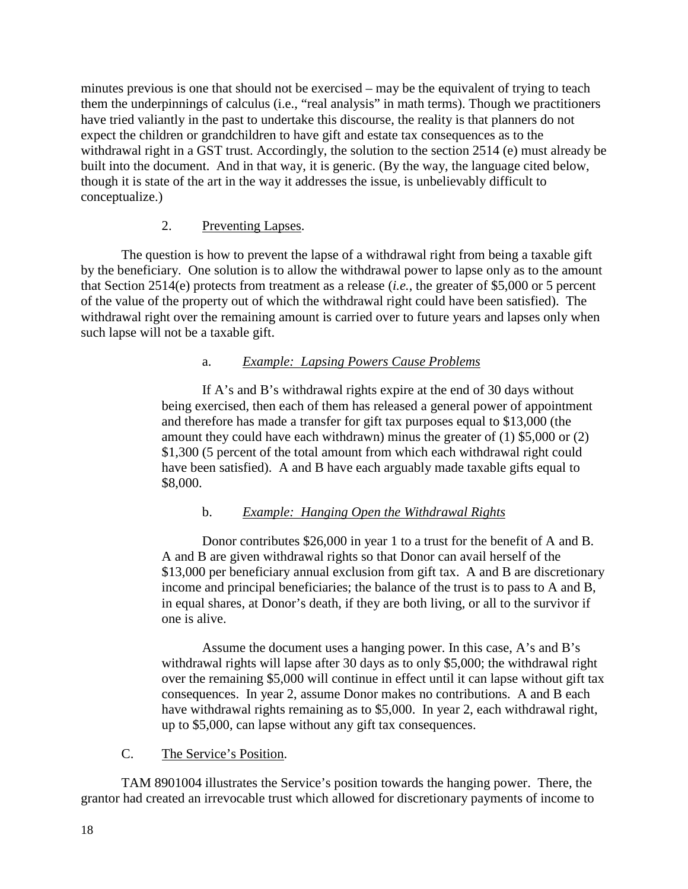minutes previous is one that should not be exercised – may be the equivalent of trying to teach them the underpinnings of calculus (i.e., "real analysis" in math terms). Though we practitioners have tried valiantly in the past to undertake this discourse, the reality is that planners do not expect the children or grandchildren to have gift and estate tax consequences as to the withdrawal right in a GST trust. Accordingly, the solution to the section 2514 (e) must already be built into the document. And in that way, it is generic. (By the way, the language cited below, though it is state of the art in the way it addresses the issue, is unbelievably difficult to conceptualize.)

### 2. Preventing Lapses.

The question is how to prevent the lapse of a withdrawal right from being a taxable gift by the beneficiary. One solution is to allow the withdrawal power to lapse only as to the amount that Section 2514(e) protects from treatment as a release (*i.e.*, the greater of $5,000 or 5 percent of the value of the property out of which the withdrawal right could have been satisfied). The withdrawal right over the remaining amount is carried over to future years and lapses only when such lapse will not be a taxable gift.

#### a. *Example: Lapsing Powers Cause Problems*

If A's and B's withdrawal rights expire at the end of 30 days without being exercised, then each of them has released a general power of appointment and therefore has made a transfer for gift tax purposes equal to $13,000 (the amount they could have each withdrawn) minus the greater of (1) $5,000 or (2) $1,300 (5 percent of the total amount from which each withdrawal right could have been satisfied). A and B have each arguably made taxable gifts equal to $8,000.

#### b. *Example: Hanging Open the Withdrawal Rights*

Donor contributes $26,000 in year 1 to a trust for the benefit of A and B. A and B are given withdrawal rights so that Donor can avail herself of the $13,000 per beneficiary annual exclusion from gift tax. A and B are discretionary income and principal beneficiaries; the balance of the trust is to pass to A and B, in equal shares, at Donor's death, if they are both living, or all to the survivor if one is alive.

Assume the document uses a hanging power. In this case, A's and B's withdrawal rights will lapse after 30 days as to only $5,000; the withdrawal right over the remaining $5,000 will continue in effect until it can lapse without gift tax consequences. In year 2, assume Donor makes no contributions. A and B each have withdrawal rights remaining as to $5,000. In year 2, each withdrawal right, up to $5,000, can lapse without any gift tax consequences.

### C. The Service's Position.

TAM 8901004 illustrates the Service's position towards the hanging power. There, the grantor had created an irrevocable trust which allowed for discretionary payments of income to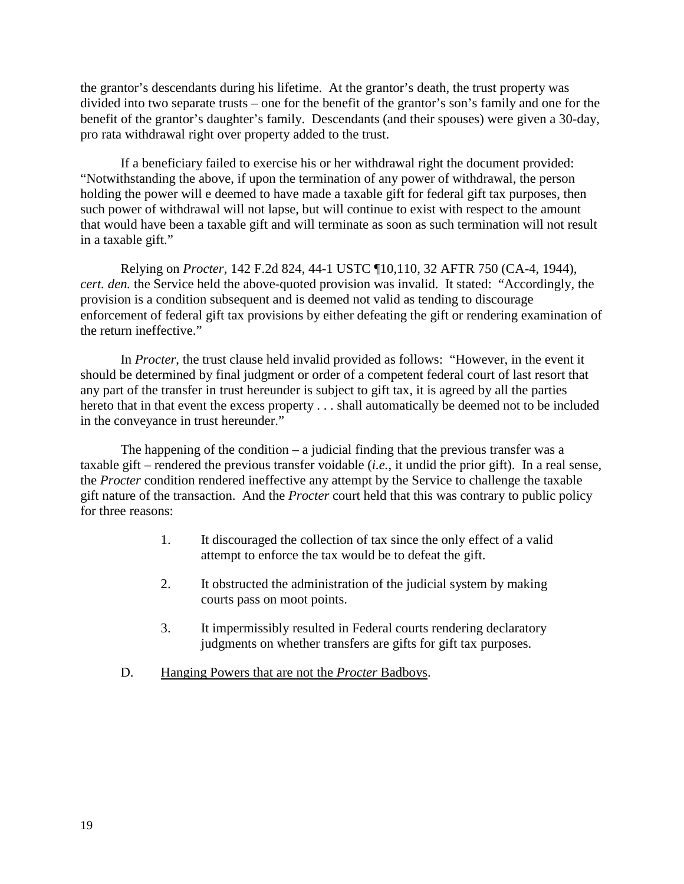the grantor's descendants during his lifetime. At the grantor's death, the trust property was divided into two separate trusts – one for the benefit of the grantor's son's family and one for the benefit of the grantor's daughter's family. Descendants (and their spouses) were given a 30-day, pro rata withdrawal right over property added to the trust.

If a beneficiary failed to exercise his or her withdrawal right the document provided: "Notwithstanding the above, if upon the termination of any power of withdrawal, the person holding the power will e deemed to have made a taxable gift for federal gift tax purposes, then such power of withdrawal will not lapse, but will continue to exist with respect to the amount that would have been a taxable gift and will terminate as soon as such termination will not result in a taxable gift."

Relying on *Procter,* 142 F.2d 824, 44-1 USTC ¶10,110, 32 AFTR 750 (CA-4, 1944), *cert. den.* the Service held the above-quoted provision was invalid. It stated: "Accordingly, the provision is a condition subsequent and is deemed not valid as tending to discourage enforcement of federal gift tax provisions by either defeating the gift or rendering examination of the return ineffective."

In *Procter*, the trust clause held invalid provided as follows: "However, in the event it should be determined by final judgment or order of a competent federal court of last resort that any part of the transfer in trust hereunder is subject to gift tax, it is agreed by all the parties hereto that in that event the excess property . . . shall automatically be deemed not to be included in the conveyance in trust hereunder."

The happening of the condition – a judicial finding that the previous transfer was a taxable gift – rendered the previous transfer voidable (*i.e.*, it undid the prior gift). In a real sense, the *Procter* condition rendered ineffective any attempt by the Service to challenge the taxable gift nature of the transaction. And the *Procter* court held that this was contrary to public policy for three reasons:

1. It discouraged the collection of tax since the only effect of a valid attempt to enforce the tax would be to defeat the gift.

2. It obstructed the administration of the judicial system by making courts pass on moot points.

3. It impermissibly resulted in Federal courts rendering declaratory judgments on whether transfers are gifts for gift tax purposes.

D. Hanging Powers that are not the *Procter* Badboys.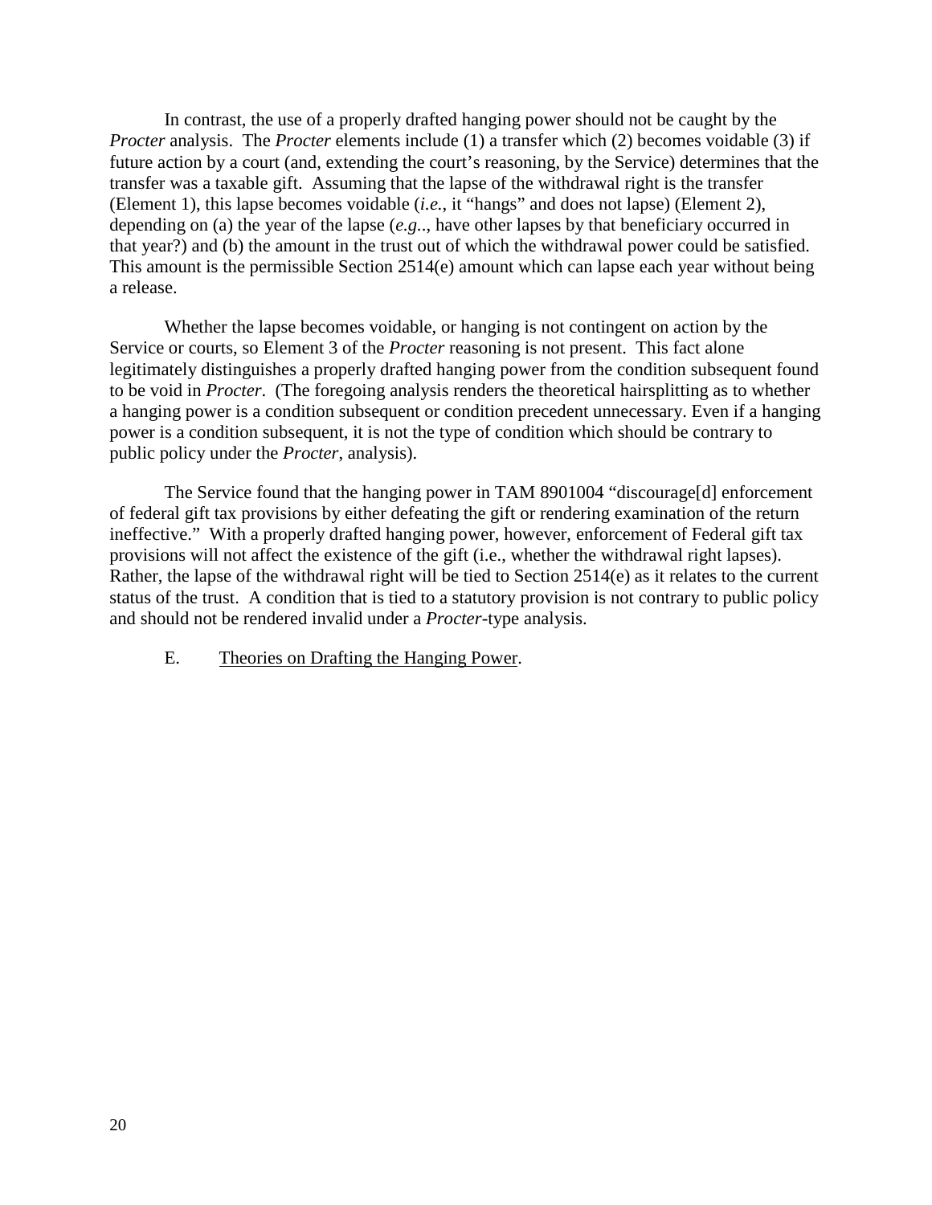In contrast, the use of a properly drafted hanging power should not be caught by the *Procter* analysis. The *Procter* elements include (1) a transfer which (2) becomes voidable (3) if future action by a court (and, extending the court's reasoning, by the Service) determines that the transfer was a taxable gift. Assuming that the lapse of the withdrawal right is the transfer (Element 1), this lapse becomes voidable (*i.e.*, it "hangs" and does not lapse) (Element 2), depending on (a) the year of the lapse (*e.g.*., have other lapses by that beneficiary occurred in that year?) and (b) the amount in the trust out of which the withdrawal power could be satisfied. This amount is the permissible Section 2514(e) amount which can lapse each year without being a release.

Whether the lapse becomes voidable, or hanging is not contingent on action by the Service or courts, so Element 3 of the *Procter* reasoning is not present. This fact alone legitimately distinguishes a properly drafted hanging power from the condition subsequent found to be void in *Procter*. (The foregoing analysis renders the theoretical hairsplitting as to whether a hanging power is a condition subsequent or condition precedent unnecessary. Even if a hanging power is a condition subsequent, it is not the type of condition which should be contrary to public policy under the *Procter*, analysis).

The Service found that the hanging power in TAM 8901004 "discourage[d] enforcement of federal gift tax provisions by either defeating the gift or rendering examination of the return ineffective." With a properly drafted hanging power, however, enforcement of Federal gift tax provisions will not affect the existence of the gift (i.e., whether the withdrawal right lapses). Rather, the lapse of the withdrawal right will be tied to Section 2514(e) as it relates to the current status of the trust. A condition that is tied to a statutory provision is not contrary to public policy and should not be rendered invalid under a *Procter*-type analysis.

E. Theories on Drafting the Hanging Power.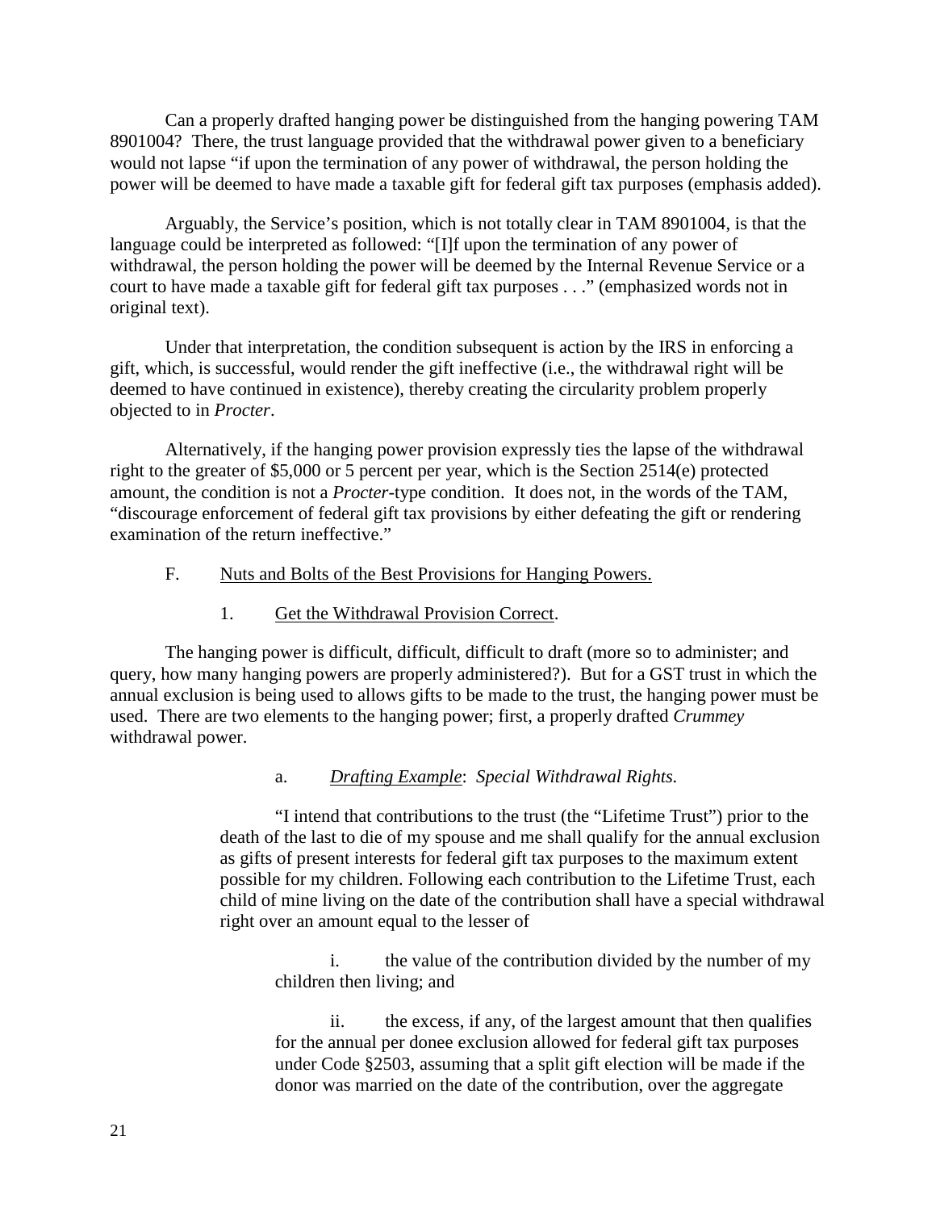Can a properly drafted hanging power be distinguished from the hanging powering TAM 8901004? There, the trust language provided that the withdrawal power given to a beneficiary would not lapse "if upon the termination of any power of withdrawal, the person holding the power will be deemed to have made a taxable gift for federal gift tax purposes (emphasis added).

Arguably, the Service's position, which is not totally clear in TAM 8901004, is that the language could be interpreted as followed: "[I]f upon the termination of any power of withdrawal, the person holding the power will be deemed by the Internal Revenue Service or a court to have made a taxable gift for federal gift tax purposes . . ." (emphasized words not in original text).

Under that interpretation, the condition subsequent is action by the IRS in enforcing a gift, which, is successful, would render the gift ineffective (i.e., the withdrawal right will be deemed to have continued in existence), thereby creating the circularity problem properly objected to in *Procter*.

Alternatively, if the hanging power provision expressly ties the lapse of the withdrawal right to the greater of $5,000 or 5 percent per year, which is the Section 2514(e) protected amount, the condition is not a *Procter*-type condition. It does not, in the words of the TAM, "discourage enforcement of federal gift tax provisions by either defeating the gift or rendering examination of the return ineffective."

F. Nuts and Bolts of the Best Provisions for Hanging Powers.

1. Get the Withdrawal Provision Correct.

The hanging power is difficult, difficult, difficult to draft (more so to administer; and query, how many hanging powers are properly administered?). But for a GST trust in which the annual exclusion is being used to allows gifts to be made to the trust, the hanging power must be used. There are two elements to the hanging power; first, a properly drafted *Crummey* withdrawal power.

a. *Drafting Example*: *Special Withdrawal Rights.*

> "I intend that contributions to the trust (the "Lifetime Trust") prior to the death of the last to die of my spouse and me shall qualify for the annual exclusion as gifts of present interests for federal gift tax purposes to the maximum extent possible for my children. Following each contribution to the Lifetime Trust, each child of mine living on the date of the contribution shall have a special withdrawal right over an amount equal to the lesser of
>
> i. the value of the contribution divided by the number of my children then living; and
>
> ii. the excess, if any, of the largest amount that then qualifies for the annual per donee exclusion allowed for federal gift tax purposes under Code §2503, assuming that a split gift election will be made if the donor was married on the date of the contribution, over the aggregate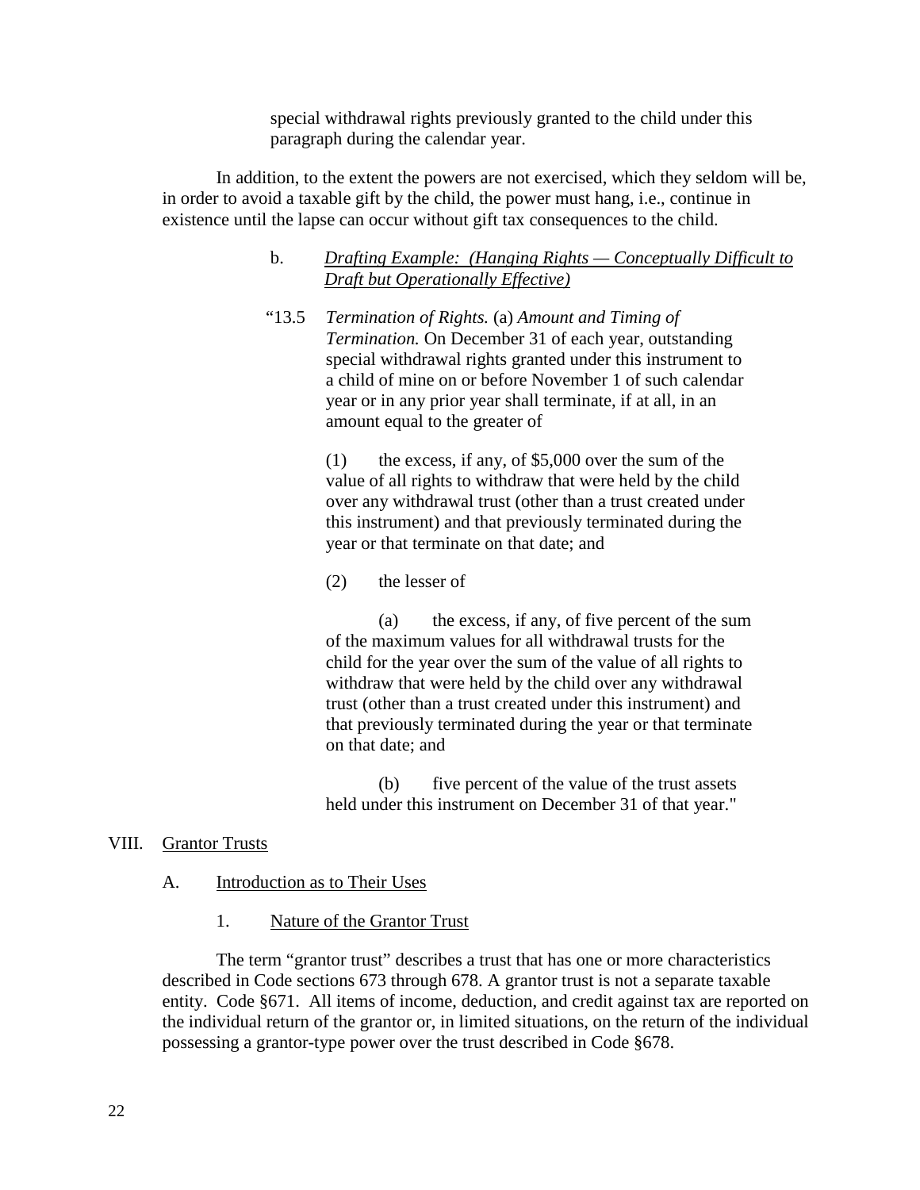special withdrawal rights previously granted to the child under this paragraph during the calendar year.

In addition, to the extent the powers are not exercised, which they seldom will be, in order to avoid a taxable gift by the child, the power must hang, i.e., continue in existence until the lapse can occur without gift tax consequences to the child.

b. *Drafting Example: (Hanging Rights — Conceptually Difficult to Draft but Operationally Effective)*

"13.5 *Termination of Rights.* (a) *Amount and Timing of Termination.* On December 31 of each year, outstanding special withdrawal rights granted under this instrument to a child of mine on or before November 1 of such calendar year or in any prior year shall terminate, if at all, in an amount equal to the greater of

(1) the excess, if any, of $5,000 over the sum of the value of all rights to withdraw that were held by the child over any withdrawal trust (other than a trust created under this instrument) and that previously terminated during the year or that terminate on that date; and

(2) the lesser of

(a) the excess, if any, of five percent of the sum of the maximum values for all withdrawal trusts for the child for the year over the sum of the value of all rights to withdraw that were held by the child over any withdrawal trust (other than a trust created under this instrument) and that previously terminated during the year or that terminate on that date; and

(b) five percent of the value of the trust assets held under this instrument on December 31 of that year."

## VIII. Grantor Trusts

### A. Introduction as to Their Uses

#### 1. Nature of the Grantor Trust

The term "grantor trust" describes a trust that has one or more characteristics described in Code sections 673 through 678. A grantor trust is not a separate taxable entity. Code §671. All items of income, deduction, and credit against tax are reported on the individual return of the grantor or, in limited situations, on the return of the individual possessing a grantor-type power over the trust described in Code §678.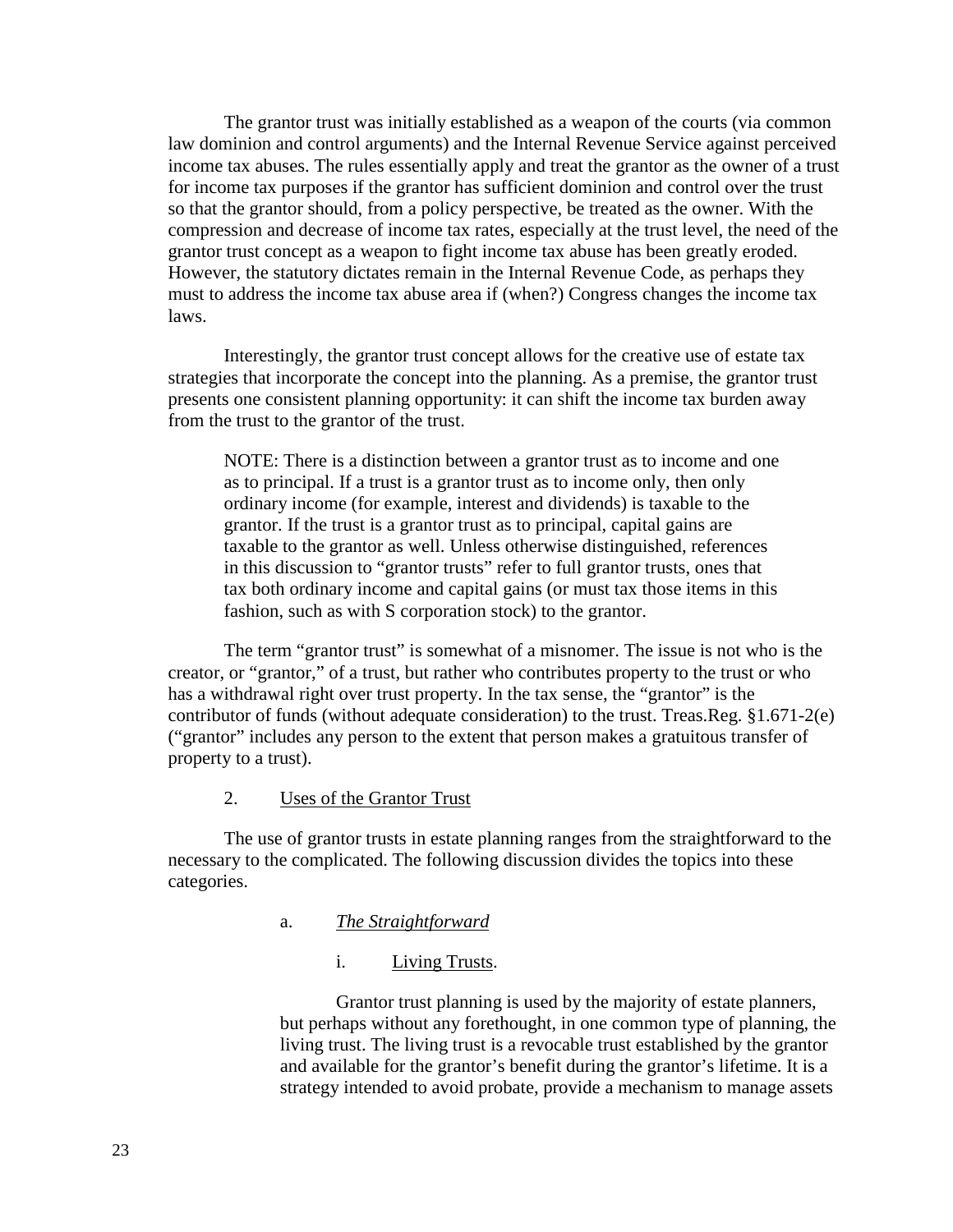The grantor trust was initially established as a weapon of the courts (via common law dominion and control arguments) and the Internal Revenue Service against perceived income tax abuses. The rules essentially apply and treat the grantor as the owner of a trust for income tax purposes if the grantor has sufficient dominion and control over the trust so that the grantor should, from a policy perspective, be treated as the owner. With the compression and decrease of income tax rates, especially at the trust level, the need of the grantor trust concept as a weapon to fight income tax abuse has been greatly eroded. However, the statutory dictates remain in the Internal Revenue Code, as perhaps they must to address the income tax abuse area if (when?) Congress changes the income tax laws.

Interestingly, the grantor trust concept allows for the creative use of estate tax strategies that incorporate the concept into the planning. As a premise, the grantor trust presents one consistent planning opportunity: it can shift the income tax burden away from the trust to the grantor of the trust.

> NOTE: There is a distinction between a grantor trust as to income and one as to principal. If a trust is a grantor trust as to income only, then only ordinary income (for example, interest and dividends) is taxable to the grantor. If the trust is a grantor trust as to principal, capital gains are taxable to the grantor as well. Unless otherwise distinguished, references in this discussion to "grantor trusts" refer to full grantor trusts, ones that tax both ordinary income and capital gains (or must tax those items in this fashion, such as with S corporation stock) to the grantor.

The term "grantor trust" is somewhat of a misnomer. The issue is not who is the creator, or "grantor," of a trust, but rather who contributes property to the trust or who has a withdrawal right over trust property. In the tax sense, the "grantor" is the contributor of funds (without adequate consideration) to the trust. Treas.Reg. §1.671-2(e) ("grantor" includes any person to the extent that person makes a gratuitous transfer of property to a trust).

## 2. Uses of the Grantor Trust

The use of grantor trusts in estate planning ranges from the straightforward to the necessary to the complicated. The following discussion divides the topics into these categories.

### a. *The Straightforward*

#### i. Living Trusts.

Grantor trust planning is used by the majority of estate planners, but perhaps without any forethought, in one common type of planning, the living trust. The living trust is a revocable trust established by the grantor and available for the grantor's benefit during the grantor's lifetime. It is a strategy intended to avoid probate, provide a mechanism to manage assets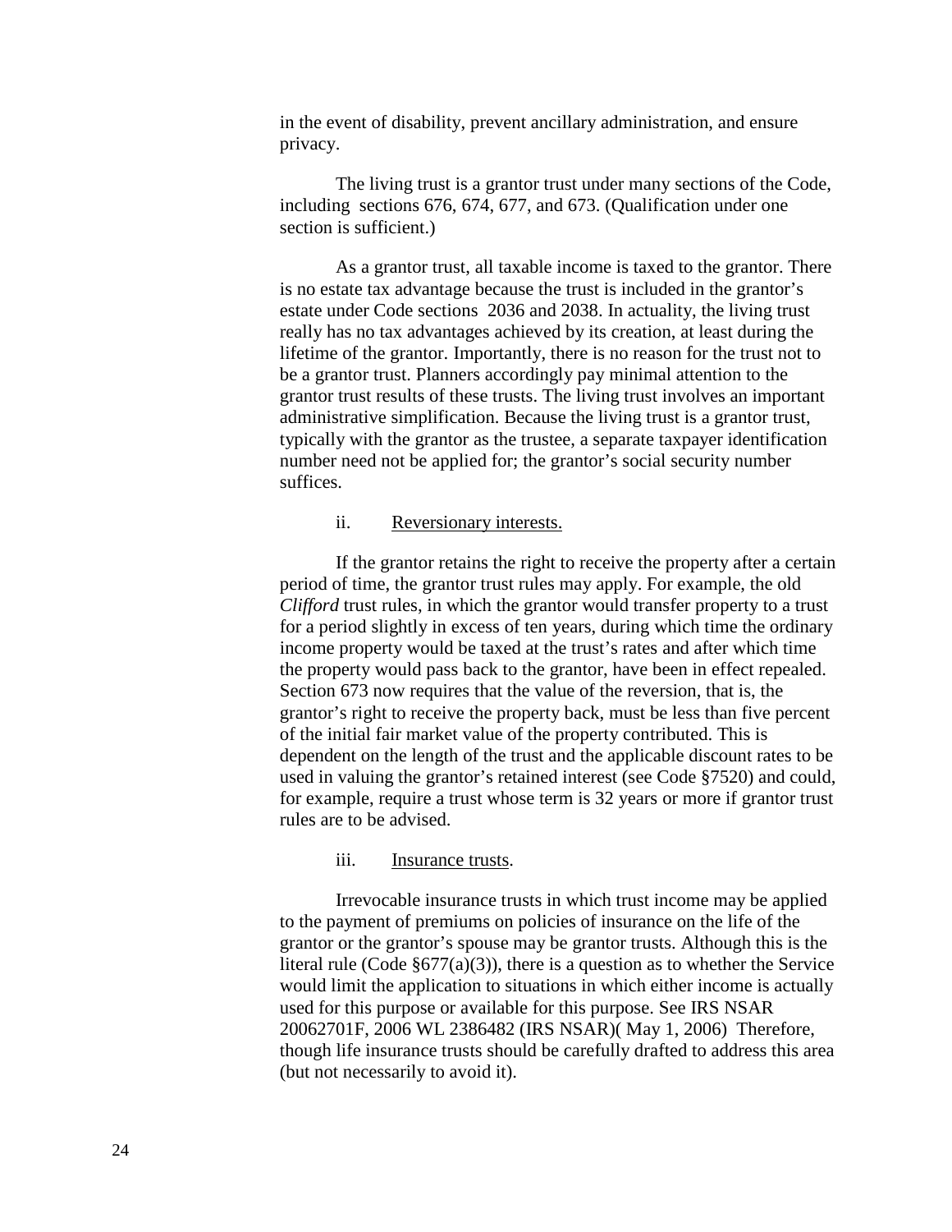in the event of disability, prevent ancillary administration, and ensure privacy.

The living trust is a grantor trust under many sections of the Code, including sections 676, 674, 677, and 673. (Qualification under one section is sufficient.)

As a grantor trust, all taxable income is taxed to the grantor. There is no estate tax advantage because the trust is included in the grantor's estate under Code sections 2036 and 2038. In actuality, the living trust really has no tax advantages achieved by its creation, at least during the lifetime of the grantor. Importantly, there is no reason for the trust not to be a grantor trust. Planners accordingly pay minimal attention to the grantor trust results of these trusts. The living trust involves an important administrative simplification. Because the living trust is a grantor trust, typically with the grantor as the trustee, a separate taxpayer identification number need not be applied for; the grantor's social security number suffices.

ii. Reversionary interests.

If the grantor retains the right to receive the property after a certain period of time, the grantor trust rules may apply. For example, the old *Clifford* trust rules, in which the grantor would transfer property to a trust for a period slightly in excess of ten years, during which time the ordinary income property would be taxed at the trust's rates and after which time the property would pass back to the grantor, have been in effect repealed. Section 673 now requires that the value of the reversion, that is, the grantor's right to receive the property back, must be less than five percent of the initial fair market value of the property contributed. This is dependent on the length of the trust and the applicable discount rates to be used in valuing the grantor's retained interest (see Code §7520) and could, for example, require a trust whose term is 32 years or more if grantor trust rules are to be advised.

iii. Insurance trusts.

Irrevocable insurance trusts in which trust income may be applied to the payment of premiums on policies of insurance on the life of the grantor or the grantor's spouse may be grantor trusts. Although this is the literal rule (Code §677(a)(3)), there is a question as to whether the Service would limit the application to situations in which either income is actually used for this purpose or available for this purpose. See IRS NSAR 20062701F, 2006 WL 2386482 (IRS NSAR)( May 1, 2006) Therefore, though life insurance trusts should be carefully drafted to address this area (but not necessarily to avoid it).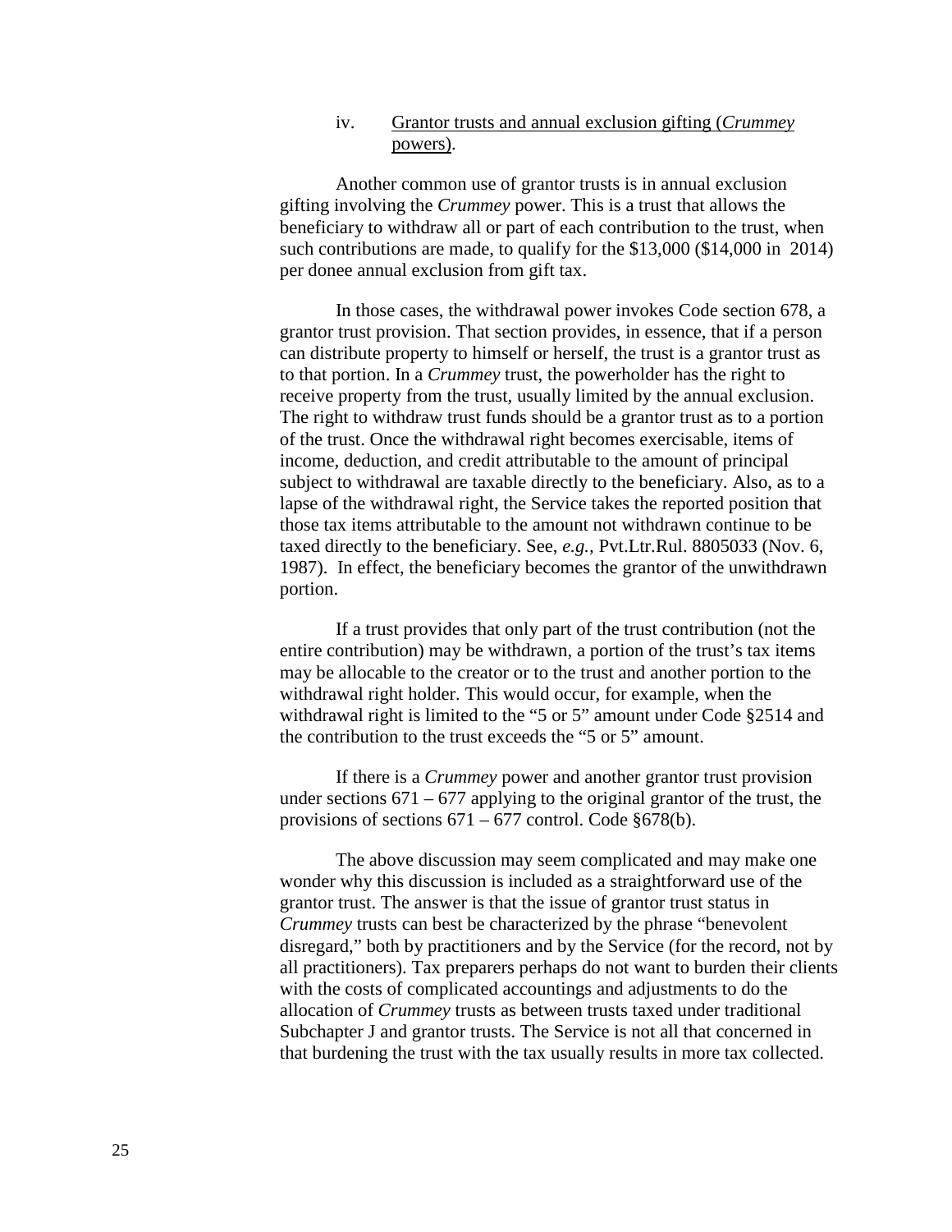#### iv. Grantor trusts and annual exclusion gifting (*Crummey* powers).

Another common use of grantor trusts is in annual exclusion gifting involving the *Crummey* power. This is a trust that allows the beneficiary to withdraw all or part of each contribution to the trust, when such contributions are made, to qualify for the $13,000 ($14,000 in 2014) per donee annual exclusion from gift tax.

In those cases, the withdrawal power invokes Code section 678, a grantor trust provision. That section provides, in essence, that if a person can distribute property to himself or herself, the trust is a grantor trust as to that portion. In a *Crummey* trust, the powerholder has the right to receive property from the trust, usually limited by the annual exclusion. The right to withdraw trust funds should be a grantor trust as to a portion of the trust. Once the withdrawal right becomes exercisable, items of income, deduction, and credit attributable to the amount of principal subject to withdrawal are taxable directly to the beneficiary. Also, as to a lapse of the withdrawal right, the Service takes the reported position that those tax items attributable to the amount not withdrawn continue to be taxed directly to the beneficiary. See, *e.g.,* Pvt.Ltr.Rul. 8805033 (Nov. 6, 1987). In effect, the beneficiary becomes the grantor of the unwithdrawn portion.

If a trust provides that only part of the trust contribution (not the entire contribution) may be withdrawn, a portion of the trust's tax items may be allocable to the creator or to the trust and another portion to the withdrawal right holder. This would occur, for example, when the withdrawal right is limited to the "5 or 5" amount under Code §2514 and the contribution to the trust exceeds the "5 or 5" amount.

If there is a *Crummey* power and another grantor trust provision under sections 671 – 677 applying to the original grantor of the trust, the provisions of sections 671 – 677 control. Code §678(b).

The above discussion may seem complicated and may make one wonder why this discussion is included as a straightforward use of the grantor trust. The answer is that the issue of grantor trust status in *Crummey* trusts can best be characterized by the phrase "benevolent disregard," both by practitioners and by the Service (for the record, not by all practitioners). Tax preparers perhaps do not want to burden their clients with the costs of complicated accountings and adjustments to do the allocation of *Crummey* trusts as between trusts taxed under traditional Subchapter J and grantor trusts. The Service is not all that concerned in that burdening the trust with the tax usually results in more tax collected.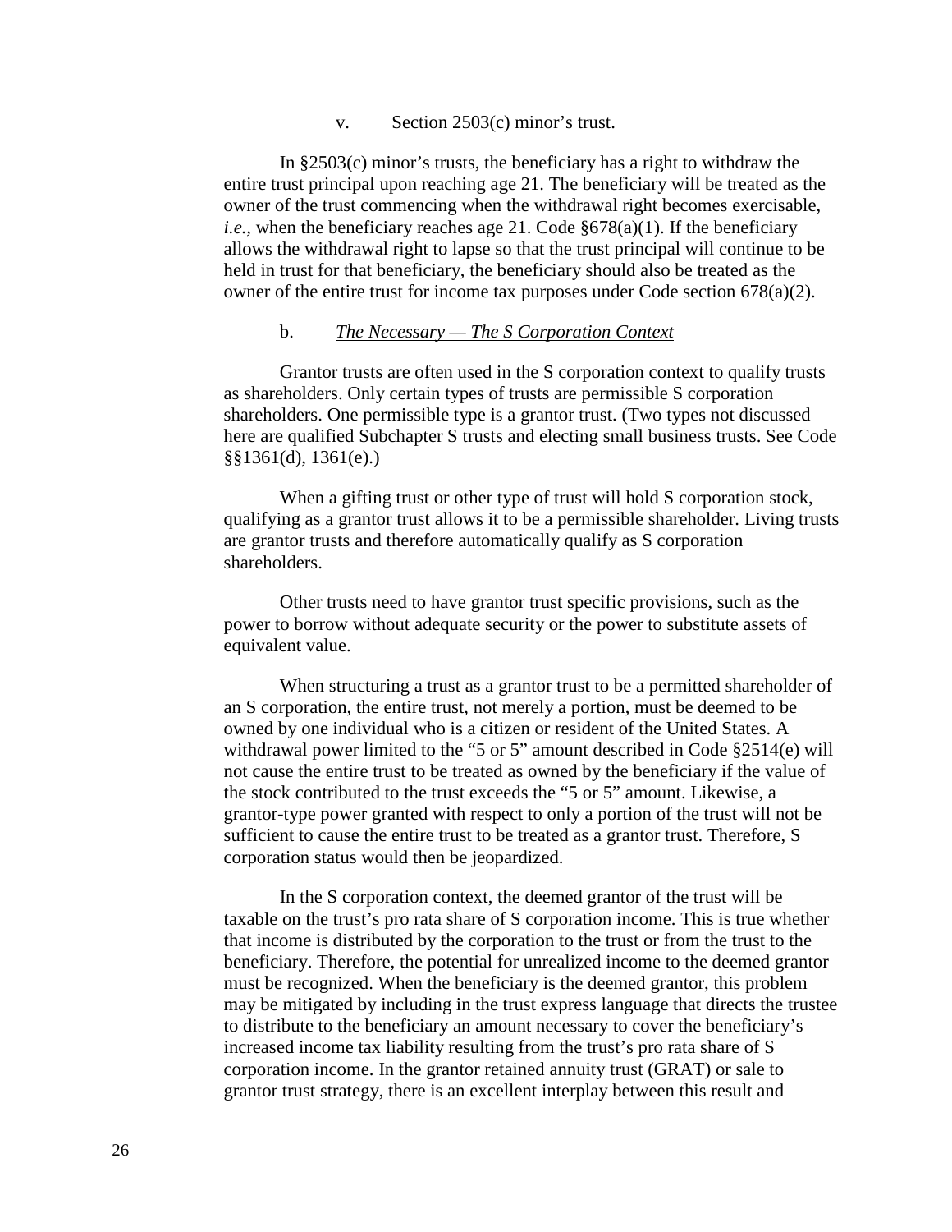v. <u>Section 2503(c) minor's trust</u>.

In §2503(c) minor's trusts, the beneficiary has a right to withdraw the entire trust principal upon reaching age 21. The beneficiary will be treated as the owner of the trust commencing when the withdrawal right becomes exercisable, *i.e.*, when the beneficiary reaches age 21. Code §678(a)(1). If the beneficiary allows the withdrawal right to lapse so that the trust principal will continue to be held in trust for that beneficiary, the beneficiary should also be treated as the owner of the entire trust for income tax purposes under Code section 678(a)(2).

b. *<u>The Necessary — The S Corporation Context</u>*

Grantor trusts are often used in the S corporation context to qualify trusts as shareholders. Only certain types of trusts are permissible S corporation shareholders. One permissible type is a grantor trust. (Two types not discussed here are qualified Subchapter S trusts and electing small business trusts. See Code §§1361(d), 1361(e).)

When a gifting trust or other type of trust will hold S corporation stock, qualifying as a grantor trust allows it to be a permissible shareholder. Living trusts are grantor trusts and therefore automatically qualify as S corporation shareholders.

Other trusts need to have grantor trust specific provisions, such as the power to borrow without adequate security or the power to substitute assets of equivalent value.

When structuring a trust as a grantor trust to be a permitted shareholder of an S corporation, the entire trust, not merely a portion, must be deemed to be owned by one individual who is a citizen or resident of the United States. A withdrawal power limited to the "5 or 5" amount described in Code §2514(e) will not cause the entire trust to be treated as owned by the beneficiary if the value of the stock contributed to the trust exceeds the "5 or 5" amount. Likewise, a grantor-type power granted with respect to only a portion of the trust will not be sufficient to cause the entire trust to be treated as a grantor trust. Therefore, S corporation status would then be jeopardized.

In the S corporation context, the deemed grantor of the trust will be taxable on the trust's pro rata share of S corporation income. This is true whether that income is distributed by the corporation to the trust or from the trust to the beneficiary. Therefore, the potential for unrealized income to the deemed grantor must be recognized. When the beneficiary is the deemed grantor, this problem may be mitigated by including in the trust express language that directs the trustee to distribute to the beneficiary an amount necessary to cover the beneficiary's increased income tax liability resulting from the trust's pro rata share of S corporation income. In the grantor retained annuity trust (GRAT) or sale to grantor trust strategy, there is an excellent interplay between this result and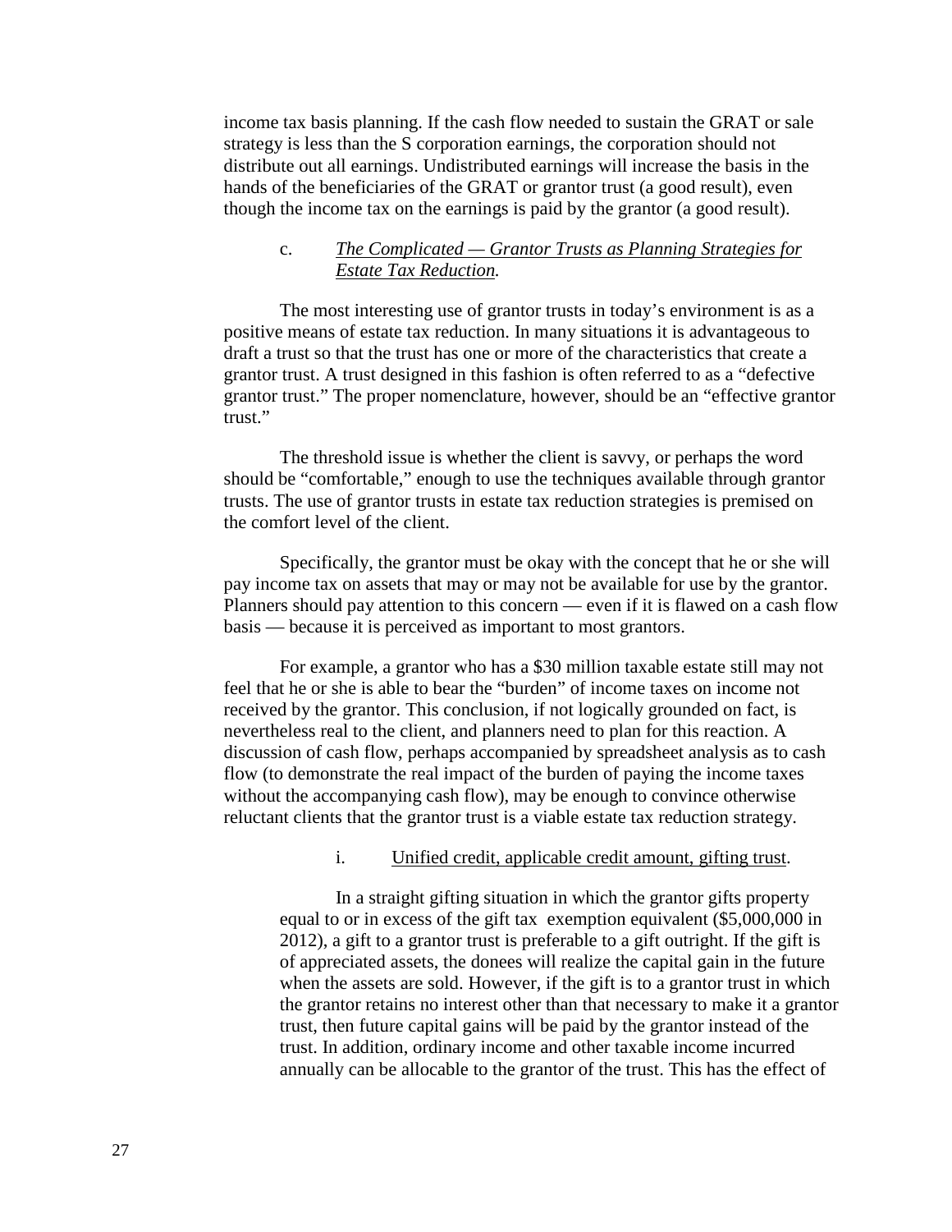income tax basis planning. If the cash flow needed to sustain the GRAT or sale strategy is less than the S corporation earnings, the corporation should not distribute out all earnings. Undistributed earnings will increase the basis in the hands of the beneficiaries of the GRAT or grantor trust (a good result), even though the income tax on the earnings is paid by the grantor (a good result).

c. *The Complicated — Grantor Trusts as Planning Strategies for Estate Tax Reduction.*

The most interesting use of grantor trusts in today's environment is as a positive means of estate tax reduction. In many situations it is advantageous to draft a trust so that the trust has one or more of the characteristics that create a grantor trust. A trust designed in this fashion is often referred to as a "defective grantor trust." The proper nomenclature, however, should be an "effective grantor trust."

The threshold issue is whether the client is savvy, or perhaps the word should be "comfortable," enough to use the techniques available through grantor trusts. The use of grantor trusts in estate tax reduction strategies is premised on the comfort level of the client.

Specifically, the grantor must be okay with the concept that he or she will pay income tax on assets that may or may not be available for use by the grantor. Planners should pay attention to this concern — even if it is flawed on a cash flow basis — because it is perceived as important to most grantors.

For example, a grantor who has a $30 million taxable estate still may not feel that he or she is able to bear the "burden" of income taxes on income not received by the grantor. This conclusion, if not logically grounded on fact, is nevertheless real to the client, and planners need to plan for this reaction. A discussion of cash flow, perhaps accompanied by spreadsheet analysis as to cash flow (to demonstrate the real impact of the burden of paying the income taxes without the accompanying cash flow), may be enough to convince otherwise reluctant clients that the grantor trust is a viable estate tax reduction strategy.

i. Unified credit, applicable credit amount, gifting trust.

In a straight gifting situation in which the grantor gifts property equal to or in excess of the gift tax exemption equivalent ($5,000,000 in 2012), a gift to a grantor trust is preferable to a gift outright. If the gift is of appreciated assets, the donees will realize the capital gain in the future when the assets are sold. However, if the gift is to a grantor trust in which the grantor retains no interest other than that necessary to make it a grantor trust, then future capital gains will be paid by the grantor instead of the trust. In addition, ordinary income and other taxable income incurred annually can be allocable to the grantor of the trust. This has the effect of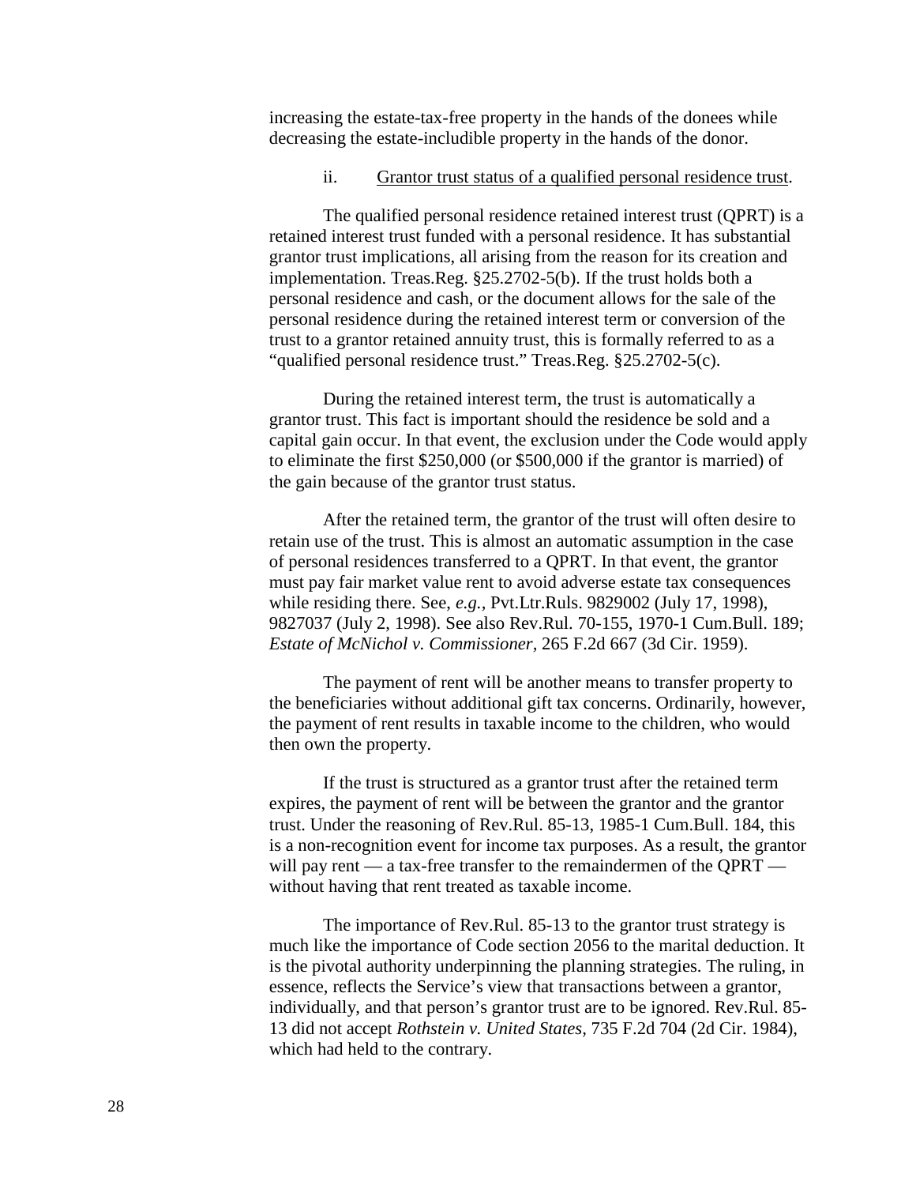increasing the estate-tax-free property in the hands of the donees while decreasing the estate-includible property in the hands of the donor.

ii. Grantor trust status of a qualified personal residence trust.

The qualified personal residence retained interest trust (QPRT) is a retained interest trust funded with a personal residence. It has substantial grantor trust implications, all arising from the reason for its creation and implementation. Treas.Reg. §25.2702-5(b). If the trust holds both a personal residence and cash, or the document allows for the sale of the personal residence during the retained interest term or conversion of the trust to a grantor retained annuity trust, this is formally referred to as a "qualified personal residence trust." Treas.Reg. §25.2702-5(c).

During the retained interest term, the trust is automatically a grantor trust. This fact is important should the residence be sold and a capital gain occur. In that event, the exclusion under the Code would apply to eliminate the first $250,000 (or $500,000 if the grantor is married) of the gain because of the grantor trust status.

After the retained term, the grantor of the trust will often desire to retain use of the trust. This is almost an automatic assumption in the case of personal residences transferred to a QPRT. In that event, the grantor must pay fair market value rent to avoid adverse estate tax consequences while residing there. See, *e.g.*, Pvt.Ltr.Ruls. 9829002 (July 17, 1998), 9827037 (July 2, 1998). See also Rev.Rul. 70-155, 1970-1 Cum.Bull. 189; *Estate of McNichol v. Commissioner*, 265 F.2d 667 (3d Cir. 1959).

The payment of rent will be another means to transfer property to the beneficiaries without additional gift tax concerns. Ordinarily, however, the payment of rent results in taxable income to the children, who would then own the property.

If the trust is structured as a grantor trust after the retained term expires, the payment of rent will be between the grantor and the grantor trust. Under the reasoning of Rev.Rul. 85-13, 1985-1 Cum.Bull. 184, this is a non-recognition event for income tax purposes. As a result, the grantor will pay rent — a tax-free transfer to the remaindermen of the QPRT — without having that rent treated as taxable income.

The importance of Rev.Rul. 85-13 to the grantor trust strategy is much like the importance of Code section 2056 to the marital deduction. It is the pivotal authority underpinning the planning strategies. The ruling, in essence, reflects the Service's view that transactions between a grantor, individually, and that person's grantor trust are to be ignored. Rev.Rul. 85-13 did not accept *Rothstein v. United States*, 735 F.2d 704 (2d Cir. 1984), which had held to the contrary.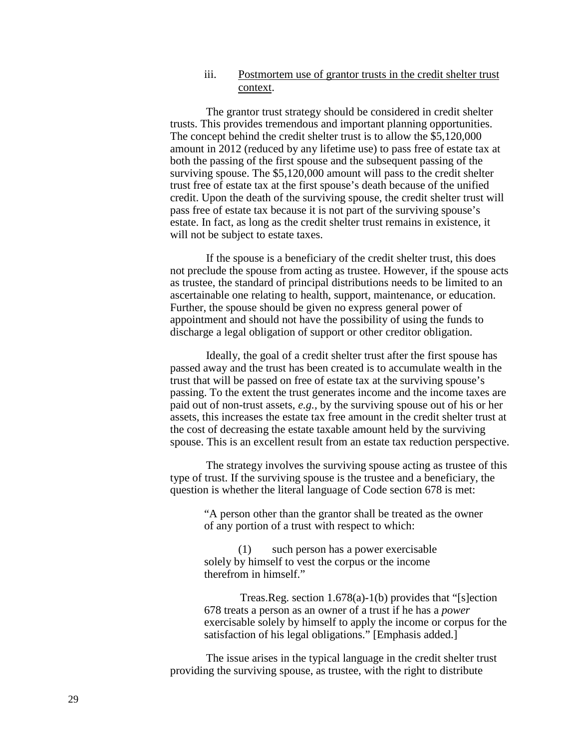iii. Postmortem use of grantor trusts in the credit shelter trust context.

The grantor trust strategy should be considered in credit shelter trusts. This provides tremendous and important planning opportunities. The concept behind the credit shelter trust is to allow the $5,120,000 amount in 2012 (reduced by any lifetime use) to pass free of estate tax at both the passing of the first spouse and the subsequent passing of the surviving spouse. The $5,120,000 amount will pass to the credit shelter trust free of estate tax at the first spouse's death because of the unified credit. Upon the death of the surviving spouse, the credit shelter trust will pass free of estate tax because it is not part of the surviving spouse's estate. In fact, as long as the credit shelter trust remains in existence, it will not be subject to estate taxes.

If the spouse is a beneficiary of the credit shelter trust, this does not preclude the spouse from acting as trustee. However, if the spouse acts as trustee, the standard of principal distributions needs to be limited to an ascertainable one relating to health, support, maintenance, or education. Further, the spouse should be given no express general power of appointment and should not have the possibility of using the funds to discharge a legal obligation of support or other creditor obligation.

Ideally, the goal of a credit shelter trust after the first spouse has passed away and the trust has been created is to accumulate wealth in the trust that will be passed on free of estate tax at the surviving spouse's passing. To the extent the trust generates income and the income taxes are paid out of non-trust assets, *e.g.*, by the surviving spouse out of his or her assets, this increases the estate tax free amount in the credit shelter trust at the cost of decreasing the estate taxable amount held by the surviving spouse. This is an excellent result from an estate tax reduction perspective.

The strategy involves the surviving spouse acting as trustee of this type of trust. If the surviving spouse is the trustee and a beneficiary, the question is whether the literal language of Code section 678 is met:

> "A person other than the grantor shall be treated as the owner of any portion of a trust with respect to which:
>
> (1) such person has a power exercisable solely by himself to vest the corpus or the income therefrom in himself."
>
> Treas.Reg. section 1.678(a)-1(b) provides that "[s]ection 678 treats a person as an owner of a trust if he has a *power* exercisable solely by himself to apply the income or corpus for the satisfaction of his legal obligations." [Emphasis added.]

The issue arises in the typical language in the credit shelter trust providing the surviving spouse, as trustee, with the right to distribute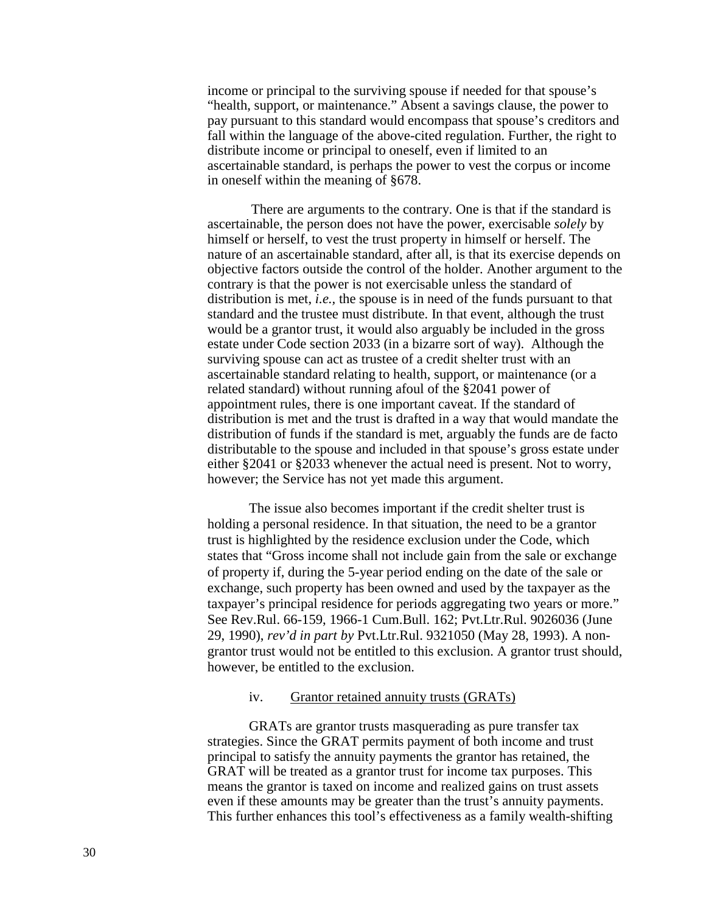income or principal to the surviving spouse if needed for that spouse's "health, support, or maintenance." Absent a savings clause, the power to pay pursuant to this standard would encompass that spouse's creditors and fall within the language of the above-cited regulation. Further, the right to distribute income or principal to oneself, even if limited to an ascertainable standard, is perhaps the power to vest the corpus or income in oneself within the meaning of §678.

There are arguments to the contrary. One is that if the standard is ascertainable, the person does not have the power, exercisable *solely* by himself or herself, to vest the trust property in himself or herself. The nature of an ascertainable standard, after all, is that its exercise depends on objective factors outside the control of the holder. Another argument to the contrary is that the power is not exercisable unless the standard of distribution is met, *i.e.*, the spouse is in need of the funds pursuant to that standard and the trustee must distribute. In that event, although the trust would be a grantor trust, it would also arguably be included in the gross estate under Code section 2033 (in a bizarre sort of way). Although the surviving spouse can act as trustee of a credit shelter trust with an ascertainable standard relating to health, support, or maintenance (or a related standard) without running afoul of the §2041 power of appointment rules, there is one important caveat. If the standard of distribution is met and the trust is drafted in a way that would mandate the distribution of funds if the standard is met, arguably the funds are de facto distributable to the spouse and included in that spouse's gross estate under either §2041 or §2033 whenever the actual need is present. Not to worry, however; the Service has not yet made this argument.

The issue also becomes important if the credit shelter trust is holding a personal residence. In that situation, the need to be a grantor trust is highlighted by the residence exclusion under the Code, which states that "Gross income shall not include gain from the sale or exchange of property if, during the 5-year period ending on the date of the sale or exchange, such property has been owned and used by the taxpayer as the taxpayer's principal residence for periods aggregating two years or more." See Rev.Rul. 66-159, 1966-1 Cum.Bull. 162; Pvt.Ltr.Rul. 9026036 (June 29, 1990), *rev'd in part by* Pvt.Ltr.Rul. 9321050 (May 28, 1993). A non-grantor trust would not be entitled to this exclusion. A grantor trust should, however, be entitled to the exclusion.

iv. Grantor retained annuity trusts (GRATs)

GRATs are grantor trusts masquerading as pure transfer tax strategies. Since the GRAT permits payment of both income and trust principal to satisfy the annuity payments the grantor has retained, the GRAT will be treated as a grantor trust for income tax purposes. This means the grantor is taxed on income and realized gains on trust assets even if these amounts may be greater than the trust's annuity payments. This further enhances this tool's effectiveness as a family wealth-shifting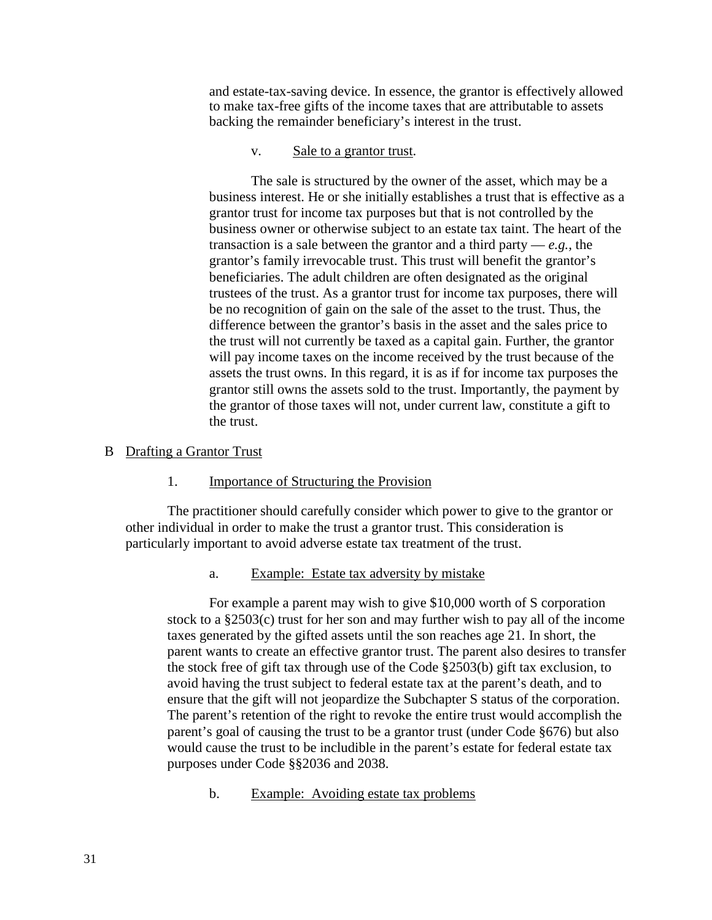and estate-tax-saving device. In essence, the grantor is effectively allowed to make tax-free gifts of the income taxes that are attributable to assets backing the remainder beneficiary's interest in the trust.

v. Sale to a grantor trust.

The sale is structured by the owner of the asset, which may be a business interest. He or she initially establishes a trust that is effective as a grantor trust for income tax purposes but that is not controlled by the business owner or otherwise subject to an estate tax taint. The heart of the transaction is a sale between the grantor and a third party — *e.g.*, the grantor's family irrevocable trust. This trust will benefit the grantor's beneficiaries. The adult children are often designated as the original trustees of the trust. As a grantor trust for income tax purposes, there will be no recognition of gain on the sale of the asset to the trust. Thus, the difference between the grantor's basis in the asset and the sales price to the trust will not currently be taxed as a capital gain. Further, the grantor will pay income taxes on the income received by the trust because of the assets the trust owns. In this regard, it is as if for income tax purposes the grantor still owns the assets sold to the trust. Importantly, the payment by the grantor of those taxes will not, under current law, constitute a gift to the trust.

## B Drafting a Grantor Trust

### 1. Importance of Structuring the Provision

The practitioner should carefully consider which power to give to the grantor or other individual in order to make the trust a grantor trust. This consideration is particularly important to avoid adverse estate tax treatment of the trust.

#### a. Example: Estate tax adversity by mistake

For example a parent may wish to give $10,000 worth of S corporation stock to a §2503(c) trust for her son and may further wish to pay all of the income taxes generated by the gifted assets until the son reaches age 21. In short, the parent wants to create an effective grantor trust. The parent also desires to transfer the stock free of gift tax through use of the Code §2503(b) gift tax exclusion, to avoid having the trust subject to federal estate tax at the parent's death, and to ensure that the gift will not jeopardize the Subchapter S status of the corporation. The parent's retention of the right to revoke the entire trust would accomplish the parent's goal of causing the trust to be a grantor trust (under Code §676) but also would cause the trust to be includible in the parent's estate for federal estate tax purposes under Code §§2036 and 2038.

#### b. Example: Avoiding estate tax problems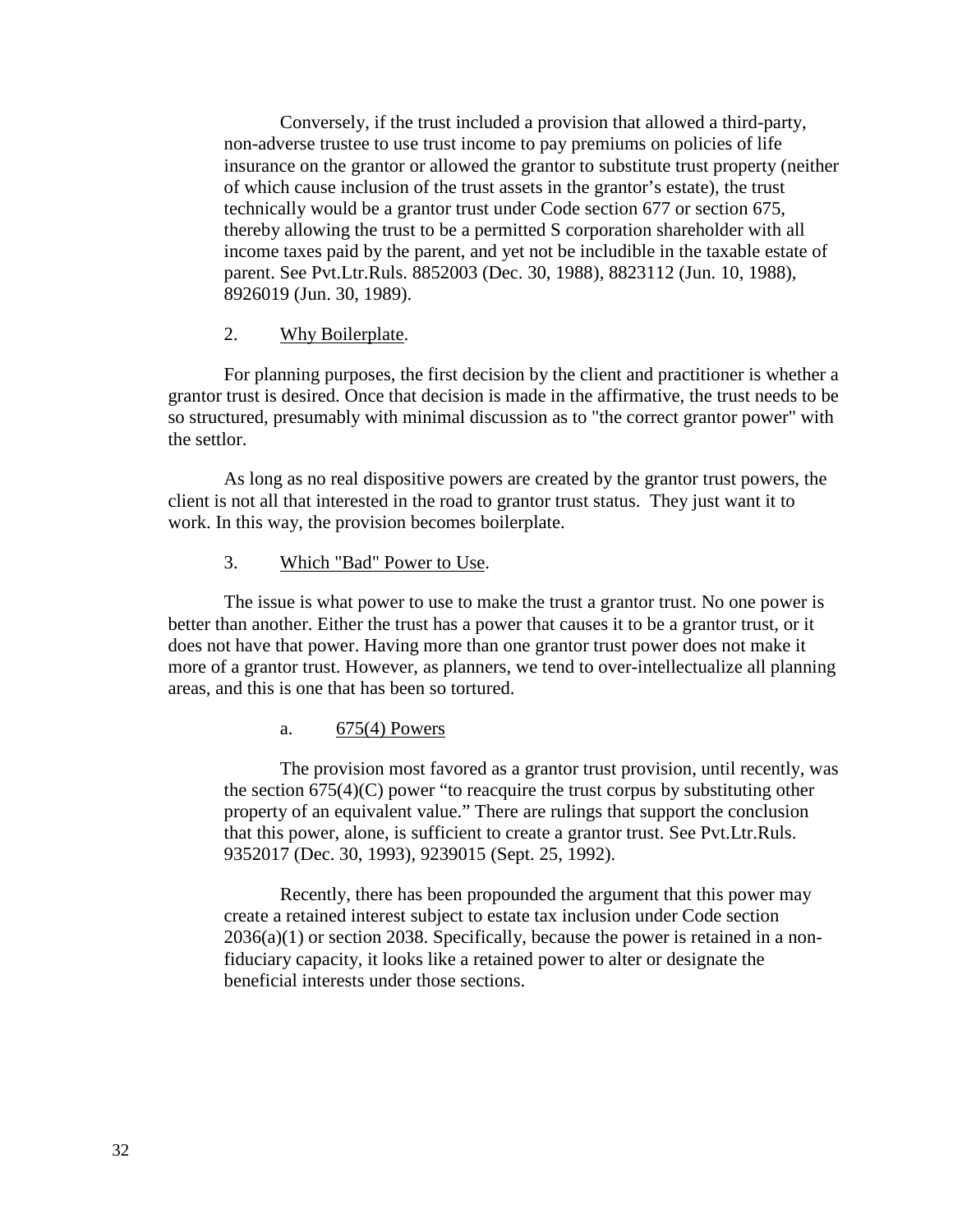Conversely, if the trust included a provision that allowed a third-party, non-adverse trustee to use trust income to pay premiums on policies of life insurance on the grantor or allowed the grantor to substitute trust property (neither of which cause inclusion of the trust assets in the grantor's estate), the trust technically would be a grantor trust under Code section 677 or section 675, thereby allowing the trust to be a permitted S corporation shareholder with all income taxes paid by the parent, and yet not be includible in the taxable estate of parent. See Pvt.Ltr.Ruls. 8852003 (Dec. 30, 1988), 8823112 (Jun. 10, 1988), 8926019 (Jun. 30, 1989).

2. Why Boilerplate.

For planning purposes, the first decision by the client and practitioner is whether a grantor trust is desired. Once that decision is made in the affirmative, the trust needs to be so structured, presumably with minimal discussion as to "the correct grantor power" with the settlor.

As long as no real dispositive powers are created by the grantor trust powers, the client is not all that interested in the road to grantor trust status. They just want it to work. In this way, the provision becomes boilerplate.

3. Which "Bad" Power to Use.

The issue is what power to use to make the trust a grantor trust. No one power is better than another. Either the trust has a power that causes it to be a grantor trust, or it does not have that power. Having more than one grantor trust power does not make it more of a grantor trust. However, as planners, we tend to over-intellectualize all planning areas, and this is one that has been so tortured.

a. 675(4) Powers

The provision most favored as a grantor trust provision, until recently, was the section 675(4)(C) power "to reacquire the trust corpus by substituting other property of an equivalent value." There are rulings that support the conclusion that this power, alone, is sufficient to create a grantor trust. See Pvt.Ltr.Ruls. 9352017 (Dec. 30, 1993), 9239015 (Sept. 25, 1992).

Recently, there has been propounded the argument that this power may create a retained interest subject to estate tax inclusion under Code section 2036(a)(1) or section 2038. Specifically, because the power is retained in a non-fiduciary capacity, it looks like a retained power to alter or designate the beneficial interests under those sections.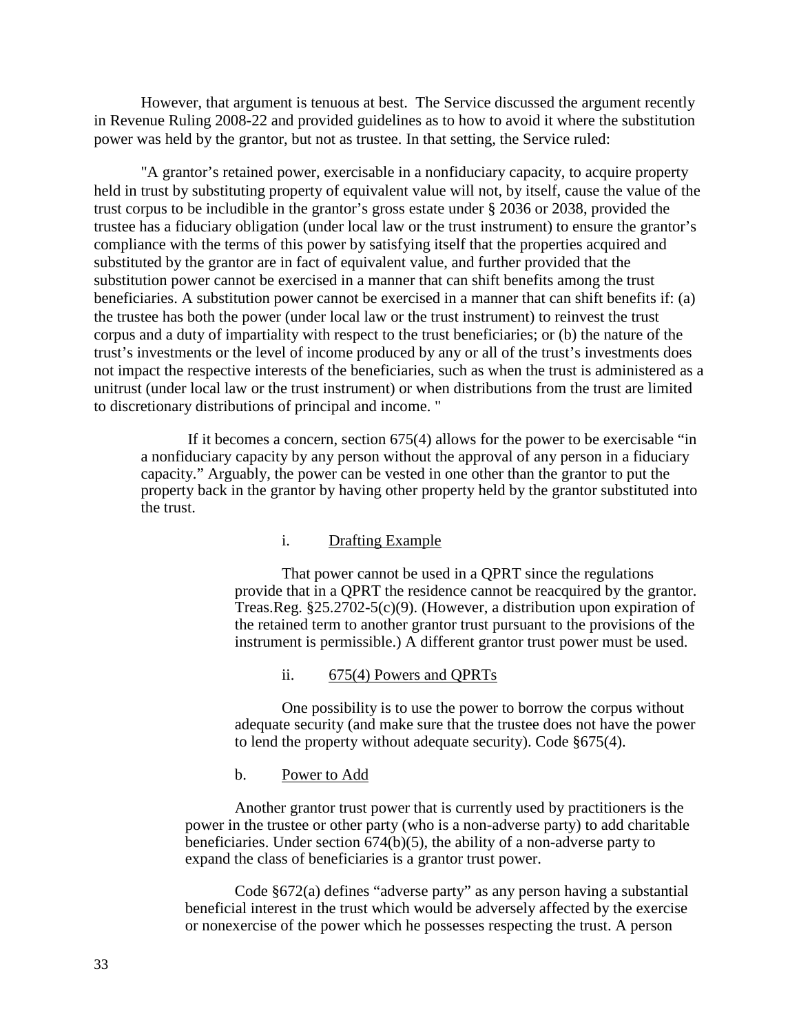However, that argument is tenuous at best. The Service discussed the argument recently in Revenue Ruling 2008-22 and provided guidelines as to how to avoid it where the substitution power was held by the grantor, but not as trustee. In that setting, the Service ruled:

"A grantor's retained power, exercisable in a nonfiduciary capacity, to acquire property held in trust by substituting property of equivalent value will not, by itself, cause the value of the trust corpus to be includible in the grantor's gross estate under § 2036 or 2038, provided the trustee has a fiduciary obligation (under local law or the trust instrument) to ensure the grantor's compliance with the terms of this power by satisfying itself that the properties acquired and substituted by the grantor are in fact of equivalent value, and further provided that the substitution power cannot be exercised in a manner that can shift benefits among the trust beneficiaries. A substitution power cannot be exercised in a manner that can shift benefits if: (a) the trustee has both the power (under local law or the trust instrument) to reinvest the trust corpus and a duty of impartiality with respect to the trust beneficiaries; or (b) the nature of the trust's investments or the level of income produced by any or all of the trust's investments does not impact the respective interests of the beneficiaries, such as when the trust is administered as a unitrust (under local law or the trust instrument) or when distributions from the trust are limited to discretionary distributions of principal and income. "

If it becomes a concern, section 675(4) allows for the power to be exercisable "in a nonfiduciary capacity by any person without the approval of any person in a fiduciary capacity." Arguably, the power can be vested in one other than the grantor to put the property back in the grantor by having other property held by the grantor substituted into the trust.

i. Drafting Example

That power cannot be used in a QPRT since the regulations provide that in a QPRT the residence cannot be reacquired by the grantor. Treas.Reg. §25.2702-5(c)(9). (However, a distribution upon expiration of the retained term to another grantor trust pursuant to the provisions of the instrument is permissible.) A different grantor trust power must be used.

ii. 675(4) Powers and QPRTs

One possibility is to use the power to borrow the corpus without adequate security (and make sure that the trustee does not have the power to lend the property without adequate security). Code §675(4).

b. Power to Add

Another grantor trust power that is currently used by practitioners is the power in the trustee or other party (who is a non-adverse party) to add charitable beneficiaries. Under section 674(b)(5), the ability of a non-adverse party to expand the class of beneficiaries is a grantor trust power.

Code §672(a) defines "adverse party" as any person having a substantial beneficial interest in the trust which would be adversely affected by the exercise or nonexercise of the power which he possesses respecting the trust. A person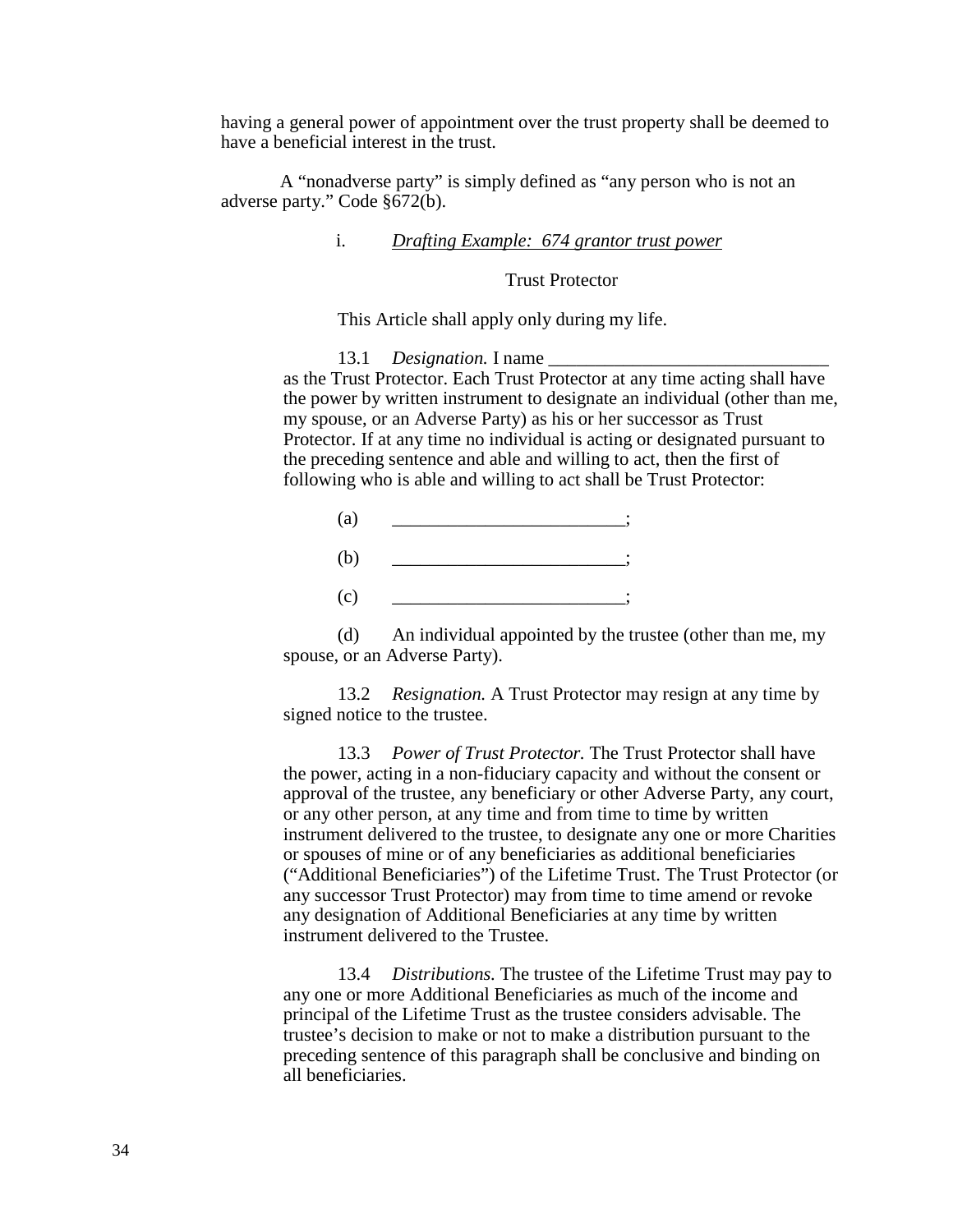having a general power of appointment over the trust property shall be deemed to have a beneficial interest in the trust.

A "nonadverse party" is simply defined as "any person who is not an adverse party." Code §672(b).

i. *Drafting Example: 674 grantor trust power*

Trust Protector

This Article shall apply only during my life.

13.1 *Designation.* I name ______________________________ as the Trust Protector. Each Trust Protector at any time acting shall have the power by written instrument to designate an individual (other than me, my spouse, or an Adverse Party) as his or her successor as Trust Protector. If at any time no individual is acting or designated pursuant to the preceding sentence and able and willing to act, then the first of following who is able and willing to act shall be Trust Protector:

(a) ________________________;

(b) ________________________;

(c) ________________________;

(d) An individual appointed by the trustee (other than me, my spouse, or an Adverse Party).

13.2 *Resignation.* A Trust Protector may resign at any time by signed notice to the trustee.

13.3 *Power of Trust Protector.* The Trust Protector shall have the power, acting in a non-fiduciary capacity and without the consent or approval of the trustee, any beneficiary or other Adverse Party, any court, or any other person, at any time and from time to time by written instrument delivered to the trustee, to designate any one or more Charities or spouses of mine or of any beneficiaries as additional beneficiaries ("Additional Beneficiaries") of the Lifetime Trust. The Trust Protector (or any successor Trust Protector) may from time to time amend or revoke any designation of Additional Beneficiaries at any time by written instrument delivered to the Trustee.

13.4 *Distributions.* The trustee of the Lifetime Trust may pay to any one or more Additional Beneficiaries as much of the income and principal of the Lifetime Trust as the trustee considers advisable. The trustee's decision to make or not to make a distribution pursuant to the preceding sentence of this paragraph shall be conclusive and binding on all beneficiaries.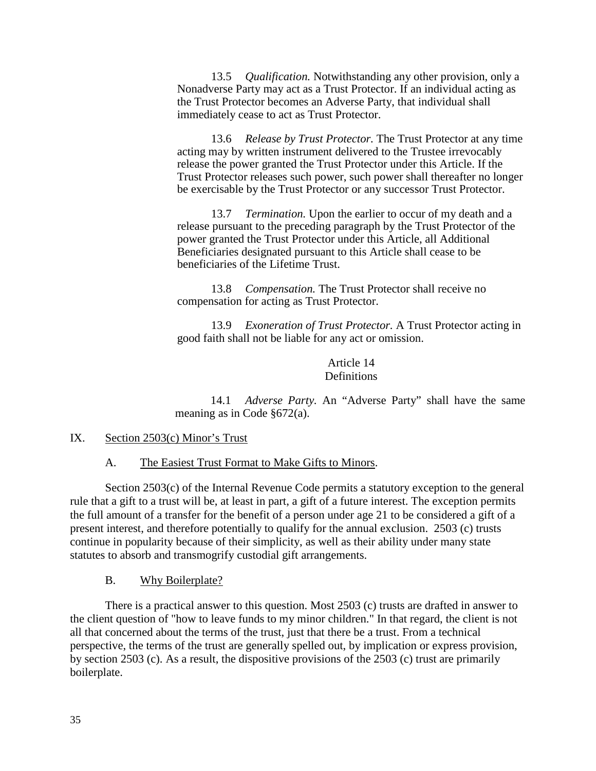13.5 *Qualification.* Notwithstanding any other provision, only a Nonadverse Party may act as a Trust Protector. If an individual acting as the Trust Protector becomes an Adverse Party, that individual shall immediately cease to act as Trust Protector.

13.6 *Release by Trust Protector.* The Trust Protector at any time acting may by written instrument delivered to the Trustee irrevocably release the power granted the Trust Protector under this Article. If the Trust Protector releases such power, such power shall thereafter no longer be exercisable by the Trust Protector or any successor Trust Protector.

13.7 *Termination.* Upon the earlier to occur of my death and a release pursuant to the preceding paragraph by the Trust Protector of the power granted the Trust Protector under this Article, all Additional Beneficiaries designated pursuant to this Article shall cease to be beneficiaries of the Lifetime Trust.

13.8 *Compensation.* The Trust Protector shall receive no compensation for acting as Trust Protector.

13.9 *Exoneration of Trust Protector.* A Trust Protector acting in good faith shall not be liable for any act or omission.

Article 14
Definitions

14.1 *Adverse Party.* An "Adverse Party" shall have the same meaning as in Code §672(a).

## IX. Section 2503(c) Minor's Trust

### A. The Easiest Trust Format to Make Gifts to Minors.

Section 2503(c) of the Internal Revenue Code permits a statutory exception to the general rule that a gift to a trust will be, at least in part, a gift of a future interest. The exception permits the full amount of a transfer for the benefit of a person under age 21 to be considered a gift of a present interest, and therefore potentially to qualify for the annual exclusion. 2503 (c) trusts continue in popularity because of their simplicity, as well as their ability under many state statutes to absorb and transmogrify custodial gift arrangements.

### B. Why Boilerplate?

There is a practical answer to this question. Most 2503 (c) trusts are drafted in answer to the client question of "how to leave funds to my minor children." In that regard, the client is not all that concerned about the terms of the trust, just that there be a trust. From a technical perspective, the terms of the trust are generally spelled out, by implication or express provision, by section 2503 (c). As a result, the dispositive provisions of the 2503 (c) trust are primarily boilerplate.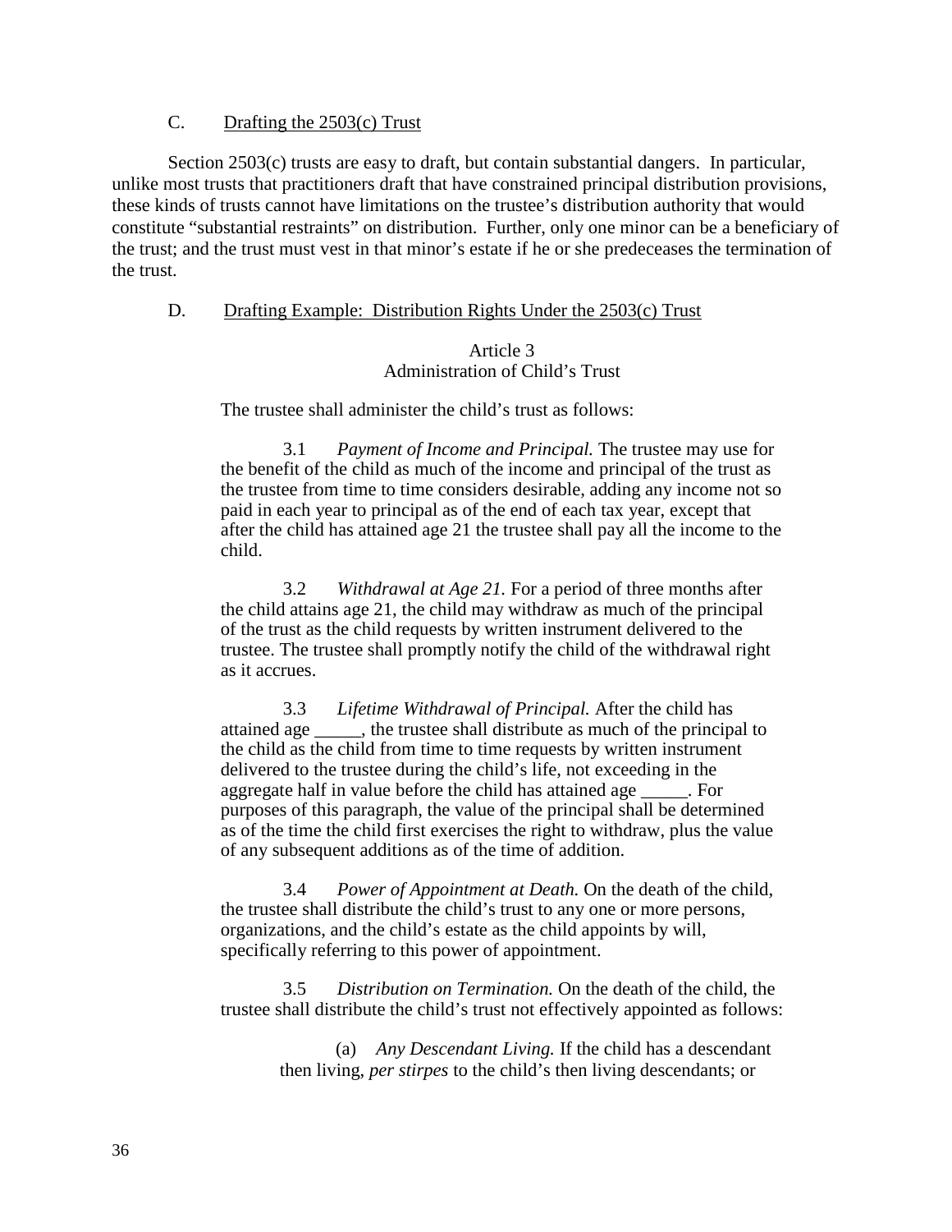### C. Drafting the 2503(c) Trust

Section 2503(c) trusts are easy to draft, but contain substantial dangers. In particular, unlike most trusts that practitioners draft that have constrained principal distribution provisions, these kinds of trusts cannot have limitations on the trustee's distribution authority that would constitute "substantial restraints" on distribution. Further, only one minor can be a beneficiary of the trust; and the trust must vest in that minor's estate if he or she predeceases the termination of the trust.

### D. Drafting Example: Distribution Rights Under the 2503(c) Trust

Article 3
Administration of Child's Trust

The trustee shall administer the child's trust as follows:

3.1 *Payment of Income and Principal.* The trustee may use for the benefit of the child as much of the income and principal of the trust as the trustee from time to time considers desirable, adding any income not so paid in each year to principal as of the end of each tax year, except that after the child has attained age 21 the trustee shall pay all the income to the child.

3.2 *Withdrawal at Age 21.* For a period of three months after the child attains age 21, the child may withdraw as much of the principal of the trust as the child requests by written instrument delivered to the trustee. The trustee shall promptly notify the child of the withdrawal right as it accrues.

3.3 *Lifetime Withdrawal of Principal.* After the child has attained age _____, the trustee shall distribute as much of the principal to the child as the child from time to time requests by written instrument delivered to the trustee during the child's life, not exceeding in the aggregate half in value before the child has attained age _____. For purposes of this paragraph, the value of the principal shall be determined as of the time the child first exercises the right to withdraw, plus the value of any subsequent additions as of the time of addition.

3.4 *Power of Appointment at Death.* On the death of the child, the trustee shall distribute the child's trust to any one or more persons, organizations, and the child's estate as the child appoints by will, specifically referring to this power of appointment.

3.5 *Distribution on Termination.* On the death of the child, the trustee shall distribute the child's trust not effectively appointed as follows:

(a) *Any Descendant Living.* If the child has a descendant then living, *per stirpes* to the child's then living descendants; or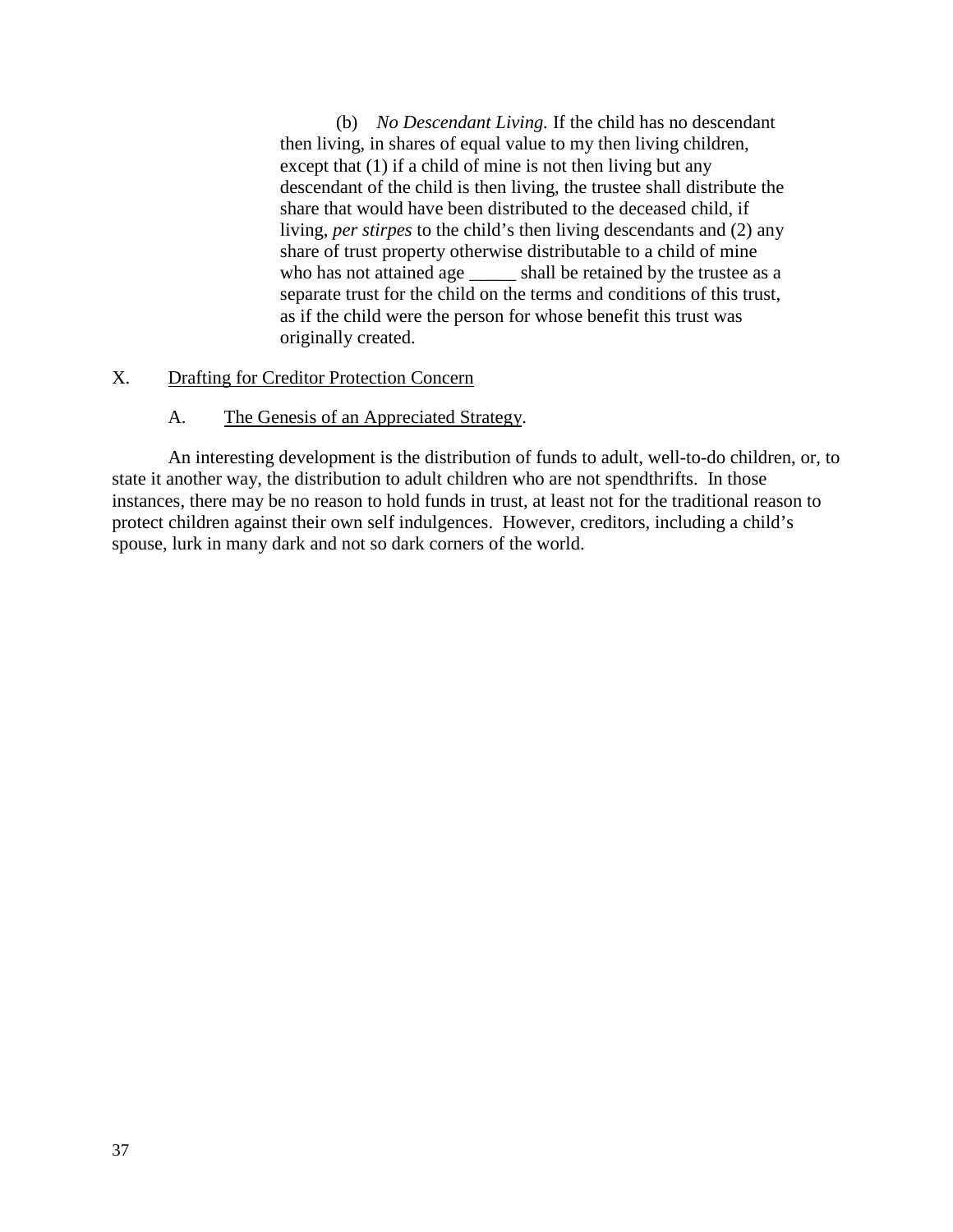(b) *No Descendant Living.* If the child has no descendant then living, in shares of equal value to my then living children, except that (1) if a child of mine is not then living but any descendant of the child is then living, the trustee shall distribute the share that would have been distributed to the deceased child, if living, *per stirpes* to the child's then living descendants and (2) any share of trust property otherwise distributable to a child of mine who has not attained age _____ shall be retained by the trustee as a separate trust for the child on the terms and conditions of this trust, as if the child were the person for whose benefit this trust was originally created.

## X. Drafting for Creditor Protection Concern

### A. The Genesis of an Appreciated Strategy.

An interesting development is the distribution of funds to adult, well-to-do children, or, to state it another way, the distribution to adult children who are not spendthrifts. In those instances, there may be no reason to hold funds in trust, at least not for the traditional reason to protect children against their own self indulgences. However, creditors, including a child's spouse, lurk in many dark and not so dark corners of the world.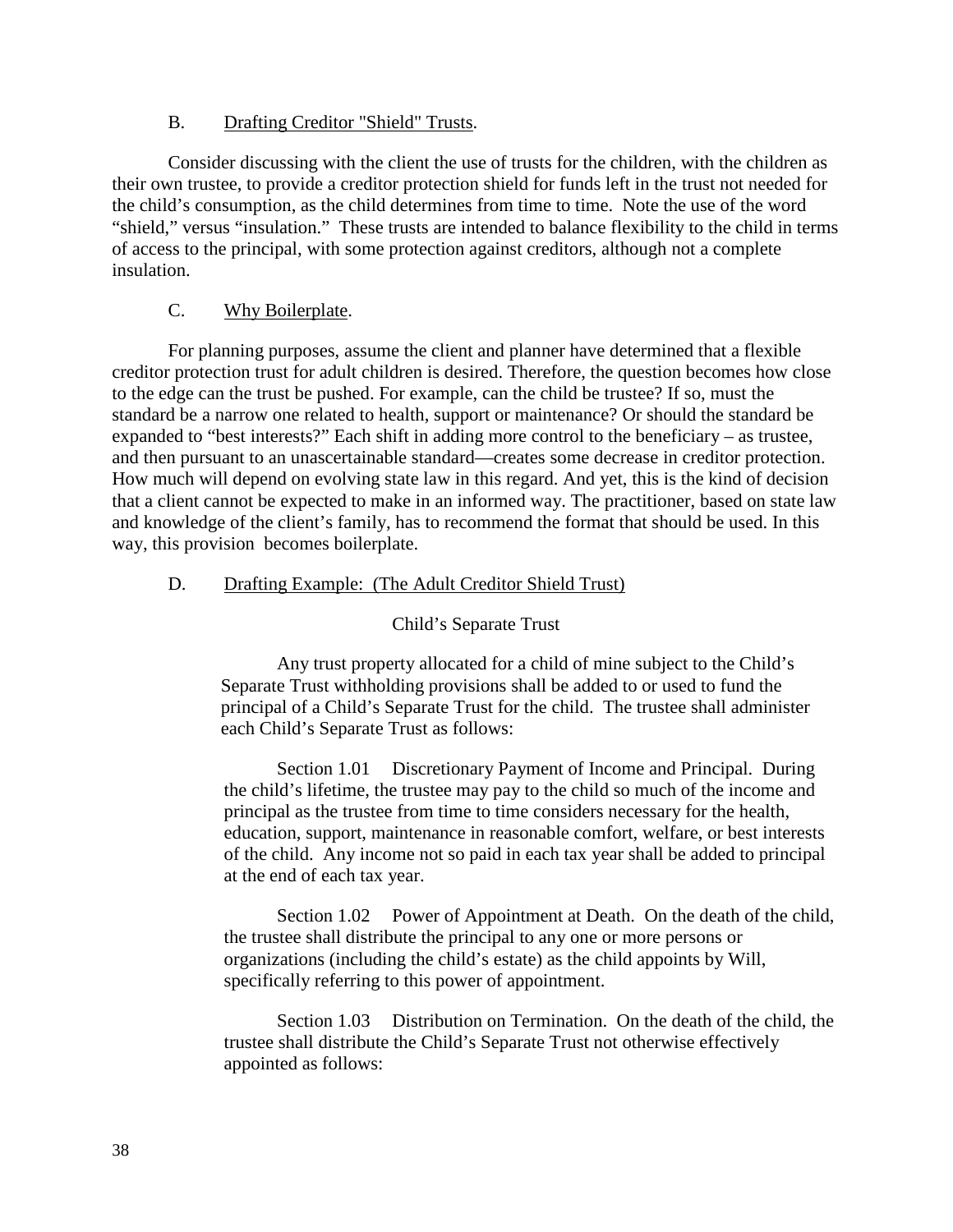### B. Drafting Creditor "Shield" Trusts.

Consider discussing with the client the use of trusts for the children, with the children as their own trustee, to provide a creditor protection shield for funds left in the trust not needed for the child's consumption, as the child determines from time to time. Note the use of the word "shield," versus "insulation." These trusts are intended to balance flexibility to the child in terms of access to the principal, with some protection against creditors, although not a complete insulation.

### C. Why Boilerplate.

For planning purposes, assume the client and planner have determined that a flexible creditor protection trust for adult children is desired. Therefore, the question becomes how close to the edge can the trust be pushed. For example, can the child be trustee? If so, must the standard be a narrow one related to health, support or maintenance? Or should the standard be expanded to "best interests?" Each shift in adding more control to the beneficiary – as trustee, and then pursuant to an unascertainable standard—creates some decrease in creditor protection. How much will depend on evolving state law in this regard. And yet, this is the kind of decision that a client cannot be expected to make in an informed way. The practitioner, based on state law and knowledge of the client's family, has to recommend the format that should be used. In this way, this provision becomes boilerplate.

### D. Drafting Example: (The Adult Creditor Shield Trust)

Child's Separate Trust

> Any trust property allocated for a child of mine subject to the Child's Separate Trust withholding provisions shall be added to or used to fund the principal of a Child's Separate Trust for the child. The trustee shall administer each Child's Separate Trust as follows:
>
> Section 1.01 Discretionary Payment of Income and Principal. During the child's lifetime, the trustee may pay to the child so much of the income and principal as the trustee from time to time considers necessary for the health, education, support, maintenance in reasonable comfort, welfare, or best interests of the child. Any income not so paid in each tax year shall be added to principal at the end of each tax year.
>
> Section 1.02 Power of Appointment at Death. On the death of the child, the trustee shall distribute the principal to any one or more persons or organizations (including the child's estate) as the child appoints by Will, specifically referring to this power of appointment.
>
> Section 1.03 Distribution on Termination. On the death of the child, the trustee shall distribute the Child's Separate Trust not otherwise effectively appointed as follows: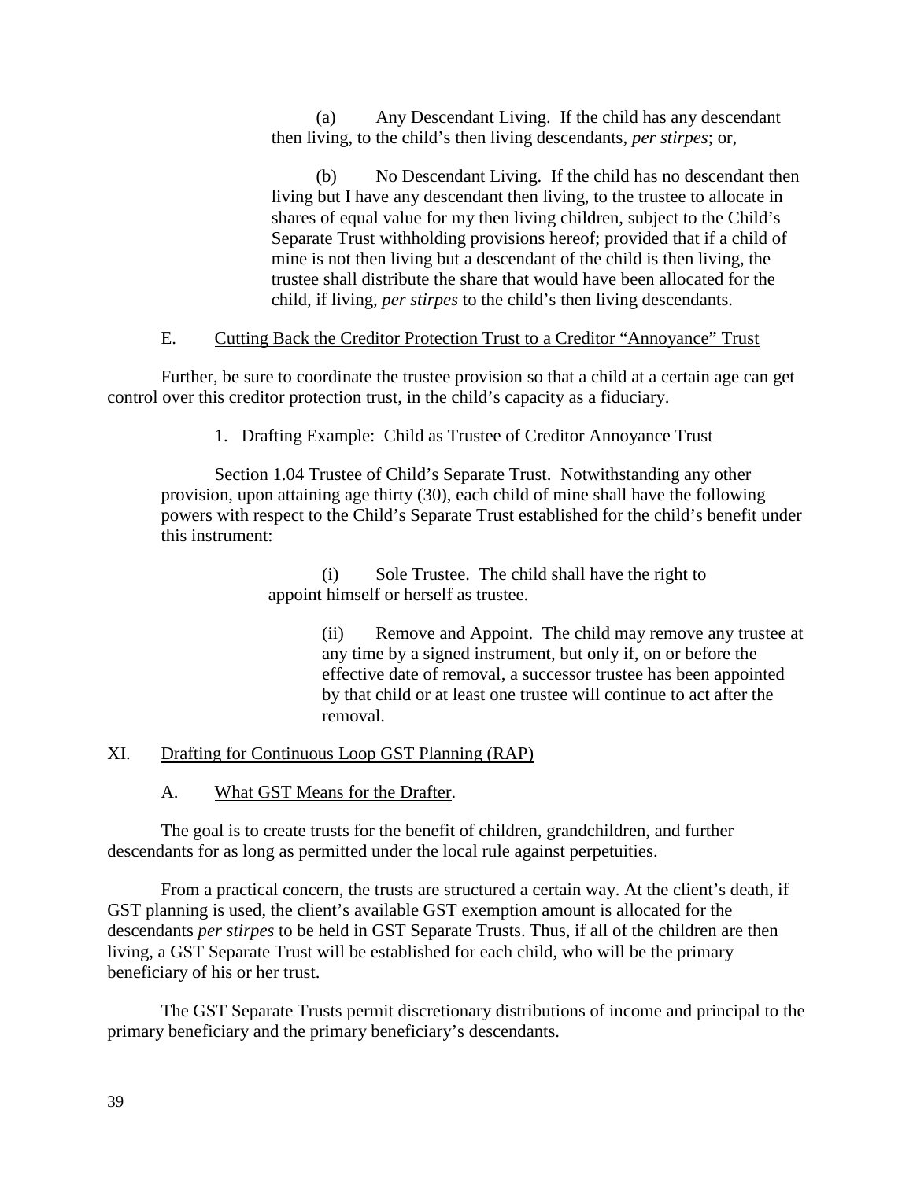(a) Any Descendant Living. If the child has any descendant then living, to the child's then living descendants, *per stirpes*; or,

(b) No Descendant Living. If the child has no descendant then living but I have any descendant then living, to the trustee to allocate in shares of equal value for my then living children, subject to the Child's Separate Trust withholding provisions hereof; provided that if a child of mine is not then living but a descendant of the child is then living, the trustee shall distribute the share that would have been allocated for the child, if living, *per stirpes* to the child's then living descendants.

### E. Cutting Back the Creditor Protection Trust to a Creditor "Annoyance" Trust

Further, be sure to coordinate the trustee provision so that a child at a certain age can get control over this creditor protection trust, in the child's capacity as a fiduciary.

#### 1. Drafting Example: Child as Trustee of Creditor Annoyance Trust

Section 1.04 Trustee of Child's Separate Trust. Notwithstanding any other provision, upon attaining age thirty (30), each child of mine shall have the following powers with respect to the Child's Separate Trust established for the child's benefit under this instrument:

(i) Sole Trustee. The child shall have the right to appoint himself or herself as trustee.

(ii) Remove and Appoint. The child may remove any trustee at any time by a signed instrument, but only if, on or before the effective date of removal, a successor trustee has been appointed by that child or at least one trustee will continue to act after the removal.

## XI. Drafting for Continuous Loop GST Planning (RAP)

### A. What GST Means for the Drafter.

The goal is to create trusts for the benefit of children, grandchildren, and further descendants for as long as permitted under the local rule against perpetuities.

From a practical concern, the trusts are structured a certain way. At the client's death, if GST planning is used, the client's available GST exemption amount is allocated for the descendants *per stirpes* to be held in GST Separate Trusts. Thus, if all of the children are then living, a GST Separate Trust will be established for each child, who will be the primary beneficiary of his or her trust.

The GST Separate Trusts permit discretionary distributions of income and principal to the primary beneficiary and the primary beneficiary's descendants.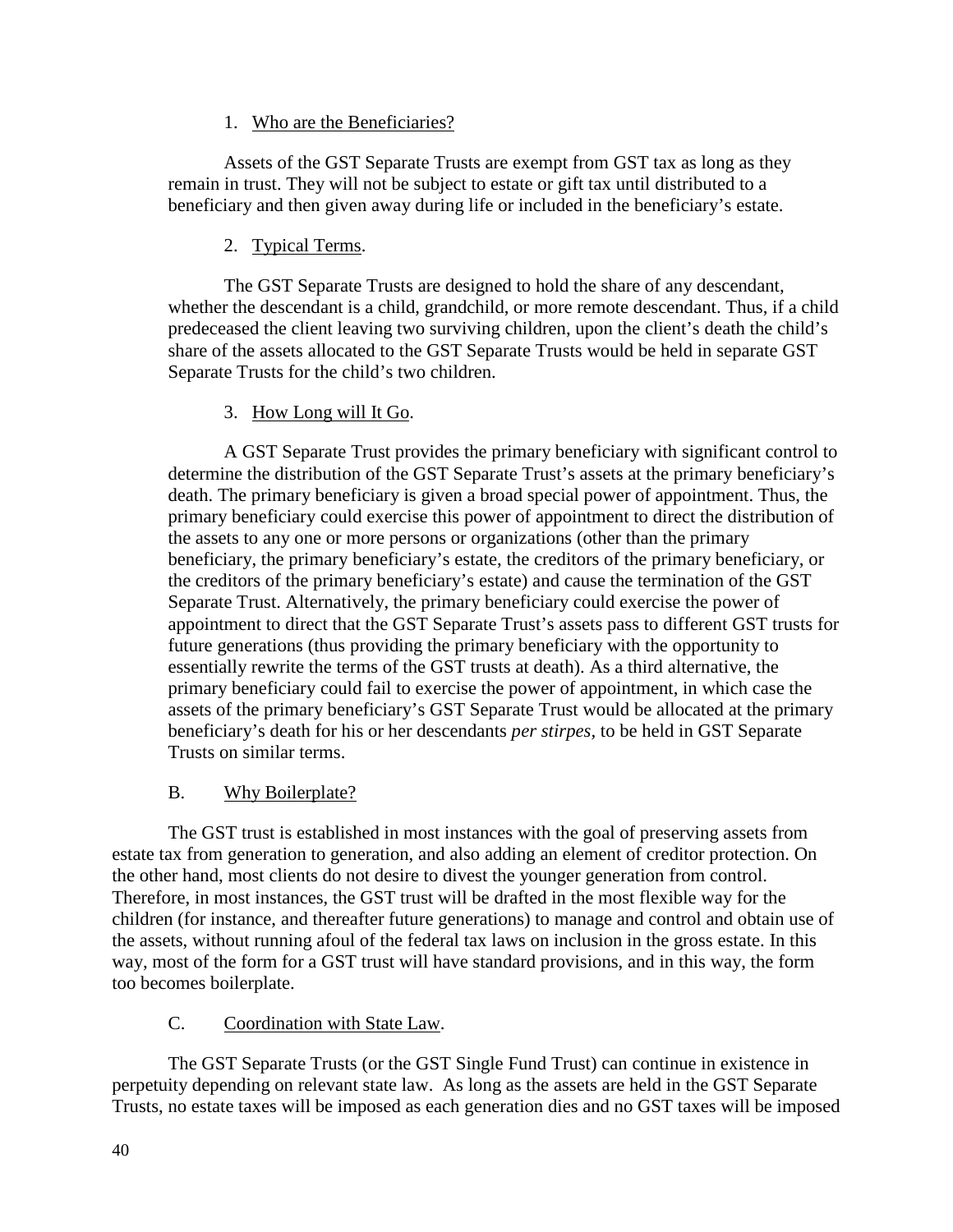1. Who are the Beneficiaries?

Assets of the GST Separate Trusts are exempt from GST tax as long as they remain in trust. They will not be subject to estate or gift tax until distributed to a beneficiary and then given away during life or included in the beneficiary's estate.

2. Typical Terms.

The GST Separate Trusts are designed to hold the share of any descendant, whether the descendant is a child, grandchild, or more remote descendant. Thus, if a child predeceased the client leaving two surviving children, upon the client's death the child's share of the assets allocated to the GST Separate Trusts would be held in separate GST Separate Trusts for the child's two children.

3. How Long will It Go.

A GST Separate Trust provides the primary beneficiary with significant control to determine the distribution of the GST Separate Trust's assets at the primary beneficiary's death. The primary beneficiary is given a broad special power of appointment. Thus, the primary beneficiary could exercise this power of appointment to direct the distribution of the assets to any one or more persons or organizations (other than the primary beneficiary, the primary beneficiary's estate, the creditors of the primary beneficiary, or the creditors of the primary beneficiary's estate) and cause the termination of the GST Separate Trust. Alternatively, the primary beneficiary could exercise the power of appointment to direct that the GST Separate Trust's assets pass to different GST trusts for future generations (thus providing the primary beneficiary with the opportunity to essentially rewrite the terms of the GST trusts at death). As a third alternative, the primary beneficiary could fail to exercise the power of appointment, in which case the assets of the primary beneficiary's GST Separate Trust would be allocated at the primary beneficiary's death for his or her descendants *per stirpes*, to be held in GST Separate Trusts on similar terms.

B. Why Boilerplate?

The GST trust is established in most instances with the goal of preserving assets from estate tax from generation to generation, and also adding an element of creditor protection. On the other hand, most clients do not desire to divest the younger generation from control. Therefore, in most instances, the GST trust will be drafted in the most flexible way for the children (for instance, and thereafter future generations) to manage and control and obtain use of the assets, without running afoul of the federal tax laws on inclusion in the gross estate. In this way, most of the form for a GST trust will have standard provisions, and in this way, the form too becomes boilerplate.

C. Coordination with State Law.

The GST Separate Trusts (or the GST Single Fund Trust) can continue in existence in perpetuity depending on relevant state law. As long as the assets are held in the GST Separate Trusts, no estate taxes will be imposed as each generation dies and no GST taxes will be imposed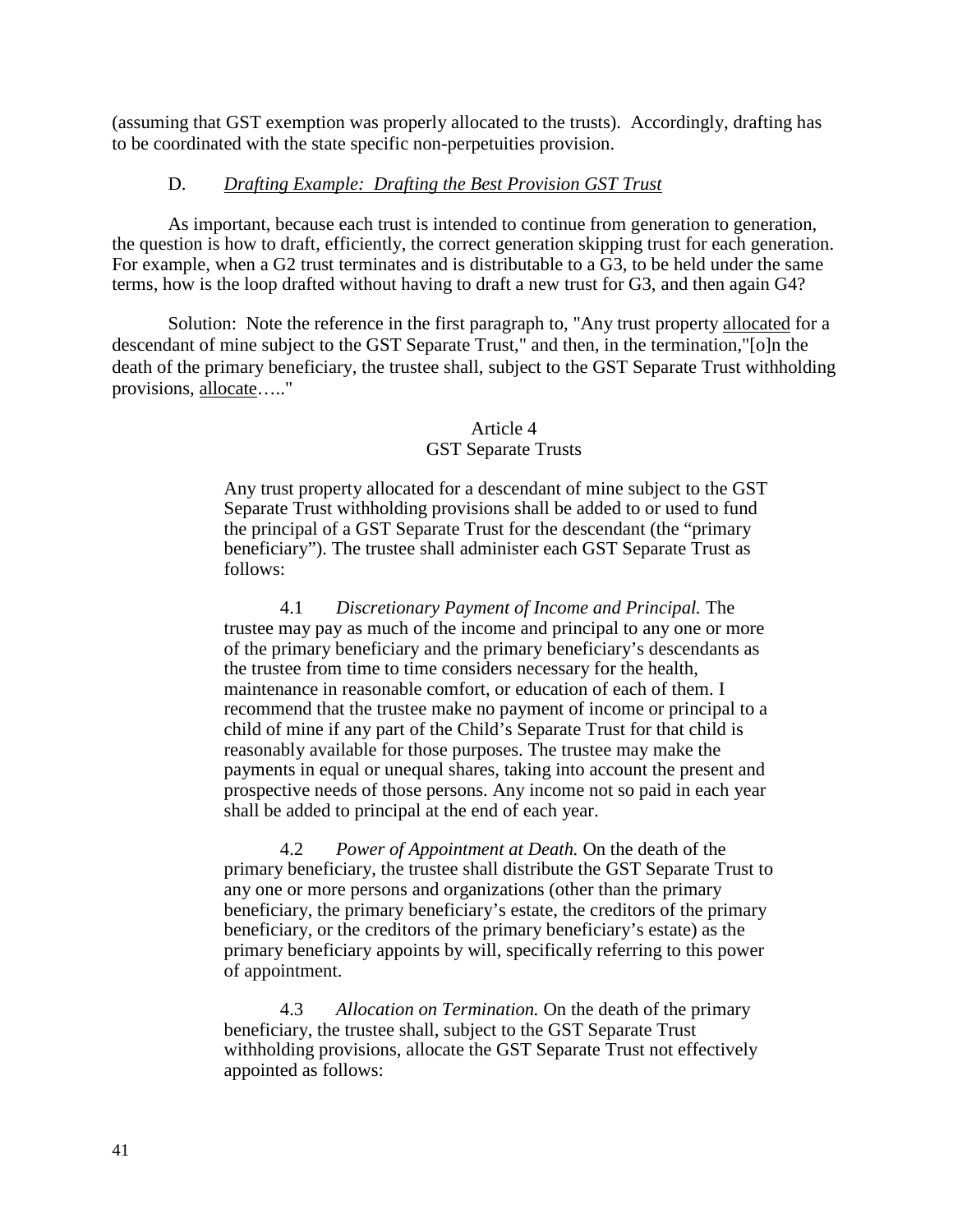(assuming that GST exemption was properly allocated to the trusts). Accordingly, drafting has to be coordinated with the state specific non-perpetuities provision.

### D. *Drafting Example: Drafting the Best Provision GST Trust*

As important, because each trust is intended to continue from generation to generation, the question is how to draft, efficiently, the correct generation skipping trust for each generation. For example, when a G2 trust terminates and is distributable to a G3, to be held under the same terms, how is the loop drafted without having to draft a new trust for G3, and then again G4?

Solution: Note the reference in the first paragraph to, "Any trust property allocated for a descendant of mine subject to the GST Separate Trust," and then, in the termination,"[o]n the death of the primary beneficiary, the trustee shall, subject to the GST Separate Trust withholding provisions, allocate….."

> Article 4
> GST Separate Trusts
>
> Any trust property allocated for a descendant of mine subject to the GST Separate Trust withholding provisions shall be added to or used to fund the principal of a GST Separate Trust for the descendant (the "primary beneficiary"). The trustee shall administer each GST Separate Trust as follows:
>
> 4.1 *Discretionary Payment of Income and Principal.* The trustee may pay as much of the income and principal to any one or more of the primary beneficiary and the primary beneficiary's descendants as the trustee from time to time considers necessary for the health, maintenance in reasonable comfort, or education of each of them. I recommend that the trustee make no payment of income or principal to a child of mine if any part of the Child's Separate Trust for that child is reasonably available for those purposes. The trustee may make the payments in equal or unequal shares, taking into account the present and prospective needs of those persons. Any income not so paid in each year shall be added to principal at the end of each year.
>
> 4.2 *Power of Appointment at Death.* On the death of the primary beneficiary, the trustee shall distribute the GST Separate Trust to any one or more persons and organizations (other than the primary beneficiary, the primary beneficiary's estate, the creditors of the primary beneficiary, or the creditors of the primary beneficiary's estate) as the primary beneficiary appoints by will, specifically referring to this power of appointment.
>
> 4.3 *Allocation on Termination.* On the death of the primary beneficiary, the trustee shall, subject to the GST Separate Trust withholding provisions, allocate the GST Separate Trust not effectively appointed as follows: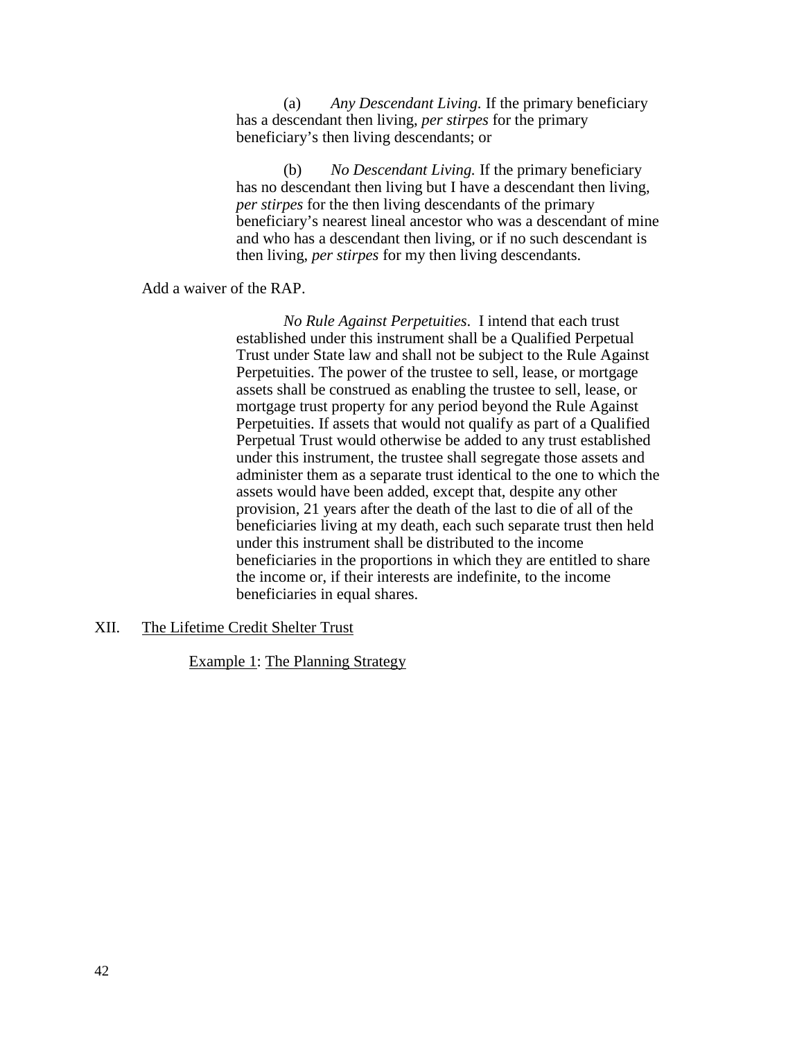(a) *Any Descendant Living.* If the primary beneficiary has a descendant then living, *per stirpes* for the primary beneficiary's then living descendants; or

(b) *No Descendant Living.* If the primary beneficiary has no descendant then living but I have a descendant then living, *per stirpes* for the then living descendants of the primary beneficiary's nearest lineal ancestor who was a descendant of mine and who has a descendant then living, or if no such descendant is then living, *per stirpes* for my then living descendants.

Add a waiver of the RAP.

*No Rule Against Perpetuities*. I intend that each trust established under this instrument shall be a Qualified Perpetual Trust under State law and shall not be subject to the Rule Against Perpetuities. The power of the trustee to sell, lease, or mortgage assets shall be construed as enabling the trustee to sell, lease, or mortgage trust property for any period beyond the Rule Against Perpetuities. If assets that would not qualify as part of a Qualified Perpetual Trust would otherwise be added to any trust established under this instrument, the trustee shall segregate those assets and administer them as a separate trust identical to the one to which the assets would have been added, except that, despite any other provision, 21 years after the death of the last to die of all of the beneficiaries living at my death, each such separate trust then held under this instrument shall be distributed to the income beneficiaries in the proportions in which they are entitled to share the income or, if their interests are indefinite, to the income beneficiaries in equal shares.

## XII. The Lifetime Credit Shelter Trust

Example 1: The Planning Strategy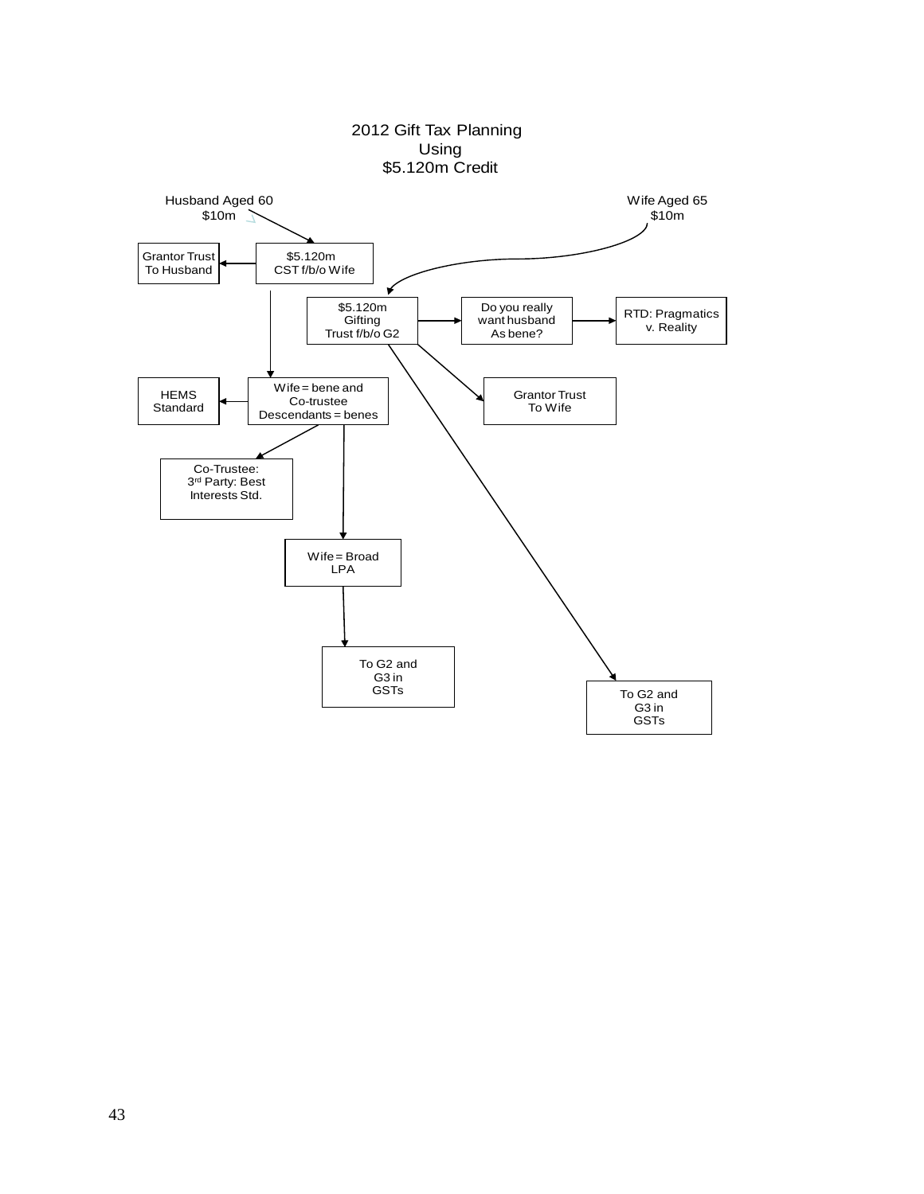# 2012 Gift Tax Planning Using $5.120m Credit

Husband Aged 60
$10m

Wife Aged 65
$10m

Grantor Trust To Husband

$5.120m CST f/b/o Wife

$5.120m Gifting Trust f/b/o G2

Do you really want husband As bene?

RTD: Pragmatics v. Reality

HEMS Standard

Wife = bene and Co-trustee Descendants = benes

Grantor Trust To Wife

Co-Trustee: 3rd Party: Best Interests Std.

Wife = Broad LPA

To G2 and G3 in GSTs

To G2 and G3 in GSTs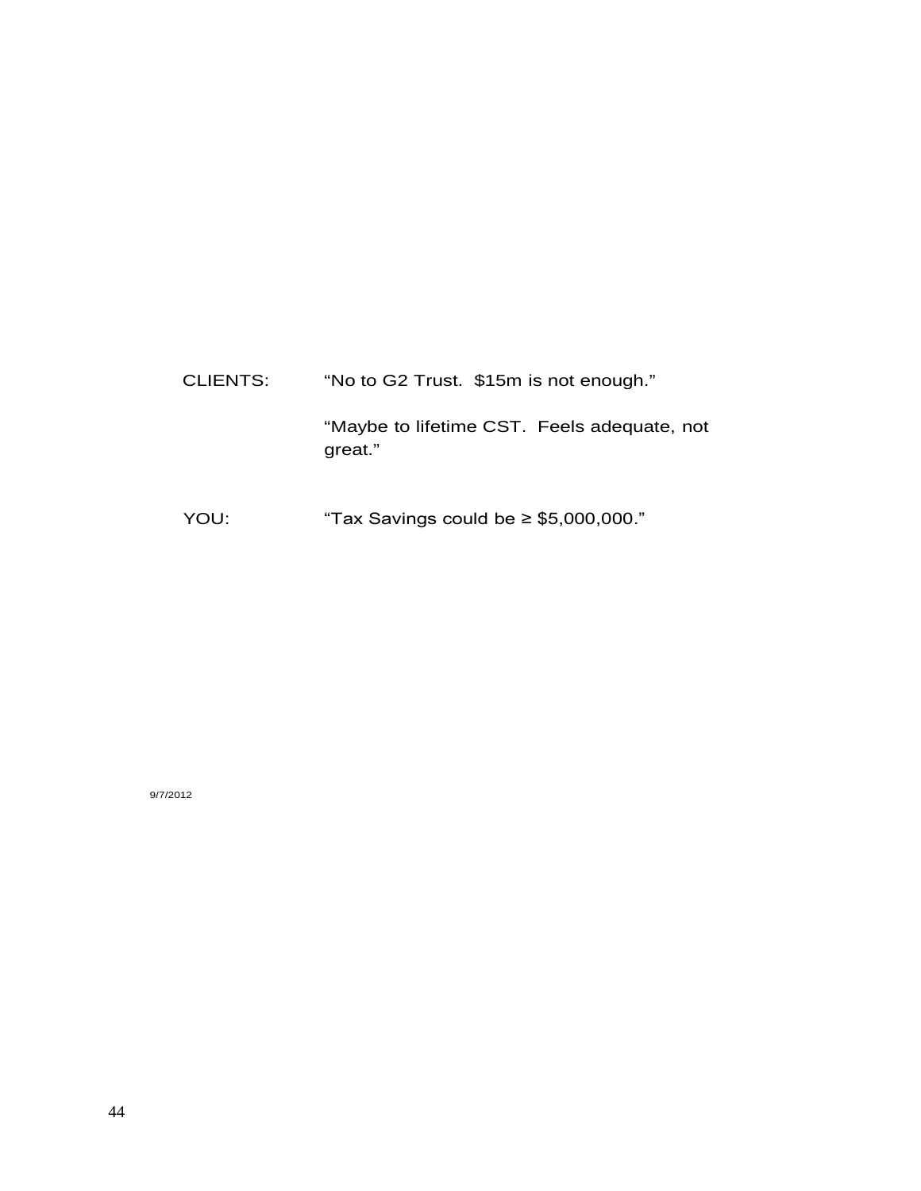CLIENTS: "No to G2 Trust. $15m is not enough."

"Maybe to lifetime CST. Feels adequate, not great."

YOU: "Tax Savings could be ≥ $5,000,000."

9/7/2012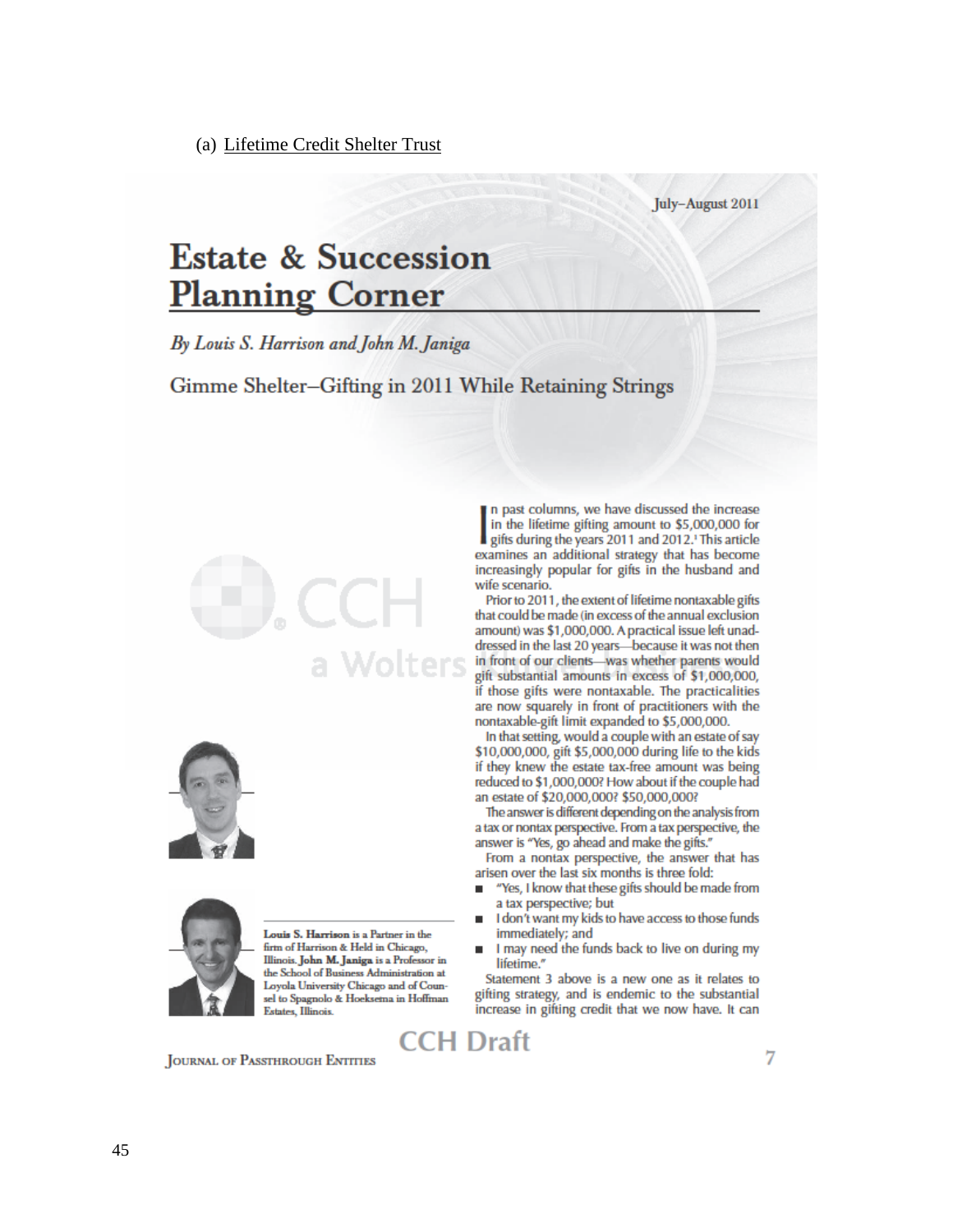(a) Lifetime Credit Shelter Trust

July–August 2011

# Estate & Succession Planning Corner

*By Louis S. Harrison and John M. Janiga*

## Gimme Shelter—Gifting in 2011 While Retaining Strings

**Louis S. Harrison** is a Partner in the firm of Harrison & Held in Chicago, Illinois. **John M. Janiga** is a Professor in the School of Business Administration at Loyola University Chicago and of Counsel to Spagnolo & Hoeksema in Hoffman Estates, Illinois.

In past columns, we have discussed the increase in the lifetime gifting amount to $5,000,000 for gifts during the years 2011 and 2012.[1] This article examines an additional strategy that has become increasingly popular for gifts in the husband and wife scenario.

Prior to 2011, the extent of lifetime nontaxable gifts that could be made (in excess of the annual exclusion amount) was $1,000,000. A practical issue left unaddressed in the last 20 years—because it was not then in front of our clients—was whether parents would gift substantial amounts in excess of $1,000,000, if those gifts were nontaxable. The practicalities are now squarely in front of practitioners with the nontaxable-gift limit expanded to $5,000,000.

In that setting, would a couple with an estate of say $10,000,000, gift $5,000,000 during life to the kids if they knew the estate tax-free amount was being reduced to $1,000,000? How about if the couple had an estate of $20,000,000? $50,000,000?

The answer is different depending on the analysis from a tax or nontax perspective. From a tax perspective, the answer is "Yes, go ahead and make the gifts."

From a nontax perspective, the answer that has arisen over the last six months is three fold:

- "Yes, I know that these gifts should be made from a tax perspective; but
- I don't want my kids to have access to those funds immediately; and
- I may need the funds back to live on during my lifetime."

Statement 3 above is a new one as it relates to gifting strategy, and is endemic to the substantial increase in gifting credit that we now have. It can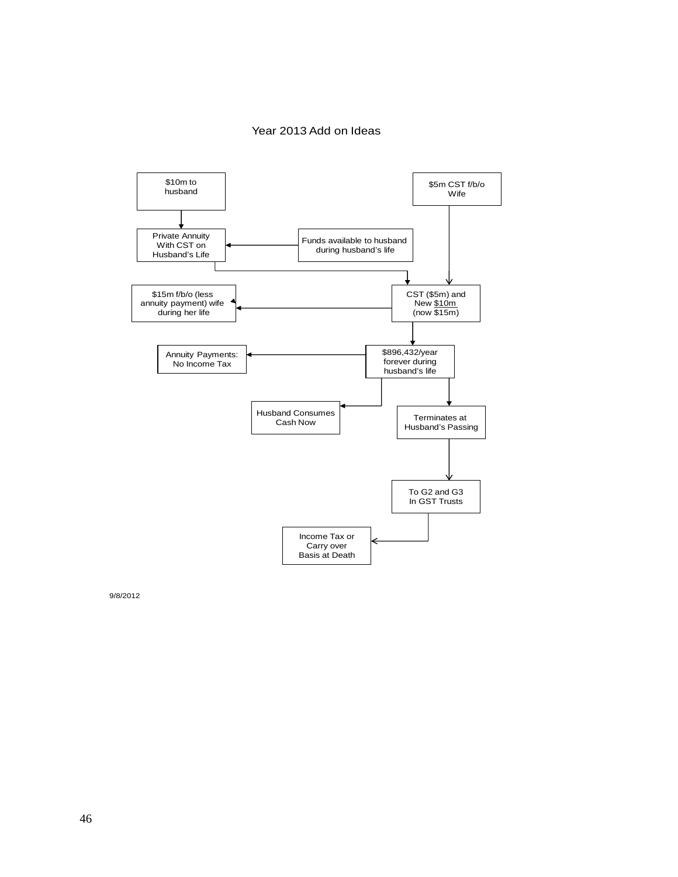Year 2013 Add on Ideas

$10m to husband

Private Annuity With CST on Husband's Life

Funds available to husband during husband's life

$5m CST f/b/o Wife

$15m f/b/o (less annuity payment) wife during her life

CST ($5m) and New $10m (now $15m)

Annuity Payments: No Income Tax

$896,432/year forever during husband's life

Husband Consumes Cash Now

Terminates at Husband's Passing

To G2 and G3 In GST Trusts

Income Tax or Carry over Basis at Death

9/8/2012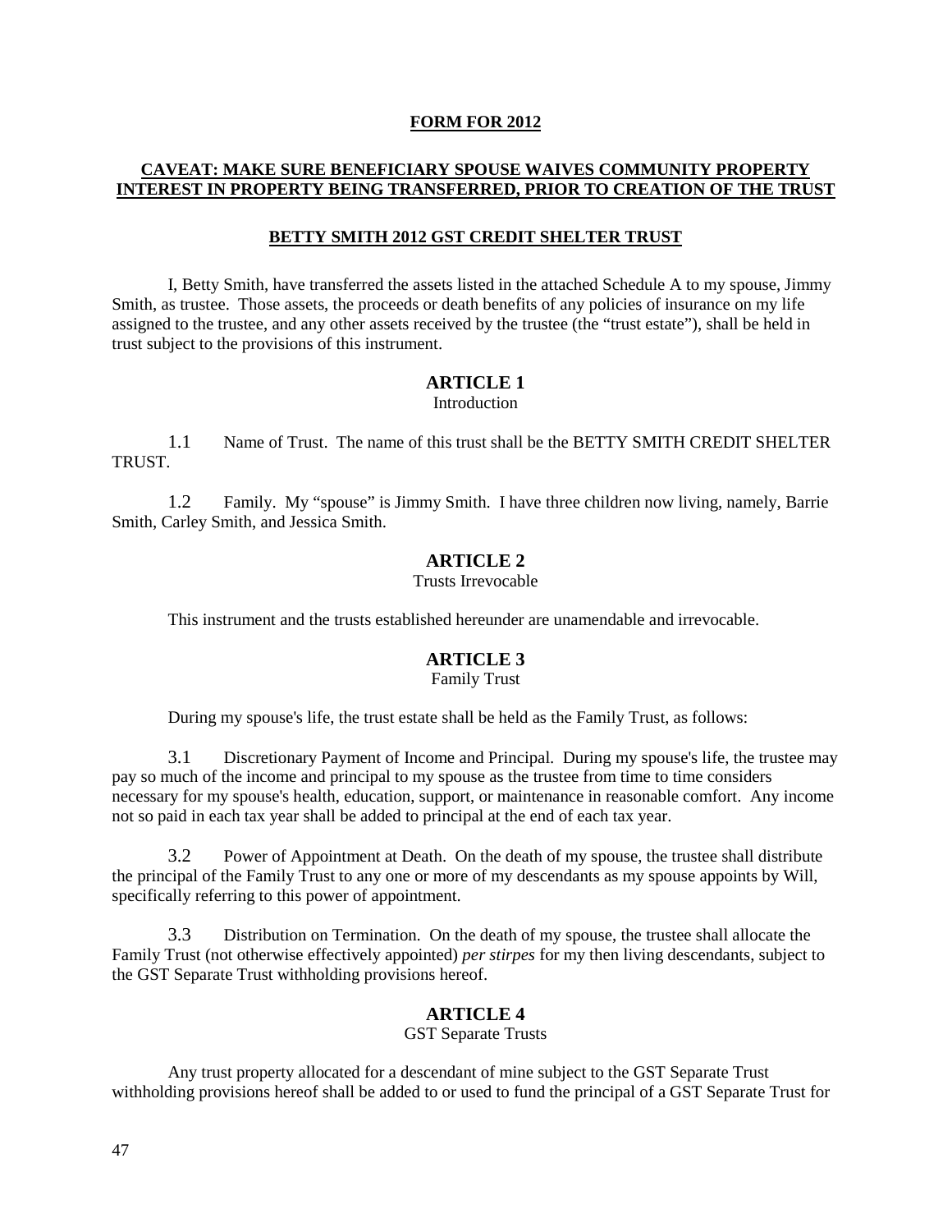**FORM FOR 2012**

**CAVEAT: MAKE SURE BENEFICIARY SPOUSE WAIVES COMMUNITY PROPERTY INTEREST IN PROPERTY BEING TRANSFERRED, PRIOR TO CREATION OF THE TRUST**

**BETTY SMITH 2012 GST CREDIT SHELTER TRUST**

I, Betty Smith, have transferred the assets listed in the attached Schedule A to my spouse, Jimmy Smith, as trustee. Those assets, the proceeds or death benefits of any policies of insurance on my life assigned to the trustee, and any other assets received by the trustee (the "trust estate"), shall be held in trust subject to the provisions of this instrument.

## ARTICLE 1
Introduction

1.1 Name of Trust. The name of this trust shall be the BETTY SMITH CREDIT SHELTER TRUST.

1.2 Family. My "spouse" is Jimmy Smith. I have three children now living, namely, Barrie Smith, Carley Smith, and Jessica Smith.

## ARTICLE 2
Trusts Irrevocable

This instrument and the trusts established hereunder are unamendable and irrevocable.

## ARTICLE 3
Family Trust

During my spouse's life, the trust estate shall be held as the Family Trust, as follows:

3.1 Discretionary Payment of Income and Principal. During my spouse's life, the trustee may pay so much of the income and principal to my spouse as the trustee from time to time considers necessary for my spouse's health, education, support, or maintenance in reasonable comfort. Any income not so paid in each tax year shall be added to principal at the end of each tax year.

3.2 Power of Appointment at Death. On the death of my spouse, the trustee shall distribute the principal of the Family Trust to any one or more of my descendants as my spouse appoints by Will, specifically referring to this power of appointment.

3.3 Distribution on Termination. On the death of my spouse, the trustee shall allocate the Family Trust (not otherwise effectively appointed) *per stirpes* for my then living descendants, subject to the GST Separate Trust withholding provisions hereof.

## ARTICLE 4
GST Separate Trusts

Any trust property allocated for a descendant of mine subject to the GST Separate Trust withholding provisions hereof shall be added to or used to fund the principal of a GST Separate Trust for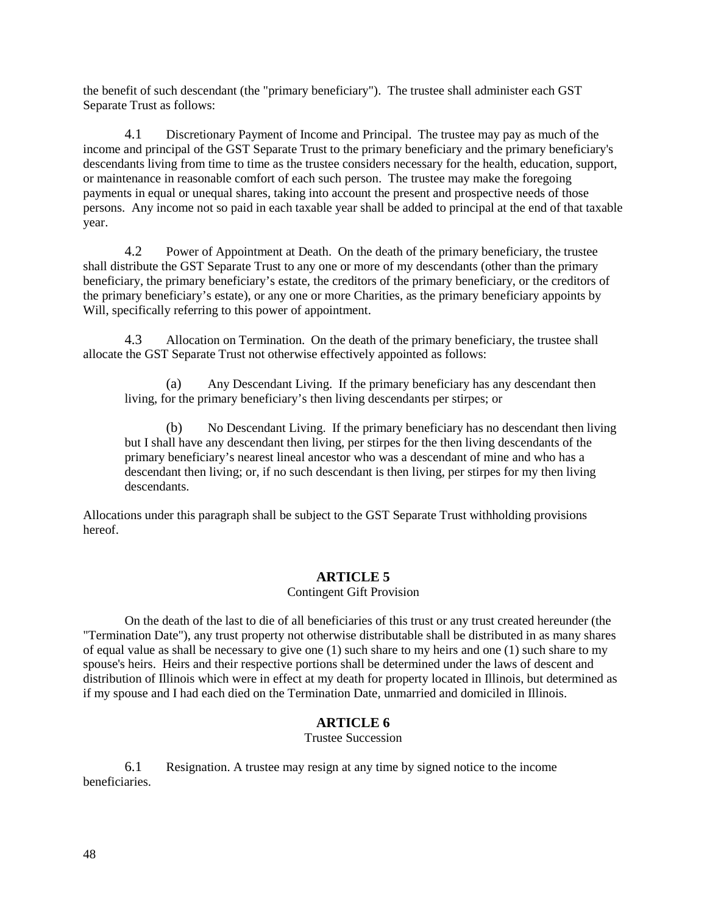the benefit of such descendant (the "primary beneficiary"). The trustee shall administer each GST Separate Trust as follows:

4.1 Discretionary Payment of Income and Principal. The trustee may pay as much of the income and principal of the GST Separate Trust to the primary beneficiary and the primary beneficiary's descendants living from time to time as the trustee considers necessary for the health, education, support, or maintenance in reasonable comfort of each such person. The trustee may make the foregoing payments in equal or unequal shares, taking into account the present and prospective needs of those persons. Any income not so paid in each taxable year shall be added to principal at the end of that taxable year.

4.2 Power of Appointment at Death. On the death of the primary beneficiary, the trustee shall distribute the GST Separate Trust to any one or more of my descendants (other than the primary beneficiary, the primary beneficiary's estate, the creditors of the primary beneficiary, or the creditors of the primary beneficiary's estate), or any one or more Charities, as the primary beneficiary appoints by Will, specifically referring to this power of appointment.

4.3 Allocation on Termination. On the death of the primary beneficiary, the trustee shall allocate the GST Separate Trust not otherwise effectively appointed as follows:

(a) Any Descendant Living. If the primary beneficiary has any descendant then living, for the primary beneficiary's then living descendants per stirpes; or

(b) No Descendant Living. If the primary beneficiary has no descendant then living but I shall have any descendant then living, per stirpes for the then living descendants of the primary beneficiary's nearest lineal ancestor who was a descendant of mine and who has a descendant then living; or, if no such descendant is then living, per stirpes for my then living descendants.

Allocations under this paragraph shall be subject to the GST Separate Trust withholding provisions hereof.

## ARTICLE 5

Contingent Gift Provision

On the death of the last to die of all beneficiaries of this trust or any trust created hereunder (the "Termination Date"), any trust property not otherwise distributable shall be distributed in as many shares of equal value as shall be necessary to give one (1) such share to my heirs and one (1) such share to my spouse's heirs. Heirs and their respective portions shall be determined under the laws of descent and distribution of Illinois which were in effect at my death for property located in Illinois, but determined as if my spouse and I had each died on the Termination Date, unmarried and domiciled in Illinois.

## ARTICLE 6

Trustee Succession

6.1 Resignation. A trustee may resign at any time by signed notice to the income beneficiaries.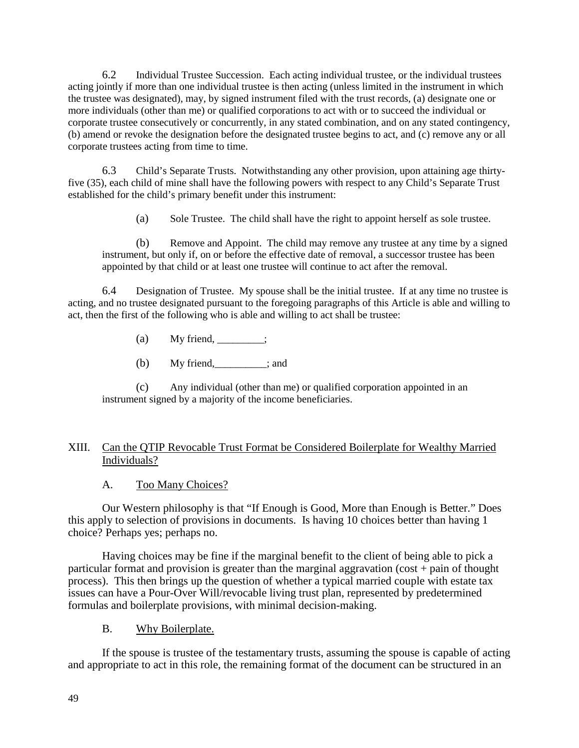6.2 Individual Trustee Succession. Each acting individual trustee, or the individual trustees acting jointly if more than one individual trustee is then acting (unless limited in the instrument in which the trustee was designated), may, by signed instrument filed with the trust records, (a) designate one or more individuals (other than me) or qualified corporations to act with or to succeed the individual or corporate trustee consecutively or concurrently, in any stated combination, and on any stated contingency, (b) amend or revoke the designation before the designated trustee begins to act, and (c) remove any or all corporate trustees acting from time to time.

6.3 Child's Separate Trusts. Notwithstanding any other provision, upon attaining age thirty-five (35), each child of mine shall have the following powers with respect to any Child's Separate Trust established for the child's primary benefit under this instrument:

(a) Sole Trustee. The child shall have the right to appoint herself as sole trustee.

(b) Remove and Appoint. The child may remove any trustee at any time by a signed instrument, but only if, on or before the effective date of removal, a successor trustee has been appointed by that child or at least one trustee will continue to act after the removal.

6.4 Designation of Trustee. My spouse shall be the initial trustee. If at any time no trustee is acting, and no trustee designated pursuant to the foregoing paragraphs of this Article is able and willing to act, then the first of the following who is able and willing to act shall be trustee:

(a) My friend, _________;

(b) My friend,__________; and

(c) Any individual (other than me) or qualified corporation appointed in an instrument signed by a majority of the income beneficiaries.

## XIII. Can the QTIP Revocable Trust Format be Considered Boilerplate for Wealthy Married Individuals?

### A. Too Many Choices?

Our Western philosophy is that "If Enough is Good, More than Enough is Better." Does this apply to selection of provisions in documents. Is having 10 choices better than having 1 choice? Perhaps yes; perhaps no.

Having choices may be fine if the marginal benefit to the client of being able to pick a particular format and provision is greater than the marginal aggravation (cost + pain of thought process). This then brings up the question of whether a typical married couple with estate tax issues can have a Pour-Over Will/revocable living trust plan, represented by predetermined formulas and boilerplate provisions, with minimal decision-making.

### B. Why Boilerplate.

If the spouse is trustee of the testamentary trusts, assuming the spouse is capable of acting and appropriate to act in this role, the remaining format of the document can be structured in an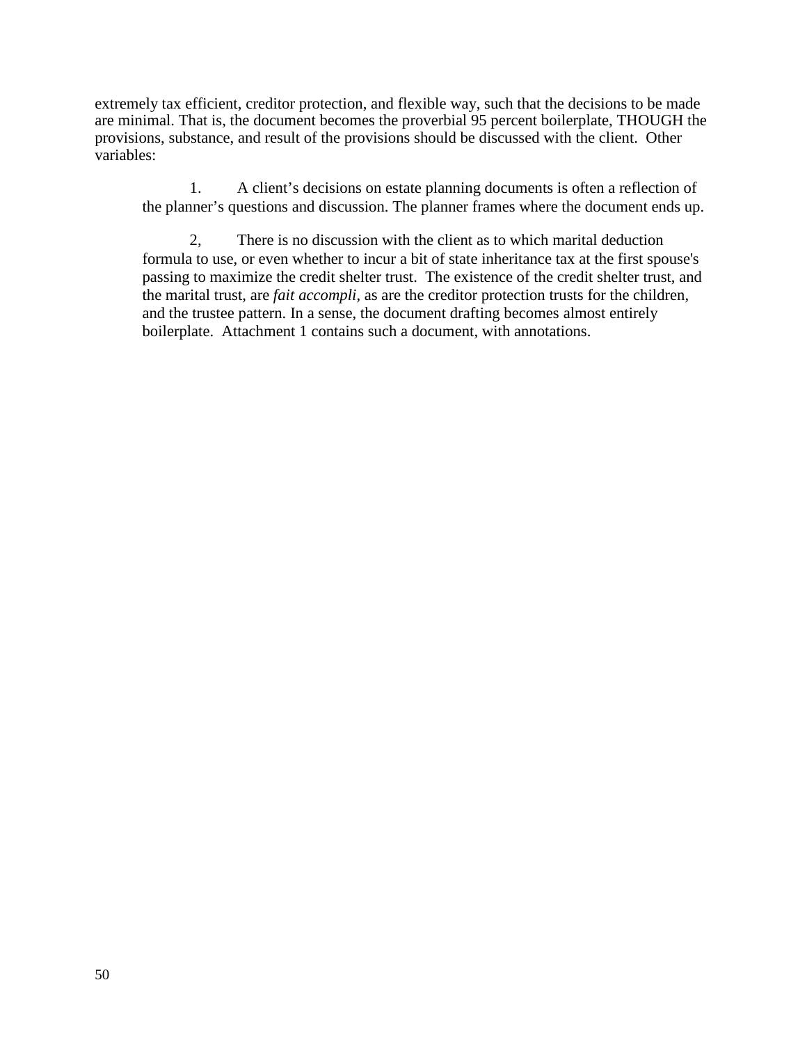extremely tax efficient, creditor protection, and flexible way, such that the decisions to be made are minimal. That is, the document becomes the proverbial 95 percent boilerplate, THOUGH the provisions, substance, and result of the provisions should be discussed with the client. Other variables:

1. A client's decisions on estate planning documents is often a reflection of the planner's questions and discussion. The planner frames where the document ends up.

2, There is no discussion with the client as to which marital deduction formula to use, or even whether to incur a bit of state inheritance tax at the first spouse's passing to maximize the credit shelter trust. The existence of the credit shelter trust, and the marital trust, are *fait accompli*, as are the creditor protection trusts for the children, and the trustee pattern. In a sense, the document drafting becomes almost entirely boilerplate. Attachment 1 contains such a document, with annotations.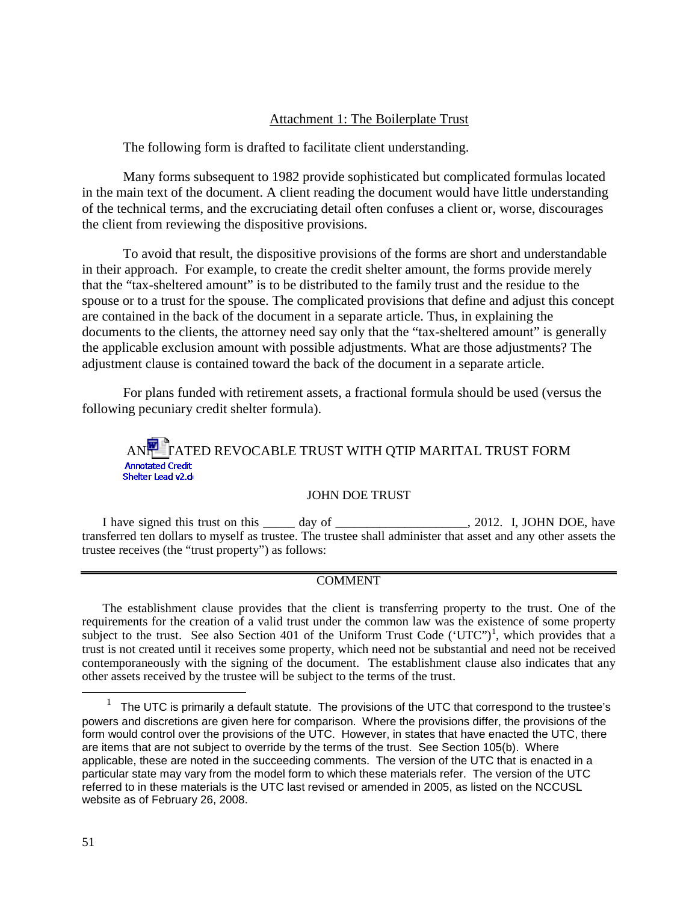## Attachment 1: The Boilerplate Trust

The following form is drafted to facilitate client understanding.

Many forms subsequent to 1982 provide sophisticated but complicated formulas located in the main text of the document. A client reading the document would have little understanding of the technical terms, and the excruciating detail often confuses a client or, worse, discourages the client from reviewing the dispositive provisions.

To avoid that result, the dispositive provisions of the forms are short and understandable in their approach. For example, to create the credit shelter amount, the forms provide merely that the "tax-sheltered amount" is to be distributed to the family trust and the residue to the spouse or to a trust for the spouse. The complicated provisions that define and adjust this concept are contained in the back of the document in a separate article. Thus, in explaining the documents to the clients, the attorney need say only that the "tax-sheltered amount" is generally the applicable exclusion amount with possible adjustments. What are those adjustments? The adjustment clause is contained toward the back of the document in a separate article.

For plans funded with retirement assets, a fractional formula should be used (versus the following pecuniary credit shelter formula).

### ANNOTATED REVOCABLE TRUST WITH QTIP MARITAL TRUST FORM

Annotated Credit Shelter Lead v2.d

#### JOHN DOE TRUST

I have signed this trust on this _____ day of ____________________, 2012. I, JOHN DOE, have transferred ten dollars to myself as trustee. The trustee shall administer that asset and any other assets the trustee receives (the "trust property") as follows:

---

COMMENT

The establishment clause provides that the client is transferring property to the trust. One of the requirements for the creation of a valid trust under the common law was the existence of some property subject to the trust. See also Section 401 of the Uniform Trust Code ('UTC")[1], which provides that a trust is not created until it receives some property, which need not be substantial and need not be received contemporaneously with the signing of the document. The establishment clause also indicates that any other assets received by the trustee will be subject to the terms of the trust.

---

[1] The UTC is primarily a default statute. The provisions of the UTC that correspond to the trustee's powers and discretions are given here for comparison. Where the provisions differ, the provisions of the form would control over the provisions of the UTC. However, in states that have enacted the UTC, there are items that are not subject to override by the terms of the trust. See Section 105(b). Where applicable, these are noted in the succeeding comments. The version of the UTC that is enacted in a particular state may vary from the model form to which these materials refer. The version of the UTC referred to in these materials is the UTC last revised or amended in 2005, as listed on the NCCUSL website as of February 26, 2008.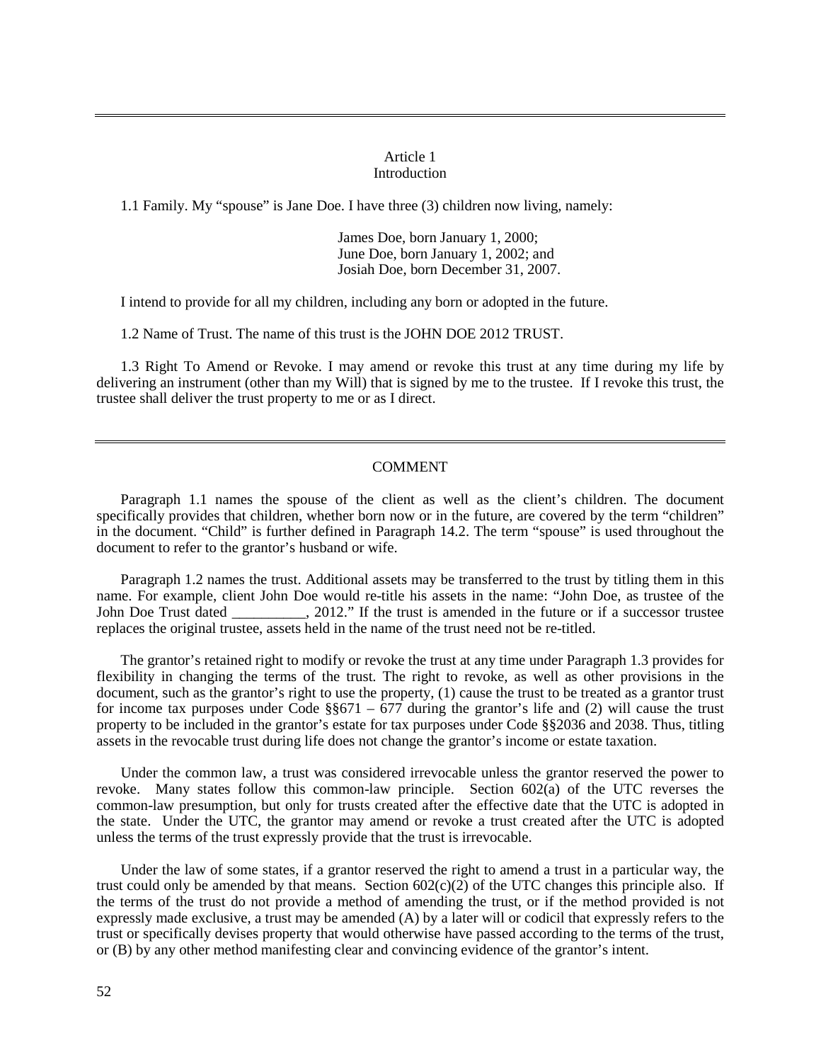## Article 1
### Introduction

1.1 Family. My "spouse" is Jane Doe. I have three (3) children now living, namely:

> James Doe, born January 1, 2000;
> June Doe, born January 1, 2002; and
> Josiah Doe, born December 31, 2007.

I intend to provide for all my children, including any born or adopted in the future.

1.2 Name of Trust. The name of this trust is the JOHN DOE 2012 TRUST.

1.3 Right To Amend or Revoke. I may amend or revoke this trust at any time during my life by delivering an instrument (other than my Will) that is signed by me to the trustee. If I revoke this trust, the trustee shall deliver the trust property to me or as I direct.

---

### COMMENT

Paragraph 1.1 names the spouse of the client as well as the client's children. The document specifically provides that children, whether born now or in the future, are covered by the term "children" in the document. "Child" is further defined in Paragraph 14.2. The term "spouse" is used throughout the document to refer to the grantor's husband or wife.

Paragraph 1.2 names the trust. Additional assets may be transferred to the trust by titling them in this name. For example, client John Doe would re-title his assets in the name: "John Doe, as trustee of the John Doe Trust dated __________, 2012." If the trust is amended in the future or if a successor trustee replaces the original trustee, assets held in the name of the trust need not be re-titled.

The grantor's retained right to modify or revoke the trust at any time under Paragraph 1.3 provides for flexibility in changing the terms of the trust. The right to revoke, as well as other provisions in the document, such as the grantor's right to use the property, (1) cause the trust to be treated as a grantor trust for income tax purposes under Code §§671 – 677 during the grantor's life and (2) will cause the trust property to be included in the grantor's estate for tax purposes under Code §§2036 and 2038. Thus, titling assets in the revocable trust during life does not change the grantor's income or estate taxation.

Under the common law, a trust was considered irrevocable unless the grantor reserved the power to revoke. Many states follow this common-law principle. Section 602(a) of the UTC reverses the common-law presumption, but only for trusts created after the effective date that the UTC is adopted in the state. Under the UTC, the grantor may amend or revoke a trust created after the UTC is adopted unless the terms of the trust expressly provide that the trust is irrevocable.

Under the law of some states, if a grantor reserved the right to amend a trust in a particular way, the trust could only be amended by that means. Section 602(c)(2) of the UTC changes this principle also. If the terms of the trust do not provide a method of amending the trust, or if the method provided is not expressly made exclusive, a trust may be amended (A) by a later will or codicil that expressly refers to the trust or specifically devises property that would otherwise have passed according to the terms of the trust, or (B) by any other method manifesting clear and convincing evidence of the grantor's intent.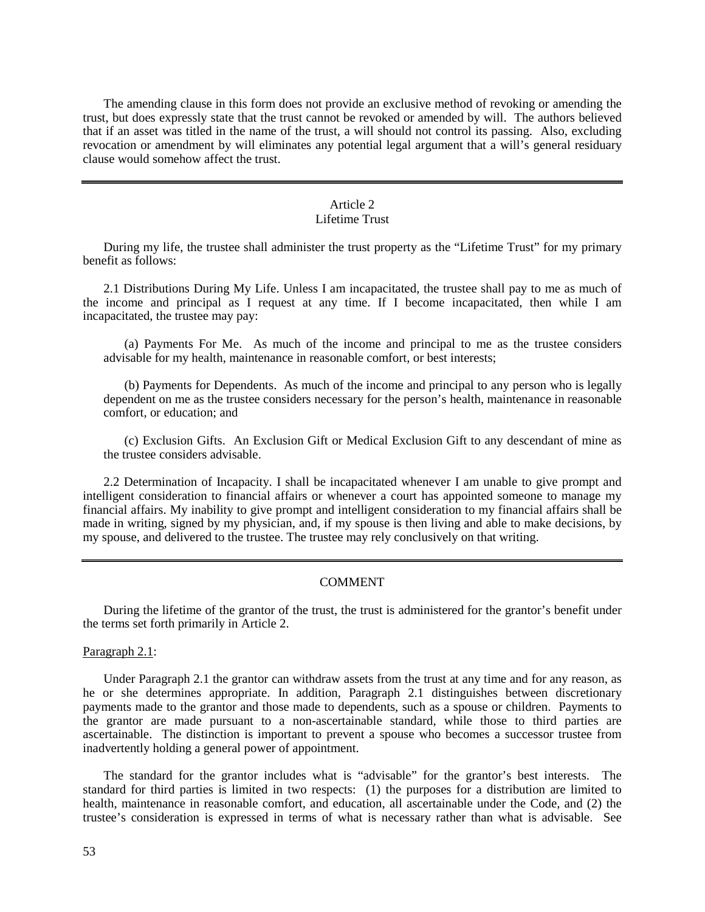The amending clause in this form does not provide an exclusive method of revoking or amending the trust, but does expressly state that the trust cannot be revoked or amended by will. The authors believed that if an asset was titled in the name of the trust, a will should not control its passing. Also, excluding revocation or amendment by will eliminates any potential legal argument that a will's general residuary clause would somehow affect the trust.

---

## Article 2
## Lifetime Trust

During my life, the trustee shall administer the trust property as the "Lifetime Trust" for my primary benefit as follows:

2.1 Distributions During My Life. Unless I am incapacitated, the trustee shall pay to me as much of the income and principal as I request at any time. If I become incapacitated, then while I am incapacitated, the trustee may pay:

> (a) Payments For Me. As much of the income and principal to me as the trustee considers advisable for my health, maintenance in reasonable comfort, or best interests;
>
> (b) Payments for Dependents. As much of the income and principal to any person who is legally dependent on me as the trustee considers necessary for the person's health, maintenance in reasonable comfort, or education; and
>
> (c) Exclusion Gifts. An Exclusion Gift or Medical Exclusion Gift to any descendant of mine as the trustee considers advisable.

2.2 Determination of Incapacity. I shall be incapacitated whenever I am unable to give prompt and intelligent consideration to financial affairs or whenever a court has appointed someone to manage my financial affairs. My inability to give prompt and intelligent consideration to my financial affairs shall be made in writing, signed by my physician, and, if my spouse is then living and able to make decisions, by my spouse, and delivered to the trustee. The trustee may rely conclusively on that writing.

---

### COMMENT

During the lifetime of the grantor of the trust, the trust is administered for the grantor's benefit under the terms set forth primarily in Article 2.

Paragraph 2.1:

Under Paragraph 2.1 the grantor can withdraw assets from the trust at any time and for any reason, as he or she determines appropriate. In addition, Paragraph 2.1 distinguishes between discretionary payments made to the grantor and those made to dependents, such as a spouse or children. Payments to the grantor are made pursuant to a non-ascertainable standard, while those to third parties are ascertainable. The distinction is important to prevent a spouse who becomes a successor trustee from inadvertently holding a general power of appointment.

The standard for the grantor includes what is "advisable" for the grantor's best interests. The standard for third parties is limited in two respects: (1) the purposes for a distribution are limited to health, maintenance in reasonable comfort, and education, all ascertainable under the Code, and (2) the trustee's consideration is expressed in terms of what is necessary rather than what is advisable. See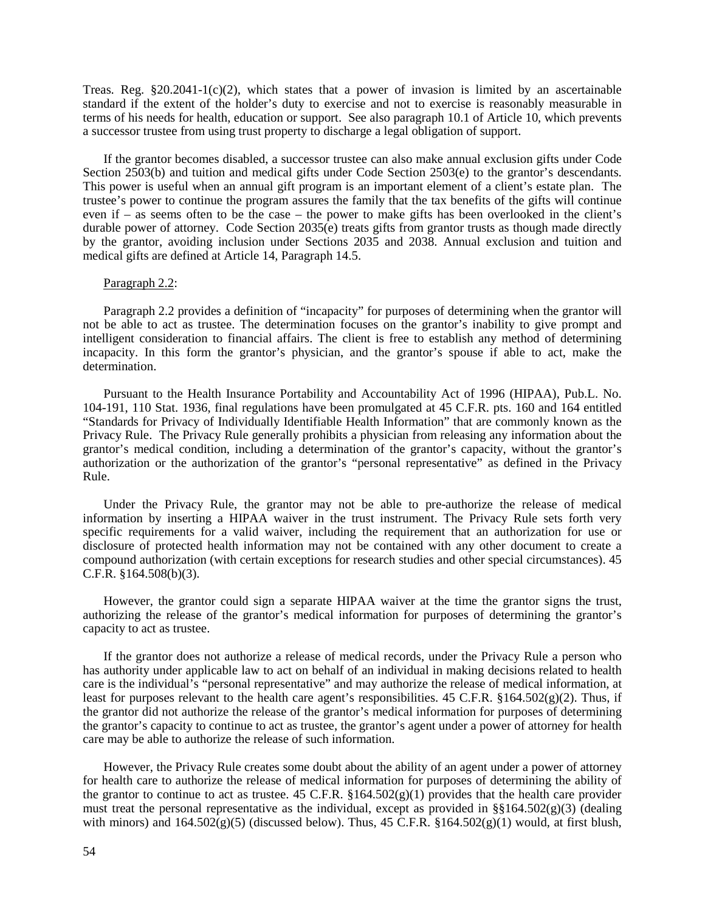Treas. Reg. §20.2041-1(c)(2), which states that a power of invasion is limited by an ascertainable standard if the extent of the holder's duty to exercise and not to exercise is reasonably measurable in terms of his needs for health, education or support. See also paragraph 10.1 of Article 10, which prevents a successor trustee from using trust property to discharge a legal obligation of support.

If the grantor becomes disabled, a successor trustee can also make annual exclusion gifts under Code Section 2503(b) and tuition and medical gifts under Code Section 2503(e) to the grantor's descendants. This power is useful when an annual gift program is an important element of a client's estate plan. The trustee's power to continue the program assures the family that the tax benefits of the gifts will continue even if – as seems often to be the case – the power to make gifts has been overlooked in the client's durable power of attorney. Code Section 2035(e) treats gifts from grantor trusts as though made directly by the grantor, avoiding inclusion under Sections 2035 and 2038. Annual exclusion and tuition and medical gifts are defined at Article 14, Paragraph 14.5.

Paragraph 2.2:

Paragraph 2.2 provides a definition of "incapacity" for purposes of determining when the grantor will not be able to act as trustee. The determination focuses on the grantor's inability to give prompt and intelligent consideration to financial affairs. The client is free to establish any method of determining incapacity. In this form the grantor's physician, and the grantor's spouse if able to act, make the determination.

Pursuant to the Health Insurance Portability and Accountability Act of 1996 (HIPAA), Pub.L. No. 104-191, 110 Stat. 1936, final regulations have been promulgated at 45 C.F.R. pts. 160 and 164 entitled "Standards for Privacy of Individually Identifiable Health Information" that are commonly known as the Privacy Rule. The Privacy Rule generally prohibits a physician from releasing any information about the grantor's medical condition, including a determination of the grantor's capacity, without the grantor's authorization or the authorization of the grantor's "personal representative" as defined in the Privacy Rule.

Under the Privacy Rule, the grantor may not be able to pre-authorize the release of medical information by inserting a HIPAA waiver in the trust instrument. The Privacy Rule sets forth very specific requirements for a valid waiver, including the requirement that an authorization for use or disclosure of protected health information may not be contained with any other document to create a compound authorization (with certain exceptions for research studies and other special circumstances). 45 C.F.R. §164.508(b)(3).

However, the grantor could sign a separate HIPAA waiver at the time the grantor signs the trust, authorizing the release of the grantor's medical information for purposes of determining the grantor's capacity to act as trustee.

If the grantor does not authorize a release of medical records, under the Privacy Rule a person who has authority under applicable law to act on behalf of an individual in making decisions related to health care is the individual's "personal representative" and may authorize the release of medical information, at least for purposes relevant to the health care agent's responsibilities. 45 C.F.R. §164.502(g)(2). Thus, if the grantor did not authorize the release of the grantor's medical information for purposes of determining the grantor's capacity to continue to act as trustee, the grantor's agent under a power of attorney for health care may be able to authorize the release of such information.

However, the Privacy Rule creates some doubt about the ability of an agent under a power of attorney for health care to authorize the release of medical information for purposes of determining the ability of the grantor to continue to act as trustee. 45 C.F.R. §164.502(g)(1) provides that the health care provider must treat the personal representative as the individual, except as provided in §§164.502(g)(3) (dealing with minors) and 164.502(g)(5) (discussed below). Thus, 45 C.F.R. §164.502(g)(1) would, at first blush,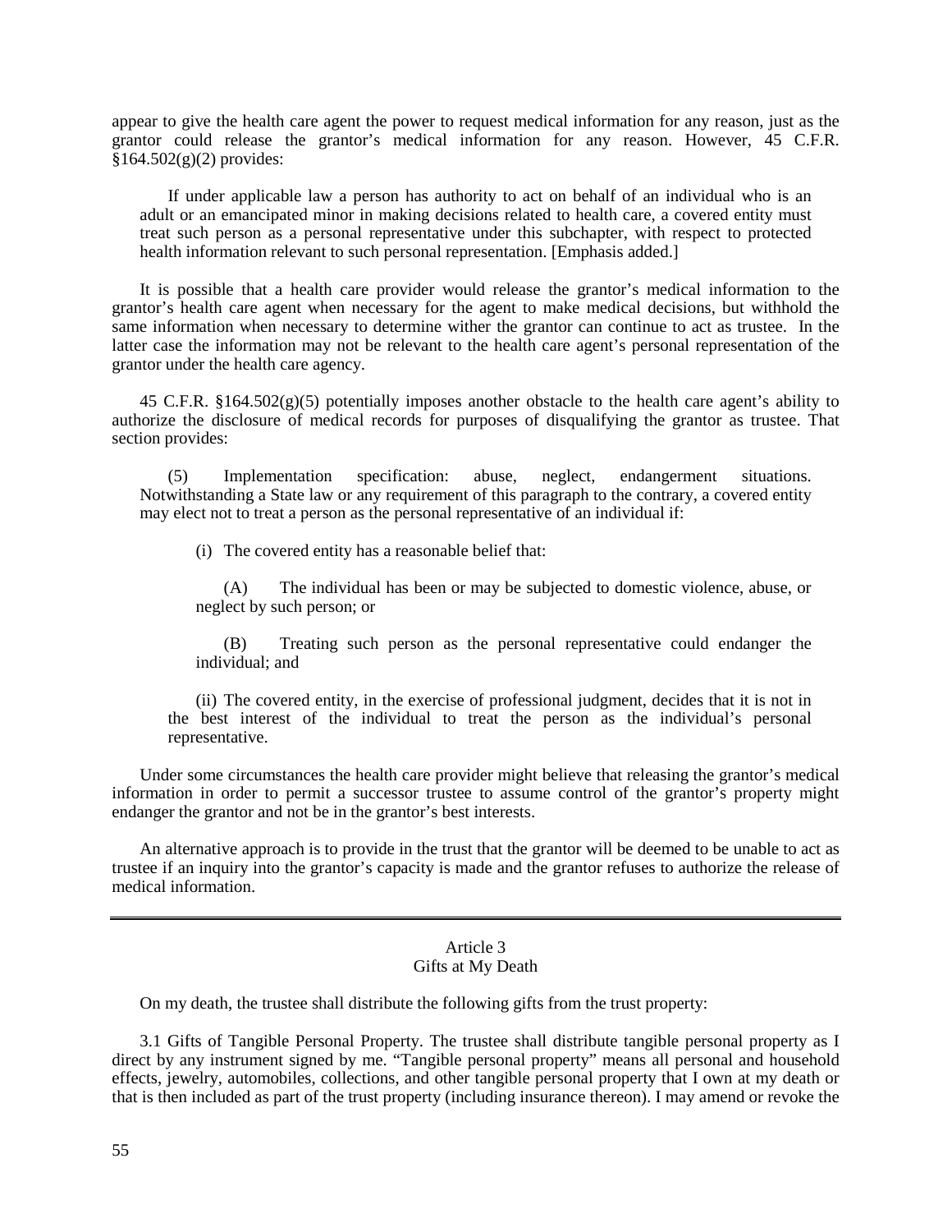appear to give the health care agent the power to request medical information for any reason, just as the grantor could release the grantor's medical information for any reason. However, 45 C.F.R. §164.502(g)(2) provides:

> If under applicable law a person has authority to act on behalf of an individual who is an adult or an emancipated minor in making decisions related to health care, a covered entity must treat such person as a personal representative under this subchapter, with respect to protected health information relevant to such personal representation. [Emphasis added.]

It is possible that a health care provider would release the grantor's medical information to the grantor's health care agent when necessary for the agent to make medical decisions, but withhold the same information when necessary to determine wither the grantor can continue to act as trustee. In the latter case the information may not be relevant to the health care agent's personal representation of the grantor under the health care agency.

45 C.F.R. §164.502(g)(5) potentially imposes another obstacle to the health care agent's ability to authorize the disclosure of medical records for purposes of disqualifying the grantor as trustee. That section provides:

> (5) Implementation specification: abuse, neglect, endangerment situations. Notwithstanding a State law or any requirement of this paragraph to the contrary, a covered entity may elect not to treat a person as the personal representative of an individual if:
>
> (i) The covered entity has a reasonable belief that:
>
> (A) The individual has been or may be subjected to domestic violence, abuse, or neglect by such person; or
>
> (B) Treating such person as the personal representative could endanger the individual; and
>
> (ii) The covered entity, in the exercise of professional judgment, decides that it is not in the best interest of the individual to treat the person as the individual's personal representative.

Under some circumstances the health care provider might believe that releasing the grantor's medical information in order to permit a successor trustee to assume control of the grantor's property might endanger the grantor and not be in the grantor's best interests.

An alternative approach is to provide in the trust that the grantor will be deemed to be unable to act as trustee if an inquiry into the grantor's capacity is made and the grantor refuses to authorize the release of medical information.

---

## Article 3
## Gifts at My Death

On my death, the trustee shall distribute the following gifts from the trust property:

3.1 Gifts of Tangible Personal Property. The trustee shall distribute tangible personal property as I direct by any instrument signed by me. "Tangible personal property" means all personal and household effects, jewelry, automobiles, collections, and other tangible personal property that I own at my death or that is then included as part of the trust property (including insurance thereon). I may amend or revoke the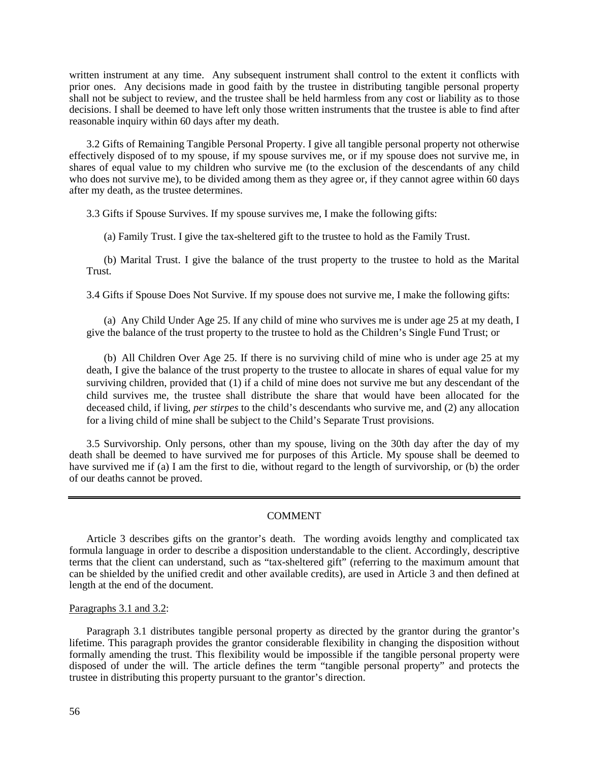written instrument at any time. Any subsequent instrument shall control to the extent it conflicts with prior ones. Any decisions made in good faith by the trustee in distributing tangible personal property shall not be subject to review, and the trustee shall be held harmless from any cost or liability as to those decisions. I shall be deemed to have left only those written instruments that the trustee is able to find after reasonable inquiry within 60 days after my death.

3.2 Gifts of Remaining Tangible Personal Property. I give all tangible personal property not otherwise effectively disposed of to my spouse, if my spouse survives me, or if my spouse does not survive me, in shares of equal value to my children who survive me (to the exclusion of the descendants of any child who does not survive me), to be divided among them as they agree or, if they cannot agree within 60 days after my death, as the trustee determines.

3.3 Gifts if Spouse Survives. If my spouse survives me, I make the following gifts:

(a) Family Trust. I give the tax-sheltered gift to the trustee to hold as the Family Trust.

(b) Marital Trust. I give the balance of the trust property to the trustee to hold as the Marital Trust.

3.4 Gifts if Spouse Does Not Survive. If my spouse does not survive me, I make the following gifts:

(a) Any Child Under Age 25. If any child of mine who survives me is under age 25 at my death, I give the balance of the trust property to the trustee to hold as the Children's Single Fund Trust; or

(b) All Children Over Age 25. If there is no surviving child of mine who is under age 25 at my death, I give the balance of the trust property to the trustee to allocate in shares of equal value for my surviving children, provided that (1) if a child of mine does not survive me but any descendant of the child survives me, the trustee shall distribute the share that would have been allocated for the deceased child, if living, *per stirpes* to the child's descendants who survive me, and (2) any allocation for a living child of mine shall be subject to the Child's Separate Trust provisions.

3.5 Survivorship. Only persons, other than my spouse, living on the 30th day after the day of my death shall be deemed to have survived me for purposes of this Article. My spouse shall be deemed to have survived me if (a) I am the first to die, without regard to the length of survivorship, or (b) the order of our deaths cannot be proved.

---

COMMENT

Article 3 describes gifts on the grantor's death. The wording avoids lengthy and complicated tax formula language in order to describe a disposition understandable to the client. Accordingly, descriptive terms that the client can understand, such as "tax-sheltered gift" (referring to the maximum amount that can be shielded by the unified credit and other available credits), are used in Article 3 and then defined at length at the end of the document.

Paragraphs 3.1 and 3.2:

Paragraph 3.1 distributes tangible personal property as directed by the grantor during the grantor's lifetime. This paragraph provides the grantor considerable flexibility in changing the disposition without formally amending the trust. This flexibility would be impossible if the tangible personal property were disposed of under the will. The article defines the term "tangible personal property" and protects the trustee in distributing this property pursuant to the grantor's direction.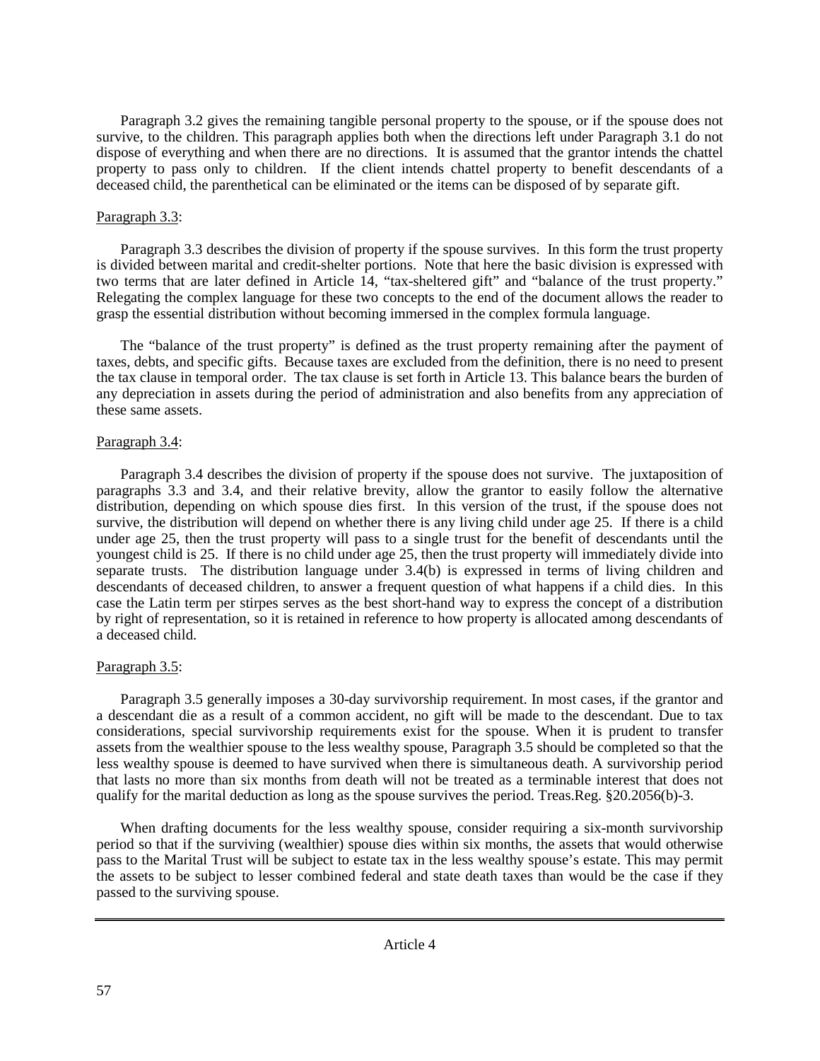Paragraph 3.2 gives the remaining tangible personal property to the spouse, or if the spouse does not survive, to the children. This paragraph applies both when the directions left under Paragraph 3.1 do not dispose of everything and when there are no directions. It is assumed that the grantor intends the chattel property to pass only to children. If the client intends chattel property to benefit descendants of a deceased child, the parenthetical can be eliminated or the items can be disposed of by separate gift.

Paragraph 3.3:

Paragraph 3.3 describes the division of property if the spouse survives. In this form the trust property is divided between marital and credit-shelter portions. Note that here the basic division is expressed with two terms that are later defined in Article 14, "tax-sheltered gift" and "balance of the trust property." Relegating the complex language for these two concepts to the end of the document allows the reader to grasp the essential distribution without becoming immersed in the complex formula language.

The "balance of the trust property" is defined as the trust property remaining after the payment of taxes, debts, and specific gifts. Because taxes are excluded from the definition, there is no need to present the tax clause in temporal order. The tax clause is set forth in Article 13. This balance bears the burden of any depreciation in assets during the period of administration and also benefits from any appreciation of these same assets.

Paragraph 3.4:

Paragraph 3.4 describes the division of property if the spouse does not survive. The juxtaposition of paragraphs 3.3 and 3.4, and their relative brevity, allow the grantor to easily follow the alternative distribution, depending on which spouse dies first. In this version of the trust, if the spouse does not survive, the distribution will depend on whether there is any living child under age 25. If there is a child under age 25, then the trust property will pass to a single trust for the benefit of descendants until the youngest child is 25. If there is no child under age 25, then the trust property will immediately divide into separate trusts. The distribution language under 3.4(b) is expressed in terms of living children and descendants of deceased children, to answer a frequent question of what happens if a child dies. In this case the Latin term per stirpes serves as the best short-hand way to express the concept of a distribution by right of representation, so it is retained in reference to how property is allocated among descendants of a deceased child.

Paragraph 3.5:

Paragraph 3.5 generally imposes a 30-day survivorship requirement. In most cases, if the grantor and a descendant die as a result of a common accident, no gift will be made to the descendant. Due to tax considerations, special survivorship requirements exist for the spouse. When it is prudent to transfer assets from the wealthier spouse to the less wealthy spouse, Paragraph 3.5 should be completed so that the less wealthy spouse is deemed to have survived when there is simultaneous death. A survivorship period that lasts no more than six months from death will not be treated as a terminable interest that does not qualify for the marital deduction as long as the spouse survives the period. Treas.Reg. §20.2056(b)-3.

When drafting documents for the less wealthy spouse, consider requiring a six-month survivorship period so that if the surviving (wealthier) spouse dies within six months, the assets that would otherwise pass to the Marital Trust will be subject to estate tax in the less wealthy spouse's estate. This may permit the assets to be subject to lesser combined federal and state death taxes than would be the case if they passed to the surviving spouse.

---

Article 4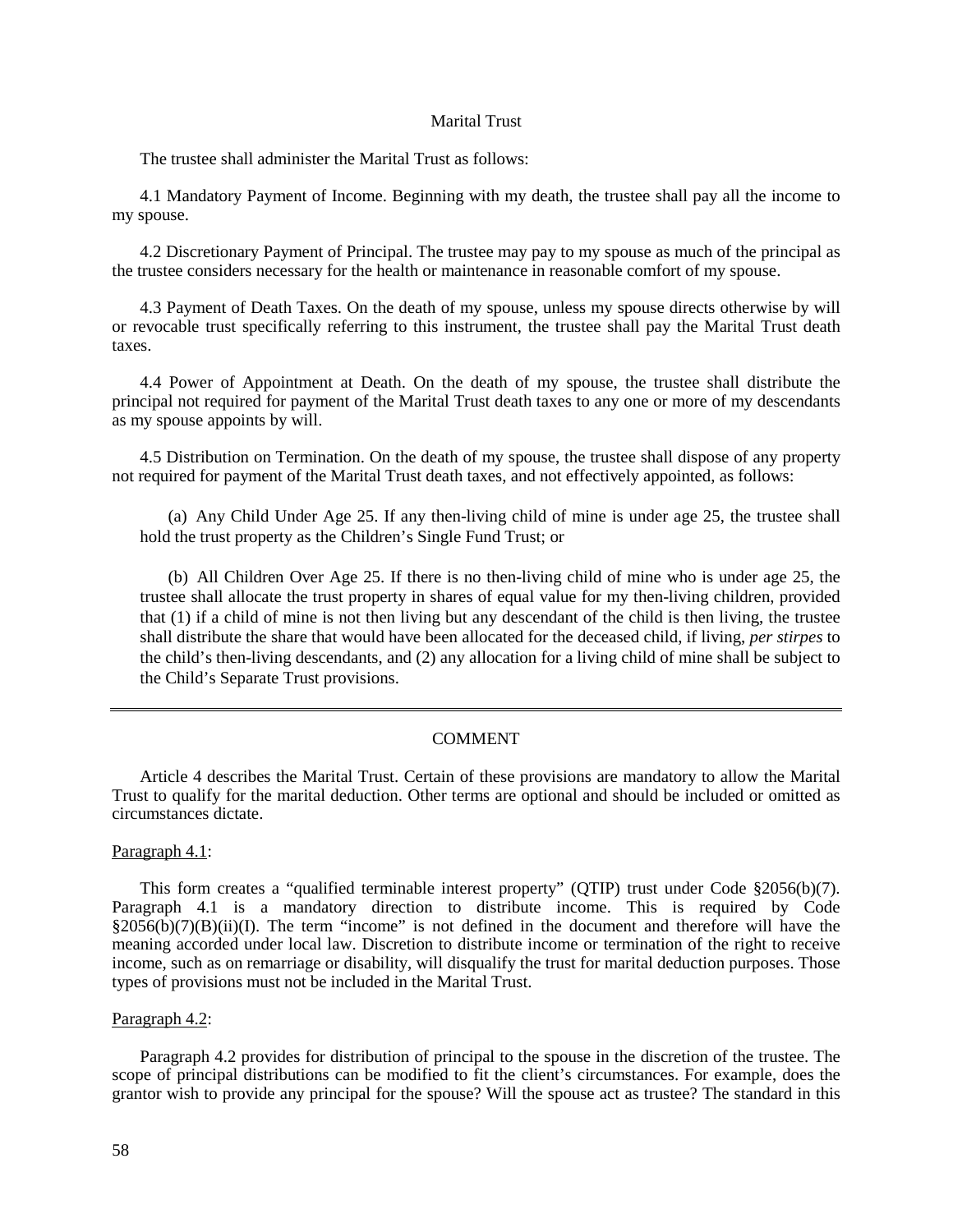## Marital Trust

The trustee shall administer the Marital Trust as follows:

4.1 Mandatory Payment of Income. Beginning with my death, the trustee shall pay all the income to my spouse.

4.2 Discretionary Payment of Principal. The trustee may pay to my spouse as much of the principal as the trustee considers necessary for the health or maintenance in reasonable comfort of my spouse.

4.3 Payment of Death Taxes. On the death of my spouse, unless my spouse directs otherwise by will or revocable trust specifically referring to this instrument, the trustee shall pay the Marital Trust death taxes.

4.4 Power of Appointment at Death. On the death of my spouse, the trustee shall distribute the principal not required for payment of the Marital Trust death taxes to any one or more of my descendants as my spouse appoints by will.

4.5 Distribution on Termination. On the death of my spouse, the trustee shall dispose of any property not required for payment of the Marital Trust death taxes, and not effectively appointed, as follows:

> (a) Any Child Under Age 25. If any then-living child of mine is under age 25, the trustee shall hold the trust property as the Children's Single Fund Trust; or
>
> (b) All Children Over Age 25. If there is no then-living child of mine who is under age 25, the trustee shall allocate the trust property in shares of equal value for my then-living children, provided that (1) if a child of mine is not then living but any descendant of the child is then living, the trustee shall distribute the share that would have been allocated for the deceased child, if living, *per stirpes* to the child's then-living descendants, and (2) any allocation for a living child of mine shall be subject to the Child's Separate Trust provisions.

---

## COMMENT

Article 4 describes the Marital Trust. Certain of these provisions are mandatory to allow the Marital Trust to qualify for the marital deduction. Other terms are optional and should be included or omitted as circumstances dictate.

Paragraph 4.1:

This form creates a "qualified terminable interest property" (QTIP) trust under Code §2056(b)(7). Paragraph 4.1 is a mandatory direction to distribute income. This is required by Code §2056(b)(7)(B)(ii)(I). The term "income" is not defined in the document and therefore will have the meaning accorded under local law. Discretion to distribute income or termination of the right to receive income, such as on remarriage or disability, will disqualify the trust for marital deduction purposes. Those types of provisions must not be included in the Marital Trust.

Paragraph 4.2:

Paragraph 4.2 provides for distribution of principal to the spouse in the discretion of the trustee. The scope of principal distributions can be modified to fit the client's circumstances. For example, does the grantor wish to provide any principal for the spouse? Will the spouse act as trustee? The standard in this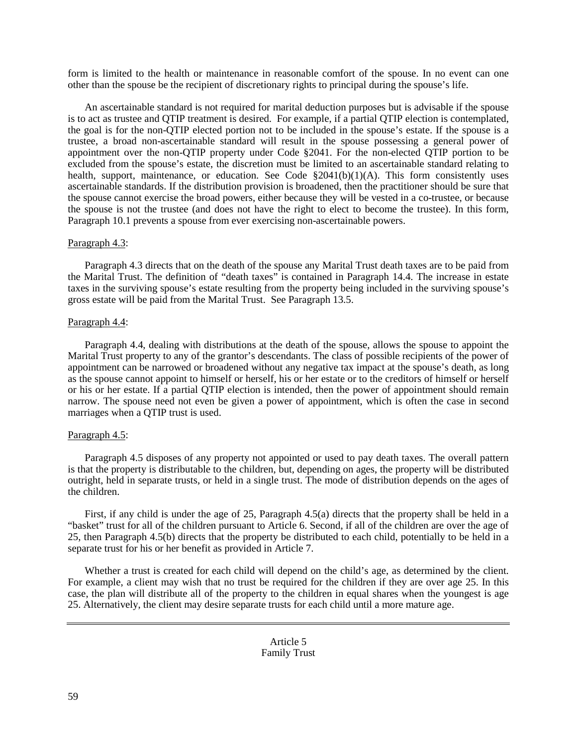form is limited to the health or maintenance in reasonable comfort of the spouse. In no event can one other than the spouse be the recipient of discretionary rights to principal during the spouse's life.

An ascertainable standard is not required for marital deduction purposes but is advisable if the spouse is to act as trustee and QTIP treatment is desired. For example, if a partial QTIP election is contemplated, the goal is for the non-QTIP elected portion not to be included in the spouse's estate. If the spouse is a trustee, a broad non-ascertainable standard will result in the spouse possessing a general power of appointment over the non-QTIP property under Code §2041. For the non-elected QTIP portion to be excluded from the spouse's estate, the discretion must be limited to an ascertainable standard relating to health, support, maintenance, or education. See Code §2041(b)(1)(A). This form consistently uses ascertainable standards. If the distribution provision is broadened, then the practitioner should be sure that the spouse cannot exercise the broad powers, either because they will be vested in a co-trustee, or because the spouse is not the trustee (and does not have the right to elect to become the trustee). In this form, Paragraph 10.1 prevents a spouse from ever exercising non-ascertainable powers.

<u>Paragraph 4.3</u>:

Paragraph 4.3 directs that on the death of the spouse any Marital Trust death taxes are to be paid from the Marital Trust. The definition of "death taxes" is contained in Paragraph 14.4. The increase in estate taxes in the surviving spouse's estate resulting from the property being included in the surviving spouse's gross estate will be paid from the Marital Trust. See Paragraph 13.5.

<u>Paragraph 4.4</u>:

Paragraph 4.4, dealing with distributions at the death of the spouse, allows the spouse to appoint the Marital Trust property to any of the grantor's descendants. The class of possible recipients of the power of appointment can be narrowed or broadened without any negative tax impact at the spouse's death, as long as the spouse cannot appoint to himself or herself, his or her estate or to the creditors of himself or herself or his or her estate. If a partial QTIP election is intended, then the power of appointment should remain narrow. The spouse need not even be given a power of appointment, which is often the case in second marriages when a QTIP trust is used.

<u>Paragraph 4.5</u>:

Paragraph 4.5 disposes of any property not appointed or used to pay death taxes. The overall pattern is that the property is distributable to the children, but, depending on ages, the property will be distributed outright, held in separate trusts, or held in a single trust. The mode of distribution depends on the ages of the children.

First, if any child is under the age of 25, Paragraph 4.5(a) directs that the property shall be held in a "basket" trust for all of the children pursuant to Article 6. Second, if all of the children are over the age of 25, then Paragraph 4.5(b) directs that the property be distributed to each child, potentially to be held in a separate trust for his or her benefit as provided in Article 7.

Whether a trust is created for each child will depend on the child's age, as determined by the client. For example, a client may wish that no trust be required for the children if they are over age 25. In this case, the plan will distribute all of the property to the children in equal shares when the youngest is age 25. Alternatively, the client may desire separate trusts for each child until a more mature age.

---

## Article 5
## Family Trust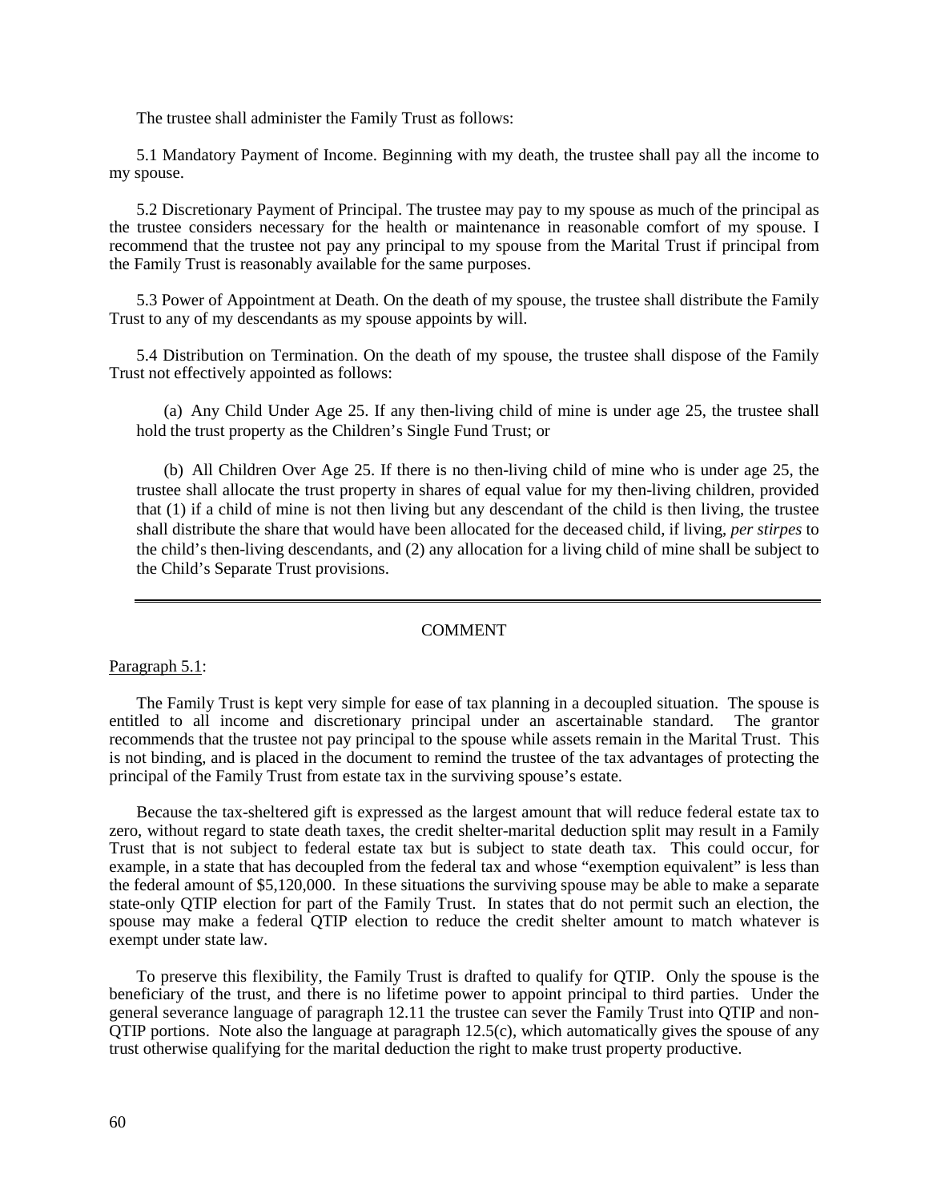The trustee shall administer the Family Trust as follows:

5.1 Mandatory Payment of Income. Beginning with my death, the trustee shall pay all the income to my spouse.

5.2 Discretionary Payment of Principal. The trustee may pay to my spouse as much of the principal as the trustee considers necessary for the health or maintenance in reasonable comfort of my spouse. I recommend that the trustee not pay any principal to my spouse from the Marital Trust if principal from the Family Trust is reasonably available for the same purposes.

5.3 Power of Appointment at Death. On the death of my spouse, the trustee shall distribute the Family Trust to any of my descendants as my spouse appoints by will.

5.4 Distribution on Termination. On the death of my spouse, the trustee shall dispose of the Family Trust not effectively appointed as follows:

> (a) Any Child Under Age 25. If any then-living child of mine is under age 25, the trustee shall hold the trust property as the Children's Single Fund Trust; or
>
> (b) All Children Over Age 25. If there is no then-living child of mine who is under age 25, the trustee shall allocate the trust property in shares of equal value for my then-living children, provided that (1) if a child of mine is not then living but any descendant of the child is then living, the trustee shall distribute the share that would have been allocated for the deceased child, if living, *per stirpes* to the child's then-living descendants, and (2) any allocation for a living child of mine shall be subject to the Child's Separate Trust provisions.

---

## COMMENT

Paragraph 5.1:

The Family Trust is kept very simple for ease of tax planning in a decoupled situation. The spouse is entitled to all income and discretionary principal under an ascertainable standard. The grantor recommends that the trustee not pay principal to the spouse while assets remain in the Marital Trust. This is not binding, and is placed in the document to remind the trustee of the tax advantages of protecting the principal of the Family Trust from estate tax in the surviving spouse's estate.

Because the tax-sheltered gift is expressed as the largest amount that will reduce federal estate tax to zero, without regard to state death taxes, the credit shelter-marital deduction split may result in a Family Trust that is not subject to federal estate tax but is subject to state death tax. This could occur, for example, in a state that has decoupled from the federal tax and whose "exemption equivalent" is less than the federal amount of $5,120,000. In these situations the surviving spouse may be able to make a separate state-only QTIP election for part of the Family Trust. In states that do not permit such an election, the spouse may make a federal QTIP election to reduce the credit shelter amount to match whatever is exempt under state law.

To preserve this flexibility, the Family Trust is drafted to qualify for QTIP. Only the spouse is the beneficiary of the trust, and there is no lifetime power to appoint principal to third parties. Under the general severance language of paragraph 12.11 the trustee can sever the Family Trust into QTIP and non-QTIP portions. Note also the language at paragraph 12.5(c), which automatically gives the spouse of any trust otherwise qualifying for the marital deduction the right to make trust property productive.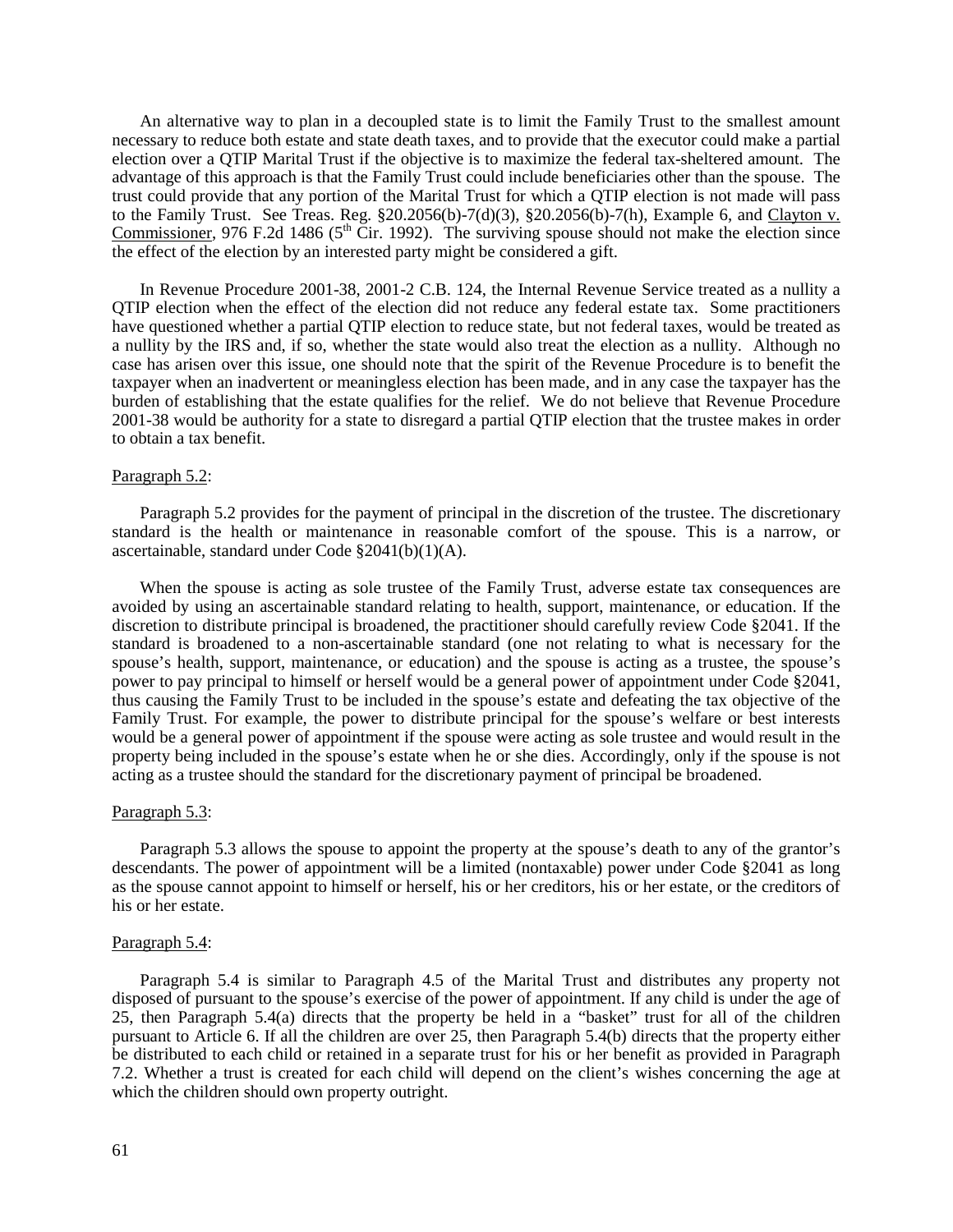An alternative way to plan in a decoupled state is to limit the Family Trust to the smallest amount necessary to reduce both estate and state death taxes, and to provide that the executor could make a partial election over a QTIP Marital Trust if the objective is to maximize the federal tax-sheltered amount. The advantage of this approach is that the Family Trust could include beneficiaries other than the spouse. The trust could provide that any portion of the Marital Trust for which a QTIP election is not made will pass to the Family Trust. See Treas. Reg. §20.2056(b)-7(d)(3), §20.2056(b)-7(h), Example 6, and Clayton v. Commissioner, 976 F.2d 1486 (5th Cir. 1992). The surviving spouse should not make the election since the effect of the election by an interested party might be considered a gift.

In Revenue Procedure 2001-38, 2001-2 C.B. 124, the Internal Revenue Service treated as a nullity a QTIP election when the effect of the election did not reduce any federal estate tax. Some practitioners have questioned whether a partial QTIP election to reduce state, but not federal taxes, would be treated as a nullity by the IRS and, if so, whether the state would also treat the election as a nullity. Although no case has arisen over this issue, one should note that the spirit of the Revenue Procedure is to benefit the taxpayer when an inadvertent or meaningless election has been made, and in any case the taxpayer has the burden of establishing that the estate qualifies for the relief. We do not believe that Revenue Procedure 2001-38 would be authority for a state to disregard a partial QTIP election that the trustee makes in order to obtain a tax benefit.

Paragraph 5.2:

Paragraph 5.2 provides for the payment of principal in the discretion of the trustee. The discretionary standard is the health or maintenance in reasonable comfort of the spouse. This is a narrow, or ascertainable, standard under Code §2041(b)(1)(A).

When the spouse is acting as sole trustee of the Family Trust, adverse estate tax consequences are avoided by using an ascertainable standard relating to health, support, maintenance, or education. If the discretion to distribute principal is broadened, the practitioner should carefully review Code §2041. If the standard is broadened to a non-ascertainable standard (one not relating to what is necessary for the spouse's health, support, maintenance, or education) and the spouse is acting as a trustee, the spouse's power to pay principal to himself or herself would be a general power of appointment under Code §2041, thus causing the Family Trust to be included in the spouse's estate and defeating the tax objective of the Family Trust. For example, the power to distribute principal for the spouse's welfare or best interests would be a general power of appointment if the spouse were acting as sole trustee and would result in the property being included in the spouse's estate when he or she dies. Accordingly, only if the spouse is not acting as a trustee should the standard for the discretionary payment of principal be broadened.

Paragraph 5.3:

Paragraph 5.3 allows the spouse to appoint the property at the spouse's death to any of the grantor's descendants. The power of appointment will be a limited (nontaxable) power under Code §2041 as long as the spouse cannot appoint to himself or herself, his or her creditors, his or her estate, or the creditors of his or her estate.

Paragraph 5.4:

Paragraph 5.4 is similar to Paragraph 4.5 of the Marital Trust and distributes any property not disposed of pursuant to the spouse's exercise of the power of appointment. If any child is under the age of 25, then Paragraph 5.4(a) directs that the property be held in a "basket" trust for all of the children pursuant to Article 6. If all the children are over 25, then Paragraph 5.4(b) directs that the property either be distributed to each child or retained in a separate trust for his or her benefit as provided in Paragraph 7.2. Whether a trust is created for each child will depend on the client's wishes concerning the age at which the children should own property outright.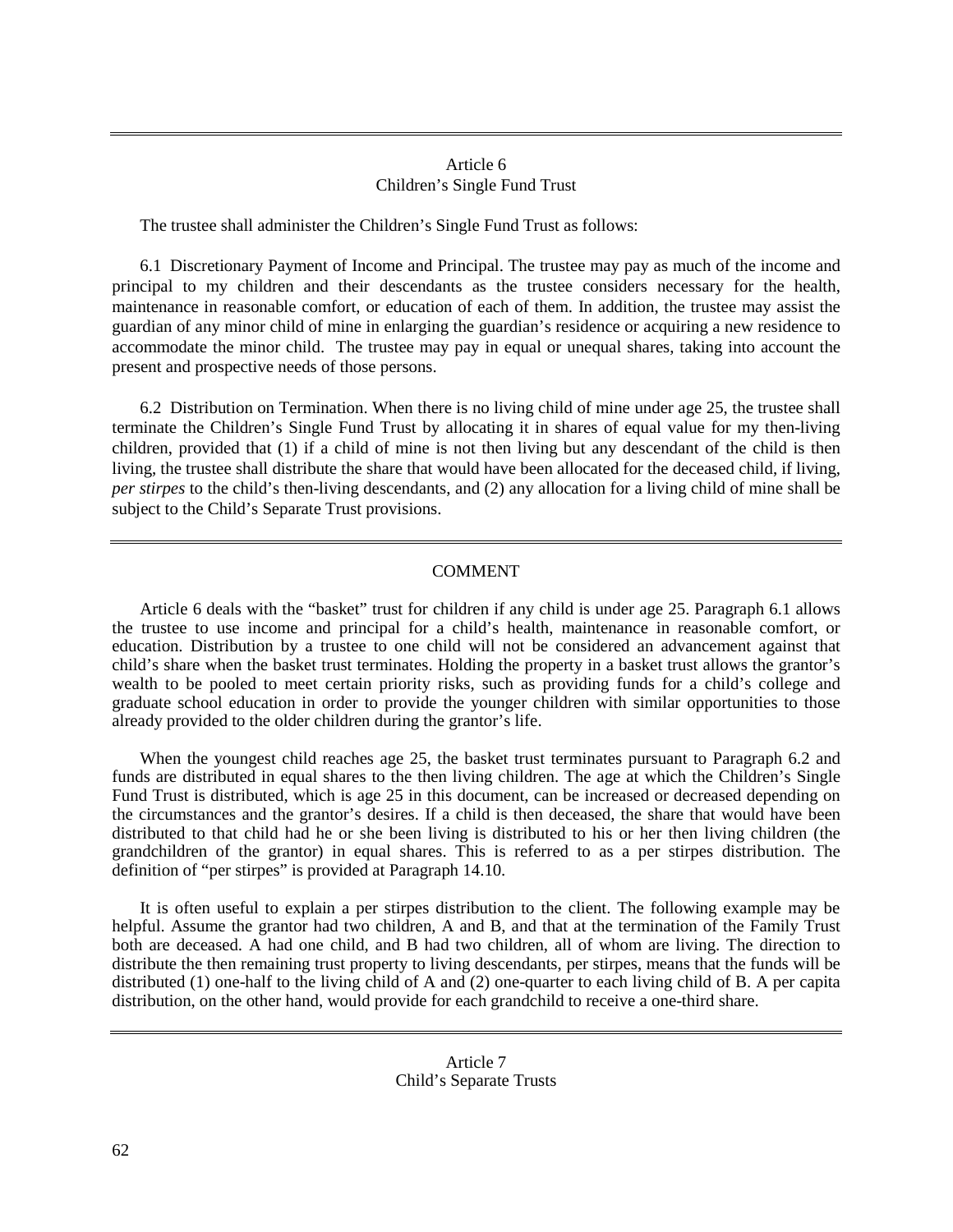## Article 6
## Children's Single Fund Trust

The trustee shall administer the Children's Single Fund Trust as follows:

6.1 Discretionary Payment of Income and Principal. The trustee may pay as much of the income and principal to my children and their descendants as the trustee considers necessary for the health, maintenance in reasonable comfort, or education of each of them. In addition, the trustee may assist the guardian of any minor child of mine in enlarging the guardian's residence or acquiring a new residence to accommodate the minor child. The trustee may pay in equal or unequal shares, taking into account the present and prospective needs of those persons.

6.2 Distribution on Termination. When there is no living child of mine under age 25, the trustee shall terminate the Children's Single Fund Trust by allocating it in shares of equal value for my then-living children, provided that (1) if a child of mine is not then living but any descendant of the child is then living, the trustee shall distribute the share that would have been allocated for the deceased child, if living, *per stirpes* to the child's then-living descendants, and (2) any allocation for a living child of mine shall be subject to the Child's Separate Trust provisions.

---

### COMMENT

Article 6 deals with the "basket" trust for children if any child is under age 25. Paragraph 6.1 allows the trustee to use income and principal for a child's health, maintenance in reasonable comfort, or education. Distribution by a trustee to one child will not be considered an advancement against that child's share when the basket trust terminates. Holding the property in a basket trust allows the grantor's wealth to be pooled to meet certain priority risks, such as providing funds for a child's college and graduate school education in order to provide the younger children with similar opportunities to those already provided to the older children during the grantor's life.

When the youngest child reaches age 25, the basket trust terminates pursuant to Paragraph 6.2 and funds are distributed in equal shares to the then living children. The age at which the Children's Single Fund Trust is distributed, which is age 25 in this document, can be increased or decreased depending on the circumstances and the grantor's desires. If a child is then deceased, the share that would have been distributed to that child had he or she been living is distributed to his or her then living children (the grandchildren of the grantor) in equal shares. This is referred to as a per stirpes distribution. The definition of "per stirpes" is provided at Paragraph 14.10.

It is often useful to explain a per stirpes distribution to the client. The following example may be helpful. Assume the grantor had two children, A and B, and that at the termination of the Family Trust both are deceased. A had one child, and B had two children, all of whom are living. The direction to distribute the then remaining trust property to living descendants, per stirpes, means that the funds will be distributed (1) one-half to the living child of A and (2) one-quarter to each living child of B. A per capita distribution, on the other hand, would provide for each grandchild to receive a one-third share.

---

## Article 7
## Child's Separate Trusts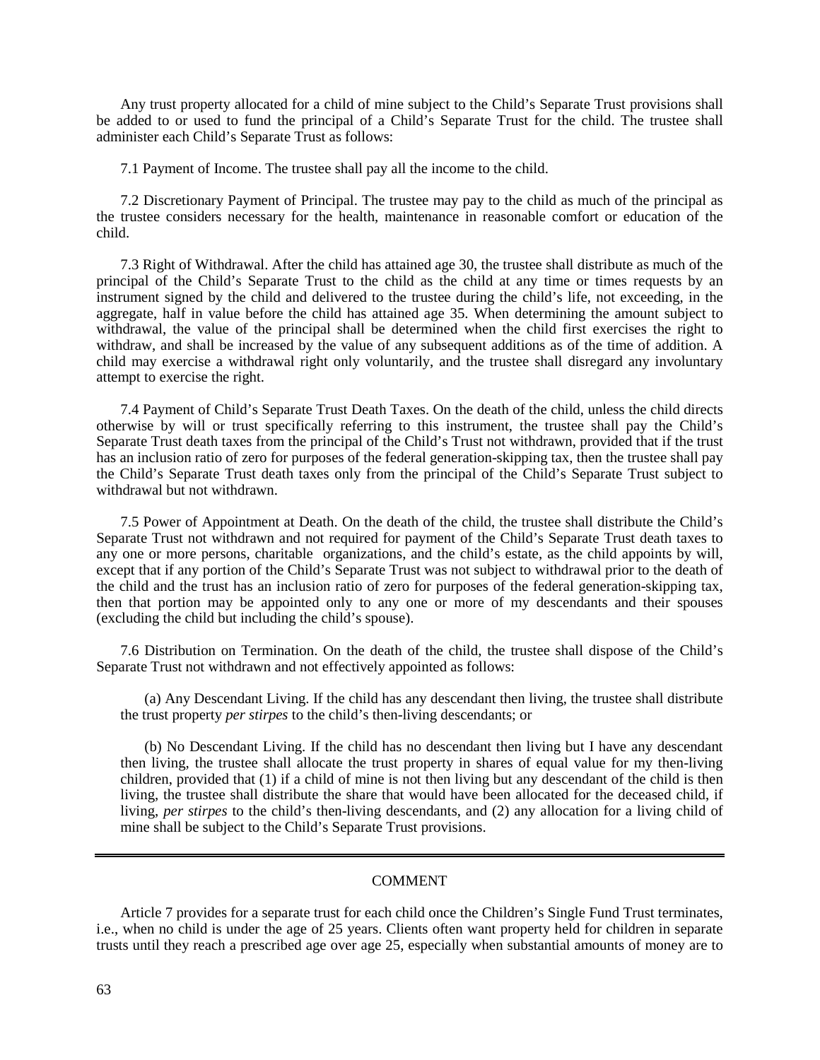Any trust property allocated for a child of mine subject to the Child's Separate Trust provisions shall be added to or used to fund the principal of a Child's Separate Trust for the child. The trustee shall administer each Child's Separate Trust as follows:

7.1 Payment of Income. The trustee shall pay all the income to the child.

7.2 Discretionary Payment of Principal. The trustee may pay to the child as much of the principal as the trustee considers necessary for the health, maintenance in reasonable comfort or education of the child.

7.3 Right of Withdrawal. After the child has attained age 30, the trustee shall distribute as much of the principal of the Child's Separate Trust to the child as the child at any time or times requests by an instrument signed by the child and delivered to the trustee during the child's life, not exceeding, in the aggregate, half in value before the child has attained age 35. When determining the amount subject to withdrawal, the value of the principal shall be determined when the child first exercises the right to withdraw, and shall be increased by the value of any subsequent additions as of the time of addition. A child may exercise a withdrawal right only voluntarily, and the trustee shall disregard any involuntary attempt to exercise the right.

7.4 Payment of Child's Separate Trust Death Taxes. On the death of the child, unless the child directs otherwise by will or trust specifically referring to this instrument, the trustee shall pay the Child's Separate Trust death taxes from the principal of the Child's Trust not withdrawn, provided that if the trust has an inclusion ratio of zero for purposes of the federal generation-skipping tax, then the trustee shall pay the Child's Separate Trust death taxes only from the principal of the Child's Separate Trust subject to withdrawal but not withdrawn.

7.5 Power of Appointment at Death. On the death of the child, the trustee shall distribute the Child's Separate Trust not withdrawn and not required for payment of the Child's Separate Trust death taxes to any one or more persons, charitable organizations, and the child's estate, as the child appoints by will, except that if any portion of the Child's Separate Trust was not subject to withdrawal prior to the death of the child and the trust has an inclusion ratio of zero for purposes of the federal generation-skipping tax, then that portion may be appointed only to any one or more of my descendants and their spouses (excluding the child but including the child's spouse).

7.6 Distribution on Termination. On the death of the child, the trustee shall dispose of the Child's Separate Trust not withdrawn and not effectively appointed as follows:

(a) Any Descendant Living. If the child has any descendant then living, the trustee shall distribute the trust property *per stirpes* to the child's then-living descendants; or

(b) No Descendant Living. If the child has no descendant then living but I have any descendant then living, the trustee shall allocate the trust property in shares of equal value for my then-living children, provided that (1) if a child of mine is not then living but any descendant of the child is then living, the trustee shall distribute the share that would have been allocated for the deceased child, if living, *per stirpes* to the child's then-living descendants, and (2) any allocation for a living child of mine shall be subject to the Child's Separate Trust provisions.

---

## COMMENT

Article 7 provides for a separate trust for each child once the Children's Single Fund Trust terminates, i.e., when no child is under the age of 25 years. Clients often want property held for children in separate trusts until they reach a prescribed age over age 25, especially when substantial amounts of money are to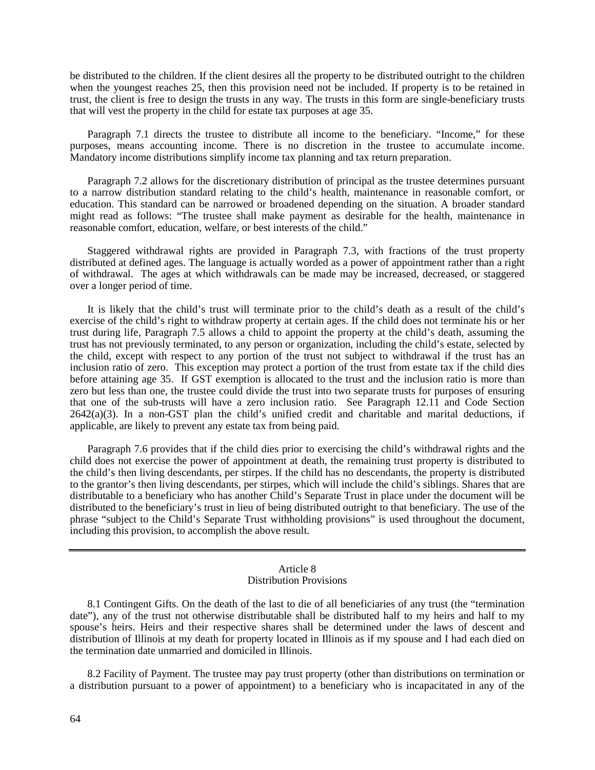be distributed to the children. If the client desires all the property to be distributed outright to the children when the youngest reaches 25, then this provision need not be included. If property is to be retained in trust, the client is free to design the trusts in any way. The trusts in this form are single-beneficiary trusts that will vest the property in the child for estate tax purposes at age 35.

Paragraph 7.1 directs the trustee to distribute all income to the beneficiary. "Income," for these purposes, means accounting income. There is no discretion in the trustee to accumulate income. Mandatory income distributions simplify income tax planning and tax return preparation.

Paragraph 7.2 allows for the discretionary distribution of principal as the trustee determines pursuant to a narrow distribution standard relating to the child's health, maintenance in reasonable comfort, or education. This standard can be narrowed or broadened depending on the situation. A broader standard might read as follows: "The trustee shall make payment as desirable for the health, maintenance in reasonable comfort, education, welfare, or best interests of the child."

Staggered withdrawal rights are provided in Paragraph 7.3, with fractions of the trust property distributed at defined ages. The language is actually worded as a power of appointment rather than a right of withdrawal. The ages at which withdrawals can be made may be increased, decreased, or staggered over a longer period of time.

It is likely that the child's trust will terminate prior to the child's death as a result of the child's exercise of the child's right to withdraw property at certain ages. If the child does not terminate his or her trust during life, Paragraph 7.5 allows a child to appoint the property at the child's death, assuming the trust has not previously terminated, to any person or organization, including the child's estate, selected by the child, except with respect to any portion of the trust not subject to withdrawal if the trust has an inclusion ratio of zero. This exception may protect a portion of the trust from estate tax if the child dies before attaining age 35. If GST exemption is allocated to the trust and the inclusion ratio is more than zero but less than one, the trustee could divide the trust into two separate trusts for purposes of ensuring that one of the sub-trusts will have a zero inclusion ratio. See Paragraph 12.11 and Code Section 2642(a)(3). In a non-GST plan the child's unified credit and charitable and marital deductions, if applicable, are likely to prevent any estate tax from being paid.

Paragraph 7.6 provides that if the child dies prior to exercising the child's withdrawal rights and the child does not exercise the power of appointment at death, the remaining trust property is distributed to the child's then living descendants, per stirpes. If the child has no descendants, the property is distributed to the grantor's then living descendants, per stirpes, which will include the child's siblings. Shares that are distributable to a beneficiary who has another Child's Separate Trust in place under the document will be distributed to the beneficiary's trust in lieu of being distributed outright to that beneficiary. The use of the phrase "subject to the Child's Separate Trust withholding provisions" is used throughout the document, including this provision, to accomplish the above result.

---

## Article 8
## Distribution Provisions

8.1 Contingent Gifts. On the death of the last to die of all beneficiaries of any trust (the "termination date"), any of the trust not otherwise distributable shall be distributed half to my heirs and half to my spouse's heirs. Heirs and their respective shares shall be determined under the laws of descent and distribution of Illinois at my death for property located in Illinois as if my spouse and I had each died on the termination date unmarried and domiciled in Illinois.

8.2 Facility of Payment. The trustee may pay trust property (other than distributions on termination or a distribution pursuant to a power of appointment) to a beneficiary who is incapacitated in any of the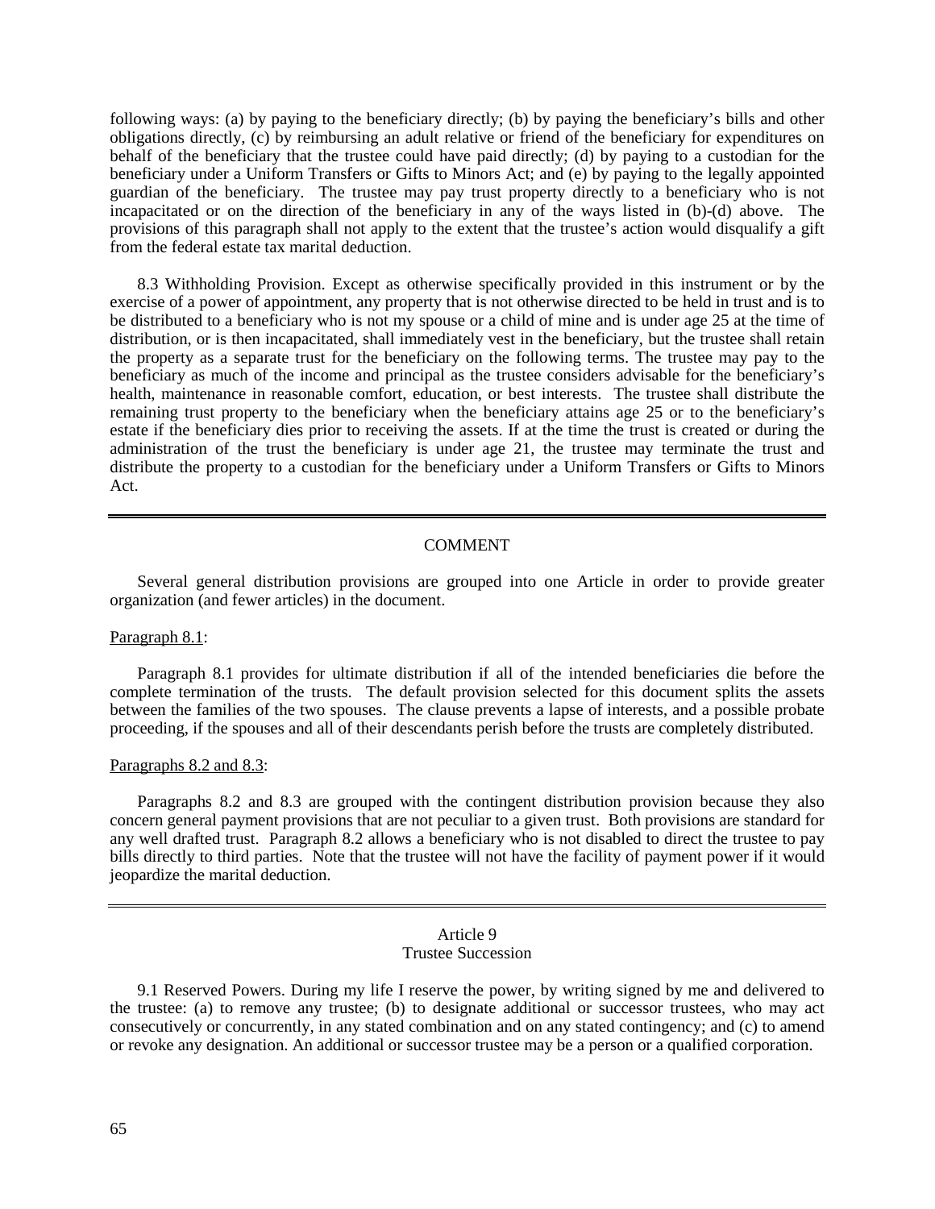following ways: (a) by paying to the beneficiary directly; (b) by paying the beneficiary's bills and other obligations directly, (c) by reimbursing an adult relative or friend of the beneficiary for expenditures on behalf of the beneficiary that the trustee could have paid directly; (d) by paying to a custodian for the beneficiary under a Uniform Transfers or Gifts to Minors Act; and (e) by paying to the legally appointed guardian of the beneficiary. The trustee may pay trust property directly to a beneficiary who is not incapacitated or on the direction of the beneficiary in any of the ways listed in (b)-(d) above. The provisions of this paragraph shall not apply to the extent that the trustee's action would disqualify a gift from the federal estate tax marital deduction.

8.3 Withholding Provision. Except as otherwise specifically provided in this instrument or by the exercise of a power of appointment, any property that is not otherwise directed to be held in trust and is to be distributed to a beneficiary who is not my spouse or a child of mine and is under age 25 at the time of distribution, or is then incapacitated, shall immediately vest in the beneficiary, but the trustee shall retain the property as a separate trust for the beneficiary on the following terms. The trustee may pay to the beneficiary as much of the income and principal as the trustee considers advisable for the beneficiary's health, maintenance in reasonable comfort, education, or best interests. The trustee shall distribute the remaining trust property to the beneficiary when the beneficiary attains age 25 or to the beneficiary's estate if the beneficiary dies prior to receiving the assets. If at the time the trust is created or during the administration of the trust the beneficiary is under age 21, the trustee may terminate the trust and distribute the property to a custodian for the beneficiary under a Uniform Transfers or Gifts to Minors Act.

---

COMMENT

Several general distribution provisions are grouped into one Article in order to provide greater organization (and fewer articles) in the document.

Paragraph 8.1:

Paragraph 8.1 provides for ultimate distribution if all of the intended beneficiaries die before the complete termination of the trusts. The default provision selected for this document splits the assets between the families of the two spouses. The clause prevents a lapse of interests, and a possible probate proceeding, if the spouses and all of their descendants perish before the trusts are completely distributed.

Paragraphs 8.2 and 8.3:

Paragraphs 8.2 and 8.3 are grouped with the contingent distribution provision because they also concern general payment provisions that are not peculiar to a given trust. Both provisions are standard for any well drafted trust. Paragraph 8.2 allows a beneficiary who is not disabled to direct the trustee to pay bills directly to third parties. Note that the trustee will not have the facility of payment power if it would jeopardize the marital deduction.

---

## Article 9
## Trustee Succession

9.1 Reserved Powers. During my life I reserve the power, by writing signed by me and delivered to the trustee: (a) to remove any trustee; (b) to designate additional or successor trustees, who may act consecutively or concurrently, in any stated combination and on any stated contingency; and (c) to amend or revoke any designation. An additional or successor trustee may be a person or a qualified corporation.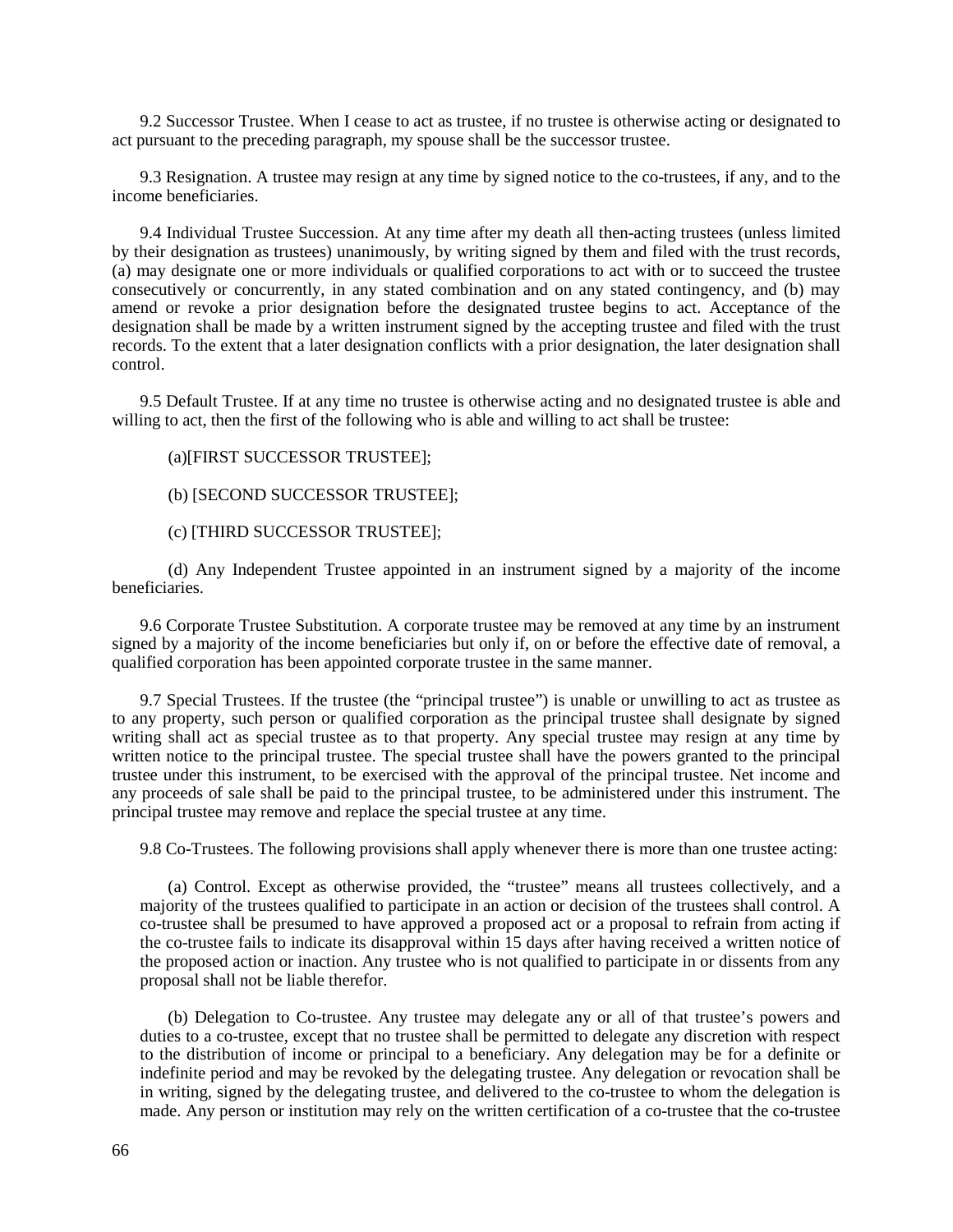9.2 Successor Trustee. When I cease to act as trustee, if no trustee is otherwise acting or designated to act pursuant to the preceding paragraph, my spouse shall be the successor trustee.

9.3 Resignation. A trustee may resign at any time by signed notice to the co-trustees, if any, and to the income beneficiaries.

9.4 Individual Trustee Succession. At any time after my death all then-acting trustees (unless limited by their designation as trustees) unanimously, by writing signed by them and filed with the trust records, (a) may designate one or more individuals or qualified corporations to act with or to succeed the trustee consecutively or concurrently, in any stated combination and on any stated contingency, and (b) may amend or revoke a prior designation before the designated trustee begins to act. Acceptance of the designation shall be made by a written instrument signed by the accepting trustee and filed with the trust records. To the extent that a later designation conflicts with a prior designation, the later designation shall control.

9.5 Default Trustee. If at any time no trustee is otherwise acting and no designated trustee is able and willing to act, then the first of the following who is able and willing to act shall be trustee:

(a)[FIRST SUCCESSOR TRUSTEE];

(b) [SECOND SUCCESSOR TRUSTEE];

(c) [THIRD SUCCESSOR TRUSTEE];

(d) Any Independent Trustee appointed in an instrument signed by a majority of the income beneficiaries.

9.6 Corporate Trustee Substitution. A corporate trustee may be removed at any time by an instrument signed by a majority of the income beneficiaries but only if, on or before the effective date of removal, a qualified corporation has been appointed corporate trustee in the same manner.

9.7 Special Trustees. If the trustee (the "principal trustee") is unable or unwilling to act as trustee as to any property, such person or qualified corporation as the principal trustee shall designate by signed writing shall act as special trustee as to that property. Any special trustee may resign at any time by written notice to the principal trustee. The special trustee shall have the powers granted to the principal trustee under this instrument, to be exercised with the approval of the principal trustee. Net income and any proceeds of sale shall be paid to the principal trustee, to be administered under this instrument. The principal trustee may remove and replace the special trustee at any time.

9.8 Co-Trustees. The following provisions shall apply whenever there is more than one trustee acting:

(a) Control. Except as otherwise provided, the "trustee" means all trustees collectively, and a majority of the trustees qualified to participate in an action or decision of the trustees shall control. A co-trustee shall be presumed to have approved a proposed act or a proposal to refrain from acting if the co-trustee fails to indicate its disapproval within 15 days after having received a written notice of the proposed action or inaction. Any trustee who is not qualified to participate in or dissents from any proposal shall not be liable therefor.

(b) Delegation to Co-trustee. Any trustee may delegate any or all of that trustee's powers and duties to a co-trustee, except that no trustee shall be permitted to delegate any discretion with respect to the distribution of income or principal to a beneficiary. Any delegation may be for a definite or indefinite period and may be revoked by the delegating trustee. Any delegation or revocation shall be in writing, signed by the delegating trustee, and delivered to the co-trustee to whom the delegation is made. Any person or institution may rely on the written certification of a co-trustee that the co-trustee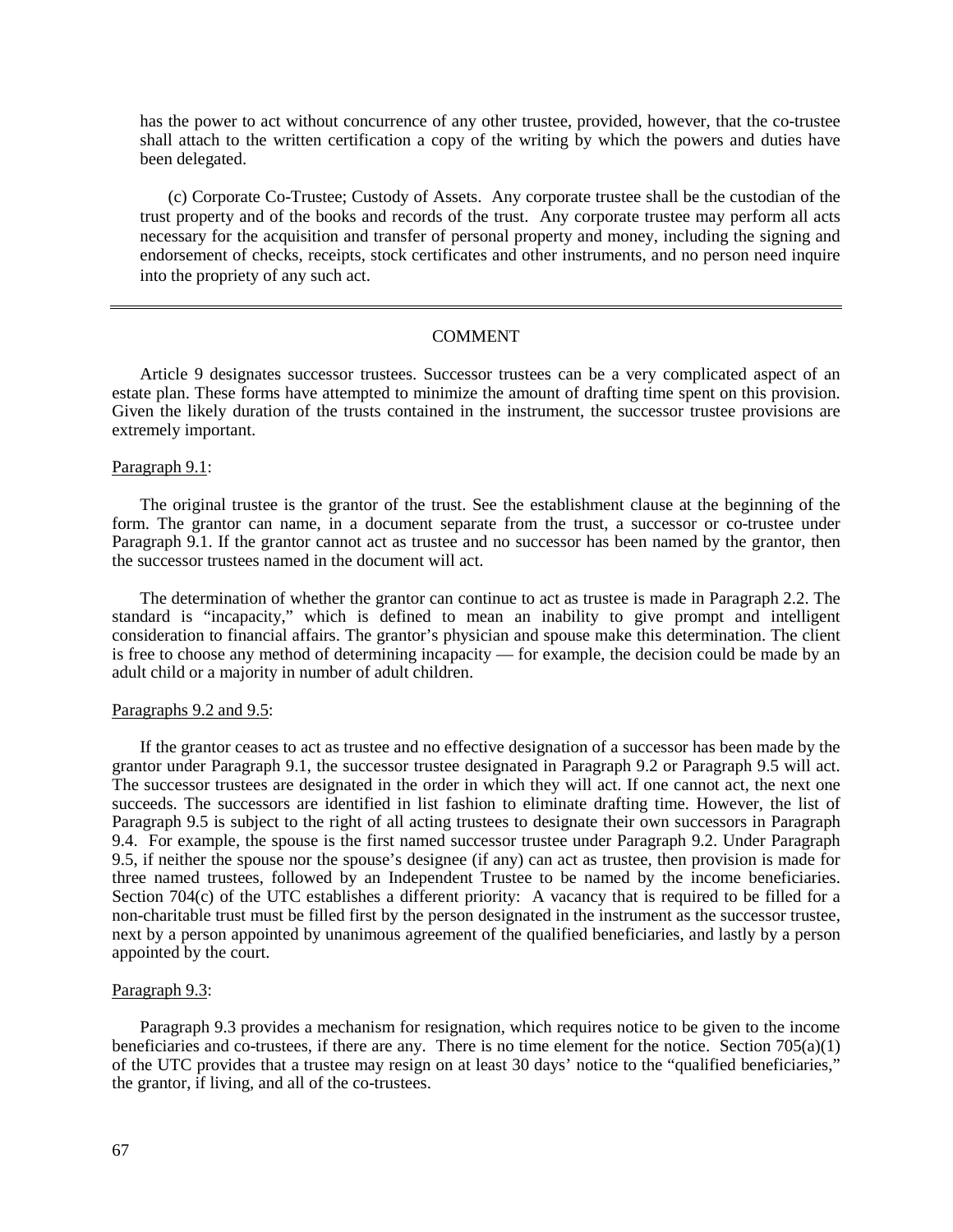has the power to act without concurrence of any other trustee, provided, however, that the co-trustee shall attach to the written certification a copy of the writing by which the powers and duties have been delegated.

(c) Corporate Co-Trustee; Custody of Assets. Any corporate trustee shall be the custodian of the trust property and of the books and records of the trust. Any corporate trustee may perform all acts necessary for the acquisition and transfer of personal property and money, including the signing and endorsement of checks, receipts, stock certificates and other instruments, and no person need inquire into the propriety of any such act.

---

## COMMENT

Article 9 designates successor trustees. Successor trustees can be a very complicated aspect of an estate plan. These forms have attempted to minimize the amount of drafting time spent on this provision. Given the likely duration of the trusts contained in the instrument, the successor trustee provisions are extremely important.

Paragraph 9.1:

The original trustee is the grantor of the trust. See the establishment clause at the beginning of the form. The grantor can name, in a document separate from the trust, a successor or co-trustee under Paragraph 9.1. If the grantor cannot act as trustee and no successor has been named by the grantor, then the successor trustees named in the document will act.

The determination of whether the grantor can continue to act as trustee is made in Paragraph 2.2. The standard is "incapacity," which is defined to mean an inability to give prompt and intelligent consideration to financial affairs. The grantor's physician and spouse make this determination. The client is free to choose any method of determining incapacity — for example, the decision could be made by an adult child or a majority in number of adult children.

Paragraphs 9.2 and 9.5:

If the grantor ceases to act as trustee and no effective designation of a successor has been made by the grantor under Paragraph 9.1, the successor trustee designated in Paragraph 9.2 or Paragraph 9.5 will act. The successor trustees are designated in the order in which they will act. If one cannot act, the next one succeeds. The successors are identified in list fashion to eliminate drafting time. However, the list of Paragraph 9.5 is subject to the right of all acting trustees to designate their own successors in Paragraph 9.4. For example, the spouse is the first named successor trustee under Paragraph 9.2. Under Paragraph 9.5, if neither the spouse nor the spouse's designee (if any) can act as trustee, then provision is made for three named trustees, followed by an Independent Trustee to be named by the income beneficiaries. Section 704(c) of the UTC establishes a different priority: A vacancy that is required to be filled for a non-charitable trust must be filled first by the person designated in the instrument as the successor trustee, next by a person appointed by unanimous agreement of the qualified beneficiaries, and lastly by a person appointed by the court.

Paragraph 9.3:

Paragraph 9.3 provides a mechanism for resignation, which requires notice to be given to the income beneficiaries and co-trustees, if there are any. There is no time element for the notice. Section 705(a)(1) of the UTC provides that a trustee may resign on at least 30 days' notice to the "qualified beneficiaries," the grantor, if living, and all of the co-trustees.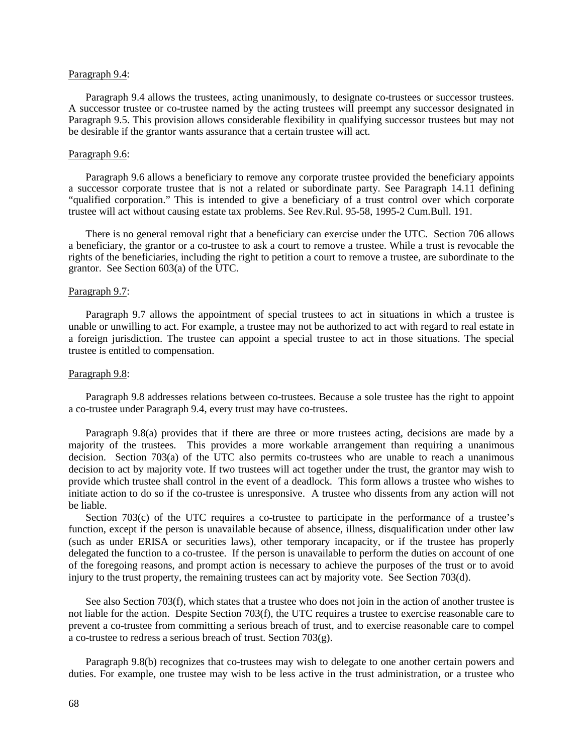Paragraph 9.4:

Paragraph 9.4 allows the trustees, acting unanimously, to designate co-trustees or successor trustees. A successor trustee or co-trustee named by the acting trustees will preempt any successor designated in Paragraph 9.5. This provision allows considerable flexibility in qualifying successor trustees but may not be desirable if the grantor wants assurance that a certain trustee will act.

Paragraph 9.6:

Paragraph 9.6 allows a beneficiary to remove any corporate trustee provided the beneficiary appoints a successor corporate trustee that is not a related or subordinate party. See Paragraph 14.11 defining "qualified corporation." This is intended to give a beneficiary of a trust control over which corporate trustee will act without causing estate tax problems. See Rev.Rul. 95-58, 1995-2 Cum.Bull. 191.

There is no general removal right that a beneficiary can exercise under the UTC. Section 706 allows a beneficiary, the grantor or a co-trustee to ask a court to remove a trustee. While a trust is revocable the rights of the beneficiaries, including the right to petition a court to remove a trustee, are subordinate to the grantor. See Section 603(a) of the UTC.

Paragraph 9.7:

Paragraph 9.7 allows the appointment of special trustees to act in situations in which a trustee is unable or unwilling to act. For example, a trustee may not be authorized to act with regard to real estate in a foreign jurisdiction. The trustee can appoint a special trustee to act in those situations. The special trustee is entitled to compensation.

Paragraph 9.8:

Paragraph 9.8 addresses relations between co-trustees. Because a sole trustee has the right to appoint a co-trustee under Paragraph 9.4, every trust may have co-trustees.

Paragraph 9.8(a) provides that if there are three or more trustees acting, decisions are made by a majority of the trustees. This provides a more workable arrangement than requiring a unanimous decision. Section 703(a) of the UTC also permits co-trustees who are unable to reach a unanimous decision to act by majority vote. If two trustees will act together under the trust, the grantor may wish to provide which trustee shall control in the event of a deadlock. This form allows a trustee who wishes to initiate action to do so if the co-trustee is unresponsive. A trustee who dissents from any action will not be liable.

Section 703(c) of the UTC requires a co-trustee to participate in the performance of a trustee's function, except if the person is unavailable because of absence, illness, disqualification under other law (such as under ERISA or securities laws), other temporary incapacity, or if the trustee has properly delegated the function to a co-trustee. If the person is unavailable to perform the duties on account of one of the foregoing reasons, and prompt action is necessary to achieve the purposes of the trust or to avoid injury to the trust property, the remaining trustees can act by majority vote. See Section 703(d).

See also Section 703(f), which states that a trustee who does not join in the action of another trustee is not liable for the action. Despite Section 703(f), the UTC requires a trustee to exercise reasonable care to prevent a co-trustee from committing a serious breach of trust, and to exercise reasonable care to compel a co-trustee to redress a serious breach of trust. Section 703(g).

Paragraph 9.8(b) recognizes that co-trustees may wish to delegate to one another certain powers and duties. For example, one trustee may wish to be less active in the trust administration, or a trustee who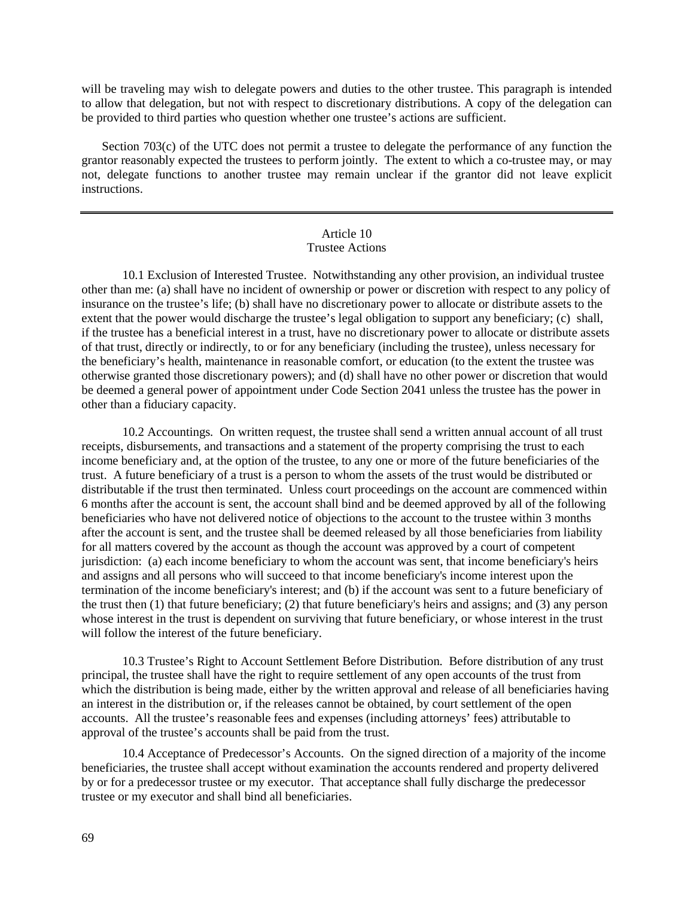will be traveling may wish to delegate powers and duties to the other trustee. This paragraph is intended to allow that delegation, but not with respect to discretionary distributions. A copy of the delegation can be provided to third parties who question whether one trustee's actions are sufficient.

Section 703(c) of the UTC does not permit a trustee to delegate the performance of any function the grantor reasonably expected the trustees to perform jointly. The extent to which a co-trustee may, or may not, delegate functions to another trustee may remain unclear if the grantor did not leave explicit instructions.

---

## Article 10
## Trustee Actions

10.1 Exclusion of Interested Trustee. Notwithstanding any other provision, an individual trustee other than me: (a) shall have no incident of ownership or power or discretion with respect to any policy of insurance on the trustee's life; (b) shall have no discretionary power to allocate or distribute assets to the extent that the power would discharge the trustee's legal obligation to support any beneficiary; (c) shall, if the trustee has a beneficial interest in a trust, have no discretionary power to allocate or distribute assets of that trust, directly or indirectly, to or for any beneficiary (including the trustee), unless necessary for the beneficiary's health, maintenance in reasonable comfort, or education (to the extent the trustee was otherwise granted those discretionary powers); and (d) shall have no other power or discretion that would be deemed a general power of appointment under Code Section 2041 unless the trustee has the power in other than a fiduciary capacity.

10.2 Accountings. On written request, the trustee shall send a written annual account of all trust receipts, disbursements, and transactions and a statement of the property comprising the trust to each income beneficiary and, at the option of the trustee, to any one or more of the future beneficiaries of the trust. A future beneficiary of a trust is a person to whom the assets of the trust would be distributed or distributable if the trust then terminated. Unless court proceedings on the account are commenced within 6 months after the account is sent, the account shall bind and be deemed approved by all of the following beneficiaries who have not delivered notice of objections to the account to the trustee within 3 months after the account is sent, and the trustee shall be deemed released by all those beneficiaries from liability for all matters covered by the account as though the account was approved by a court of competent jurisdiction: (a) each income beneficiary to whom the account was sent, that income beneficiary's heirs and assigns and all persons who will succeed to that income beneficiary's income interest upon the termination of the income beneficiary's interest; and (b) if the account was sent to a future beneficiary of the trust then (1) that future beneficiary; (2) that future beneficiary's heirs and assigns; and (3) any person whose interest in the trust is dependent on surviving that future beneficiary, or whose interest in the trust will follow the interest of the future beneficiary.

10.3 Trustee's Right to Account Settlement Before Distribution. Before distribution of any trust principal, the trustee shall have the right to require settlement of any open accounts of the trust from which the distribution is being made, either by the written approval and release of all beneficiaries having an interest in the distribution or, if the releases cannot be obtained, by court settlement of the open accounts. All the trustee's reasonable fees and expenses (including attorneys' fees) attributable to approval of the trustee's accounts shall be paid from the trust.

10.4 Acceptance of Predecessor's Accounts. On the signed direction of a majority of the income beneficiaries, the trustee shall accept without examination the accounts rendered and property delivered by or for a predecessor trustee or my executor. That acceptance shall fully discharge the predecessor trustee or my executor and shall bind all beneficiaries.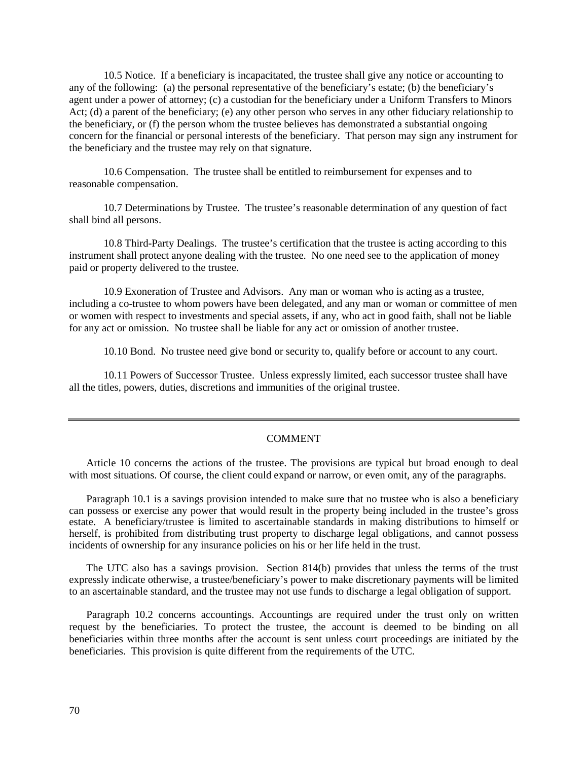10.5 Notice. If a beneficiary is incapacitated, the trustee shall give any notice or accounting to any of the following: (a) the personal representative of the beneficiary's estate; (b) the beneficiary's agent under a power of attorney; (c) a custodian for the beneficiary under a Uniform Transfers to Minors Act; (d) a parent of the beneficiary; (e) any other person who serves in any other fiduciary relationship to the beneficiary, or (f) the person whom the trustee believes has demonstrated a substantial ongoing concern for the financial or personal interests of the beneficiary. That person may sign any instrument for the beneficiary and the trustee may rely on that signature.

10.6 Compensation. The trustee shall be entitled to reimbursement for expenses and to reasonable compensation.

10.7 Determinations by Trustee. The trustee's reasonable determination of any question of fact shall bind all persons.

10.8 Third-Party Dealings. The trustee's certification that the trustee is acting according to this instrument shall protect anyone dealing with the trustee. No one need see to the application of money paid or property delivered to the trustee.

10.9 Exoneration of Trustee and Advisors. Any man or woman who is acting as a trustee, including a co-trustee to whom powers have been delegated, and any man or woman or committee of men or women with respect to investments and special assets, if any, who act in good faith, shall not be liable for any act or omission. No trustee shall be liable for any act or omission of another trustee.

10.10 Bond. No trustee need give bond or security to, qualify before or account to any court.

10.11 Powers of Successor Trustee. Unless expressly limited, each successor trustee shall have all the titles, powers, duties, discretions and immunities of the original trustee.

---

COMMENT

Article 10 concerns the actions of the trustee. The provisions are typical but broad enough to deal with most situations. Of course, the client could expand or narrow, or even omit, any of the paragraphs.

Paragraph 10.1 is a savings provision intended to make sure that no trustee who is also a beneficiary can possess or exercise any power that would result in the property being included in the trustee's gross estate. A beneficiary/trustee is limited to ascertainable standards in making distributions to himself or herself, is prohibited from distributing trust property to discharge legal obligations, and cannot possess incidents of ownership for any insurance policies on his or her life held in the trust.

The UTC also has a savings provision. Section 814(b) provides that unless the terms of the trust expressly indicate otherwise, a trustee/beneficiary's power to make discretionary payments will be limited to an ascertainable standard, and the trustee may not use funds to discharge a legal obligation of support.

Paragraph 10.2 concerns accountings. Accountings are required under the trust only on written request by the beneficiaries. To protect the trustee, the account is deemed to be binding on all beneficiaries within three months after the account is sent unless court proceedings are initiated by the beneficiaries. This provision is quite different from the requirements of the UTC.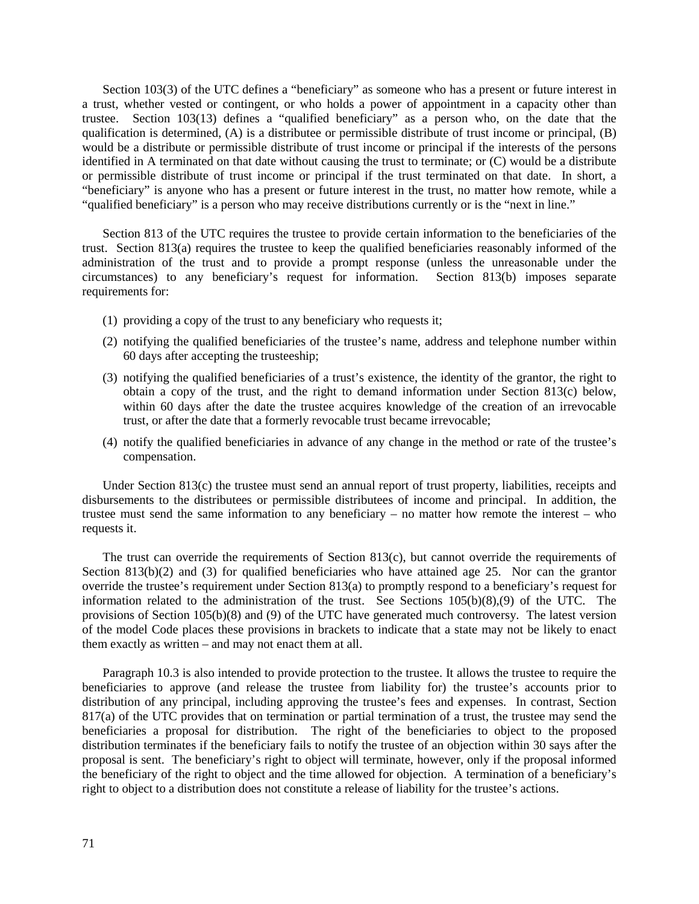Section 103(3) of the UTC defines a "beneficiary" as someone who has a present or future interest in a trust, whether vested or contingent, or who holds a power of appointment in a capacity other than trustee. Section 103(13) defines a "qualified beneficiary" as a person who, on the date that the qualification is determined, (A) is a distributee or permissible distribute of trust income or principal, (B) would be a distribute or permissible distribute of trust income or principal if the interests of the persons identified in A terminated on that date without causing the trust to terminate; or (C) would be a distribute or permissible distribute of trust income or principal if the trust terminated on that date. In short, a "beneficiary" is anyone who has a present or future interest in the trust, no matter how remote, while a "qualified beneficiary" is a person who may receive distributions currently or is the "next in line."

Section 813 of the UTC requires the trustee to provide certain information to the beneficiaries of the trust. Section 813(a) requires the trustee to keep the qualified beneficiaries reasonably informed of the administration of the trust and to provide a prompt response (unless the unreasonable under the circumstances) to any beneficiary's request for information. Section 813(b) imposes separate requirements for:

(1) providing a copy of the trust to any beneficiary who requests it;

(2) notifying the qualified beneficiaries of the trustee's name, address and telephone number within 60 days after accepting the trusteeship;

(3) notifying the qualified beneficiaries of a trust's existence, the identity of the grantor, the right to obtain a copy of the trust, and the right to demand information under Section 813(c) below, within 60 days after the date the trustee acquires knowledge of the creation of an irrevocable trust, or after the date that a formerly revocable trust became irrevocable;

(4) notify the qualified beneficiaries in advance of any change in the method or rate of the trustee's compensation.

Under Section 813(c) the trustee must send an annual report of trust property, liabilities, receipts and disbursements to the distributees or permissible distributees of income and principal. In addition, the trustee must send the same information to any beneficiary – no matter how remote the interest – who requests it.

The trust can override the requirements of Section 813(c), but cannot override the requirements of Section 813(b)(2) and (3) for qualified beneficiaries who have attained age 25. Nor can the grantor override the trustee's requirement under Section 813(a) to promptly respond to a beneficiary's request for information related to the administration of the trust. See Sections 105(b)(8),(9) of the UTC. The provisions of Section 105(b)(8) and (9) of the UTC have generated much controversy. The latest version of the model Code places these provisions in brackets to indicate that a state may not be likely to enact them exactly as written – and may not enact them at all.

Paragraph 10.3 is also intended to provide protection to the trustee. It allows the trustee to require the beneficiaries to approve (and release the trustee from liability for) the trustee's accounts prior to distribution of any principal, including approving the trustee's fees and expenses. In contrast, Section 817(a) of the UTC provides that on termination or partial termination of a trust, the trustee may send the beneficiaries a proposal for distribution. The right of the beneficiaries to object to the proposed distribution terminates if the beneficiary fails to notify the trustee of an objection within 30 says after the proposal is sent. The beneficiary's right to object will terminate, however, only if the proposal informed the beneficiary of the right to object and the time allowed for objection. A termination of a beneficiary's right to object to a distribution does not constitute a release of liability for the trustee's actions.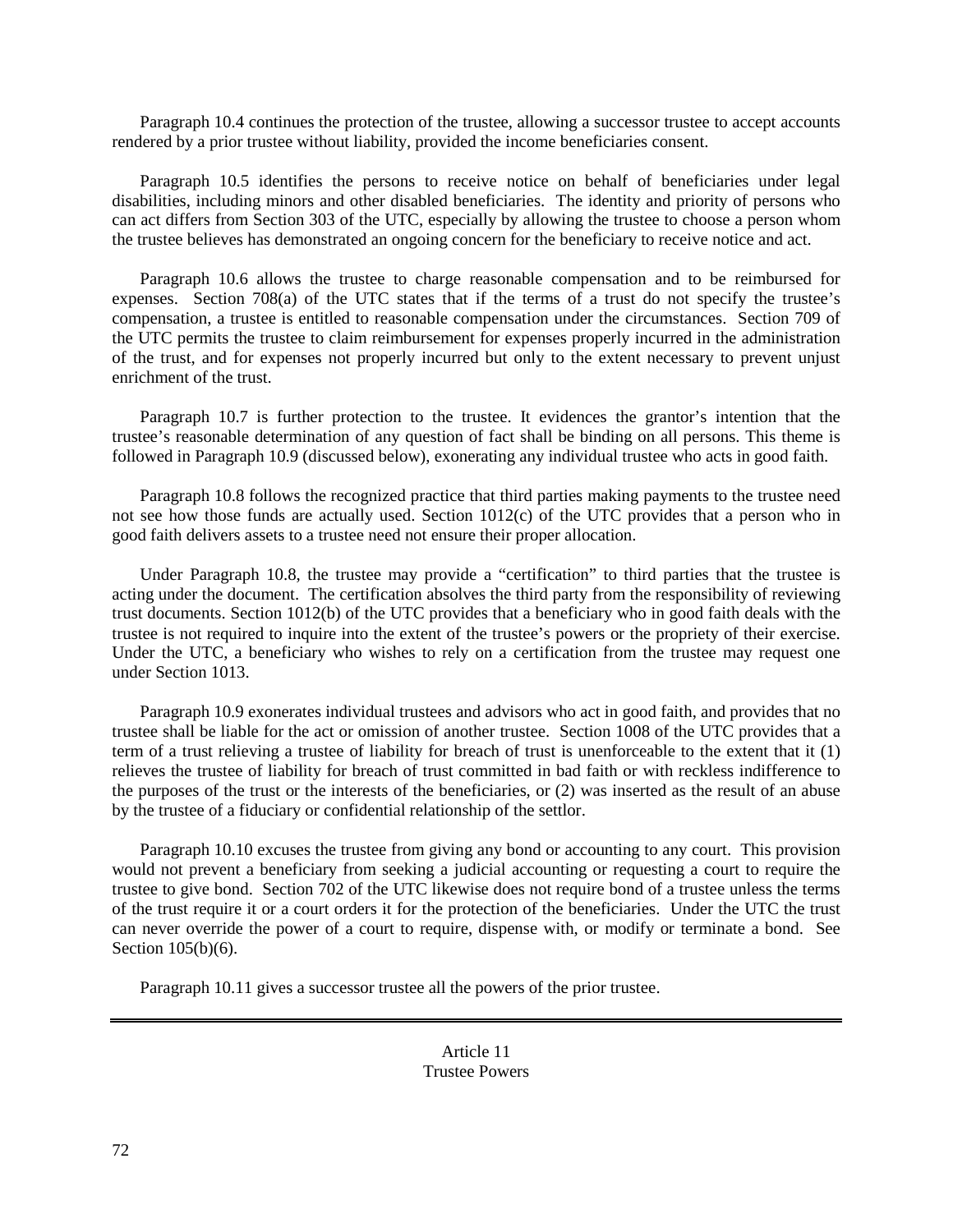Paragraph 10.4 continues the protection of the trustee, allowing a successor trustee to accept accounts rendered by a prior trustee without liability, provided the income beneficiaries consent.

Paragraph 10.5 identifies the persons to receive notice on behalf of beneficiaries under legal disabilities, including minors and other disabled beneficiaries. The identity and priority of persons who can act differs from Section 303 of the UTC, especially by allowing the trustee to choose a person whom the trustee believes has demonstrated an ongoing concern for the beneficiary to receive notice and act.

Paragraph 10.6 allows the trustee to charge reasonable compensation and to be reimbursed for expenses. Section 708(a) of the UTC states that if the terms of a trust do not specify the trustee's compensation, a trustee is entitled to reasonable compensation under the circumstances. Section 709 of the UTC permits the trustee to claim reimbursement for expenses properly incurred in the administration of the trust, and for expenses not properly incurred but only to the extent necessary to prevent unjust enrichment of the trust.

Paragraph 10.7 is further protection to the trustee. It evidences the grantor's intention that the trustee's reasonable determination of any question of fact shall be binding on all persons. This theme is followed in Paragraph 10.9 (discussed below), exonerating any individual trustee who acts in good faith.

Paragraph 10.8 follows the recognized practice that third parties making payments to the trustee need not see how those funds are actually used. Section 1012(c) of the UTC provides that a person who in good faith delivers assets to a trustee need not ensure their proper allocation.

Under Paragraph 10.8, the trustee may provide a "certification" to third parties that the trustee is acting under the document. The certification absolves the third party from the responsibility of reviewing trust documents. Section 1012(b) of the UTC provides that a beneficiary who in good faith deals with the trustee is not required to inquire into the extent of the trustee's powers or the propriety of their exercise. Under the UTC, a beneficiary who wishes to rely on a certification from the trustee may request one under Section 1013.

Paragraph 10.9 exonerates individual trustees and advisors who act in good faith, and provides that no trustee shall be liable for the act or omission of another trustee. Section 1008 of the UTC provides that a term of a trust relieving a trustee of liability for breach of trust is unenforceable to the extent that it (1) relieves the trustee of liability for breach of trust committed in bad faith or with reckless indifference to the purposes of the trust or the interests of the beneficiaries, or (2) was inserted as the result of an abuse by the trustee of a fiduciary or confidential relationship of the settlor.

Paragraph 10.10 excuses the trustee from giving any bond or accounting to any court. This provision would not prevent a beneficiary from seeking a judicial accounting or requesting a court to require the trustee to give bond. Section 702 of the UTC likewise does not require bond of a trustee unless the terms of the trust require it or a court orders it for the protection of the beneficiaries. Under the UTC the trust can never override the power of a court to require, dispense with, or modify or terminate a bond. See Section 105(b)(6).

Paragraph 10.11 gives a successor trustee all the powers of the prior trustee.

---

## Article 11
## Trustee Powers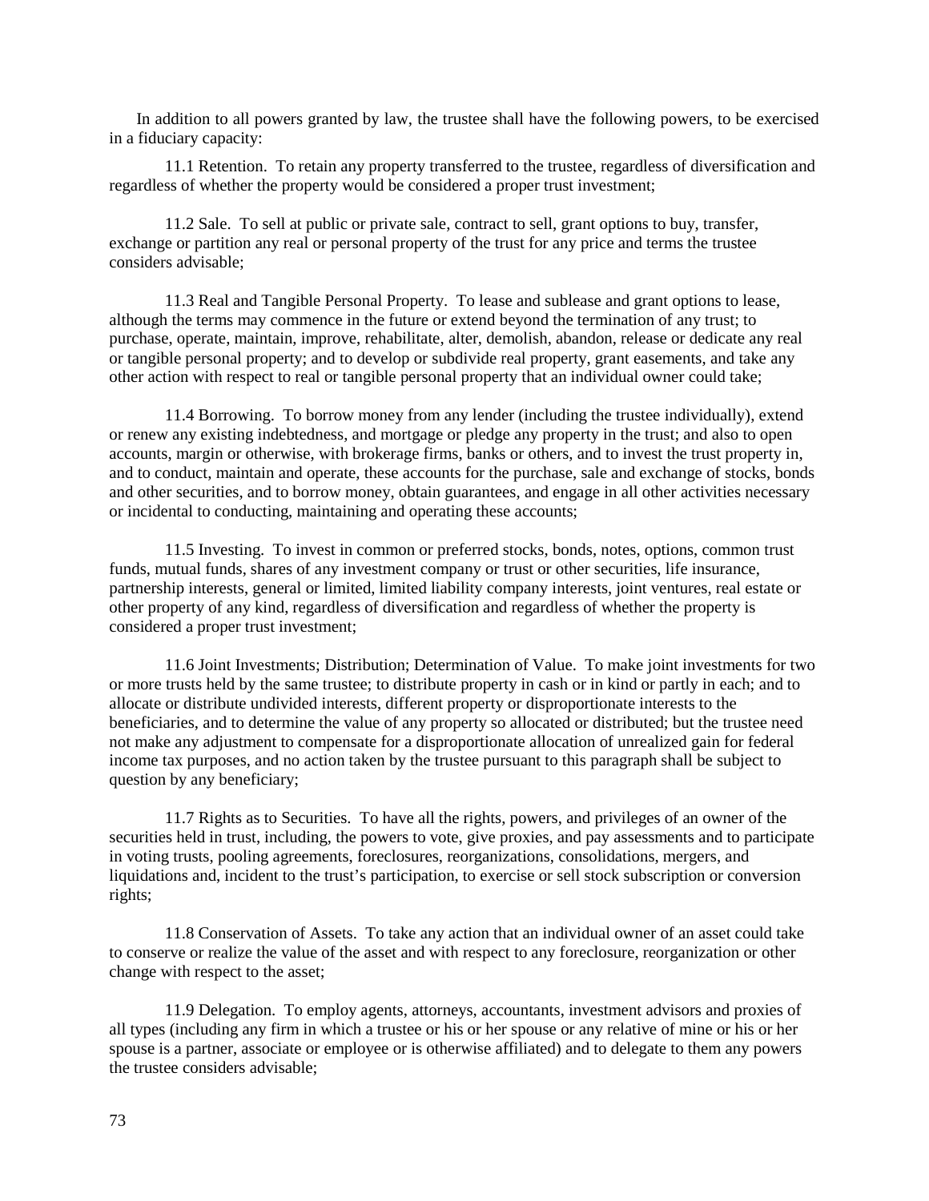In addition to all powers granted by law, the trustee shall have the following powers, to be exercised in a fiduciary capacity:

11.1 Retention. To retain any property transferred to the trustee, regardless of diversification and regardless of whether the property would be considered a proper trust investment;

11.2 Sale. To sell at public or private sale, contract to sell, grant options to buy, transfer, exchange or partition any real or personal property of the trust for any price and terms the trustee considers advisable;

11.3 Real and Tangible Personal Property. To lease and sublease and grant options to lease, although the terms may commence in the future or extend beyond the termination of any trust; to purchase, operate, maintain, improve, rehabilitate, alter, demolish, abandon, release or dedicate any real or tangible personal property; and to develop or subdivide real property, grant easements, and take any other action with respect to real or tangible personal property that an individual owner could take;

11.4 Borrowing. To borrow money from any lender (including the trustee individually), extend or renew any existing indebtedness, and mortgage or pledge any property in the trust; and also to open accounts, margin or otherwise, with brokerage firms, banks or others, and to invest the trust property in, and to conduct, maintain and operate, these accounts for the purchase, sale and exchange of stocks, bonds and other securities, and to borrow money, obtain guarantees, and engage in all other activities necessary or incidental to conducting, maintaining and operating these accounts;

11.5 Investing. To invest in common or preferred stocks, bonds, notes, options, common trust funds, mutual funds, shares of any investment company or trust or other securities, life insurance, partnership interests, general or limited, limited liability company interests, joint ventures, real estate or other property of any kind, regardless of diversification and regardless of whether the property is considered a proper trust investment;

11.6 Joint Investments; Distribution; Determination of Value. To make joint investments for two or more trusts held by the same trustee; to distribute property in cash or in kind or partly in each; and to allocate or distribute undivided interests, different property or disproportionate interests to the beneficiaries, and to determine the value of any property so allocated or distributed; but the trustee need not make any adjustment to compensate for a disproportionate allocation of unrealized gain for federal income tax purposes, and no action taken by the trustee pursuant to this paragraph shall be subject to question by any beneficiary;

11.7 Rights as to Securities. To have all the rights, powers, and privileges of an owner of the securities held in trust, including, the powers to vote, give proxies, and pay assessments and to participate in voting trusts, pooling agreements, foreclosures, reorganizations, consolidations, mergers, and liquidations and, incident to the trust's participation, to exercise or sell stock subscription or conversion rights;

11.8 Conservation of Assets. To take any action that an individual owner of an asset could take to conserve or realize the value of the asset and with respect to any foreclosure, reorganization or other change with respect to the asset;

11.9 Delegation. To employ agents, attorneys, accountants, investment advisors and proxies of all types (including any firm in which a trustee or his or her spouse or any relative of mine or his or her spouse is a partner, associate or employee or is otherwise affiliated) and to delegate to them any powers the trustee considers advisable;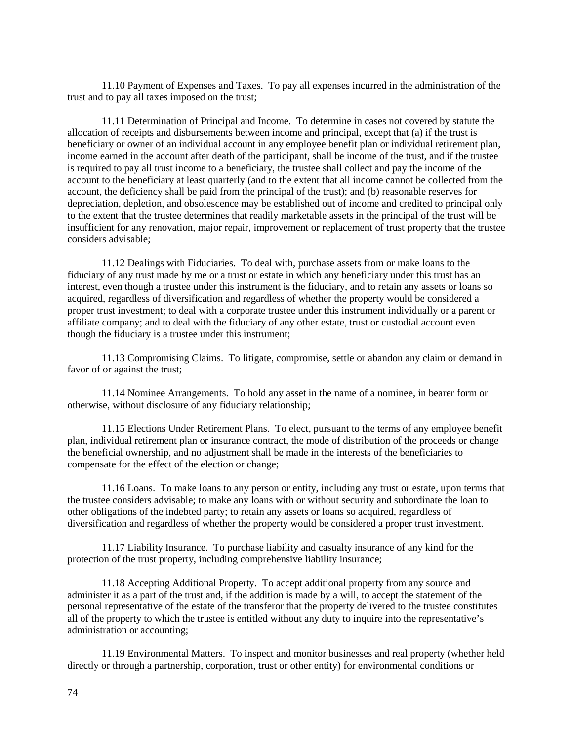11.10 Payment of Expenses and Taxes. To pay all expenses incurred in the administration of the trust and to pay all taxes imposed on the trust;

11.11 Determination of Principal and Income. To determine in cases not covered by statute the allocation of receipts and disbursements between income and principal, except that (a) if the trust is beneficiary or owner of an individual account in any employee benefit plan or individual retirement plan, income earned in the account after death of the participant, shall be income of the trust, and if the trustee is required to pay all trust income to a beneficiary, the trustee shall collect and pay the income of the account to the beneficiary at least quarterly (and to the extent that all income cannot be collected from the account, the deficiency shall be paid from the principal of the trust); and (b) reasonable reserves for depreciation, depletion, and obsolescence may be established out of income and credited to principal only to the extent that the trustee determines that readily marketable assets in the principal of the trust will be insufficient for any renovation, major repair, improvement or replacement of trust property that the trustee considers advisable;

11.12 Dealings with Fiduciaries. To deal with, purchase assets from or make loans to the fiduciary of any trust made by me or a trust or estate in which any beneficiary under this trust has an interest, even though a trustee under this instrument is the fiduciary, and to retain any assets or loans so acquired, regardless of diversification and regardless of whether the property would be considered a proper trust investment; to deal with a corporate trustee under this instrument individually or a parent or affiliate company; and to deal with the fiduciary of any other estate, trust or custodial account even though the fiduciary is a trustee under this instrument;

11.13 Compromising Claims. To litigate, compromise, settle or abandon any claim or demand in favor of or against the trust;

11.14 Nominee Arrangements. To hold any asset in the name of a nominee, in bearer form or otherwise, without disclosure of any fiduciary relationship;

11.15 Elections Under Retirement Plans. To elect, pursuant to the terms of any employee benefit plan, individual retirement plan or insurance contract, the mode of distribution of the proceeds or change the beneficial ownership, and no adjustment shall be made in the interests of the beneficiaries to compensate for the effect of the election or change;

11.16 Loans. To make loans to any person or entity, including any trust or estate, upon terms that the trustee considers advisable; to make any loans with or without security and subordinate the loan to other obligations of the indebted party; to retain any assets or loans so acquired, regardless of diversification and regardless of whether the property would be considered a proper trust investment.

11.17 Liability Insurance. To purchase liability and casualty insurance of any kind for the protection of the trust property, including comprehensive liability insurance;

11.18 Accepting Additional Property. To accept additional property from any source and administer it as a part of the trust and, if the addition is made by a will, to accept the statement of the personal representative of the estate of the transferor that the property delivered to the trustee constitutes all of the property to which the trustee is entitled without any duty to inquire into the representative's administration or accounting;

11.19 Environmental Matters. To inspect and monitor businesses and real property (whether held directly or through a partnership, corporation, trust or other entity) for environmental conditions or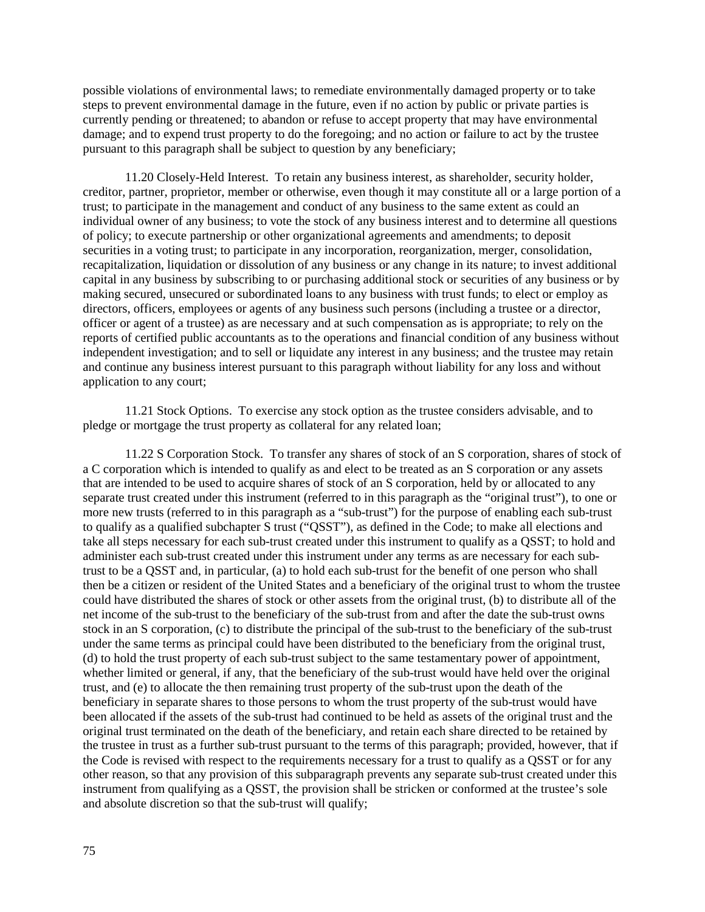possible violations of environmental laws; to remediate environmentally damaged property or to take steps to prevent environmental damage in the future, even if no action by public or private parties is currently pending or threatened; to abandon or refuse to accept property that may have environmental damage; and to expend trust property to do the foregoing; and no action or failure to act by the trustee pursuant to this paragraph shall be subject to question by any beneficiary;

11.20 Closely-Held Interest. To retain any business interest, as shareholder, security holder, creditor, partner, proprietor, member or otherwise, even though it may constitute all or a large portion of a trust; to participate in the management and conduct of any business to the same extent as could an individual owner of any business; to vote the stock of any business interest and to determine all questions of policy; to execute partnership or other organizational agreements and amendments; to deposit securities in a voting trust; to participate in any incorporation, reorganization, merger, consolidation, recapitalization, liquidation or dissolution of any business or any change in its nature; to invest additional capital in any business by subscribing to or purchasing additional stock or securities of any business or by making secured, unsecured or subordinated loans to any business with trust funds; to elect or employ as directors, officers, employees or agents of any business such persons (including a trustee or a director, officer or agent of a trustee) as are necessary and at such compensation as is appropriate; to rely on the reports of certified public accountants as to the operations and financial condition of any business without independent investigation; and to sell or liquidate any interest in any business; and the trustee may retain and continue any business interest pursuant to this paragraph without liability for any loss and without application to any court;

11.21 Stock Options. To exercise any stock option as the trustee considers advisable, and to pledge or mortgage the trust property as collateral for any related loan;

11.22 S Corporation Stock. To transfer any shares of stock of an S corporation, shares of stock of a C corporation which is intended to qualify as and elect to be treated as an S corporation or any assets that are intended to be used to acquire shares of stock of an S corporation, held by or allocated to any separate trust created under this instrument (referred to in this paragraph as the "original trust"), to one or more new trusts (referred to in this paragraph as a "sub-trust") for the purpose of enabling each sub-trust to qualify as a qualified subchapter S trust ("QSST"), as defined in the Code; to make all elections and take all steps necessary for each sub-trust created under this instrument to qualify as a QSST; to hold and administer each sub-trust created under this instrument under any terms as are necessary for each sub-trust to be a QSST and, in particular, (a) to hold each sub-trust for the benefit of one person who shall then be a citizen or resident of the United States and a beneficiary of the original trust to whom the trustee could have distributed the shares of stock or other assets from the original trust, (b) to distribute all of the net income of the sub-trust to the beneficiary of the sub-trust from and after the date the sub-trust owns stock in an S corporation, (c) to distribute the principal of the sub-trust to the beneficiary of the sub-trust under the same terms as principal could have been distributed to the beneficiary from the original trust, (d) to hold the trust property of each sub-trust subject to the same testamentary power of appointment, whether limited or general, if any, that the beneficiary of the sub-trust would have held over the original trust, and (e) to allocate the then remaining trust property of the sub-trust upon the death of the beneficiary in separate shares to those persons to whom the trust property of the sub-trust would have been allocated if the assets of the sub-trust had continued to be held as assets of the original trust and the original trust terminated on the death of the beneficiary, and retain each share directed to be retained by the trustee in trust as a further sub-trust pursuant to the terms of this paragraph; provided, however, that if the Code is revised with respect to the requirements necessary for a trust to qualify as a QSST or for any other reason, so that any provision of this subparagraph prevents any separate sub-trust created under this instrument from qualifying as a QSST, the provision shall be stricken or conformed at the trustee's sole and absolute discretion so that the sub-trust will qualify;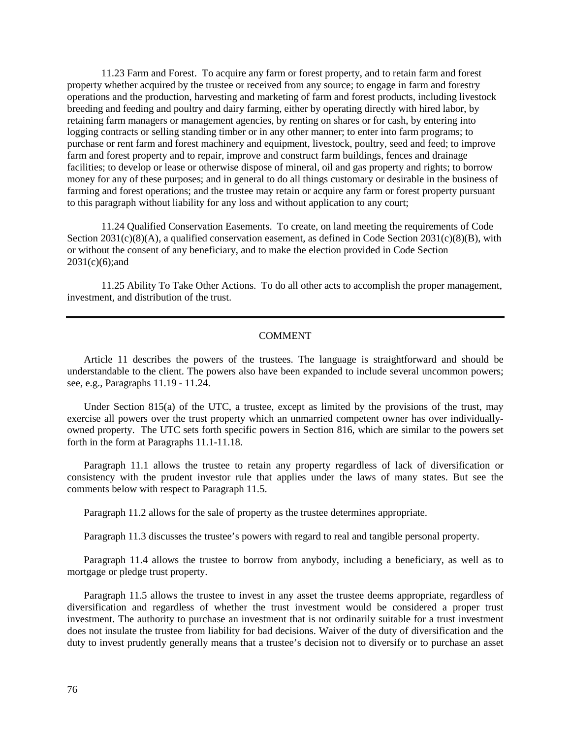11.23 Farm and Forest. To acquire any farm or forest property, and to retain farm and forest property whether acquired by the trustee or received from any source; to engage in farm and forestry operations and the production, harvesting and marketing of farm and forest products, including livestock breeding and feeding and poultry and dairy farming, either by operating directly with hired labor, by retaining farm managers or management agencies, by renting on shares or for cash, by entering into logging contracts or selling standing timber or in any other manner; to enter into farm programs; to purchase or rent farm and forest machinery and equipment, livestock, poultry, seed and feed; to improve farm and forest property and to repair, improve and construct farm buildings, fences and drainage facilities; to develop or lease or otherwise dispose of mineral, oil and gas property and rights; to borrow money for any of these purposes; and in general to do all things customary or desirable in the business of farming and forest operations; and the trustee may retain or acquire any farm or forest property pursuant to this paragraph without liability for any loss and without application to any court;

11.24 Qualified Conservation Easements. To create, on land meeting the requirements of Code Section 2031(c)(8)(A), a qualified conservation easement, as defined in Code Section 2031(c)(8)(B), with or without the consent of any beneficiary, and to make the election provided in Code Section 2031(c)(6);and

11.25 Ability To Take Other Actions. To do all other acts to accomplish the proper management, investment, and distribution of the trust.

---

## COMMENT

Article 11 describes the powers of the trustees. The language is straightforward and should be understandable to the client. The powers also have been expanded to include several uncommon powers; see, e.g., Paragraphs 11.19 - 11.24.

Under Section 815(a) of the UTC, a trustee, except as limited by the provisions of the trust, may exercise all powers over the trust property which an unmarried competent owner has over individually-owned property. The UTC sets forth specific powers in Section 816, which are similar to the powers set forth in the form at Paragraphs 11.1-11.18.

Paragraph 11.1 allows the trustee to retain any property regardless of lack of diversification or consistency with the prudent investor rule that applies under the laws of many states. But see the comments below with respect to Paragraph 11.5.

Paragraph 11.2 allows for the sale of property as the trustee determines appropriate.

Paragraph 11.3 discusses the trustee's powers with regard to real and tangible personal property.

Paragraph 11.4 allows the trustee to borrow from anybody, including a beneficiary, as well as to mortgage or pledge trust property.

Paragraph 11.5 allows the trustee to invest in any asset the trustee deems appropriate, regardless of diversification and regardless of whether the trust investment would be considered a proper trust investment. The authority to purchase an investment that is not ordinarily suitable for a trust investment does not insulate the trustee from liability for bad decisions. Waiver of the duty of diversification and the duty to invest prudently generally means that a trustee's decision not to diversify or to purchase an asset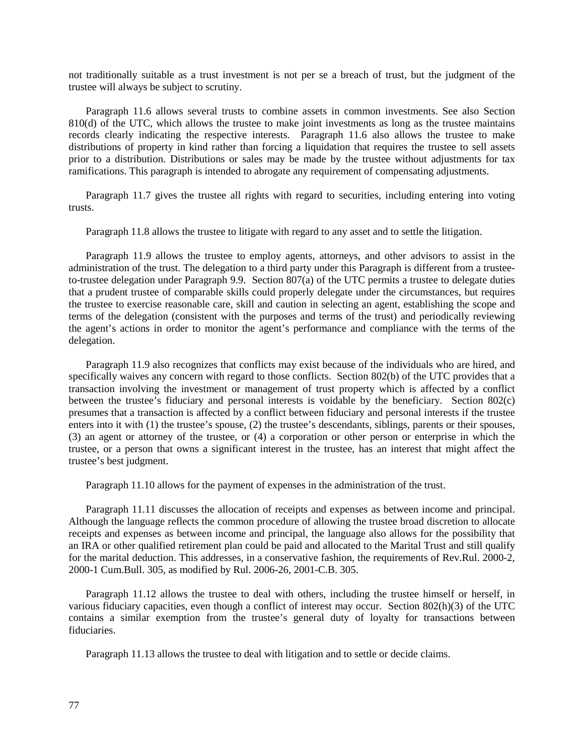not traditionally suitable as a trust investment is not per se a breach of trust, but the judgment of the trustee will always be subject to scrutiny.

Paragraph 11.6 allows several trusts to combine assets in common investments. See also Section 810(d) of the UTC, which allows the trustee to make joint investments as long as the trustee maintains records clearly indicating the respective interests. Paragraph 11.6 also allows the trustee to make distributions of property in kind rather than forcing a liquidation that requires the trustee to sell assets prior to a distribution. Distributions or sales may be made by the trustee without adjustments for tax ramifications. This paragraph is intended to abrogate any requirement of compensating adjustments.

Paragraph 11.7 gives the trustee all rights with regard to securities, including entering into voting trusts.

Paragraph 11.8 allows the trustee to litigate with regard to any asset and to settle the litigation.

Paragraph 11.9 allows the trustee to employ agents, attorneys, and other advisors to assist in the administration of the trust. The delegation to a third party under this Paragraph is different from a trustee-to-trustee delegation under Paragraph 9.9. Section 807(a) of the UTC permits a trustee to delegate duties that a prudent trustee of comparable skills could properly delegate under the circumstances, but requires the trustee to exercise reasonable care, skill and caution in selecting an agent, establishing the scope and terms of the delegation (consistent with the purposes and terms of the trust) and periodically reviewing the agent's actions in order to monitor the agent's performance and compliance with the terms of the delegation.

Paragraph 11.9 also recognizes that conflicts may exist because of the individuals who are hired, and specifically waives any concern with regard to those conflicts. Section 802(b) of the UTC provides that a transaction involving the investment or management of trust property which is affected by a conflict between the trustee's fiduciary and personal interests is voidable by the beneficiary. Section 802(c) presumes that a transaction is affected by a conflict between fiduciary and personal interests if the trustee enters into it with (1) the trustee's spouse, (2) the trustee's descendants, siblings, parents or their spouses, (3) an agent or attorney of the trustee, or (4) a corporation or other person or enterprise in which the trustee, or a person that owns a significant interest in the trustee, has an interest that might affect the trustee's best judgment.

Paragraph 11.10 allows for the payment of expenses in the administration of the trust.

Paragraph 11.11 discusses the allocation of receipts and expenses as between income and principal. Although the language reflects the common procedure of allowing the trustee broad discretion to allocate receipts and expenses as between income and principal, the language also allows for the possibility that an IRA or other qualified retirement plan could be paid and allocated to the Marital Trust and still qualify for the marital deduction. This addresses, in a conservative fashion, the requirements of Rev.Rul. 2000-2, 2000-1 Cum.Bull. 305, as modified by Rul. 2006-26, 2001-C.B. 305.

Paragraph 11.12 allows the trustee to deal with others, including the trustee himself or herself, in various fiduciary capacities, even though a conflict of interest may occur. Section 802(h)(3) of the UTC contains a similar exemption from the trustee's general duty of loyalty for transactions between fiduciaries.

Paragraph 11.13 allows the trustee to deal with litigation and to settle or decide claims.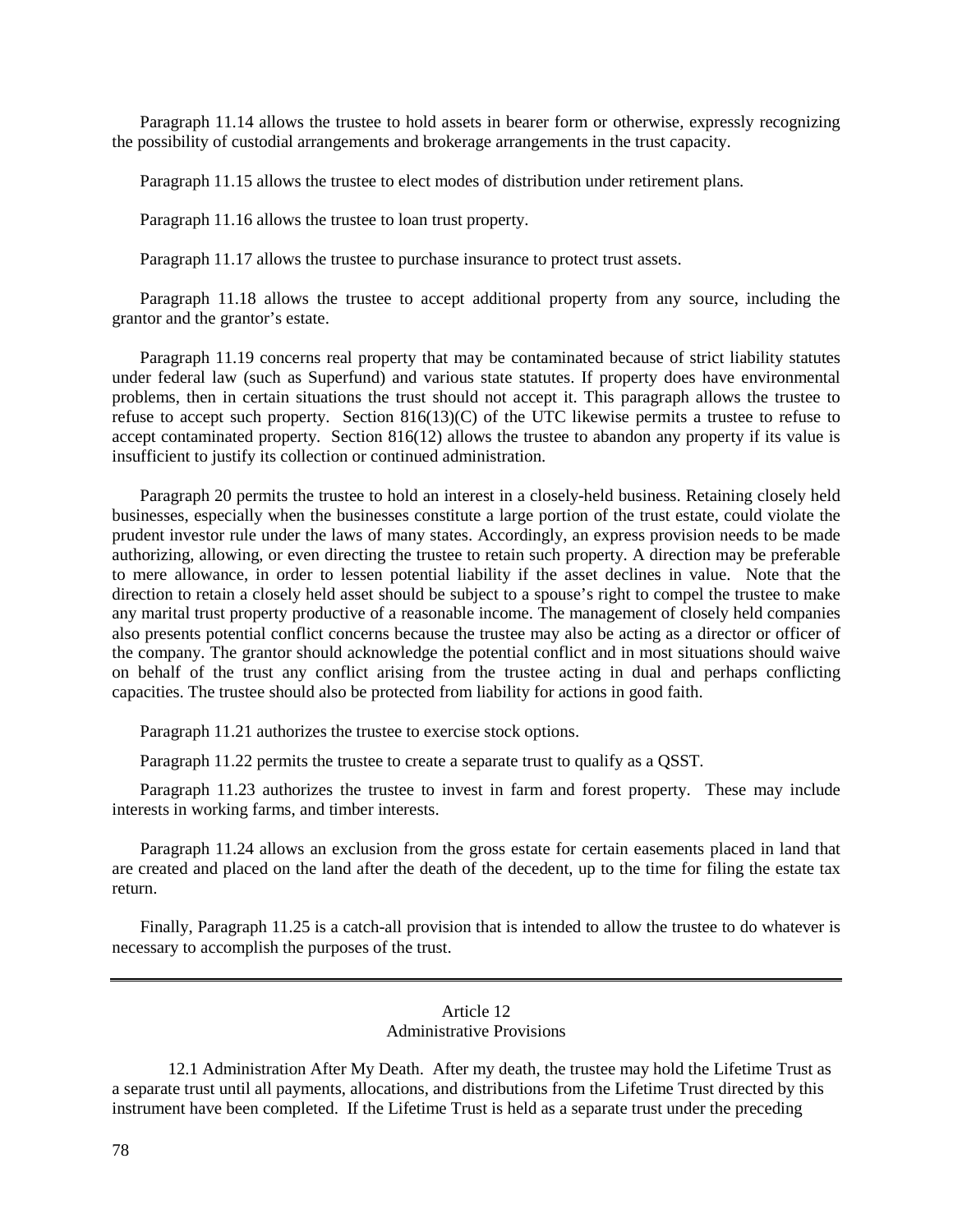Paragraph 11.14 allows the trustee to hold assets in bearer form or otherwise, expressly recognizing the possibility of custodial arrangements and brokerage arrangements in the trust capacity.

Paragraph 11.15 allows the trustee to elect modes of distribution under retirement plans.

Paragraph 11.16 allows the trustee to loan trust property.

Paragraph 11.17 allows the trustee to purchase insurance to protect trust assets.

Paragraph 11.18 allows the trustee to accept additional property from any source, including the grantor and the grantor's estate.

Paragraph 11.19 concerns real property that may be contaminated because of strict liability statutes under federal law (such as Superfund) and various state statutes. If property does have environmental problems, then in certain situations the trust should not accept it. This paragraph allows the trustee to refuse to accept such property. Section 816(13)(C) of the UTC likewise permits a trustee to refuse to accept contaminated property. Section 816(12) allows the trustee to abandon any property if its value is insufficient to justify its collection or continued administration.

Paragraph 20 permits the trustee to hold an interest in a closely-held business. Retaining closely held businesses, especially when the businesses constitute a large portion of the trust estate, could violate the prudent investor rule under the laws of many states. Accordingly, an express provision needs to be made authorizing, allowing, or even directing the trustee to retain such property. A direction may be preferable to mere allowance, in order to lessen potential liability if the asset declines in value. Note that the direction to retain a closely held asset should be subject to a spouse's right to compel the trustee to make any marital trust property productive of a reasonable income. The management of closely held companies also presents potential conflict concerns because the trustee may also be acting as a director or officer of the company. The grantor should acknowledge the potential conflict and in most situations should waive on behalf of the trust any conflict arising from the trustee acting in dual and perhaps conflicting capacities. The trustee should also be protected from liability for actions in good faith.

Paragraph 11.21 authorizes the trustee to exercise stock options.

Paragraph 11.22 permits the trustee to create a separate trust to qualify as a QSST.

Paragraph 11.23 authorizes the trustee to invest in farm and forest property. These may include interests in working farms, and timber interests.

Paragraph 11.24 allows an exclusion from the gross estate for certain easements placed in land that are created and placed on the land after the death of the decedent, up to the time for filing the estate tax return.

Finally, Paragraph 11.25 is a catch-all provision that is intended to allow the trustee to do whatever is necessary to accomplish the purposes of the trust.

---

## Article 12
## Administrative Provisions

12.1 Administration After My Death. After my death, the trustee may hold the Lifetime Trust as a separate trust until all payments, allocations, and distributions from the Lifetime Trust directed by this instrument have been completed. If the Lifetime Trust is held as a separate trust under the preceding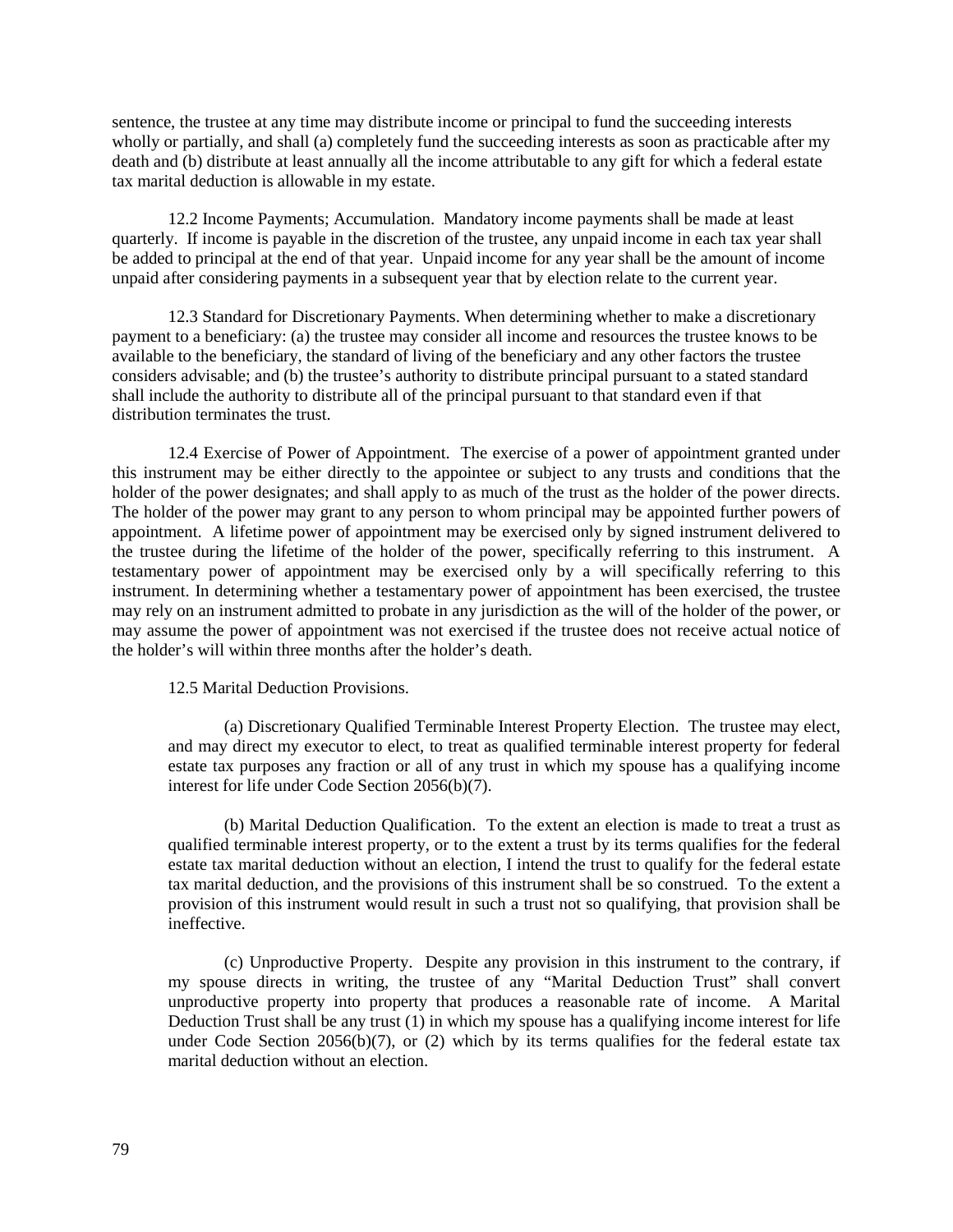sentence, the trustee at any time may distribute income or principal to fund the succeeding interests wholly or partially, and shall (a) completely fund the succeeding interests as soon as practicable after my death and (b) distribute at least annually all the income attributable to any gift for which a federal estate tax marital deduction is allowable in my estate.

12.2 Income Payments; Accumulation. Mandatory income payments shall be made at least quarterly. If income is payable in the discretion of the trustee, any unpaid income in each tax year shall be added to principal at the end of that year. Unpaid income for any year shall be the amount of income unpaid after considering payments in a subsequent year that by election relate to the current year.

12.3 Standard for Discretionary Payments. When determining whether to make a discretionary payment to a beneficiary: (a) the trustee may consider all income and resources the trustee knows to be available to the beneficiary, the standard of living of the beneficiary and any other factors the trustee considers advisable; and (b) the trustee's authority to distribute principal pursuant to a stated standard shall include the authority to distribute all of the principal pursuant to that standard even if that distribution terminates the trust.

12.4 Exercise of Power of Appointment. The exercise of a power of appointment granted under this instrument may be either directly to the appointee or subject to any trusts and conditions that the holder of the power designates; and shall apply to as much of the trust as the holder of the power directs. The holder of the power may grant to any person to whom principal may be appointed further powers of appointment. A lifetime power of appointment may be exercised only by signed instrument delivered to the trustee during the lifetime of the holder of the power, specifically referring to this instrument. A testamentary power of appointment may be exercised only by a will specifically referring to this instrument. In determining whether a testamentary power of appointment has been exercised, the trustee may rely on an instrument admitted to probate in any jurisdiction as the will of the holder of the power, or may assume the power of appointment was not exercised if the trustee does not receive actual notice of the holder's will within three months after the holder's death.

12.5 Marital Deduction Provisions.

(a) Discretionary Qualified Terminable Interest Property Election. The trustee may elect, and may direct my executor to elect, to treat as qualified terminable interest property for federal estate tax purposes any fraction or all of any trust in which my spouse has a qualifying income interest for life under Code Section 2056(b)(7).

(b) Marital Deduction Qualification. To the extent an election is made to treat a trust as qualified terminable interest property, or to the extent a trust by its terms qualifies for the federal estate tax marital deduction without an election, I intend the trust to qualify for the federal estate tax marital deduction, and the provisions of this instrument shall be so construed. To the extent a provision of this instrument would result in such a trust not so qualifying, that provision shall be ineffective.

(c) Unproductive Property. Despite any provision in this instrument to the contrary, if my spouse directs in writing, the trustee of any "Marital Deduction Trust" shall convert unproductive property into property that produces a reasonable rate of income. A Marital Deduction Trust shall be any trust (1) in which my spouse has a qualifying income interest for life under Code Section 2056(b)(7), or (2) which by its terms qualifies for the federal estate tax marital deduction without an election.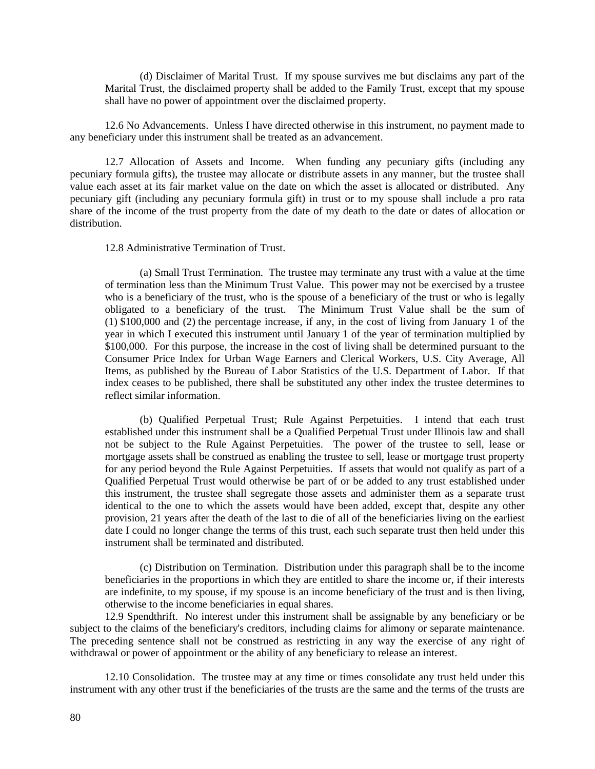(d) Disclaimer of Marital Trust. If my spouse survives me but disclaims any part of the Marital Trust, the disclaimed property shall be added to the Family Trust, except that my spouse shall have no power of appointment over the disclaimed property.

12.6 No Advancements. Unless I have directed otherwise in this instrument, no payment made to any beneficiary under this instrument shall be treated as an advancement.

12.7 Allocation of Assets and Income. When funding any pecuniary gifts (including any pecuniary formula gifts), the trustee may allocate or distribute assets in any manner, but the trustee shall value each asset at its fair market value on the date on which the asset is allocated or distributed. Any pecuniary gift (including any pecuniary formula gift) in trust or to my spouse shall include a pro rata share of the income of the trust property from the date of my death to the date or dates of allocation or distribution.

12.8 Administrative Termination of Trust.

(a) Small Trust Termination. The trustee may terminate any trust with a value at the time of termination less than the Minimum Trust Value. This power may not be exercised by a trustee who is a beneficiary of the trust, who is the spouse of a beneficiary of the trust or who is legally obligated to a beneficiary of the trust. The Minimum Trust Value shall be the sum of (1) $100,000 and (2) the percentage increase, if any, in the cost of living from January 1 of the year in which I executed this instrument until January 1 of the year of termination multiplied by $100,000. For this purpose, the increase in the cost of living shall be determined pursuant to the Consumer Price Index for Urban Wage Earners and Clerical Workers, U.S. City Average, All Items, as published by the Bureau of Labor Statistics of the U.S. Department of Labor. If that index ceases to be published, there shall be substituted any other index the trustee determines to reflect similar information.

(b) Qualified Perpetual Trust; Rule Against Perpetuities. I intend that each trust established under this instrument shall be a Qualified Perpetual Trust under Illinois law and shall not be subject to the Rule Against Perpetuities. The power of the trustee to sell, lease or mortgage assets shall be construed as enabling the trustee to sell, lease or mortgage trust property for any period beyond the Rule Against Perpetuities. If assets that would not qualify as part of a Qualified Perpetual Trust would otherwise be part of or be added to any trust established under this instrument, the trustee shall segregate those assets and administer them as a separate trust identical to the one to which the assets would have been added, except that, despite any other provision, 21 years after the death of the last to die of all of the beneficiaries living on the earliest date I could no longer change the terms of this trust, each such separate trust then held under this instrument shall be terminated and distributed.

(c) Distribution on Termination. Distribution under this paragraph shall be to the income beneficiaries in the proportions in which they are entitled to share the income or, if their interests are indefinite, to my spouse, if my spouse is an income beneficiary of the trust and is then living, otherwise to the income beneficiaries in equal shares.

12.9 Spendthrift. No interest under this instrument shall be assignable by any beneficiary or be subject to the claims of the beneficiary's creditors, including claims for alimony or separate maintenance. The preceding sentence shall not be construed as restricting in any way the exercise of any right of withdrawal or power of appointment or the ability of any beneficiary to release an interest.

12.10 Consolidation. The trustee may at any time or times consolidate any trust held under this instrument with any other trust if the beneficiaries of the trusts are the same and the terms of the trusts are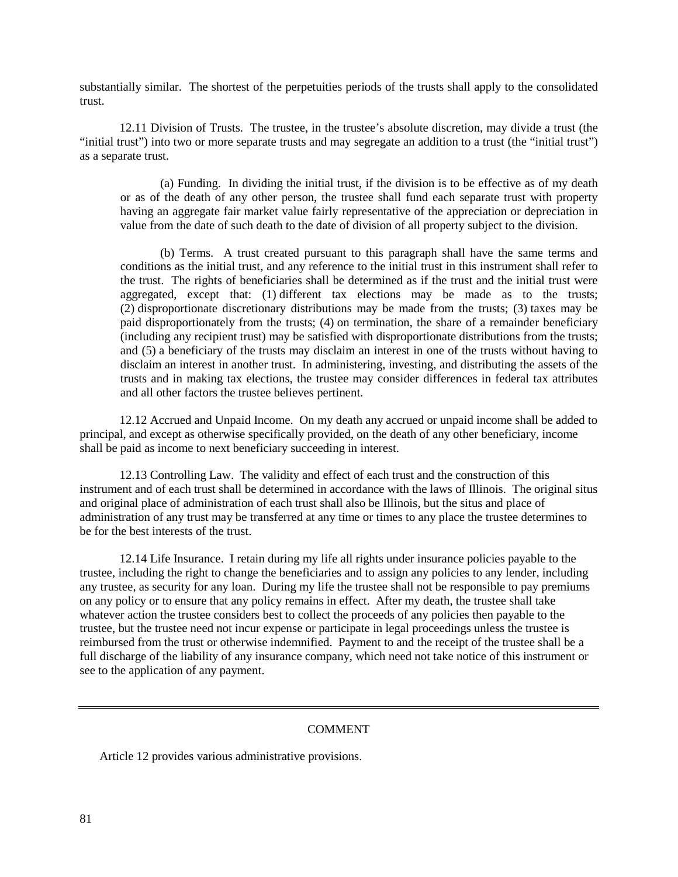substantially similar. The shortest of the perpetuities periods of the trusts shall apply to the consolidated trust.

12.11 Division of Trusts. The trustee, in the trustee's absolute discretion, may divide a trust (the "initial trust") into two or more separate trusts and may segregate an addition to a trust (the "initial trust") as a separate trust.

> (a) Funding. In dividing the initial trust, if the division is to be effective as of my death or as of the death of any other person, the trustee shall fund each separate trust with property having an aggregate fair market value fairly representative of the appreciation or depreciation in value from the date of such death to the date of division of all property subject to the division.
>
> (b) Terms. A trust created pursuant to this paragraph shall have the same terms and conditions as the initial trust, and any reference to the initial trust in this instrument shall refer to the trust. The rights of beneficiaries shall be determined as if the trust and the initial trust were aggregated, except that: (1) different tax elections may be made as to the trusts; (2) disproportionate discretionary distributions may be made from the trusts; (3) taxes may be paid disproportionately from the trusts; (4) on termination, the share of a remainder beneficiary (including any recipient trust) may be satisfied with disproportionate distributions from the trusts; and (5) a beneficiary of the trusts may disclaim an interest in one of the trusts without having to disclaim an interest in another trust. In administering, investing, and distributing the assets of the trusts and in making tax elections, the trustee may consider differences in federal tax attributes and all other factors the trustee believes pertinent.

12.12 Accrued and Unpaid Income. On my death any accrued or unpaid income shall be added to principal, and except as otherwise specifically provided, on the death of any other beneficiary, income shall be paid as income to next beneficiary succeeding in interest.

12.13 Controlling Law. The validity and effect of each trust and the construction of this instrument and of each trust shall be determined in accordance with the laws of Illinois. The original situs and original place of administration of each trust shall also be Illinois, but the situs and place of administration of any trust may be transferred at any time or times to any place the trustee determines to be for the best interests of the trust.

12.14 Life Insurance. I retain during my life all rights under insurance policies payable to the trustee, including the right to change the beneficiaries and to assign any policies to any lender, including any trustee, as security for any loan. During my life the trustee shall not be responsible to pay premiums on any policy or to ensure that any policy remains in effect. After my death, the trustee shall take whatever action the trustee considers best to collect the proceeds of any policies then payable to the trustee, but the trustee need not incur expense or participate in legal proceedings unless the trustee is reimbursed from the trust or otherwise indemnified. Payment to and the receipt of the trustee shall be a full discharge of the liability of any insurance company, which need not take notice of this instrument or see to the application of any payment.

---

COMMENT

Article 12 provides various administrative provisions.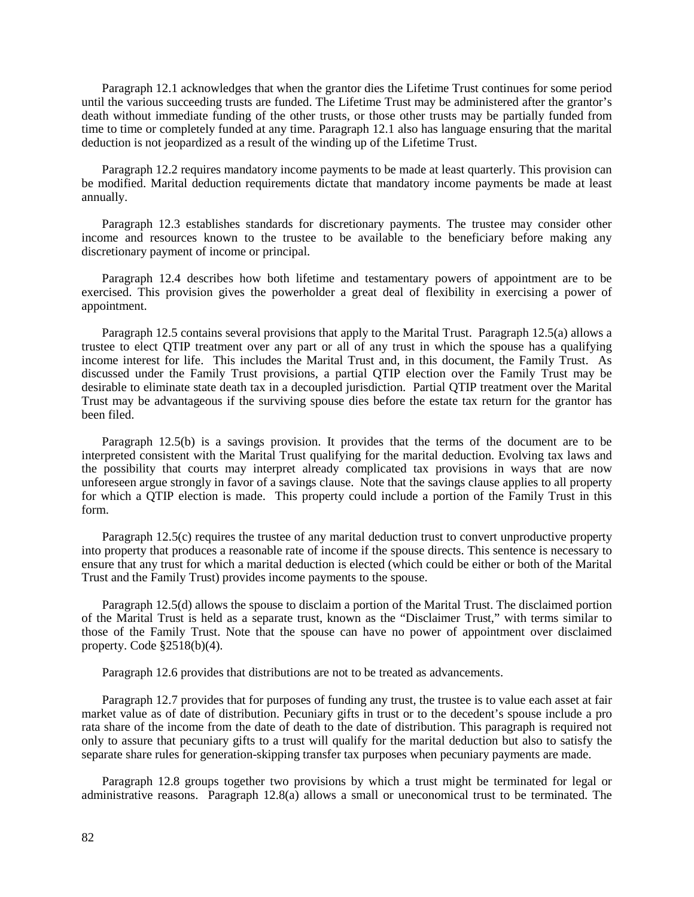Paragraph 12.1 acknowledges that when the grantor dies the Lifetime Trust continues for some period until the various succeeding trusts are funded. The Lifetime Trust may be administered after the grantor's death without immediate funding of the other trusts, or those other trusts may be partially funded from time to time or completely funded at any time. Paragraph 12.1 also has language ensuring that the marital deduction is not jeopardized as a result of the winding up of the Lifetime Trust.

Paragraph 12.2 requires mandatory income payments to be made at least quarterly. This provision can be modified. Marital deduction requirements dictate that mandatory income payments be made at least annually.

Paragraph 12.3 establishes standards for discretionary payments. The trustee may consider other income and resources known to the trustee to be available to the beneficiary before making any discretionary payment of income or principal.

Paragraph 12.4 describes how both lifetime and testamentary powers of appointment are to be exercised. This provision gives the powerholder a great deal of flexibility in exercising a power of appointment.

Paragraph 12.5 contains several provisions that apply to the Marital Trust. Paragraph 12.5(a) allows a trustee to elect QTIP treatment over any part or all of any trust in which the spouse has a qualifying income interest for life. This includes the Marital Trust and, in this document, the Family Trust. As discussed under the Family Trust provisions, a partial QTIP election over the Family Trust may be desirable to eliminate state death tax in a decoupled jurisdiction. Partial QTIP treatment over the Marital Trust may be advantageous if the surviving spouse dies before the estate tax return for the grantor has been filed.

Paragraph 12.5(b) is a savings provision. It provides that the terms of the document are to be interpreted consistent with the Marital Trust qualifying for the marital deduction. Evolving tax laws and the possibility that courts may interpret already complicated tax provisions in ways that are now unforeseen argue strongly in favor of a savings clause. Note that the savings clause applies to all property for which a QTIP election is made. This property could include a portion of the Family Trust in this form.

Paragraph 12.5(c) requires the trustee of any marital deduction trust to convert unproductive property into property that produces a reasonable rate of income if the spouse directs. This sentence is necessary to ensure that any trust for which a marital deduction is elected (which could be either or both of the Marital Trust and the Family Trust) provides income payments to the spouse.

Paragraph 12.5(d) allows the spouse to disclaim a portion of the Marital Trust. The disclaimed portion of the Marital Trust is held as a separate trust, known as the "Disclaimer Trust," with terms similar to those of the Family Trust. Note that the spouse can have no power of appointment over disclaimed property. Code §2518(b)(4).

Paragraph 12.6 provides that distributions are not to be treated as advancements.

Paragraph 12.7 provides that for purposes of funding any trust, the trustee is to value each asset at fair market value as of date of distribution. Pecuniary gifts in trust or to the decedent's spouse include a pro rata share of the income from the date of death to the date of distribution. This paragraph is required not only to assure that pecuniary gifts to a trust will qualify for the marital deduction but also to satisfy the separate share rules for generation-skipping transfer tax purposes when pecuniary payments are made.

Paragraph 12.8 groups together two provisions by which a trust might be terminated for legal or administrative reasons. Paragraph 12.8(a) allows a small or uneconomical trust to be terminated. The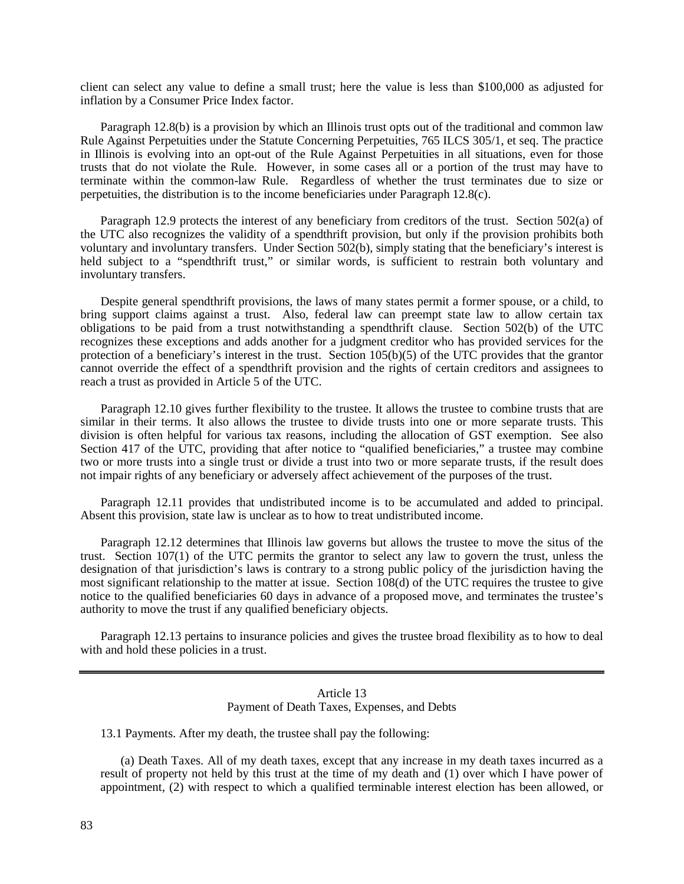client can select any value to define a small trust; here the value is less than $100,000 as adjusted for inflation by a Consumer Price Index factor.

Paragraph 12.8(b) is a provision by which an Illinois trust opts out of the traditional and common law Rule Against Perpetuities under the Statute Concerning Perpetuities, 765 ILCS 305/1, et seq. The practice in Illinois is evolving into an opt-out of the Rule Against Perpetuities in all situations, even for those trusts that do not violate the Rule. However, in some cases all or a portion of the trust may have to terminate within the common-law Rule. Regardless of whether the trust terminates due to size or perpetuities, the distribution is to the income beneficiaries under Paragraph 12.8(c).

Paragraph 12.9 protects the interest of any beneficiary from creditors of the trust. Section 502(a) of the UTC also recognizes the validity of a spendthrift provision, but only if the provision prohibits both voluntary and involuntary transfers. Under Section 502(b), simply stating that the beneficiary's interest is held subject to a "spendthrift trust," or similar words, is sufficient to restrain both voluntary and involuntary transfers.

Despite general spendthrift provisions, the laws of many states permit a former spouse, or a child, to bring support claims against a trust. Also, federal law can preempt state law to allow certain tax obligations to be paid from a trust notwithstanding a spendthrift clause. Section 502(b) of the UTC recognizes these exceptions and adds another for a judgment creditor who has provided services for the protection of a beneficiary's interest in the trust. Section 105(b)(5) of the UTC provides that the grantor cannot override the effect of a spendthrift provision and the rights of certain creditors and assignees to reach a trust as provided in Article 5 of the UTC.

Paragraph 12.10 gives further flexibility to the trustee. It allows the trustee to combine trusts that are similar in their terms. It also allows the trustee to divide trusts into one or more separate trusts. This division is often helpful for various tax reasons, including the allocation of GST exemption. See also Section 417 of the UTC, providing that after notice to "qualified beneficiaries," a trustee may combine two or more trusts into a single trust or divide a trust into two or more separate trusts, if the result does not impair rights of any beneficiary or adversely affect achievement of the purposes of the trust.

Paragraph 12.11 provides that undistributed income is to be accumulated and added to principal. Absent this provision, state law is unclear as to how to treat undistributed income.

Paragraph 12.12 determines that Illinois law governs but allows the trustee to move the situs of the trust. Section 107(1) of the UTC permits the grantor to select any law to govern the trust, unless the designation of that jurisdiction's laws is contrary to a strong public policy of the jurisdiction having the most significant relationship to the matter at issue. Section 108(d) of the UTC requires the trustee to give notice to the qualified beneficiaries 60 days in advance of a proposed move, and terminates the trustee's authority to move the trust if any qualified beneficiary objects.

Paragraph 12.13 pertains to insurance policies and gives the trustee broad flexibility as to how to deal with and hold these policies in a trust.

---

## Article 13
## Payment of Death Taxes, Expenses, and Debts

13.1 Payments. After my death, the trustee shall pay the following:

(a) Death Taxes. All of my death taxes, except that any increase in my death taxes incurred as a result of property not held by this trust at the time of my death and (1) over which I have power of appointment, (2) with respect to which a qualified terminable interest election has been allowed, or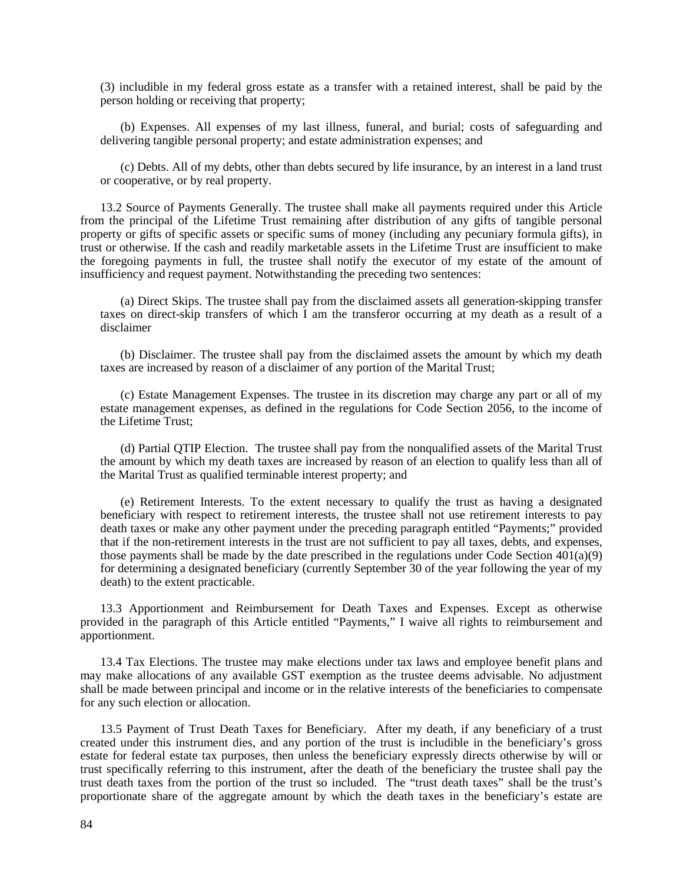(3) includible in my federal gross estate as a transfer with a retained interest, shall be paid by the person holding or receiving that property;

(b) Expenses. All expenses of my last illness, funeral, and burial; costs of safeguarding and delivering tangible personal property; and estate administration expenses; and

(c) Debts. All of my debts, other than debts secured by life insurance, by an interest in a land trust or cooperative, or by real property.

13.2 Source of Payments Generally. The trustee shall make all payments required under this Article from the principal of the Lifetime Trust remaining after distribution of any gifts of tangible personal property or gifts of specific assets or specific sums of money (including any pecuniary formula gifts), in trust or otherwise. If the cash and readily marketable assets in the Lifetime Trust are insufficient to make the foregoing payments in full, the trustee shall notify the executor of my estate of the amount of insufficiency and request payment. Notwithstanding the preceding two sentences:

(a) Direct Skips. The trustee shall pay from the disclaimed assets all generation-skipping transfer taxes on direct-skip transfers of which I am the transferor occurring at my death as a result of a disclaimer

(b) Disclaimer. The trustee shall pay from the disclaimed assets the amount by which my death taxes are increased by reason of a disclaimer of any portion of the Marital Trust;

(c) Estate Management Expenses. The trustee in its discretion may charge any part or all of my estate management expenses, as defined in the regulations for Code Section 2056, to the income of the Lifetime Trust;

(d) Partial QTIP Election. The trustee shall pay from the nonqualified assets of the Marital Trust the amount by which my death taxes are increased by reason of an election to qualify less than all of the Marital Trust as qualified terminable interest property; and

(e) Retirement Interests. To the extent necessary to qualify the trust as having a designated beneficiary with respect to retirement interests, the trustee shall not use retirement interests to pay death taxes or make any other payment under the preceding paragraph entitled "Payments;" provided that if the non-retirement interests in the trust are not sufficient to pay all taxes, debts, and expenses, those payments shall be made by the date prescribed in the regulations under Code Section 401(a)(9) for determining a designated beneficiary (currently September 30 of the year following the year of my death) to the extent practicable.

13.3 Apportionment and Reimbursement for Death Taxes and Expenses. Except as otherwise provided in the paragraph of this Article entitled "Payments," I waive all rights to reimbursement and apportionment.

13.4 Tax Elections. The trustee may make elections under tax laws and employee benefit plans and may make allocations of any available GST exemption as the trustee deems advisable. No adjustment shall be made between principal and income or in the relative interests of the beneficiaries to compensate for any such election or allocation.

13.5 Payment of Trust Death Taxes for Beneficiary. After my death, if any beneficiary of a trust created under this instrument dies, and any portion of the trust is includible in the beneficiary's gross estate for federal estate tax purposes, then unless the beneficiary expressly directs otherwise by will or trust specifically referring to this instrument, after the death of the beneficiary the trustee shall pay the trust death taxes from the portion of the trust so included. The "trust death taxes" shall be the trust's proportionate share of the aggregate amount by which the death taxes in the beneficiary's estate are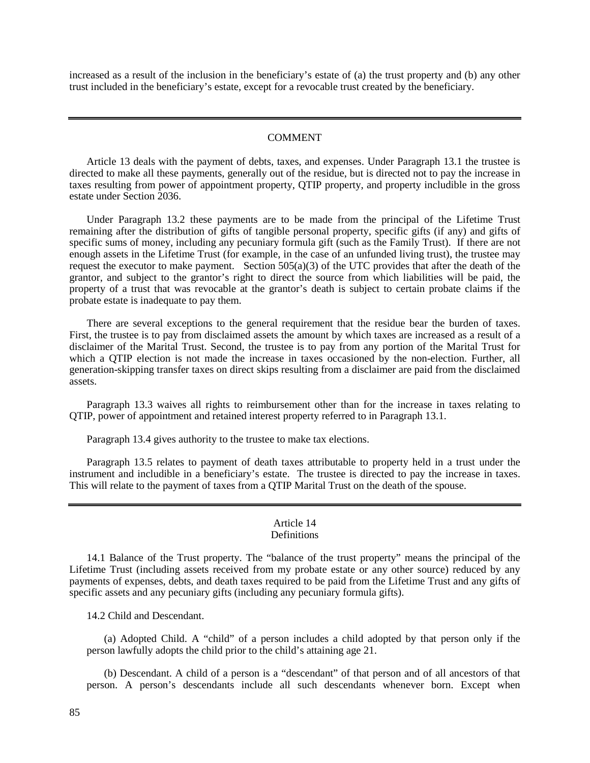increased as a result of the inclusion in the beneficiary's estate of (a) the trust property and (b) any other trust included in the beneficiary's estate, except for a revocable trust created by the beneficiary.

---

## COMMENT

Article 13 deals with the payment of debts, taxes, and expenses. Under Paragraph 13.1 the trustee is directed to make all these payments, generally out of the residue, but is directed not to pay the increase in taxes resulting from power of appointment property, QTIP property, and property includible in the gross estate under Section 2036.

Under Paragraph 13.2 these payments are to be made from the principal of the Lifetime Trust remaining after the distribution of gifts of tangible personal property, specific gifts (if any) and gifts of specific sums of money, including any pecuniary formula gift (such as the Family Trust). If there are not enough assets in the Lifetime Trust (for example, in the case of an unfunded living trust), the trustee may request the executor to make payment. Section 505(a)(3) of the UTC provides that after the death of the grantor, and subject to the grantor's right to direct the source from which liabilities will be paid, the property of a trust that was revocable at the grantor's death is subject to certain probate claims if the probate estate is inadequate to pay them.

There are several exceptions to the general requirement that the residue bear the burden of taxes. First, the trustee is to pay from disclaimed assets the amount by which taxes are increased as a result of a disclaimer of the Marital Trust. Second, the trustee is to pay from any portion of the Marital Trust for which a QTIP election is not made the increase in taxes occasioned by the non-election. Further, all generation-skipping transfer taxes on direct skips resulting from a disclaimer are paid from the disclaimed assets.

Paragraph 13.3 waives all rights to reimbursement other than for the increase in taxes relating to QTIP, power of appointment and retained interest property referred to in Paragraph 13.1.

Paragraph 13.4 gives authority to the trustee to make tax elections.

Paragraph 13.5 relates to payment of death taxes attributable to property held in a trust under the instrument and includible in a beneficiary's estate. The trustee is directed to pay the increase in taxes. This will relate to the payment of taxes from a QTIP Marital Trust on the death of the spouse.

---

## Article 14
## Definitions

14.1 Balance of the Trust property. The "balance of the trust property" means the principal of the Lifetime Trust (including assets received from my probate estate or any other source) reduced by any payments of expenses, debts, and death taxes required to be paid from the Lifetime Trust and any gifts of specific assets and any pecuniary gifts (including any pecuniary formula gifts).

14.2 Child and Descendant.

(a) Adopted Child. A "child" of a person includes a child adopted by that person only if the person lawfully adopts the child prior to the child's attaining age 21.

(b) Descendant. A child of a person is a "descendant" of that person and of all ancestors of that person. A person's descendants include all such descendants whenever born. Except when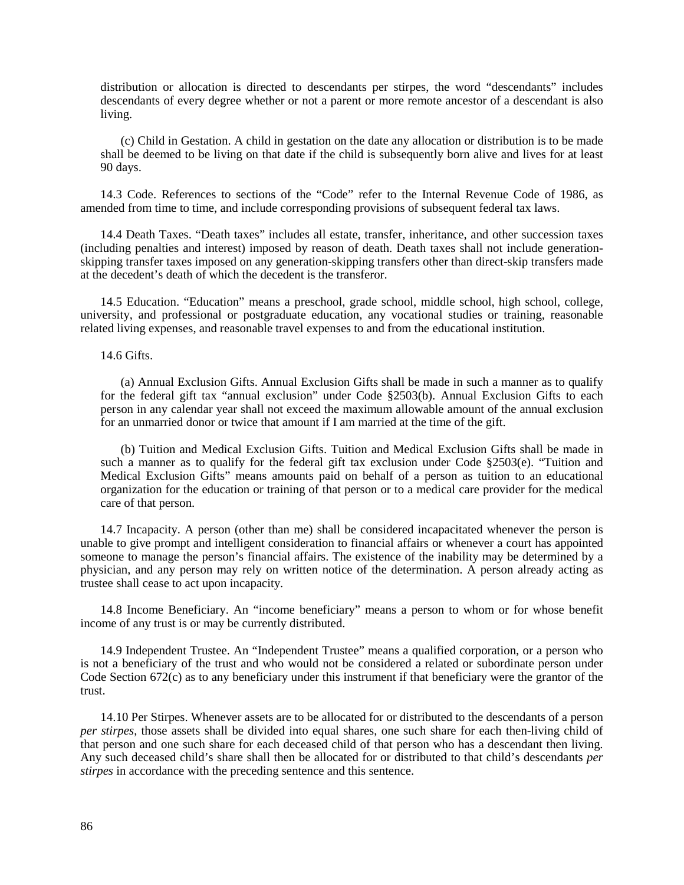distribution or allocation is directed to descendants per stirpes, the word "descendants" includes descendants of every degree whether or not a parent or more remote ancestor of a descendant is also living.

(c) Child in Gestation. A child in gestation on the date any allocation or distribution is to be made shall be deemed to be living on that date if the child is subsequently born alive and lives for at least 90 days.

14.3 Code. References to sections of the "Code" refer to the Internal Revenue Code of 1986, as amended from time to time, and include corresponding provisions of subsequent federal tax laws.

14.4 Death Taxes. "Death taxes" includes all estate, transfer, inheritance, and other succession taxes (including penalties and interest) imposed by reason of death. Death taxes shall not include generation-skipping transfer taxes imposed on any generation-skipping transfers other than direct-skip transfers made at the decedent's death of which the decedent is the transferor.

14.5 Education. "Education" means a preschool, grade school, middle school, high school, college, university, and professional or postgraduate education, any vocational studies or training, reasonable related living expenses, and reasonable travel expenses to and from the educational institution.

14.6 Gifts.

(a) Annual Exclusion Gifts. Annual Exclusion Gifts shall be made in such a manner as to qualify for the federal gift tax "annual exclusion" under Code §2503(b). Annual Exclusion Gifts to each person in any calendar year shall not exceed the maximum allowable amount of the annual exclusion for an unmarried donor or twice that amount if I am married at the time of the gift.

(b) Tuition and Medical Exclusion Gifts. Tuition and Medical Exclusion Gifts shall be made in such a manner as to qualify for the federal gift tax exclusion under Code §2503(e). "Tuition and Medical Exclusion Gifts" means amounts paid on behalf of a person as tuition to an educational organization for the education or training of that person or to a medical care provider for the medical care of that person.

14.7 Incapacity. A person (other than me) shall be considered incapacitated whenever the person is unable to give prompt and intelligent consideration to financial affairs or whenever a court has appointed someone to manage the person's financial affairs. The existence of the inability may be determined by a physician, and any person may rely on written notice of the determination. A person already acting as trustee shall cease to act upon incapacity.

14.8 Income Beneficiary. An "income beneficiary" means a person to whom or for whose benefit income of any trust is or may be currently distributed.

14.9 Independent Trustee. An "Independent Trustee" means a qualified corporation, or a person who is not a beneficiary of the trust and who would not be considered a related or subordinate person under Code Section 672(c) as to any beneficiary under this instrument if that beneficiary were the grantor of the trust.

14.10 Per Stirpes. Whenever assets are to be allocated for or distributed to the descendants of a person *per stirpes*, those assets shall be divided into equal shares, one such share for each then-living child of that person and one such share for each deceased child of that person who has a descendant then living. Any such deceased child's share shall then be allocated for or distributed to that child's descendants *per stirpes* in accordance with the preceding sentence and this sentence.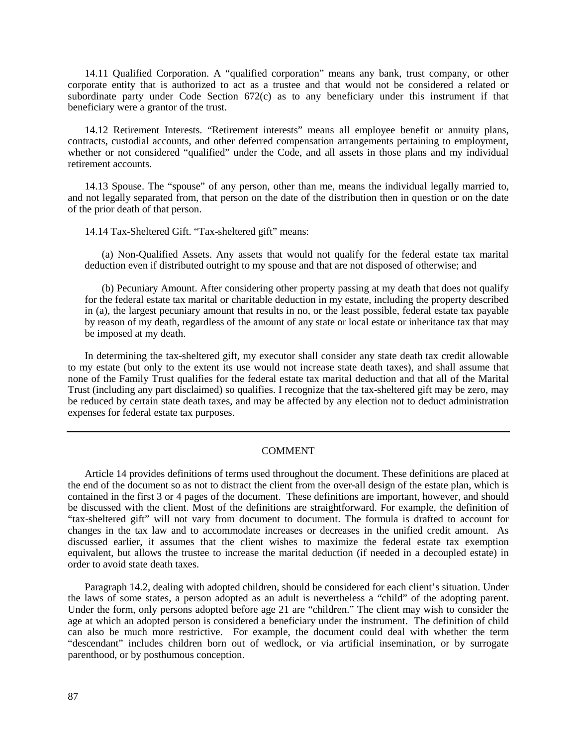14.11 Qualified Corporation. A "qualified corporation" means any bank, trust company, or other corporate entity that is authorized to act as a trustee and that would not be considered a related or subordinate party under Code Section 672(c) as to any beneficiary under this instrument if that beneficiary were a grantor of the trust.

14.12 Retirement Interests. "Retirement interests" means all employee benefit or annuity plans, contracts, custodial accounts, and other deferred compensation arrangements pertaining to employment, whether or not considered "qualified" under the Code, and all assets in those plans and my individual retirement accounts.

14.13 Spouse. The "spouse" of any person, other than me, means the individual legally married to, and not legally separated from, that person on the date of the distribution then in question or on the date of the prior death of that person.

14.14 Tax-Sheltered Gift. "Tax-sheltered gift" means:

(a) Non-Qualified Assets. Any assets that would not qualify for the federal estate tax marital deduction even if distributed outright to my spouse and that are not disposed of otherwise; and

(b) Pecuniary Amount. After considering other property passing at my death that does not qualify for the federal estate tax marital or charitable deduction in my estate, including the property described in (a), the largest pecuniary amount that results in no, or the least possible, federal estate tax payable by reason of my death, regardless of the amount of any state or local estate or inheritance tax that may be imposed at my death.

In determining the tax-sheltered gift, my executor shall consider any state death tax credit allowable to my estate (but only to the extent its use would not increase state death taxes), and shall assume that none of the Family Trust qualifies for the federal estate tax marital deduction and that all of the Marital Trust (including any part disclaimed) so qualifies. I recognize that the tax-sheltered gift may be zero, may be reduced by certain state death taxes, and may be affected by any election not to deduct administration expenses for federal estate tax purposes.

---

COMMENT

Article 14 provides definitions of terms used throughout the document. These definitions are placed at the end of the document so as not to distract the client from the over-all design of the estate plan, which is contained in the first 3 or 4 pages of the document. These definitions are important, however, and should be discussed with the client. Most of the definitions are straightforward. For example, the definition of "tax-sheltered gift" will not vary from document to document. The formula is drafted to account for changes in the tax law and to accommodate increases or decreases in the unified credit amount. As discussed earlier, it assumes that the client wishes to maximize the federal estate tax exemption equivalent, but allows the trustee to increase the marital deduction (if needed in a decoupled estate) in order to avoid state death taxes.

Paragraph 14.2, dealing with adopted children, should be considered for each client's situation. Under the laws of some states, a person adopted as an adult is nevertheless a "child" of the adopting parent. Under the form, only persons adopted before age 21 are "children." The client may wish to consider the age at which an adopted person is considered a beneficiary under the instrument. The definition of child can also be much more restrictive. For example, the document could deal with whether the term "descendant" includes children born out of wedlock, or via artificial insemination, or by surrogate parenthood, or by posthumous conception.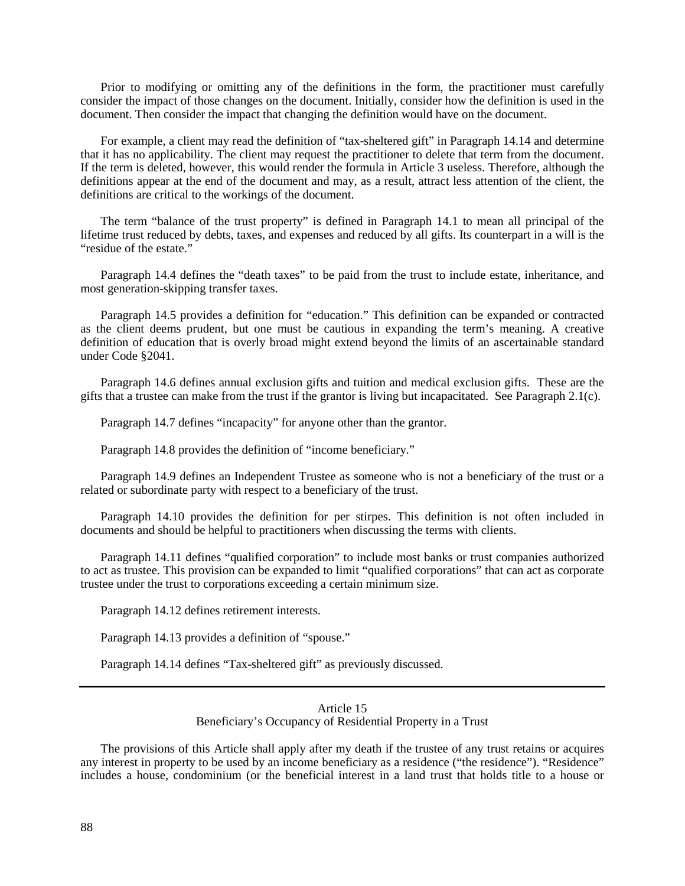Prior to modifying or omitting any of the definitions in the form, the practitioner must carefully consider the impact of those changes on the document. Initially, consider how the definition is used in the document. Then consider the impact that changing the definition would have on the document.

For example, a client may read the definition of "tax-sheltered gift" in Paragraph 14.14 and determine that it has no applicability. The client may request the practitioner to delete that term from the document. If the term is deleted, however, this would render the formula in Article 3 useless. Therefore, although the definitions appear at the end of the document and may, as a result, attract less attention of the client, the definitions are critical to the workings of the document.

The term "balance of the trust property" is defined in Paragraph 14.1 to mean all principal of the lifetime trust reduced by debts, taxes, and expenses and reduced by all gifts. Its counterpart in a will is the "residue of the estate."

Paragraph 14.4 defines the "death taxes" to be paid from the trust to include estate, inheritance, and most generation-skipping transfer taxes.

Paragraph 14.5 provides a definition for "education." This definition can be expanded or contracted as the client deems prudent, but one must be cautious in expanding the term's meaning. A creative definition of education that is overly broad might extend beyond the limits of an ascertainable standard under Code §2041.

Paragraph 14.6 defines annual exclusion gifts and tuition and medical exclusion gifts. These are the gifts that a trustee can make from the trust if the grantor is living but incapacitated. See Paragraph 2.1(c).

Paragraph 14.7 defines "incapacity" for anyone other than the grantor.

Paragraph 14.8 provides the definition of "income beneficiary."

Paragraph 14.9 defines an Independent Trustee as someone who is not a beneficiary of the trust or a related or subordinate party with respect to a beneficiary of the trust.

Paragraph 14.10 provides the definition for per stirpes. This definition is not often included in documents and should be helpful to practitioners when discussing the terms with clients.

Paragraph 14.11 defines "qualified corporation" to include most banks or trust companies authorized to act as trustee. This provision can be expanded to limit "qualified corporations" that can act as corporate trustee under the trust to corporations exceeding a certain minimum size.

Paragraph 14.12 defines retirement interests.

Paragraph 14.13 provides a definition of "spouse."

Paragraph 14.14 defines "Tax-sheltered gift" as previously discussed.

---

## Article 15
### Beneficiary's Occupancy of Residential Property in a Trust

The provisions of this Article shall apply after my death if the trustee of any trust retains or acquires any interest in property to be used by an income beneficiary as a residence ("the residence"). "Residence" includes a house, condominium (or the beneficial interest in a land trust that holds title to a house or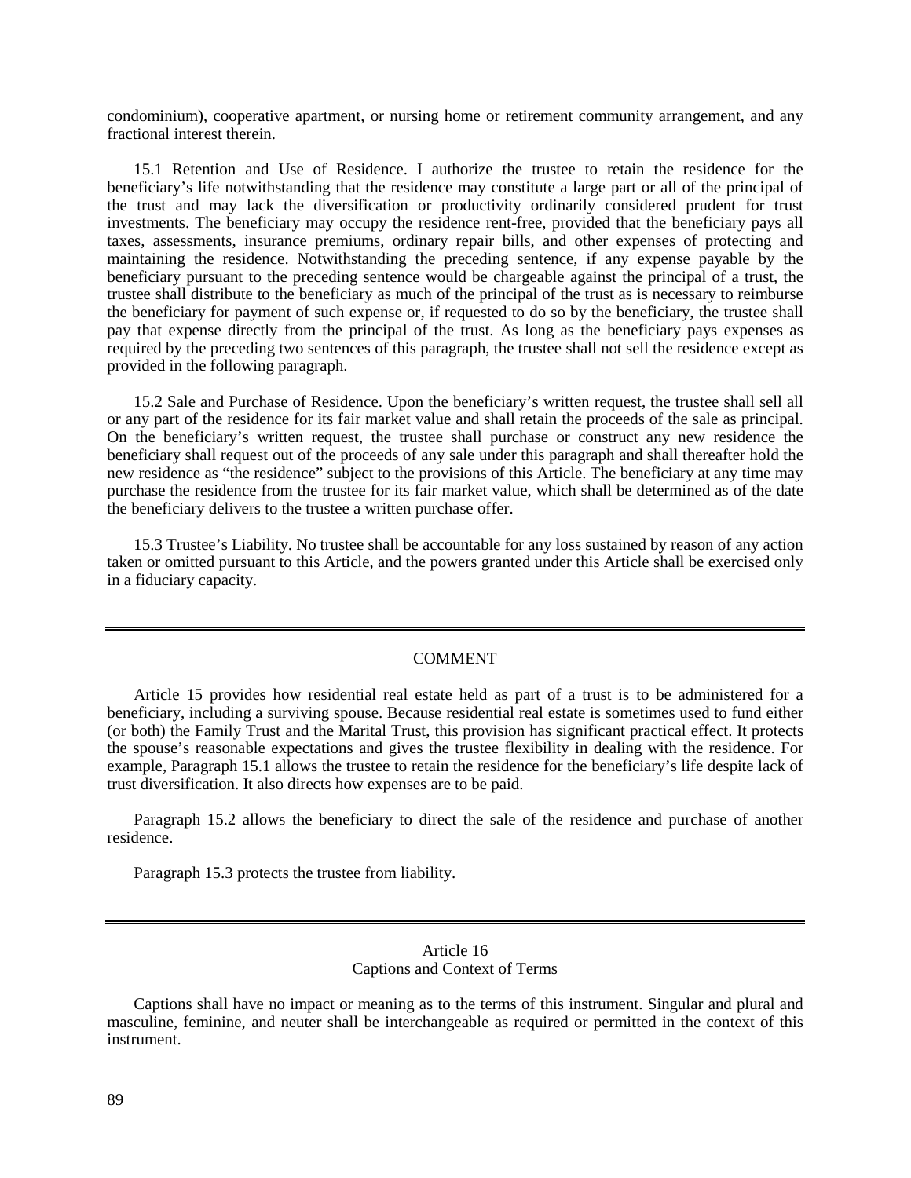condominium), cooperative apartment, or nursing home or retirement community arrangement, and any fractional interest therein.

15.1 Retention and Use of Residence. I authorize the trustee to retain the residence for the beneficiary's life notwithstanding that the residence may constitute a large part or all of the principal of the trust and may lack the diversification or productivity ordinarily considered prudent for trust investments. The beneficiary may occupy the residence rent-free, provided that the beneficiary pays all taxes, assessments, insurance premiums, ordinary repair bills, and other expenses of protecting and maintaining the residence. Notwithstanding the preceding sentence, if any expense payable by the beneficiary pursuant to the preceding sentence would be chargeable against the principal of a trust, the trustee shall distribute to the beneficiary as much of the principal of the trust as is necessary to reimburse the beneficiary for payment of such expense or, if requested to do so by the beneficiary, the trustee shall pay that expense directly from the principal of the trust. As long as the beneficiary pays expenses as required by the preceding two sentences of this paragraph, the trustee shall not sell the residence except as provided in the following paragraph.

15.2 Sale and Purchase of Residence. Upon the beneficiary's written request, the trustee shall sell all or any part of the residence for its fair market value and shall retain the proceeds of the sale as principal. On the beneficiary's written request, the trustee shall purchase or construct any new residence the beneficiary shall request out of the proceeds of any sale under this paragraph and shall thereafter hold the new residence as "the residence" subject to the provisions of this Article. The beneficiary at any time may purchase the residence from the trustee for its fair market value, which shall be determined as of the date the beneficiary delivers to the trustee a written purchase offer.

15.3 Trustee's Liability. No trustee shall be accountable for any loss sustained by reason of any action taken or omitted pursuant to this Article, and the powers granted under this Article shall be exercised only in a fiduciary capacity.

---

COMMENT

Article 15 provides how residential real estate held as part of a trust is to be administered for a beneficiary, including a surviving spouse. Because residential real estate is sometimes used to fund either (or both) the Family Trust and the Marital Trust, this provision has significant practical effect. It protects the spouse's reasonable expectations and gives the trustee flexibility in dealing with the residence. For example, Paragraph 15.1 allows the trustee to retain the residence for the beneficiary's life despite lack of trust diversification. It also directs how expenses are to be paid.

Paragraph 15.2 allows the beneficiary to direct the sale of the residence and purchase of another residence.

Paragraph 15.3 protects the trustee from liability.

---

## Article 16
## Captions and Context of Terms

Captions shall have no impact or meaning as to the terms of this instrument. Singular and plural and masculine, feminine, and neuter shall be interchangeable as required or permitted in the context of this instrument.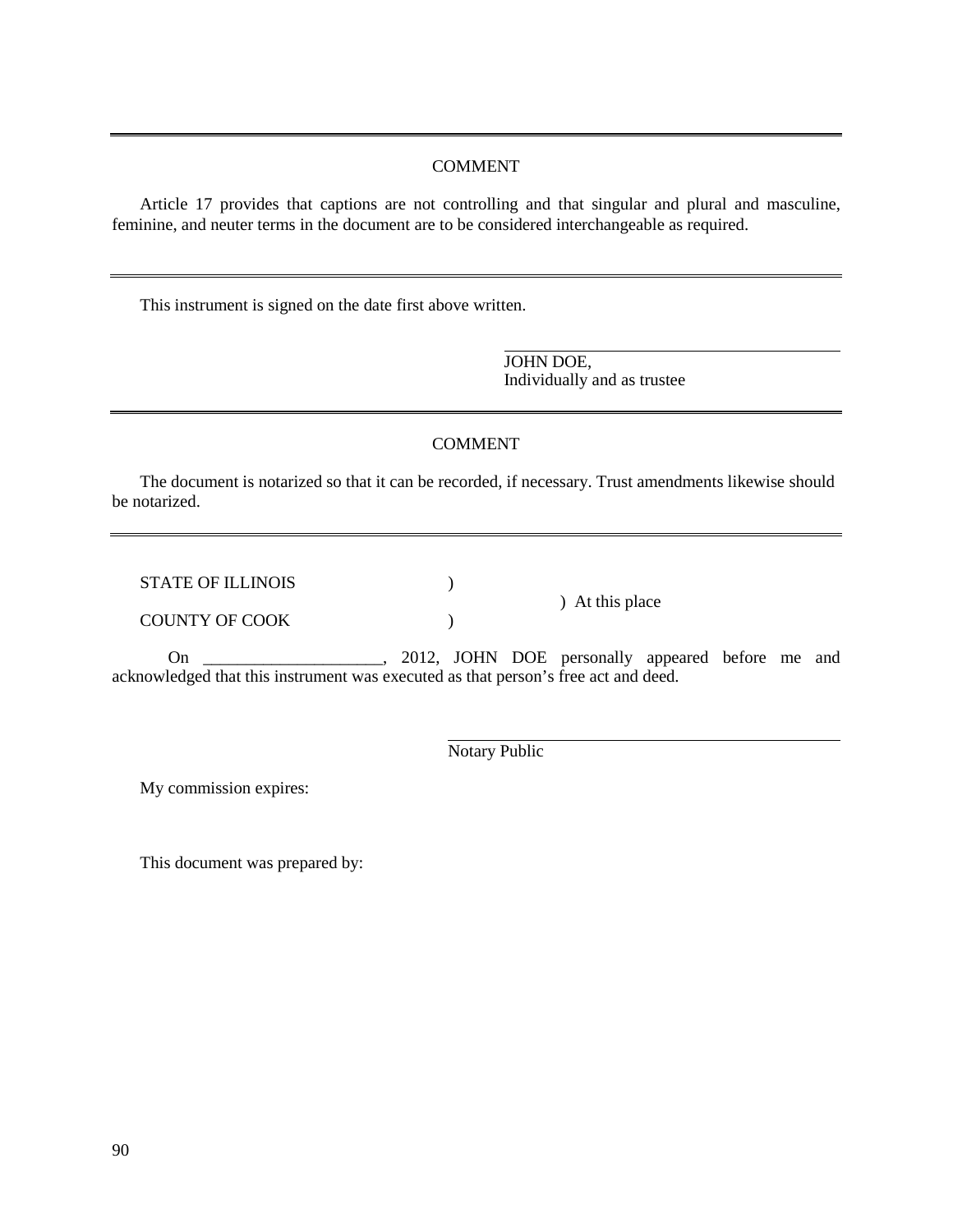---

COMMENT

Article 17 provides that captions are not controlling and that singular and plural and masculine, feminine, and neuter terms in the document are to be considered interchangeable as required.

---

This instrument is signed on the date first above written.

\_\_\_\_\_\_\_\_\_\_\_\_\_\_\_\_\_\_\_\_\_\_\_\_\_\_\_\_\_\_\_\_\_\_\_\_\_\_\_\_
JOHN DOE,
Individually and as trustee

---

COMMENT

The document is notarized so that it can be recorded, if necessary. Trust amendments likewise should be notarized.

---

STATE OF ILLINOIS )
) At this place
COUNTY OF COOK )

On _____________________, 2012, JOHN DOE personally appeared before me and acknowledged that this instrument was executed as that person's free act and deed.

\_\_\_\_\_\_\_\_\_\_\_\_\_\_\_\_\_\_\_\_\_\_\_\_\_\_\_\_\_\_\_\_\_\_\_\_\_\_\_\_
Notary Public

My commission expires:

This document was prepared by: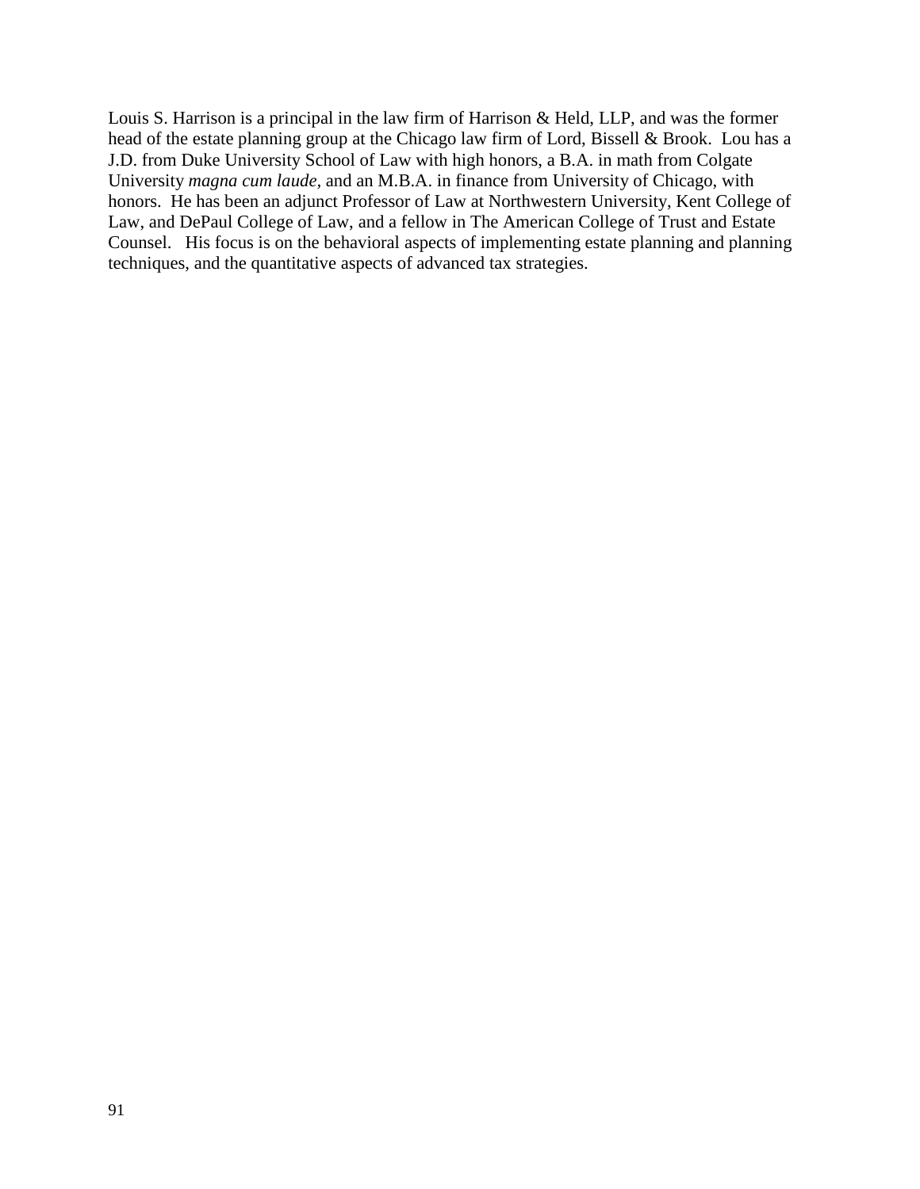Louis S. Harrison is a principal in the law firm of Harrison & Held, LLP, and was the former head of the estate planning group at the Chicago law firm of Lord, Bissell & Brook. Lou has a J.D. from Duke University School of Law with high honors, a B.A. in math from Colgate University *magna cum laude,* and an M.B.A. in finance from University of Chicago, with honors. He has been an adjunct Professor of Law at Northwestern University, Kent College of Law, and DePaul College of Law, and a fellow in The American College of Trust and Estate Counsel. His focus is on the behavioral aspects of implementing estate planning and planning techniques, and the quantitative aspects of advanced tax strategies.